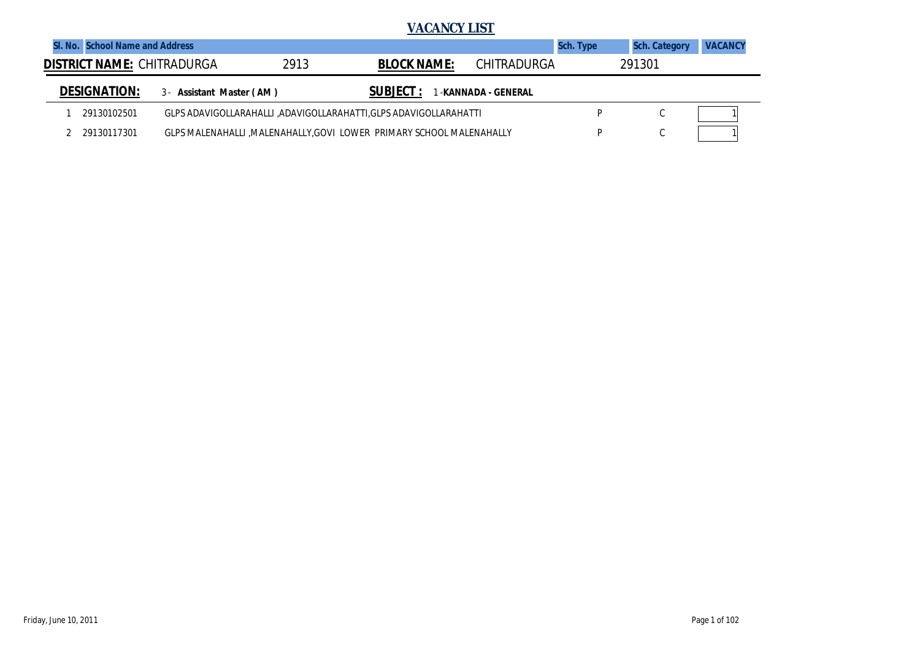# VACANCY LIST

**DISTRICT NAME:** CHITRADURGA 2913 **BLOCK NAME:** CHITRADURGA 291301

**DESIGNATION:** 3 - Assistant Master ( AM ) **SUBJECT :** 1 -KANNADA - GENERAL

| Sl. No. | School Name and Address | | Sch. Type | Sch. Category | VACANCY |
|---|---|---|---|---|---|
| 1 | 29130102501 | GLPS ADAVIGOLLARAHALLI ,ADAVIGOLLARAHATTI,GLPS ADAVIGOLLARAHATTI | P | C | 1 |
| 2 | 29130117301 | GLPS MALENAHALLI ,MALENAHALLY,GOVI LOWER PRIMARY SCHOOL MALENAHALLY | P | C | 1 |

Friday, June 10, 2011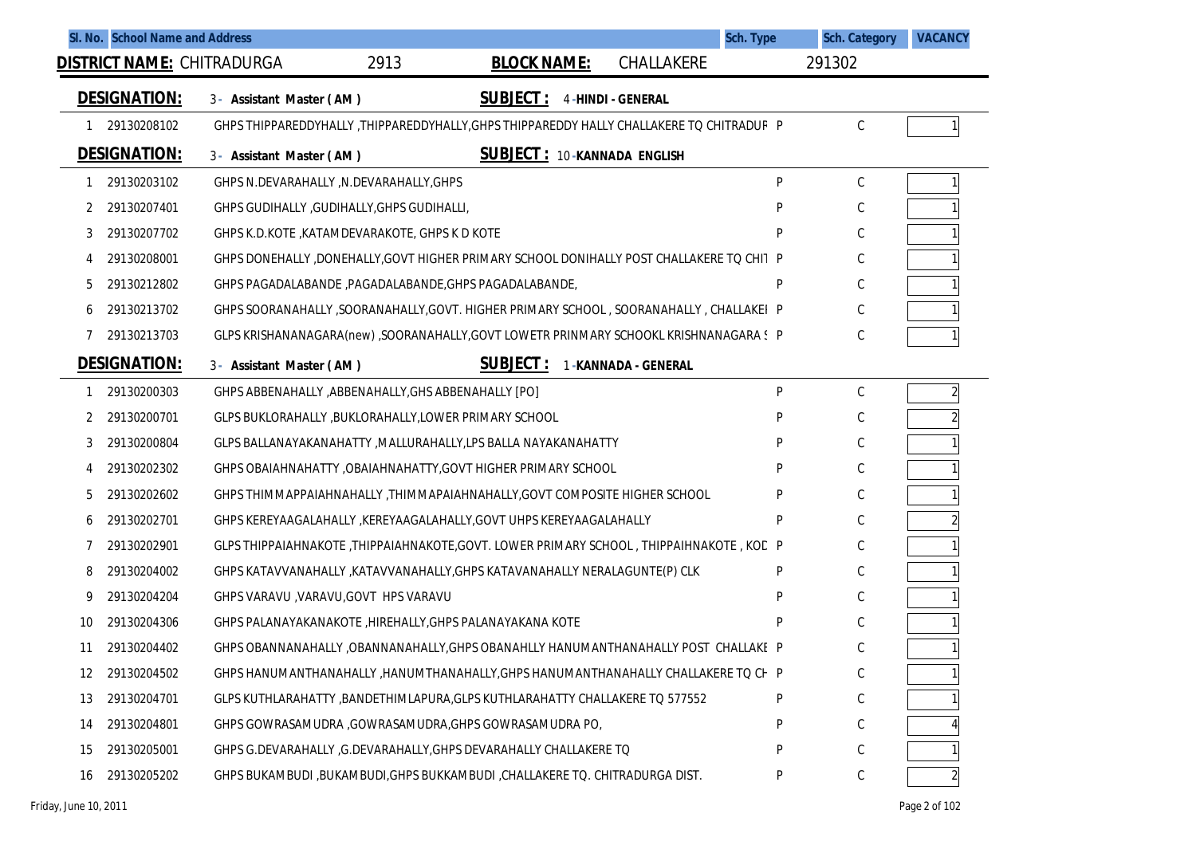| Sl. No. | School Name and Address | | Sch. Type | Sch. Category | VACANCY |
|---|---|---|---|---|---|

**DISTRICT NAME:** CHITRADURGA 2913 **BLOCK NAME:** CHALLAKERE 291302

**DESIGNATION:** 3 - Assistant Master ( AM ) **SUBJECT :** 4 -HINDI - GENERAL

| Sl. No. | Code | School Name and Address | Sch. Type | Sch. Category | VACANCY |
|---|---|---|---|---|---|
| 1 | 29130208102 | GHPS THIPPAREDDYHALLY ,THIPPAREDDYHALLY,GHPS THIPPAREDDY HALLY CHALLAKERE TQ CHITRADUF | P | C | 1 |

**DESIGNATION:** 3 - Assistant Master ( AM ) **SUBJECT :** 10 -KANNADA ENGLISH

| Sl. No. | Code | School Name and Address | Sch. Type | Sch. Category | VACANCY |
|---|---|---|---|---|---|
| 1 | 29130203102 | GHPS N.DEVARAHALLY ,N.DEVARAHALLY,GHPS | P | C | 1 |
| 2 | 29130207401 | GHPS GUDIHALLY ,GUDIHALLY,GHPS GUDIHALLI, | P | C | 1 |
| 3 | 29130207702 | GHPS K.D.KOTE ,KATAMDEVARAKOTE, GHPS K D KOTE | P | C | 1 |
| 4 | 29130208001 | GHPS DONEHALLY ,DONEHALLY,GOVT HIGHER PRIMARY SCHOOL DONIHALLY POST CHALLAKERE TQ CHIT | P | C | 1 |
| 5 | 29130212802 | GHPS PAGADALABANDE ,PAGADALABANDE,GHPS PAGADALABANDE, | P | C | 1 |
| 6 | 29130213702 | GHPS SOORANAHALLY ,SOORANAHALLY,GOVT. HIGHER PRIMARY SCHOOL , SOORANAHALLY , CHALLAKEI | P | C | 1 |
| 7 | 29130213703 | GLPS KRISHANANAGARA(new) ,SOORANAHALLY,GOVT LOWETR PRINMARY SCHOOKL KRISHNANAGARA S | P | C | 1 |

**DESIGNATION:** 3 - Assistant Master ( AM ) **SUBJECT :** 1 -KANNADA - GENERAL

| Sl. No. | Code | School Name and Address | Sch. Type | Sch. Category | VACANCY |
|---|---|---|---|---|---|
| 1 | 29130200303 | GHPS ABBENAHALLY ,ABBENAHALLY,GHS ABBENAHALLY [PO] | P | C | 2 |
| 2 | 29130200701 | GLPS BUKLORAHALLY ,BUKLORAHALLY,LOWER PRIMARY SCHOOL | P | C | 2 |
| 3 | 29130200804 | GLPS BALLANAYAKANAHATTY ,MALLURAHALLY,LPS BALLA NAYAKANAHATTY | P | C | 1 |
| 4 | 29130202302 | GHPS OBAIAHNAHATTY ,OBAIAHNAHATTY,GOVT HIGHER PRIMARY SCHOOL | P | C | 1 |
| 5 | 29130202602 | GHPS THIMMAPPAIAHNAHALLY ,THIMMAPAIAHNAHALLY,GOVT COMPOSITE HIGHER SCHOOL | P | C | 1 |
| 6 | 29130202701 | GHPS KEREYAAGALAHALLY ,KEREYAAGALAHALLY,GOVT UHPS KEREYAAGALAHALLY | P | C | 2 |
| 7 | 29130202901 | GLPS THIPPAIAHNAKOTE ,THIPPAIAHNAKOTE,GOVT. LOWER PRIMARY SCHOOL , THIPPAIHNAKOTE , KOD | P | C | 1 |
| 8 | 29130204002 | GHPS KATAVVANAHALLY ,KATAVVANAHALLY,GHPS KATAVANAHALLY NERALAGUNTE(P) CLK | P | C | 1 |
| 9 | 29130204204 | GHPS VARAVU ,VARAVU,GOVT HPS VARAVU | P | C | 1 |
| 10 | 29130204306 | GHPS PALANAYAKANAKOTE ,HIREHALLY,GHPS PALANAYAKANA KOTE | P | C | 1 |
| 11 | 29130204402 | GHPS OBANNANAHALLY ,OBANNANAHALLY,GHPS OBANAHLLY HANUMANTHANAHALLY POST CHALLAKE | P | C | 1 |
| 12 | 29130204502 | GHPS HANUMANTHANAHALLY ,HANUMTHANAHALLY,GHPS HANUMANTHANAHALLY CHALLAKERE TQ CH | P | C | 1 |
| 13 | 29130204701 | GLPS KUTHLARAHATTY ,BANDETHIMLAPURA,GLPS KUTHLARAHATTY CHALLAKERE TQ 577552 | P | C | 1 |
| 14 | 29130204801 | GHPS GOWRASAMUDRA ,GOWRASAMUDRA,GHPS GOWRASAMUDRA PO, | P | C | 4 |
| 15 | 29130205001 | GHPS G.DEVARAHALLY ,G.DEVARAHALLY,GHPS DEVARAHALLY CHALLAKERE TQ | P | C | 1 |
| 16 | 29130205202 | GHPS BUKAMBUDI ,BUKAMBUDI,GHPS BUKKAMBUDI ,CHALLAKERE TQ. CHITRADURGA DIST. | P | C | 2 |

Friday, June 10, 2011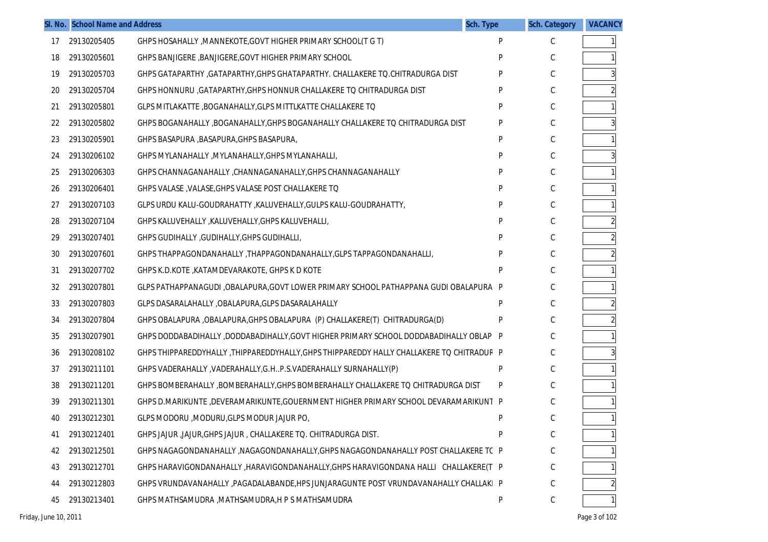| Sl. No. | School Name and Address | | Sch. Type | Sch. Category | VACANCY |
|---|---|---|---|---|---|
| 17 | 29130205405 | GHPS HOSAHALLY ,MANNEKOTE,GOVT HIGHER PRIMARY SCHOOL(T G T) | P | C | 1 |
| 18 | 29130205601 | GHPS BANJIGERE ,BANJIGERE,GOVT HIGHER PRIMARY SCHOOL | P | C | 1 |
| 19 | 29130205703 | GHPS GATAPARTHY ,GATAPARTHY,GHPS GHATAPARTHY. CHALLAKERE TQ.CHITRADURGA DIST | P | C | 3 |
| 20 | 29130205704 | GHPS HONNURU ,GATAPARTHY,GHPS HONNUR CHALLAKERE TQ CHITRADURGA DIST | P | C | 2 |
| 21 | 29130205801 | GLPS MITLAKATTE ,BOGANAHALLY,GLPS MITTLKATTE CHALLAKERE TQ | P | C | 1 |
| 22 | 29130205802 | GHPS BOGANAHALLY ,BOGANAHALLY,GHPS BOGANAHALLY CHALLAKERE TQ CHITRADURGA DIST | P | C | 3 |
| 23 | 29130205901 | GHPS BASAPURA ,BASAPURA,GHPS BASAPURA, | P | C | 1 |
| 24 | 29130206102 | GHPS MYLANAHALLY ,MYLANAHALLY,GHPS MYLANAHALLI, | P | C | 3 |
| 25 | 29130206303 | GHPS CHANNAGANAHALLY ,CHANNAGANAHALLY,GHPS CHANNAGANAHALLY | P | C | 1 |
| 26 | 29130206401 | GHPS VALASE ,VALASE,GHPS VALASE POST CHALLAKERE TQ | P | C | 1 |
| 27 | 29130207103 | GLPS URDU KALU-GOUDRAHATTY ,KALUVEHALLY,GULPS KALU-GOUDRAHATTY, | P | C | 1 |
| 28 | 29130207104 | GHPS KALUVEHALLY ,KALUVEHALLY,GHPS KALUVEHALLI, | P | C | 2 |
| 29 | 29130207401 | GHPS GUDIHALLY ,GUDIHALLY,GHPS GUDIHALLI, | P | C | 2 |
| 30 | 29130207601 | GHPS THAPPAGONDANAHALLY ,THAPPAGONDANAHALLY,GLPS TAPPAGONDANAHALLI, | P | C | 2 |
| 31 | 29130207702 | GHPS K.D.KOTE ,KATAMDEVARAKOTE, GHPS K D KOTE | P | C | 1 |
| 32 | 29130207801 | GLPS PATHAPPANAGUDI ,OBALAPURA,GOVT LOWER PRIMARY SCHOOL PATHAPPANA GUDI OBALAPURA | P | C | 1 |
| 33 | 29130207803 | GLPS DASARALAHALLY ,OBALAPURA,GLPS DASARALAHALLY | P | C | 2 |
| 34 | 29130207804 | GHPS OBALAPURA ,OBALAPURA,GHPS OBALAPURA (P) CHALLAKERE(T) CHITRADURGA(D) | P | C | 2 |
| 35 | 29130207901 | GHPS DODDABADIHALLY ,DODDABADIHALLY,GOVT HIGHER PRIMARY SCHOOL DODDABADIHALLY OBLAP | P | C | 1 |
| 36 | 29130208102 | GHPS THIPPAREDDYHALLY ,THIPPAREDDYHALLY,GHPS THIPPAREDDY HALLY CHALLAKERE TQ CHITRADUF | P | C | 3 |
| 37 | 29130211101 | GHPS VADERAHALLY ,VADERAHALLY,G.H..P.S.VADERAHALLY SURNAHALLY(P) | P | C | 1 |
| 38 | 29130211201 | GHPS BOMBERAHALLY ,BOMBERAHALLY,GHPS BOMBERAHALLY CHALLAKERE TQ CHITRADURGA DIST | P | C | 1 |
| 39 | 29130211301 | GHPS D.MARIKUNTE ,DEVERAMARIKUNTE,GOUERNMENT HIGHER PRIMARY SCHOOL DEVARAMARIKUNT | P | C | 1 |
| 40 | 29130212301 | GLPS MODORU ,MODURU,GLPS MODUR JAJUR PO, | P | C | 1 |
| 41 | 29130212401 | GHPS JAJUR ,JAJUR,GHPS JAJUR , CHALLAKERE TQ. CHITRADURGA DIST. | P | C | 1 |
| 42 | 29130212501 | GHPS NAGAGONDANAHALLY ,NAGAGONDANAHALLY,GHPS NAGAGONDANAHALLY POST CHALLAKERE TC | P | C | 1 |
| 43 | 29130212701 | GHPS HARAVIGONDANAHALLY ,HARAVIGONDANAHALLY,GHPS HARAVIGONDANA HALLI CHALLAKERE(T | P | C | 1 |
| 44 | 29130212803 | GHPS VRUNDAVANAHALLY ,PAGADALABANDE,HPS JUNJARAGUNTE POST VRUNDAVANAHALLY CHALLAKI | P | C | 2 |
| 45 | 29130213401 | GHPS MATHSAMUDRA ,MATHSAMUDRA,H P S MATHSAMUDRA | P | C | 1 |

Friday, June 10, 2011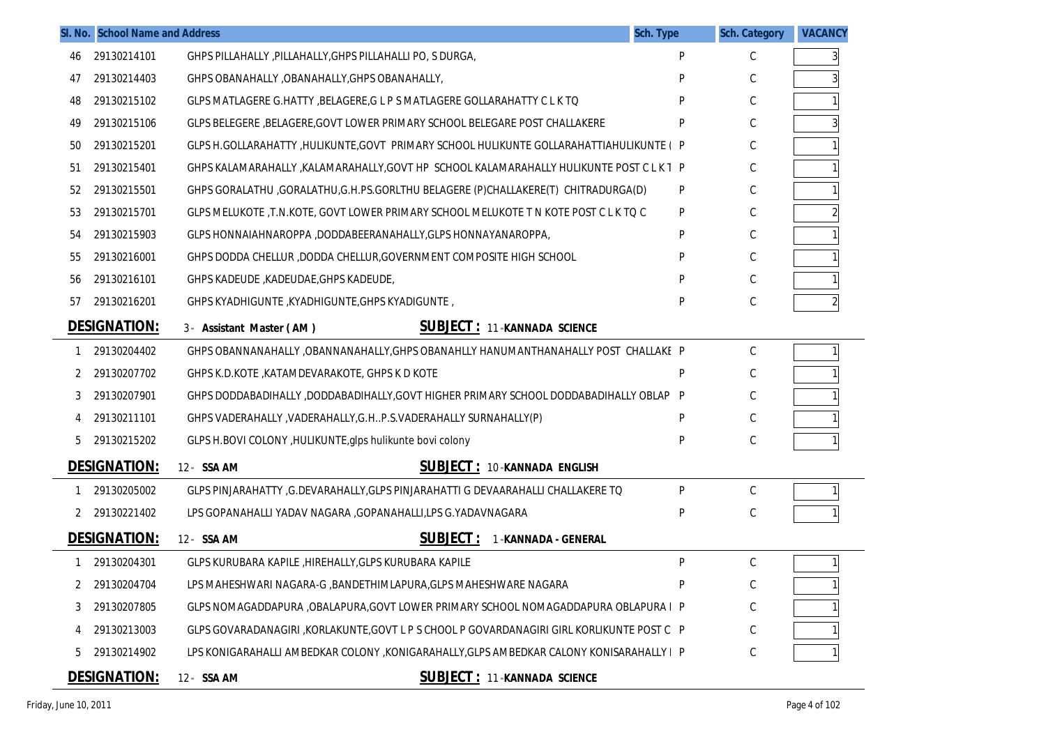| Sl. No. | School Name and Address | | Sch. Type | Sch. Category | VACANCY |
|---|---|---|---|---|---|
| 46 | 29130214101 | GHPS PILLAHALLY ,PILLAHALLY,GHPS PILLAHALLI PO, S DURGA, | P | C | 3 |
| 47 | 29130214403 | GHPS OBANAHALLY ,OBANAHALLY,GHPS OBANAHALLY, | P | C | 3 |
| 48 | 29130215102 | GLPS MATLAGERE G.HATTY ,BELAGERE,G L P S MATLAGERE GOLLARAHATTY C L K TQ | P | C | 1 |
| 49 | 29130215106 | GLPS BELEGERE ,BELAGERE,GOVT LOWER PRIMARY SCHOOL BELEGARE POST CHALLAKERE | P | C | 3 |
| 50 | 29130215201 | GLPS H.GOLLARAHATTY ,HULIKUNTE,GOVT PRIMARY SCHOOL HULIKUNTE GOLLARAHATTIAHULIKUNTE ( | P | C | 1 |
| 51 | 29130215401 | GHPS KALAMARAHALLY ,KALAMARAHALLY,GOVT HP SCHOOL KALAMARAHALLY HULIKUNTE POST C L K T | P | C | 1 |
| 52 | 29130215501 | GHPS GORALATHU ,GORALATHU,G.H.PS.GORLTHU BELAGERE (P)CHALLAKERE(T) CHITRADURGA(D) | P | C | 1 |
| 53 | 29130215701 | GLPS MELUKOTE ,T.N.KOTE, GOVT LOWER PRIMARY SCHOOL MELUKOTE T N KOTE POST C L K TQ C | P | C | 2 |
| 54 | 29130215903 | GLPS HONNAIAHNAROPPA ,DODDABEERANAHALLY,GLPS HONNAYANAROPPA, | P | C | 1 |
| 55 | 29130216001 | GHPS DODDA CHELLUR ,DODDA CHELLUR,GOVERNMENT COMPOSITE HIGH SCHOOL | P | C | 1 |
| 56 | 29130216101 | GHPS KADEUDE ,KADEUDAE,GHPS KADEUDE, | P | C | 1 |
| 57 | 29130216201 | GHPS KYADHIGUNTE ,KYADHIGUNTE,GHPS KYADIGUNTE , | P | C | 2 |

**DESIGNATION:** 3 - **Assistant Master ( AM )** **SUBJECT :** 11 -**KANNADA SCIENCE**

| Sl. No. | School Name and Address | | Sch. Type | Sch. Category | VACANCY |
|---|---|---|---|---|---|
| 1 | 29130204402 | GHPS OBANNANAHALLY ,OBANNANAHALLY,GHPS OBANAHLLY HANUMANTHANAHALLY POST CHALLAKE | P | C | 1 |
| 2 | 29130207702 | GHPS K.D.KOTE ,KATAMDEVARAKOTE, GHPS K D KOTE | P | C | 1 |
| 3 | 29130207901 | GHPS DODDABADIHALLY ,DODDABADIHALLY,GOVT HIGHER PRIMARY SCHOOL DODDABADIHALLY OBLAP | P | C | 1 |
| 4 | 29130211101 | GHPS VADERAHALLY ,VADERAHALLY,G.H..P.S.VADERAHALLY SURNAHALLY(P) | P | C | 1 |
| 5 | 29130215202 | GLPS H.BOVI COLONY ,HULIKUNTE,glps hulikunte bovi colony | P | C | 1 |

**DESIGNATION:** 12 - **SSA AM** **SUBJECT :** 10 -**KANNADA ENGLISH**

| Sl. No. | School Name and Address | | Sch. Type | Sch. Category | VACANCY |
|---|---|---|---|---|---|
| 1 | 29130205002 | GLPS PINJARAHATTY ,G.DEVARAHALLY,GLPS PINJARAHATTI G DEVAARAHALLI CHALLAKERE TQ | P | C | 1 |
| 2 | 29130221402 | LPS GOPANAHALLI YADAV NAGARA ,GOPANAHALLI,LPS G.YADAVNAGARA | P | C | 1 |

**DESIGNATION:** 12 - **SSA AM** **SUBJECT :** 1 -**KANNADA - GENERAL**

| Sl. No. | School Name and Address | | Sch. Type | Sch. Category | VACANCY |
|---|---|---|---|---|---|
| 1 | 29130204301 | GLPS KURUBARA KAPILE ,HIREHALLY,GLPS KURUBARA KAPILE | P | C | 1 |
| 2 | 29130204704 | LPS MAHESHWARI NAGARA-G ,BANDETHIMLAPURA,GLPS MAHESHWARE NAGARA | P | C | 1 |
| 3 | 29130207805 | GLPS NOMAGADDAPURA ,OBALAPURA,GOVT LOWER PRIMARY SCHOOL NOMAGADDAPURA OBLAPURA I | P | C | 1 |
| 4 | 29130213003 | GLPS GOVARADANAGIRI ,KORLAKUNTE,GOVT L P S CHOOL P GOVARDANAGIRI GIRL KORLIKUNTE POST C | P | C | 1 |
| 5 | 29130214902 | LPS KONIGARAHALLI AMBEDKAR COLONY ,KONIGARAHALLY,GLPS AMBEDKAR CALONY KONISARAHALLY I | P | C | 1 |

**DESIGNATION:** 12 - **SSA AM** **SUBJECT :** 11 -**KANNADA SCIENCE**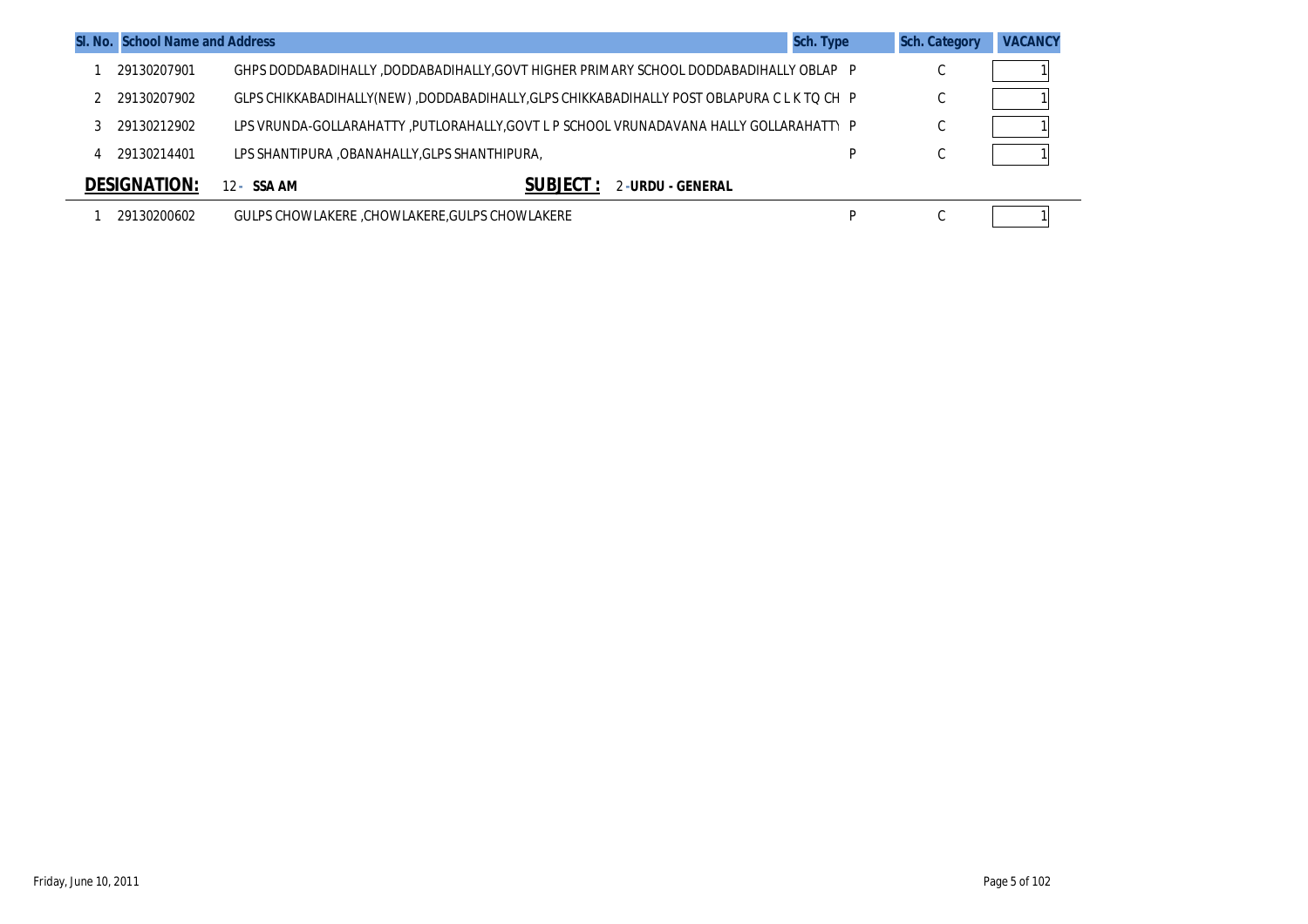| Sl. No. | School Name and Address | | Sch. Type | Sch. Category | VACANCY |
|---|---|---|---|---|---|
| 1 | 29130207901 | GHPS DODDABADIHALLY ,DODDABADIHALLY,GOVT HIGHER PRIMARY SCHOOL DODDABADIHALLY OBLAP | P | C | 1 |
| 2 | 29130207902 | GLPS CHIKKABADIHALLY(NEW) ,DODDABADIHALLY,GLPS CHIKKABADIHALLY POST OBLAPURA C L K TQ CH | P | C | 1 |
| 3 | 29130212902 | LPS VRUNDA-GOLLARAHATTY ,PUTLORAHALLY,GOVT L P SCHOOL VRUNADAVANA HALLY GOLLARAHATTY | P | C | 1 |
| 4 | 29130214401 | LPS SHANTIPURA ,OBANAHALLY,GLPS SHANTHIPURA, | P | C | 1 |

**DESIGNATION:** 12 - **SSA AM** **SUBJECT :** 2 - **URDU - GENERAL**

| Sl. No. | School Name and Address | | Sch. Type | Sch. Category | VACANCY |
|---|---|---|---|---|---|
| 1 | 29130200602 | GULPS CHOWLAKERE ,CHOWLAKERE,GULPS CHOWLAKERE | P | C | 1 |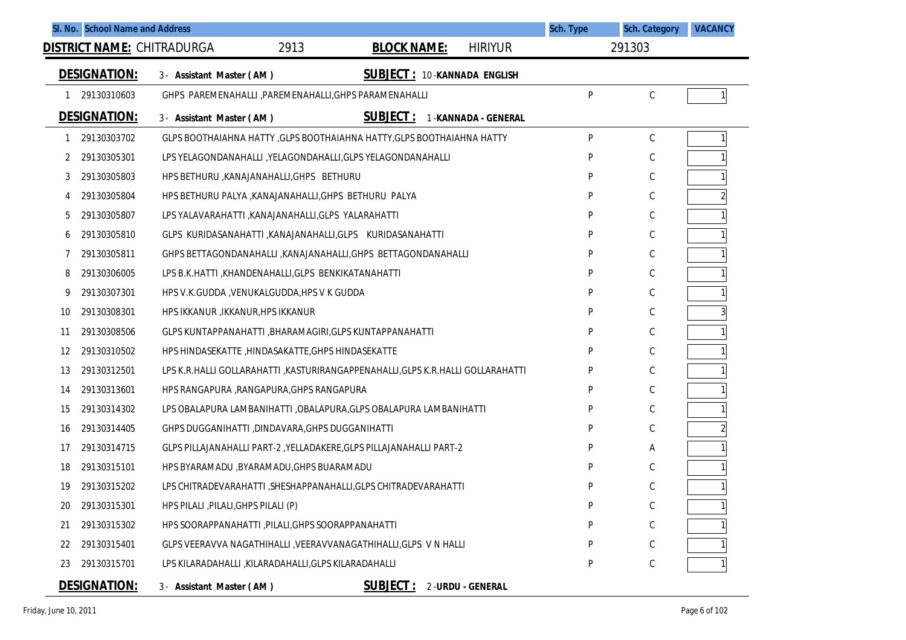| Sl. No. | School Name and Address | | Sch. Type | Sch. Category | VACANCY |
|---|---|---|---|---|---|

**DISTRICT NAME:** CHITRADURGA 2913 **BLOCK NAME:** HIRIYUR 291303

**DESIGNATION:** 3 - Assistant Master ( AM ) **SUBJECT :** 10 - KANNADA ENGLISH

| Sl. No. | Code | School Name and Address | Sch. Type | Sch. Category | VACANCY |
|---|---|---|---|---|---|
| 1 | 29130310603 | GHPS PAREMENAHALLI ,PAREMENAHALLI,GHPS PARAMENAHALLI | P | C | 1 |

**DESIGNATION:** 3 - Assistant Master ( AM ) **SUBJECT :** 1 - KANNADA - GENERAL

| Sl. No. | Code | School Name and Address | Sch. Type | Sch. Category | VACANCY |
|---|---|---|---|---|---|
| 1 | 29130303702 | GLPS BOOTHAIAHNA HATTY ,GLPS BOOTHAIAHNA HATTY,GLPS BOOTHAIAHNA HATTY | P | C | 1 |
| 2 | 29130305301 | LPS YELAGONDANAHALLI ,YELAGONDAHALLI,GLPS YELAGONDANAHALLI | P | C | 1 |
| 3 | 29130305803 | HPS BETHURU ,KANAJANAHALLI,GHPS BETHURU | P | C | 1 |
| 4 | 29130305804 | HPS BETHURU PALYA ,KANAJANAHALLI,GHPS BETHURU PALYA | P | C | 2 |
| 5 | 29130305807 | LPS YALAVARAHATTI ,KANAJANAHALLI,GLPS YALARAHATTI | P | C | 1 |
| 6 | 29130305810 | GLPS KURIDASANAHATTI ,KANAJANAHALLI,GLPS KURIDASANAHATTI | P | C | 1 |
| 7 | 29130305811 | GHPS BETTAGONDANAHALLI ,KANAJANAHALLI,GHPS BETTAGONDANAHALLI | P | C | 1 |
| 8 | 29130306005 | LPS B.K.HATTI ,KHANDENAHALLI,GLPS BENKIKATANAHATTI | P | C | 1 |
| 9 | 29130307301 | HPS V.K.GUDDA ,VENUKALGUDDA,HPS V K GUDDA | P | C | 1 |
| 10 | 29130308301 | HPS IKKANUR ,IKKANUR,HPS IKKANUR | P | C | 3 |
| 11 | 29130308506 | GLPS KUNTAPPANAHATTI ,BHARAMAGIRI,GLPS KUNTAPPANAHATTI | P | C | 1 |
| 12 | 29130310502 | HPS HINDASEKATTE ,HINDASAKATTE,GHPS HINDASEKATTE | P | C | 1 |
| 13 | 29130312501 | LPS K.R.HALLI GOLLARAHATTI ,KASTURIRANGAPPENAHALLI,GLPS K.R.HALLI GOLLARAHATTI | P | C | 1 |
| 14 | 29130313601 | HPS RANGAPURA ,RANGAPURA,GHPS RANGAPURA | P | C | 1 |
| 15 | 29130314302 | LPS OBALAPURA LAMBANIHATTI ,OBALAPURA,GLPS OBALAPURA LAMBANIHATTI | P | C | 1 |
| 16 | 29130314405 | GHPS DUGGANIHATTI ,DINDAVARA,GHPS DUGGANIHATTI | P | C | 2 |
| 17 | 29130314715 | GLPS PILLAJANAHALLI PART-2 ,YELLADAKERE,GLPS PILLAJANAHALLI PART-2 | P | A | 1 |
| 18 | 29130315101 | HPS BYARAMADU ,BYARAMADU,GHPS BUARAMADU | P | C | 1 |
| 19 | 29130315202 | LPS CHITRADEVARAHATTI ,SHESHAPPANAHALLI,GLPS CHITRADEVARAHATTI | P | C | 1 |
| 20 | 29130315301 | HPS PILALI ,PILALI,GHPS PILALI (P) | P | C | 1 |
| 21 | 29130315302 | HPS SOORAPPANAHATTI ,PILALI,GHPS SOORAPPANAHATTI | P | C | 1 |
| 22 | 29130315401 | GLPS VEERAVVA NAGATHIHALLI ,VEERAVVANAGATHIHALLI,GLPS V N HALLI | P | C | 1 |
| 23 | 29130315701 | LPS KILARADAHALLI ,KILARADAHALLI,GLPS KILARADAHALLI | P | C | 1 |

**DESIGNATION:** 3 - Assistant Master ( AM ) **SUBJECT :** 2 - URDU - GENERAL

Friday, June 10, 2011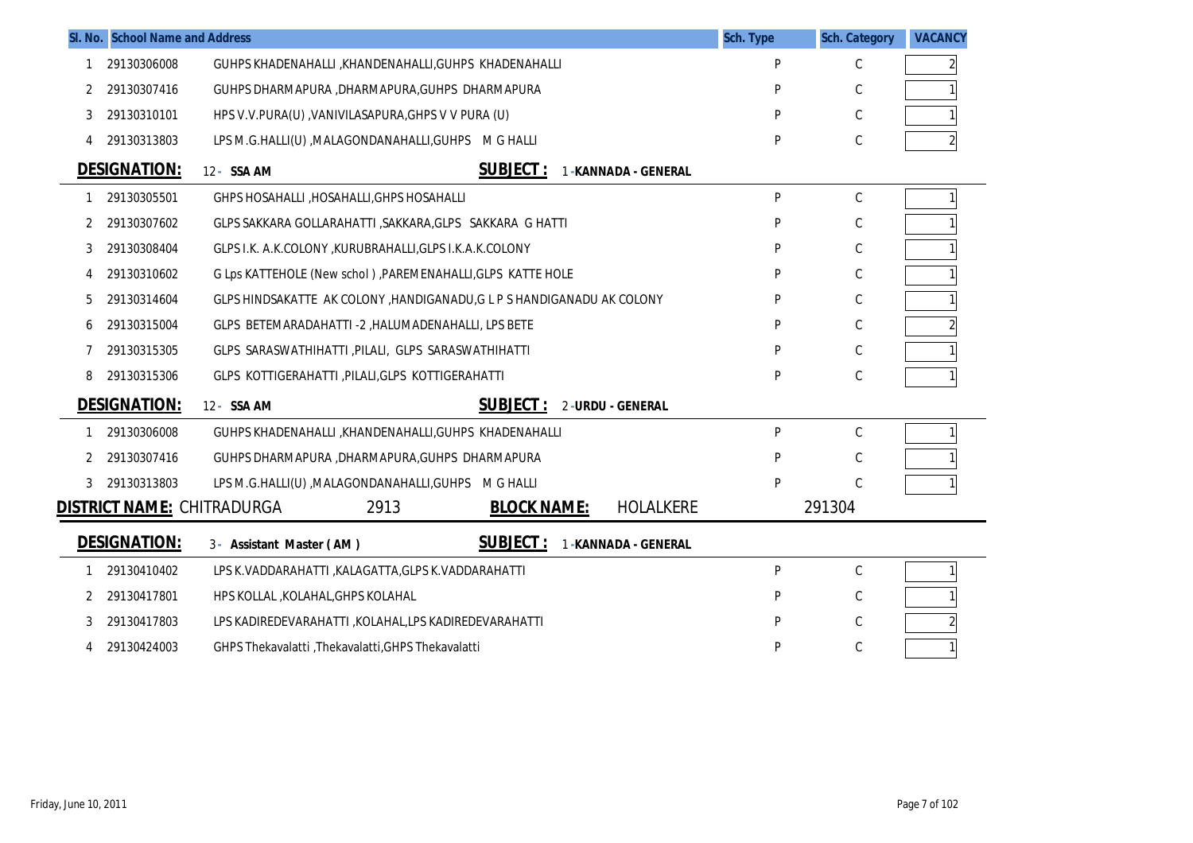| Sl. No. | School Name and Address | | Sch. Type | Sch. Category | VACANCY |
|---|---|---|---|---|---|
| 1 | 29130306008 | GUHPS KHADENAHALLI ,KHANDENAHALLI,GUHPS KHADENAHALLI | P | C | 2 |
| 2 | 29130307416 | GUHPS DHARMAPURA ,DHARMAPURA,GUHPS DHARMAPURA | P | C | 1 |
| 3 | 29130310101 | HPS V.V.PURA(U) ,VANIVILASAPURA,GHPS V V PURA (U) | P | C | 1 |
| 4 | 29130313803 | LPS M.G.HALLI(U) ,MALAGONDANAHALLI,GUHPS M G HALLI | P | C | 2 |

**DESIGNATION:** 12 - SSA AM **SUBJECT :** 1 -KANNADA - GENERAL

| Sl. No. | School Name and Address | | Sch. Type | Sch. Category | VACANCY |
|---|---|---|---|---|---|
| 1 | 29130305501 | GHPS HOSAHALLI ,HOSAHALLI,GHPS HOSAHALLI | P | C | 1 |
| 2 | 29130307602 | GLPS SAKKARA GOLLARAHATTI ,SAKKARA,GLPS SAKKARA G HATTI | P | C | 1 |
| 3 | 29130308404 | GLPS I.K. A.K.COLONY ,KURUBRAHALLI,GLPS I.K.A.K.COLONY | P | C | 1 |
| 4 | 29130310602 | G Lps KATTEHOLE (New schol ) ,PAREMENAHALLI,GLPS KATTE HOLE | P | C | 1 |
| 5 | 29130314604 | GLPS HINDSAKATTE AK COLONY ,HANDIGANADU,G L P S HANDIGANADU AK COLONY | P | C | 1 |
| 6 | 29130315004 | GLPS BETEMARADAHATTI -2 ,HALUMADENAHALLI, LPS BETE | P | C | 2 |
| 7 | 29130315305 | GLPS SARASWATHIHATTI ,PILALI, GLPS SARASWATHIHATTI | P | C | 1 |
| 8 | 29130315306 | GLPS KOTTIGERAHATTI ,PILALI,GLPS KOTTIGERAHATTI | P | C | 1 |

**DESIGNATION:** 12 - SSA AM **SUBJECT :** 2 -URDU - GENERAL

| Sl. No. | School Name and Address | | Sch. Type | Sch. Category | VACANCY |
|---|---|---|---|---|---|
| 1 | 29130306008 | GUHPS KHADENAHALLI ,KHANDENAHALLI,GUHPS KHADENAHALLI | P | C | 1 |
| 2 | 29130307416 | GUHPS DHARMAPURA ,DHARMAPURA,GUHPS DHARMAPURA | P | C | 1 |
| 3 | 29130313803 | LPS M.G.HALLI(U) ,MALAGONDANAHALLI,GUHPS M G HALLI | P | C | 1 |

**DISTRICT NAME:** CHITRADURGA 2913 **BLOCK NAME:** HOLALKERE 291304

**DESIGNATION:** 3 - Assistant Master ( AM ) **SUBJECT :** 1 -KANNADA - GENERAL

| Sl. No. | School Name and Address | | Sch. Type | Sch. Category | VACANCY |
|---|---|---|---|---|---|
| 1 | 29130410402 | LPS K.VADDARAHATTI ,KALAGATTA,GLPS K.VADDARAHATTI | P | C | 1 |
| 2 | 29130417801 | HPS KOLLAL ,KOLAHAL,GHPS KOLAHAL | P | C | 1 |
| 3 | 29130417803 | LPS KADIREDEVARAHATTI ,KOLAHAL,LPS KADIREDEVARAHATTI | P | C | 2 |
| 4 | 29130424003 | GHPS Thekavalatti ,Thekavalatti,GHPS Thekavalatti | P | C | 1 |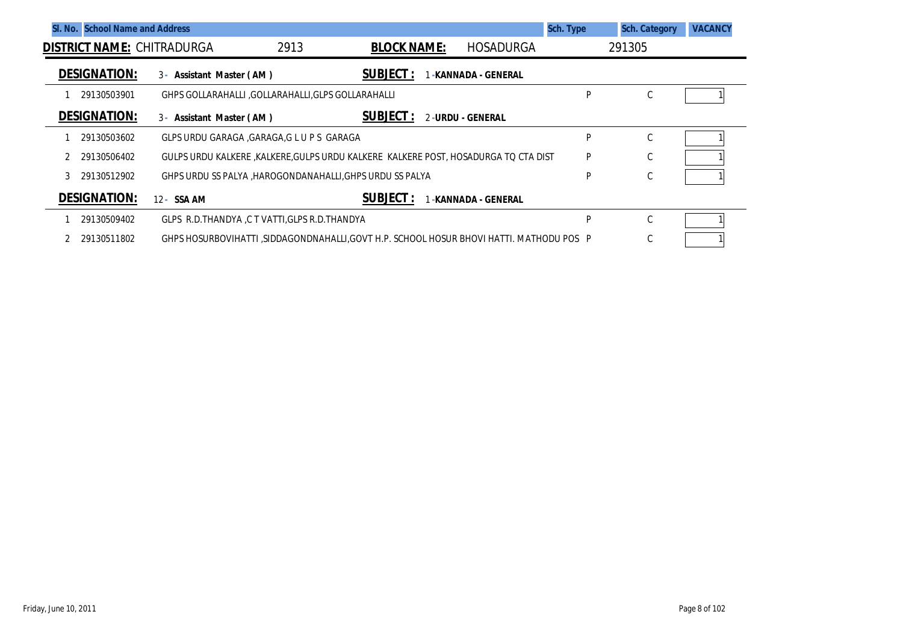| Sl. No. | School Name and Address | | Sch. Type | Sch. Category | VACANCY |
|---|---|---|---|---|---|

**DISTRICT NAME:** CHITRADURGA 2913 **BLOCK NAME:** HOSADURGA 291305

**DESIGNATION:** 3 - **Assistant Master ( AM )** **SUBJECT :** 1 -**KANNADA - GENERAL**

| Sl. No. | Code | School Name and Address | Sch. Type | Sch. Category | VACANCY |
|---|---|---|---|---|---|
| 1 | 29130503901 | GHPS GOLLARAHALLI ,GOLLARAHALLI,GLPS GOLLARAHALLI | P | C | 1 |

**DESIGNATION:** 3 - **Assistant Master ( AM )** **SUBJECT :** 2 -**URDU - GENERAL**

| Sl. No. | Code | School Name and Address | Sch. Type | Sch. Category | VACANCY |
|---|---|---|---|---|---|
| 1 | 29130503602 | GLPS URDU GARAGA ,GARAGA,G L U P S GARAGA | P | C | 1 |
| 2 | 29130506402 | GULPS URDU KALKERE ,KALKERE,GULPS URDU KALKERE KALKERE POST, HOSADURGA TQ CTA DIST | P | C | 1 |
| 3 | 29130512902 | GHPS URDU SS PALYA ,HAROGONDANAHALLI,GHPS URDU SS PALYA | P | C | 1 |

**DESIGNATION:** 12 - **SSA AM** **SUBJECT :** 1 -**KANNADA - GENERAL**

| Sl. No. | Code | School Name and Address | Sch. Type | Sch. Category | VACANCY |
|---|---|---|---|---|---|
| 1 | 29130509402 | GLPS R.D.THANDYA ,C T VATTI,GLPS R.D.THANDYA | P | C | 1 |
| 2 | 29130511802 | GHPS HOSURBOVIHATTI ,SIDDAGONDNAHALLI,GOVT H.P. SCHOOL HOSUR BHOVI HATTI. MATHODU POS | P | C | 1 |

Friday, June 10, 2011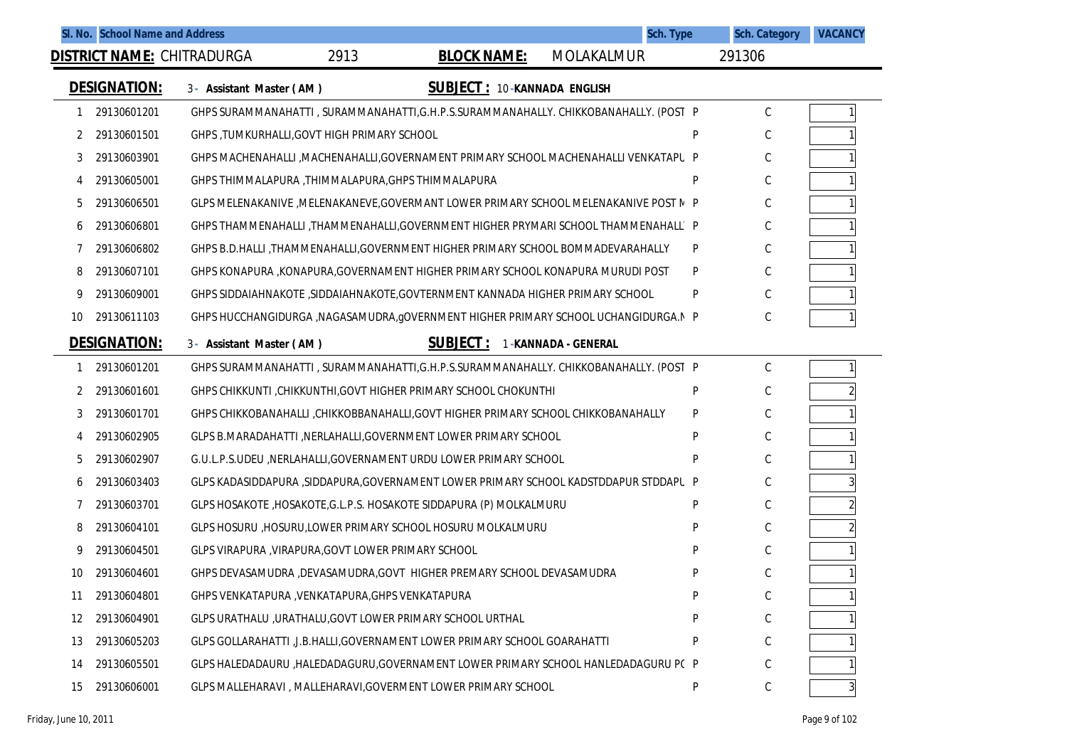| Sl. No. | School Name and Address | Sch. Type | Sch. Category | VACANCY |
|---|---|---|---|---|

**DISTRICT NAME:** CHITRADURGA 2913 **BLOCK NAME:** MOLAKALMUR 291306

**DESIGNATION:** 3 - Assistant Master ( AM ) **SUBJECT :** 10 -KANNADA ENGLISH

| Sl. No. | Code | School Name and Address | Sch. Type | Sch. Category | VACANCY |
|---|---|---|---|---|---|
| 1 | 29130601201 | GHPS SURAMMANAHATTI , SURAMMANAHATTI,G.H.P.S.SURAMMANAHALLY. CHIKKOBANAHALLY. (POST | P | C | 1 |
| 2 | 29130601501 | GHPS ,TUMKURHALLI,GOVT HIGH PRIMARY SCHOOL | P | C | 1 |
| 3 | 29130603901 | GHPS MACHENAHALLI ,MACHENAHALLI,GOVERNAMENT PRIMARY SCHOOL MACHENAHALLI VENKATAPU | P | C | 1 |
| 4 | 29130605001 | GHPS THIMMALAPURA ,THIMMALAPURA,GHPS THIMMALAPURA | P | C | 1 |
| 5 | 29130606501 | GLPS MELENAKANIVE ,MELENAKANEVE,GOVERMANT LOWER PRIMARY SCHOOL MELENAKANIVE POST M | P | C | 1 |
| 6 | 29130606801 | GHPS THAMMENAHALLI ,THAMMENAHALLI,GOVERNMENT HIGHER PRYMARI SCHOOL THAMMENAHALL | P | C | 1 |
| 7 | 29130606802 | GHPS B.D.HALLI ,THAMMENAHALLI,GOVERNMENT HIGHER PRIMARY SCHOOL BOMMADEVARAHALLY | P | C | 1 |
| 8 | 29130607101 | GHPS KONAPURA ,KONAPURA,GOVERNAMENT HIGHER PRIMARY SCHOOL KONAPURA MURUDI POST | P | C | 1 |
| 9 | 29130609001 | GHPS SIDDAIAHNAKOTE ,SIDDAIAHNAKOTE,GOVTERNMENT KANNADA HIGHER PRIMARY SCHOOL | P | C | 1 |
| 10 | 29130611103 | GHPS HUCCHANGIDURGA ,NAGASAMUDRA,gOVERNMENT HIGHER PRIMARY SCHOOL UCHANGIDURGA.N | P | C | 1 |

**DESIGNATION:** 3 - Assistant Master ( AM ) **SUBJECT :** 1 -KANNADA - GENERAL

| Sl. No. | Code | School Name and Address | Sch. Type | Sch. Category | VACANCY |
|---|---|---|---|---|---|
| 1 | 29130601201 | GHPS SURAMMANAHATTI , SURAMMANAHATTI,G.H.P.S.SURAMMANAHALLY. CHIKKOBANAHALLY. (POST | P | C | 1 |
| 2 | 29130601601 | GHPS CHIKKUNTI ,CHIKKUNTHI,GOVT HIGHER PRIMARY SCHOOL CHOKUNTHI | P | C | 2 |
| 3 | 29130601701 | GHPS CHIKKOBANAHALLI ,CHIKKOBBANAHALLI,GOVT HIGHER PRIMARY SCHOOL CHIKKOBANAHALLY | P | C | 1 |
| 4 | 29130602905 | GLPS B.MARADAHATTI ,NERLAHALLI,GOVERNMENT LOWER PRIMARY SCHOOL | P | C | 1 |
| 5 | 29130602907 | G.U.L.P.S.UDEU ,NERLAHALLI,GOVERNAMENT URDU LOWER PRIMARY SCHOOL | P | C | 1 |
| 6 | 29130603403 | GLPS KADASIDDAPURA ,SIDDAPURA,GOVERNAMENT LOWER PRIMARY SCHOOL KADSTDDAPUR STDDAPU | P | C | 3 |
| 7 | 29130603701 | GLPS HOSAKOTE ,HOSAKOTE,G.L.P.S. HOSAKOTE SIDDAPURA (P) MOLKALMURU | P | C | 2 |
| 8 | 29130604101 | GLPS HOSURU ,HOSURU,LOWER PRIMARY SCHOOL HOSURU MOLKALMURU | P | C | 2 |
| 9 | 29130604501 | GLPS VIRAPURA ,VIRAPURA,GOVT LOWER PRIMARY SCHOOL | P | C | 1 |
| 10 | 29130604601 | GHPS DEVASAMUDRA ,DEVASAMUDRA,GOVT HIGHER PREMARY SCHOOL DEVASAMUDRA | P | C | 1 |
| 11 | 29130604801 | GHPS VENKATAPURA ,VENKATAPURA,GHPS VENKATAPURA | P | C | 1 |
| 12 | 29130604901 | GLPS URATHALU ,URATHALU,GOVT LOWER PRIMARY SCHOOL URTHAL | P | C | 1 |
| 13 | 29130605203 | GLPS GOLLARAHATTI ,J.B.HALLI,GOVERNAMENT LOWER PRIMARY SCHOOL GOARAHATTI | P | C | 1 |
| 14 | 29130605501 | GLPS HALEDADAURU ,HALEDADAGURU,GOVERNAMENT LOWER PRIMARY SCHOOL HANLEDADAGURU PC | P | C | 1 |
| 15 | 29130606001 | GLPS MALLEHARAVI , MALLEHARAVI,GOVERMENT LOWER PRIMARY SCHOOL | P | C | 3 |

Friday, June 10, 2011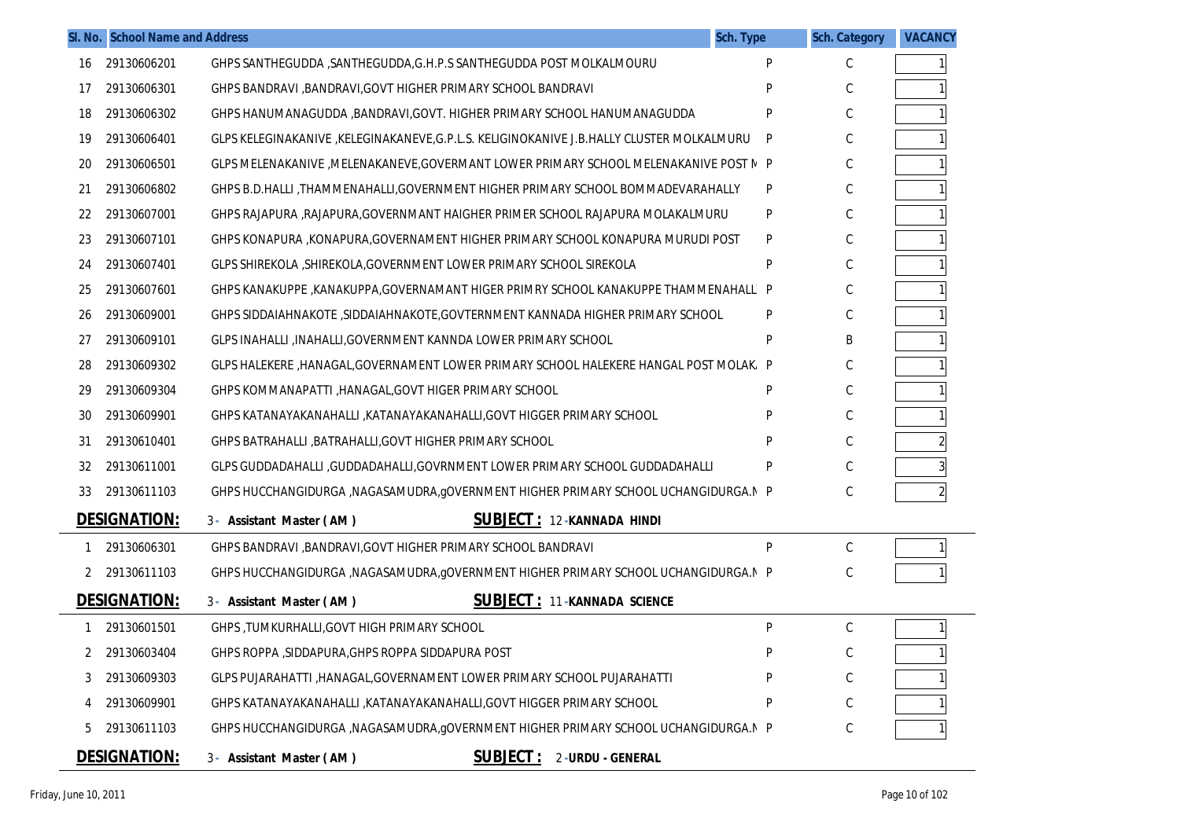| Sl. No. | School Name and Address | | Sch. Type | Sch. Category | VACANCY |
|---|---|---|---|---|---|
| 16 | 29130606201 | GHPS SANTHEGUDDA ,SANTHEGUDDA,G.H.P.S SANTHEGUDDA POST MOLKALMOURU | P | C | 1 |
| 17 | 29130606301 | GHPS BANDRAVI ,BANDRAVI,GOVT HIGHER PRIMARY SCHOOL BANDRAVI | P | C | 1 |
| 18 | 29130606302 | GHPS HANUMANAGUDDA ,BANDRAVI,GOVT. HIGHER PRIMARY SCHOOL HANUMANAGUDDA | P | C | 1 |
| 19 | 29130606401 | GLPS KELEGINAKANIVE ,KELEGINAKANEVE,G.P.L.S. KELIGINOKANIVE J.B.HALLY CLUSTER MOLKALMURU | P | C | 1 |
| 20 | 29130606501 | GLPS MELENAKANIVE ,MELENAKANEVE,GOVERMANT LOWER PRIMARY SCHOOL MELENAKANIVE POST M | P | C | 1 |
| 21 | 29130606802 | GHPS B.D.HALLI ,THAMMENAHALLI,GOVERNMENT HIGHER PRIMARY SCHOOL BOMMADEVARAHALLY | P | C | 1 |
| 22 | 29130607001 | GHPS RAJAPURA ,RAJAPURA,GOVERNMANT HAIGHER PRIMER SCHOOL RAJAPURA MOLAKALMURU | P | C | 1 |
| 23 | 29130607101 | GHPS KONAPURA ,KONAPURA,GOVERNAMENT HIGHER PRIMARY SCHOOL KONAPURA MURUDI POST | P | C | 1 |
| 24 | 29130607401 | GLPS SHIREKOLA ,SHIREKOLA,GOVERNMENT LOWER PRIMARY SCHOOL SIREKOLA | P | C | 1 |
| 25 | 29130607601 | GHPS KANAKUPPE ,KANAKUPPA,GOVERNAMANT HIGER PRIMRY SCHOOL KANAKUPPE THAMMENAHALLI | P | C | 1 |
| 26 | 29130609001 | GHPS SIDDAIAHNAKOTE ,SIDDAIAHNAKOTE,GOVTERNMENT KANNADA HIGHER PRIMARY SCHOOL | P | C | 1 |
| 27 | 29130609101 | GLPS INAHALLI ,INAHALLI,GOVERNMENT KANNDA LOWER PRIMARY SCHOOL | P | B | 1 |
| 28 | 29130609302 | GLPS HALEKERE ,HANAGAL,GOVERNAMENT LOWER PRIMARY SCHOOL HALEKERE HANGAL POST MOLAK. | P | C | 1 |
| 29 | 29130609304 | GHPS KOMMANAPATTI ,HANAGAL,GOVT HIGER PRIMARY SCHOOL | P | C | 1 |
| 30 | 29130609901 | GHPS KATANAYAKANAHALLI ,KATANAYAKANAHALLI,GOVT HIGGER PRIMARY SCHOOL | P | C | 1 |
| 31 | 29130610401 | GHPS BATRAHALLI ,BATRAHALLI,GOVT HIGHER PRIMARY SCHOOL | P | C | 2 |
| 32 | 29130611001 | GLPS GUDDADAHALLI ,GUDDADAHALLI,GOVRNMENT LOWER PRIMARY SCHOOL GUDDADAHALLI | P | C | 3 |
| 33 | 29130611103 | GHPS HUCCHANGIDURGA ,NAGASAMUDRA,gOVERNMENT HIGHER PRIMARY SCHOOL UCHANGIDURGA.N | P | C | 2 |

**DESIGNATION:** 3 - Assistant Master ( AM ) **SUBJECT :** 12 - KANNADA HINDI

| Sl. No. | School Name and Address | | Sch. Type | Sch. Category | VACANCY |
|---|---|---|---|---|---|
| 1 | 29130606301 | GHPS BANDRAVI ,BANDRAVI,GOVT HIGHER PRIMARY SCHOOL BANDRAVI | P | C | 1 |
| 2 | 29130611103 | GHPS HUCCHANGIDURGA ,NAGASAMUDRA,gOVERNMENT HIGHER PRIMARY SCHOOL UCHANGIDURGA.N | P | C | 1 |

**DESIGNATION:** 3 - Assistant Master ( AM ) **SUBJECT :** 11 - KANNADA SCIENCE

| Sl. No. | School Name and Address | | Sch. Type | Sch. Category | VACANCY |
|---|---|---|---|---|---|
| 1 | 29130601501 | GHPS ,TUMKURHALLI,GOVT HIGH PRIMARY SCHOOL | P | C | 1 |
| 2 | 29130603404 | GHPS ROPPA ,SIDDAPURA,GHPS ROPPA SIDDAPURA POST | P | C | 1 |
| 3 | 29130609303 | GLPS PUJARAHATTI ,HANAGAL,GOVERNAMENT LOWER PRIMARY SCHOOL PUJARAHATTI | P | C | 1 |
| 4 | 29130609901 | GHPS KATANAYAKANAHALLI ,KATANAYAKANAHALLI,GOVT HIGGER PRIMARY SCHOOL | P | C | 1 |
| 5 | 29130611103 | GHPS HUCCHANGIDURGA ,NAGASAMUDRA,gOVERNMENT HIGHER PRIMARY SCHOOL UCHANGIDURGA.N | P | C | 1 |

**DESIGNATION:** 3 - Assistant Master ( AM ) **SUBJECT :** 2 - URDU - GENERAL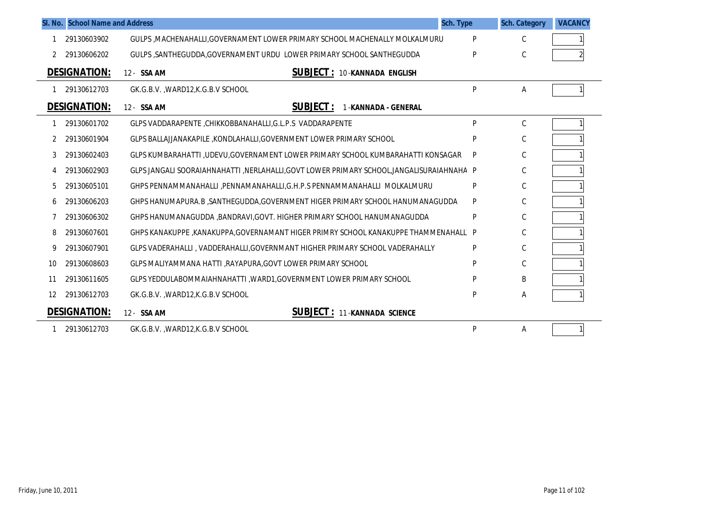| Sl. No. | School Name and Address | | Sch. Type | Sch. Category | VACANCY |
|---|---|---|---|---|---|
| 1 | 29130603902 | GULPS ,MACHENAHALLI,GOVERNAMENT LOWER PRIMARY SCHOOL MACHENALLY MOLKALMURU | P | C | 1 |
| 2 | 29130606202 | GULPS ,SANTHEGUDDA,GOVERNAMENT URDU LOWER PRIMARY SCHOOL SANTHEGUDDA | P | C | 2 |

**DESIGNATION:** 12 - SSA AM **SUBJECT :** 10 -KANNADA ENGLISH

| Sl. No. | School Code | School Name and Address | Sch. Type | Sch. Category | VACANCY |
|---|---|---|---|---|---|
| 1 | 29130612703 | GK.G.B.V. ,WARD12,K.G.B.V SCHOOL | P | A | 1 |

**DESIGNATION:** 12 - SSA AM **SUBJECT :** 1 -KANNADA - GENERAL

| Sl. No. | School Code | School Name and Address | Sch. Type | Sch. Category | VACANCY |
|---|---|---|---|---|---|
| 1 | 29130601702 | GLPS VADDARAPENTE ,CHIKKOBBANAHALLI,G.L.P.S VADDARAPENTE | P | C | 1 |
| 2 | 29130601904 | GLPS BALLAJJANAKAPILE ,KONDLAHALLI,GOVERNMENT LOWER PRIMARY SCHOOL | P | C | 1 |
| 3 | 29130602403 | GLPS KUMBARAHATTI ,UDEVU,GOVERNAMENT LOWER PRIMARY SCHOOL KUMBARAHATTI KONSAGAR | P | C | 1 |
| 4 | 29130602903 | GLPS JANGALI SOORAIAHNAHATTI ,NERLAHALLI,GOVT LOWER PRIMARY SCHOOL,JANGALISURAIAHNAHA | P | C | 1 |
| 5 | 29130605101 | GHPS PENNAMMANAHALLI ,PENNAMANAHALLI,G.H.P.S PENNAMMANAHALLI MOLKALMURU | P | C | 1 |
| 6 | 29130606203 | GHPS HANUMAPURA.B ,SANTHEGUDDA,GOVERNMENT HIGER PRIMARY SCHOOL HANUMANAGUDDA | P | C | 1 |
| 7 | 29130606302 | GHPS HANUMANAGUDDA ,BANDRAVI,GOVT. HIGHER PRIMARY SCHOOL HANUMANAGUDDA | P | C | 1 |
| 8 | 29130607601 | GHPS KANAKUPPE ,KANAKUPPA,GOVERNAMANT HIGER PRIMRY SCHOOL KANAKUPPE THAMMENAHALL | P | C | 1 |
| 9 | 29130607901 | GLPS VADERAHALLI , VADDERAHALLI,GOVERNMANT HIGHER PRIMARY SCHOOL VADERAHALLY | P | C | 1 |
| 10 | 29130608603 | GLPS MALIYAMMANA HATTI ,RAYAPURA,GOVT LOWER PRIMARY SCHOOL | P | C | 1 |
| 11 | 29130611605 | GLPS YEDDULABOMMAIAHNAHATTI ,WARD1,GOVERNMENT LOWER PRIMARY SCHOOL | P | B | 1 |
| 12 | 29130612703 | GK.G.B.V. ,WARD12,K.G.B.V SCHOOL | P | A | 1 |

**DESIGNATION:** 12 - SSA AM **SUBJECT :** 11 -KANNADA SCIENCE

| Sl. No. | School Code | School Name and Address | Sch. Type | Sch. Category | VACANCY |
|---|---|---|---|---|---|
| 1 | 29130612703 | GK.G.B.V. ,WARD12,K.G.B.V SCHOOL | P | A | 1 |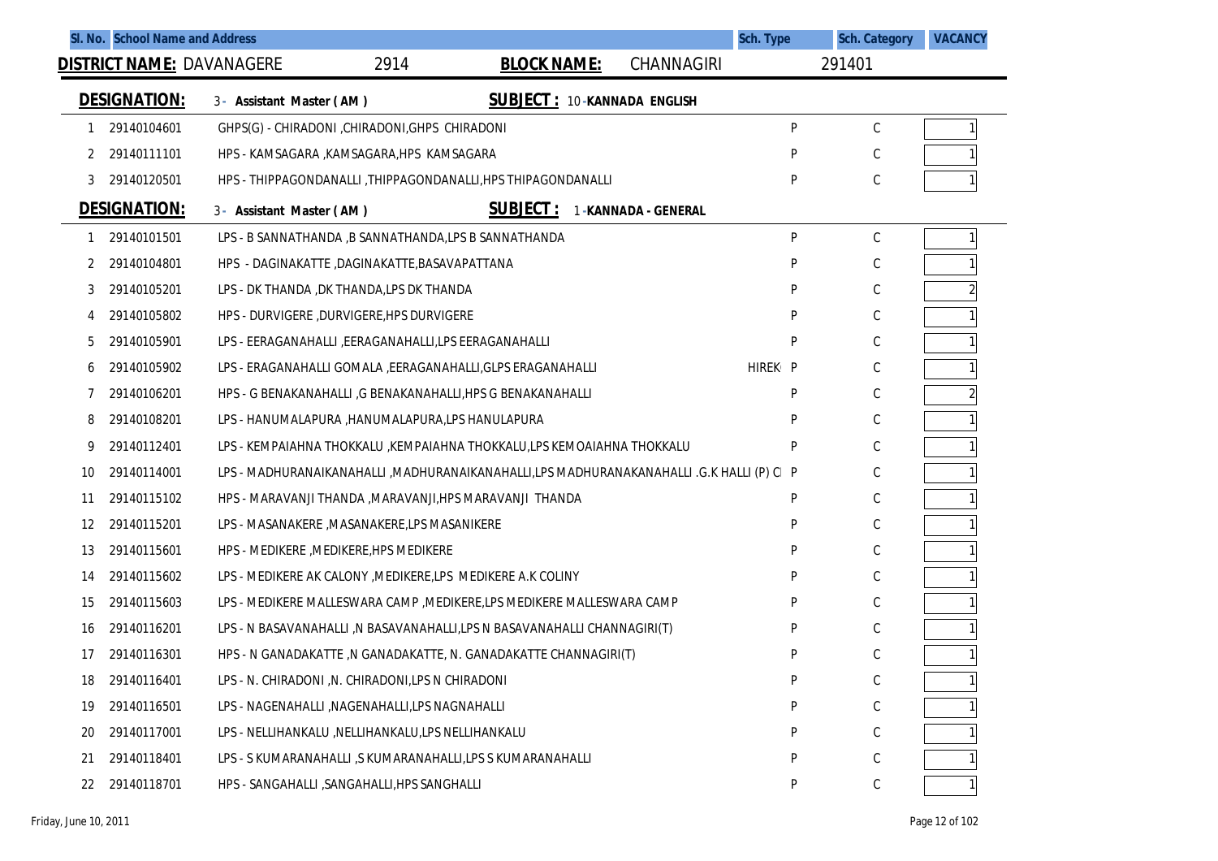| Sl. No. | School Name and Address | | Sch. Type | Sch. Category | VACANCY |
|---|---|---|---|---|---|

**DISTRICT NAME:** DAVANAGERE 2914 **BLOCK NAME:** CHANNAGIRI 291401

**DESIGNATION:** 3 - Assistant Master ( AM ) **SUBJECT :** 10 -KANNADA ENGLISH

| Sl. No. | Code | School Name and Address | Sch. Type | Sch. Category | VACANCY |
|---|---|---|---|---|---|
| 1 | 29140104601 | GHPS(G) - CHIRADONI ,CHIRADONI,GHPS CHIRADONI | P | C | 1 |
| 2 | 29140111101 | HPS - KAMSAGARA ,KAMSAGARA,HPS KAMSAGARA | P | C | 1 |
| 3 | 29140120501 | HPS - THIPPAGONDANALLI ,THIPPAGONDANALLI,HPS THIPAGONDANALLI | P | C | 1 |

**DESIGNATION:** 3 - Assistant Master ( AM ) **SUBJECT :** 1 -KANNADA - GENERAL

| Sl. No. | Code | School Name and Address | Sch. Type | Sch. Category | VACANCY |
|---|---|---|---|---|---|
| 1 | 29140101501 | LPS - B SANNATHANDA ,B SANNATHANDA,LPS B SANNATHANDA | P | C | 1 |
| 2 | 29140104801 | HPS - DAGINAKATTE ,DAGINAKATTE,BASAVAPATTANA | P | C | 1 |
| 3 | 29140105201 | LPS - DK THANDA ,DK THANDA,LPS DK THANDA | P | C | 2 |
| 4 | 29140105802 | HPS - DURVIGERE ,DURVIGERE,HPS DURVIGERE | P | C | 1 |
| 5 | 29140105901 | LPS - EERAGANAHALLI ,EERAGANAHALLI,LPS EERAGANAHALLI | P | C | 1 |
| 6 | 29140105902 | LPS - ERAGANAHALLI GOMALA ,EERAGANAHALLI,GLPS ERAGANAHALLI HIREK | P | C | 1 |
| 7 | 29140106201 | HPS - G BENAKANAHALLI ,G BENAKANAHALLI,HPS G BENAKANAHALLI | P | C | 2 |
| 8 | 29140108201 | LPS - HANUMALAPURA ,HANUMALAPURA,LPS HANULAPURA | P | C | 1 |
| 9 | 29140112401 | LPS - KEMPAIAHNA THOKKALU ,KEMPAIAHNA THOKKALU,LPS KEMOAIAHNA THOKKALU | P | C | 1 |
| 10 | 29140114001 | LPS - MADHURANAIKANAHALLI ,MADHURANAIKANAHALLI,LPS MADHURANAKANAHALLI .G.K HALLI (P) CI | P | C | 1 |
| 11 | 29140115102 | HPS - MARAVANJI THANDA ,MARAVANJI,HPS MARAVANJI THANDA | P | C | 1 |
| 12 | 29140115201 | LPS - MASANAKERE ,MASANAKERE,LPS MASANIKERE | P | C | 1 |
| 13 | 29140115601 | HPS - MEDIKERE ,MEDIKERE,HPS MEDIKERE | P | C | 1 |
| 14 | 29140115602 | LPS - MEDIKERE AK CALONY ,MEDIKERE,LPS MEDIKERE A.K COLINY | P | C | 1 |
| 15 | 29140115603 | LPS - MEDIKERE MALLESWARA CAMP ,MEDIKERE,LPS MEDIKERE MALLESWARA CAMP | P | C | 1 |
| 16 | 29140116201 | LPS - N BASAVANAHALLI ,N BASAVANAHALLI,LPS N BASAVANAHALLI CHANNAGIRI(T) | P | C | 1 |
| 17 | 29140116301 | HPS - N GANADAKATTE ,N GANADAKATTE, N. GANADAKATTE CHANNAGIRI(T) | P | C | 1 |
| 18 | 29140116401 | LPS - N. CHIRADONI ,N. CHIRADONI,LPS N CHIRADONI | P | C | 1 |
| 19 | 29140116501 | LPS - NAGENAHALLI ,NAGENAHALLI,LPS NAGNAHALLI | P | C | 1 |
| 20 | 29140117001 | LPS - NELLIHANKALU ,NELLIHANKALU,LPS NELLIHANKALU | P | C | 1 |
| 21 | 29140118401 | LPS - S KUMARANAHALLI ,S KUMARANAHALLI,LPS S KUMARANAHALLI | P | C | 1 |
| 22 | 29140118701 | HPS - SANGAHALLI ,SANGAHALLI,HPS SANGHALLI | P | C | 1 |

Friday, June 10, 2011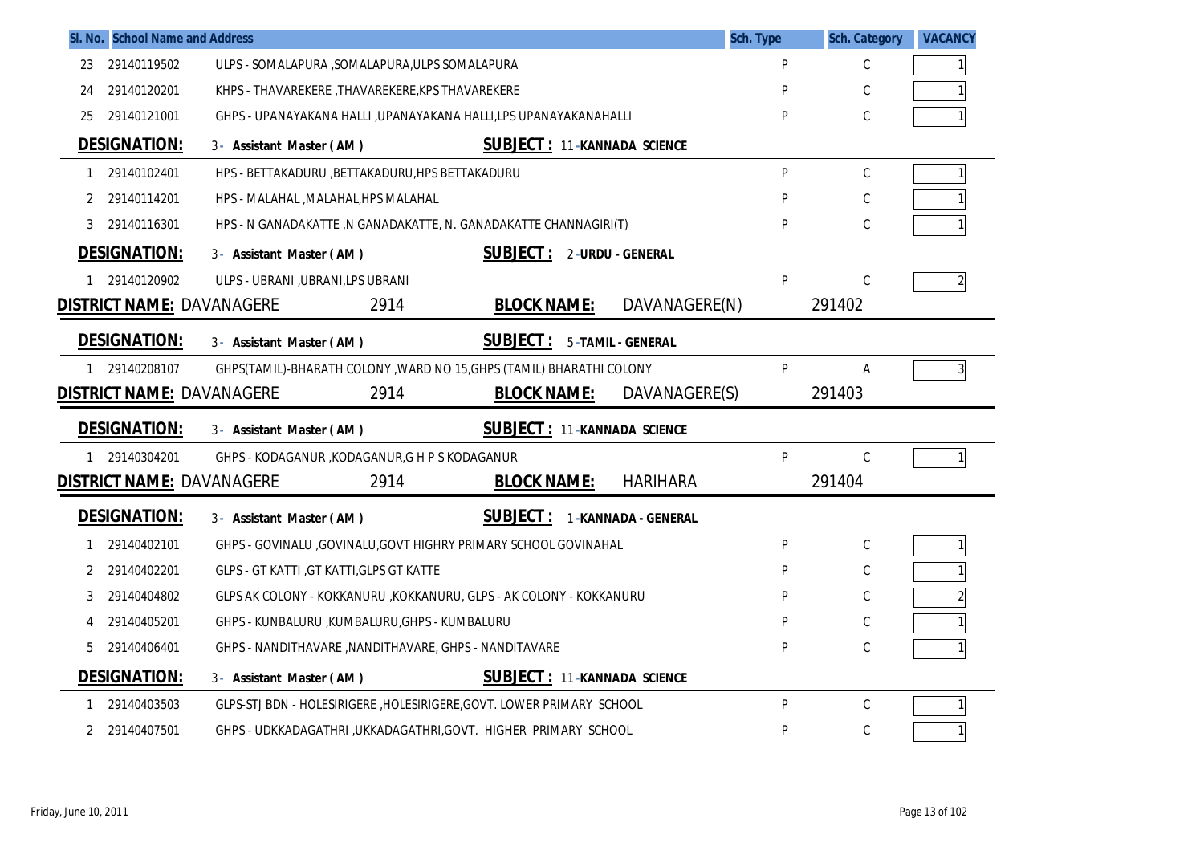| Sl. No. | School Name and Address | | Sch. Type | Sch. Category | VACANCY |
|---|---|---|---|---|---|
| 23 | 29140119502 | ULPS - SOMALAPURA ,SOMALAPURA,ULPS SOMALAPURA | P | C | 1 |
| 24 | 29140120201 | KHPS - THAVAREKERE ,THAVAREKERE,KPS THAVAREKERE | P | C | 1 |
| 25 | 29140121001 | GHPS - UPANAYAKANA HALLI ,UPANAYAKANA HALLI,LPS UPANAYAKANAHALLI | P | C | 1 |

**DESIGNATION:** 3 - Assistant Master ( AM ) **SUBJECT :** 11 - KANNADA SCIENCE

| Sl. No. | School Code | School Name and Address | Sch. Type | Sch. Category | VACANCY |
|---|---|---|---|---|---|
| 1 | 29140102401 | HPS - BETTAKADURU ,BETTAKADURU,HPS BETTAKADURU | P | C | 1 |
| 2 | 29140114201 | HPS - MALAHAL ,MALAHAL,HPS MALAHAL | P | C | 1 |
| 3 | 29140116301 | HPS - N GANADAKATTE ,N GANADAKATTE, N. GANADAKATTE CHANNAGIRI(T) | P | C | 1 |

**DESIGNATION:** 3 - Assistant Master ( AM ) **SUBJECT :** 2 - URDU - GENERAL

| Sl. No. | School Code | School Name and Address | Sch. Type | Sch. Category | VACANCY |
|---|---|---|---|---|---|
| 1 | 29140120902 | ULPS - UBRANI ,UBRANI,LPS UBRANI | P | C | 2 |

**DISTRICT NAME:** DAVANAGERE 2914 **BLOCK NAME:** DAVANAGERE(N) 291402

**DESIGNATION:** 3 - Assistant Master ( AM ) **SUBJECT :** 5 - TAMIL - GENERAL

| Sl. No. | School Code | School Name and Address | Sch. Type | Sch. Category | VACANCY |
|---|---|---|---|---|---|
| 1 | 29140208107 | GHPS(TAMIL)-BHARATH COLONY ,WARD NO 15,GHPS (TAMIL) BHARATHI COLONY | P | A | 3 |

**DISTRICT NAME:** DAVANAGERE 2914 **BLOCK NAME:** DAVANAGERE(S) 291403

**DESIGNATION:** 3 - Assistant Master ( AM ) **SUBJECT :** 11 - KANNADA SCIENCE

| Sl. No. | School Code | School Name and Address | Sch. Type | Sch. Category | VACANCY |
|---|---|---|---|---|---|
| 1 | 29140304201 | GHPS - KODAGANUR ,KODAGANUR,G H P S KODAGANUR | P | C | 1 |

**DISTRICT NAME:** DAVANAGERE 2914 **BLOCK NAME:** HARIHARA 291404

**DESIGNATION:** 3 - Assistant Master ( AM ) **SUBJECT :** 1 - KANNADA - GENERAL

| Sl. No. | School Code | School Name and Address | Sch. Type | Sch. Category | VACANCY |
|---|---|---|---|---|---|
| 1 | 29140402101 | GHPS - GOVINALU ,GOVINALU,GOVT HIGHRY PRIMARY SCHOOL GOVINAHAL | P | C | 1 |
| 2 | 29140402201 | GLPS - GT KATTI ,GT KATTI,GLPS GT KATTE | P | C | 1 |
| 3 | 29140404802 | GLPS AK COLONY - KOKKANURU ,KOKKANURU, GLPS - AK COLONY - KOKKANURU | P | C | 2 |
| 4 | 29140405201 | GHPS - KUNBALURU ,KUMBALURU,GHPS - KUMBALURU | P | C | 1 |
| 5 | 29140406401 | GHPS - NANDITHAVARE ,NANDITHAVARE, GHPS - NANDITAVARE | P | C | 1 |

**DESIGNATION:** 3 - Assistant Master ( AM ) **SUBJECT :** 11 - KANNADA SCIENCE

| Sl. No. | School Code | School Name and Address | Sch. Type | Sch. Category | VACANCY |
|---|---|---|---|---|---|
| 1 | 29140403503 | GLPS-STJ BDN - HOLESIRIGERE ,HOLESIRIGERE,GOVT. LOWER PRIMARY SCHOOL | P | C | 1 |
| 2 | 29140407501 | GHPS - UDKKADAGATHRI ,UKKADAGATHRI,GOVT. HIGHER PRIMARY SCHOOL | P | C | 1 |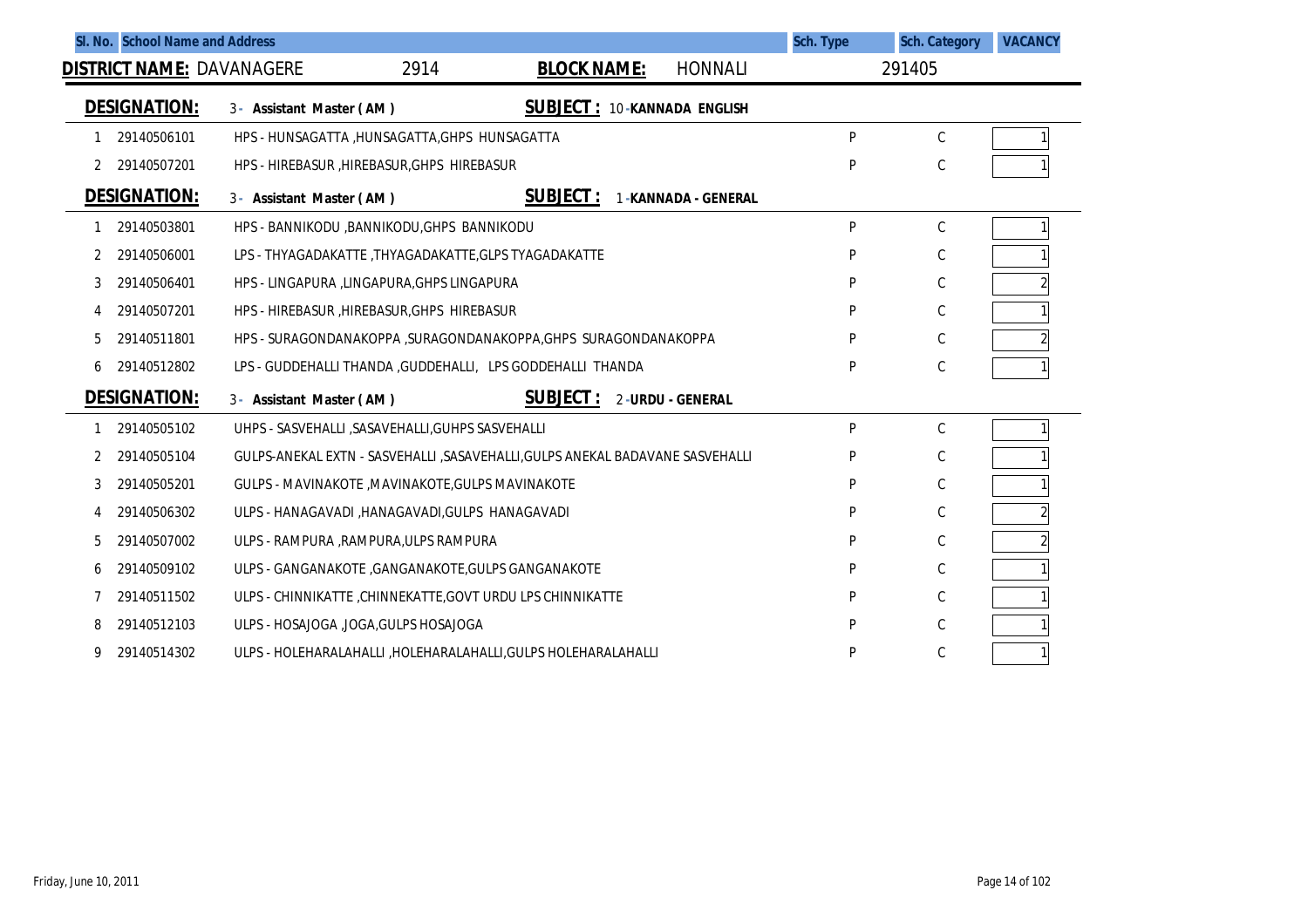| Sl. No. | School Name and Address | Sch. Type | Sch. Category | VACANCY |
|---|---|---|---|---|

**DISTRICT NAME:** DAVANAGERE 2914 **BLOCK NAME:** HONNALI 291405

**DESIGNATION:** 3 - **Assistant Master ( AM )** **SUBJECT :** 10 -**KANNADA ENGLISH**

| Sl. No. | Code | School Name and Address | Sch. Type | Sch. Category | VACANCY |
|---|---|---|---|---|---|
| 1 | 29140506101 | HPS - HUNSAGATTA ,HUNSAGATTA,GHPS HUNSAGATTA | P | C | 1 |
| 2 | 29140507201 | HPS - HIREBASUR ,HIREBASUR,GHPS HIREBASUR | P | C | 1 |

**DESIGNATION:** 3 - **Assistant Master ( AM )** **SUBJECT :** 1 -**KANNADA - GENERAL**

| Sl. No. | Code | School Name and Address | Sch. Type | Sch. Category | VACANCY |
|---|---|---|---|---|---|
| 1 | 29140503801 | HPS - BANNIKODU ,BANNIKODU,GHPS BANNIKODU | P | C | 1 |
| 2 | 29140506001 | LPS - THYAGADAKATTE ,THYAGADAKATTE,GLPS TYAGADAKATTE | P | C | 1 |
| 3 | 29140506401 | HPS - LINGAPURA ,LINGAPURA,GHPS LINGAPURA | P | C | 2 |
| 4 | 29140507201 | HPS - HIREBASUR ,HIREBASUR,GHPS HIREBASUR | P | C | 1 |
| 5 | 29140511801 | HPS - SURAGONDANAKOPPA ,SURAGONDANAKOPPA,GHPS SURAGONDANAKOPPA | P | C | 2 |
| 6 | 29140512802 | LPS - GUDDEHALLI THANDA ,GUDDEHALLI, LPS GODDEHALLI THANDA | P | C | 1 |

**DESIGNATION:** 3 - **Assistant Master ( AM )** **SUBJECT :** 2 -**URDU - GENERAL**

| Sl. No. | Code | School Name and Address | Sch. Type | Sch. Category | VACANCY |
|---|---|---|---|---|---|
| 1 | 29140505102 | UHPS - SASVEHALLI ,SASAVEHALLI,GUHPS SASVEHALLI | P | C | 1 |
| 2 | 29140505104 | GULPS-ANEKAL EXTN - SASVEHALLI ,SASAVEHALLI,GULPS ANEKAL BADAVANE SASVEHALLI | P | C | 1 |
| 3 | 29140505201 | GULPS - MAVINAKOTE ,MAVINAKOTE,GULPS MAVINAKOTE | P | C | 1 |
| 4 | 29140506302 | ULPS - HANAGAVADI ,HANAGAVADI,GULPS HANAGAVADI | P | C | 2 |
| 5 | 29140507002 | ULPS - RAMPURA ,RAMPURA,ULPS RAMPURA | P | C | 2 |
| 6 | 29140509102 | ULPS - GANGANAKOTE ,GANGANAKOTE,GULPS GANGANAKOTE | P | C | 1 |
| 7 | 29140511502 | ULPS - CHINNIKATTE ,CHINNEKATTE,GOVT URDU LPS CHINNIKATTE | P | C | 1 |
| 8 | 29140512103 | ULPS - HOSAJOGA ,JOGA,GULPS HOSAJOGA | P | C | 1 |
| 9 | 29140514302 | ULPS - HOLEHARALAHALLI ,HOLEHARALAHALLI,GULPS HOLEHARALAHALLI | P | C | 1 |

Friday, June 10, 2011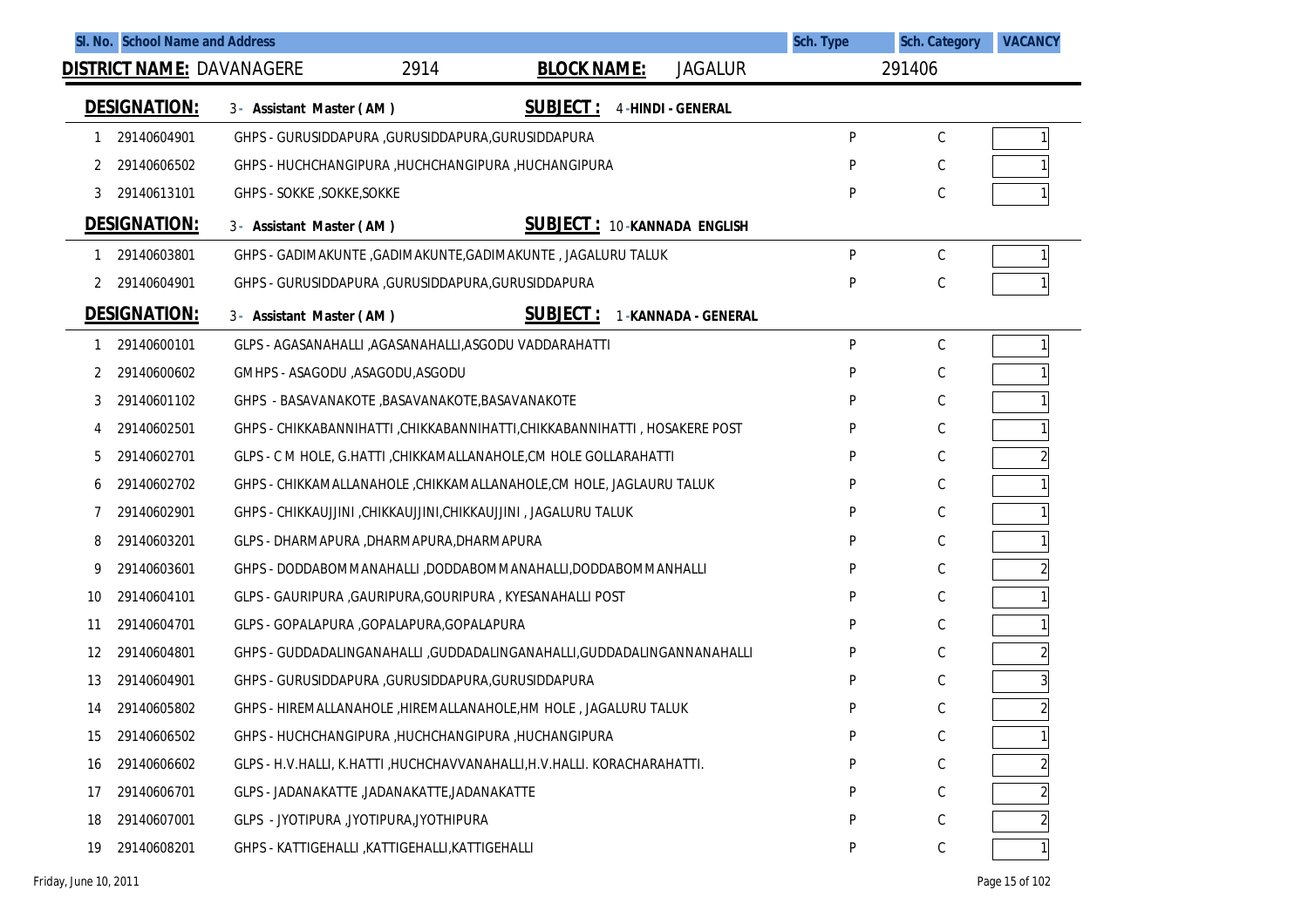| Sl. No. | School Name and Address | | Sch. Type | Sch. Category | VACANCY |
|---|---|---|---|---|---|

**DISTRICT NAME:** DAVANAGERE 2914 **BLOCK NAME:** JAGALUR 291406

**DESIGNATION:** 3 - Assistant Master ( AM ) **SUBJECT :** 4 -HINDI - GENERAL

| Sl. No. | Code | School Name and Address | Sch. Type | Sch. Category | VACANCY |
|---|---|---|---|---|---|
| 1 | 29140604901 | GHPS - GURUSIDDAPURA ,GURUSIDDAPURA,GURUSIDDAPURA | P | C | 1 |
| 2 | 29140606502 | GHPS - HUCHCHANGIPURA ,HUCHCHANGIPURA ,HUCHANGIPURA | P | C | 1 |
| 3 | 29140613101 | GHPS - SOKKE ,SOKKE,SOKKE | P | C | 1 |

**DESIGNATION:** 3 - Assistant Master ( AM ) **SUBJECT :** 10 -KANNADA ENGLISH

| Sl. No. | Code | School Name and Address | Sch. Type | Sch. Category | VACANCY |
|---|---|---|---|---|---|
| 1 | 29140603801 | GHPS - GADIMAKUNTE ,GADIMAKUNTE,GADIMAKUNTE , JAGALURU TALUK | P | C | 1 |
| 2 | 29140604901 | GHPS - GURUSIDDAPURA ,GURUSIDDAPURA,GURUSIDDAPURA | P | C | 1 |

**DESIGNATION:** 3 - Assistant Master ( AM ) **SUBJECT :** 1 -KANNADA - GENERAL

| Sl. No. | Code | School Name and Address | Sch. Type | Sch. Category | VACANCY |
|---|---|---|---|---|---|
| 1 | 29140600101 | GLPS - AGASANAHALLI ,AGASANAHALLI,ASGODU VADDARAHATTI | P | C | 1 |
| 2 | 29140600602 | GMHPS - ASAGODU ,ASAGODU,ASGODU | P | C | 1 |
| 3 | 29140601102 | GHPS - BASAVANAKOTE ,BASAVANAKOTE,BASAVANAKOTE | P | C | 1 |
| 4 | 29140602501 | GHPS - CHIKKABANNIHATTI ,CHIKKABANNIHATTI,CHIKKABANNIHATTI , HOSAKERE POST | P | C | 1 |
| 5 | 29140602701 | GLPS - C M HOLE, G.HATTI ,CHIKKAMALLANAHOLE,CM HOLE GOLLARAHATTI | P | C | 2 |
| 6 | 29140602702 | GHPS - CHIKKAMALLANAHOLE ,CHIKKAMALLANAHOLE,CM HOLE, JAGLAURU TALUK | P | C | 1 |
| 7 | 29140602901 | GHPS - CHIKKAUJJINI ,CHIKKAUJJINI,CHIKKAUJJINI , JAGALURU TALUK | P | C | 1 |
| 8 | 29140603201 | GLPS - DHARMAPURA ,DHARMAPURA,DHARMAPURA | P | C | 1 |
| 9 | 29140603601 | GHPS - DODDABOMMANAHALLI ,DODDABOMMANAHALLI,DODDABOMMANHALLI | P | C | 2 |
| 10 | 29140604101 | GLPS - GAURIPURA ,GAURIPURA,GOURIPURA , KYESANAHALLI POST | P | C | 1 |
| 11 | 29140604701 | GLPS - GOPALAPURA ,GOPALAPURA,GOPALAPURA | P | C | 1 |
| 12 | 29140604801 | GHPS - GUDDADALINGANAHALLI ,GUDDADALINGANAHALLI,GUDDADALINGANNANAHALLI | P | C | 2 |
| 13 | 29140604901 | GHPS - GURUSIDDAPURA ,GURUSIDDAPURA,GURUSIDDAPURA | P | C | 3 |
| 14 | 29140605802 | GHPS - HIREMALLANAHOLE ,HIREMALLANAHOLE,HM HOLE , JAGALURU TALUK | P | C | 2 |
| 15 | 29140606502 | GHPS - HUCHCHANGIPURA ,HUCHCHANGIPURA ,HUCHANGIPURA | P | C | 1 |
| 16 | 29140606602 | GLPS - H.V.HALLI, K.HATTI ,HUCHCHAVVANAHALLI,H.V.HALLI. KORACHARAHATTI. | P | C | 2 |
| 17 | 29140606701 | GLPS - JADANAKATTE ,JADANAKATTE,JADANAKATTE | P | C | 2 |
| 18 | 29140607001 | GLPS - JYOTIPURA ,JYOTIPURA,JYOTHIPURA | P | C | 2 |
| 19 | 29140608201 | GHPS - KATTIGEHALLI ,KATTIGEHALLI,KATTIGEHALLI | P | C | 1 |

Friday, June 10, 2011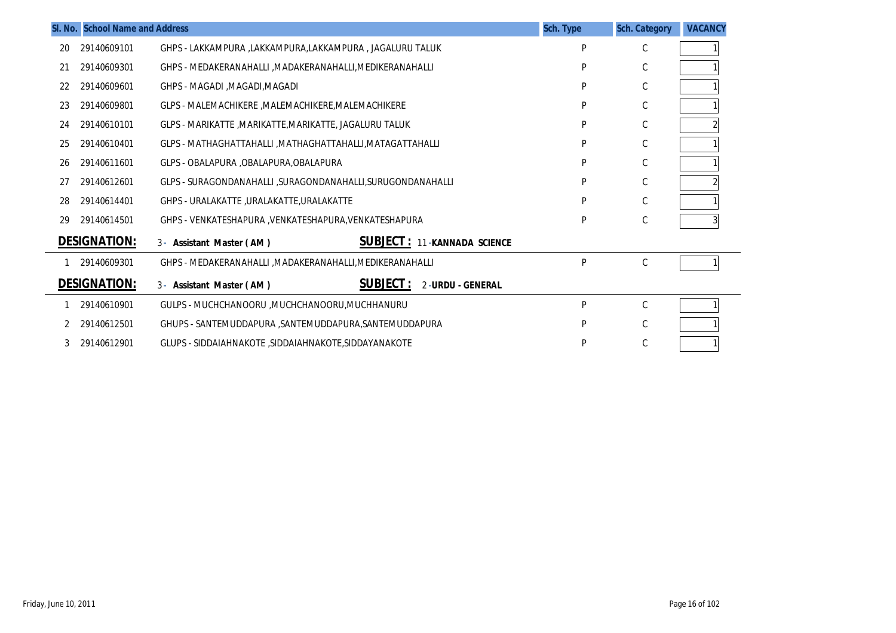| Sl. No. | School Name and Address | | Sch. Type | Sch. Category | VACANCY |
|---|---|---|---|---|---|
| 20 | 29140609101 | GHPS - LAKKAMPURA ,LAKKAMPURA,LAKKAMPURA , JAGALURU TALUK | P | C | 1 |
| 21 | 29140609301 | GHPS - MEDAKERANAHALLI ,MADAKERANAHALLI,MEDIKERANAHALLI | P | C | 1 |
| 22 | 29140609601 | GHPS - MAGADI ,MAGADI,MAGADI | P | C | 1 |
| 23 | 29140609801 | GLPS - MALEMACHIKERE ,MALEMACHIKERE,MALEMACHIKERE | P | C | 1 |
| 24 | 29140610101 | GLPS - MARIKATTE ,MARIKATTE,MARIKATTE, JAGALURU TALUK | P | C | 2 |
| 25 | 29140610401 | GLPS - MATHAGHATTAHALLI ,MATHAGHATTAHALLI,MATAGATTAHALLI | P | C | 1 |
| 26 | 29140611601 | GLPS - OBALAPURA ,OBALAPURA,OBALAPURA | P | C | 1 |
| 27 | 29140612601 | GLPS - SURAGONDANAHALLI ,SURAGONDANAHALLI,SURUGONDANAHALLI | P | C | 2 |
| 28 | 29140614401 | GHPS - URALAKATTE ,URALAKATTE,URALAKATTE | P | C | 1 |
| 29 | 29140614501 | GHPS - VENKATESHAPURA ,VENKATESHAPURA,VENKATESHAPURA | P | C | 3 |

**DESIGNATION:** 3- **Assistant Master ( AM )** **SUBJECT :** 11-**KANNADA SCIENCE**

| Sl. No. | School Name and Address | | Sch. Type | Sch. Category | VACANCY |
|---|---|---|---|---|---|
| 1 | 29140609301 | GHPS - MEDAKERANAHALLI ,MADAKERANAHALLI,MEDIKERANAHALLI | P | C | 1 |

**DESIGNATION:** 3- **Assistant Master ( AM )** **SUBJECT :** 2-**URDU - GENERAL**

| Sl. No. | School Name and Address | | Sch. Type | Sch. Category | VACANCY |
|---|---|---|---|---|---|
| 1 | 29140610901 | GULPS - MUCHCHANOORU ,MUCHCHANOORU,MUCHHANURU | P | C | 1 |
| 2 | 29140612501 | GHUPS - SANTEMUDDAPURA ,SANTEMUDDAPURA,SANTEMUDDAPURA | P | C | 1 |
| 3 | 29140612901 | GLUPS - SIDDAIAHNAKOTE ,SIDDAIAHNAKOTE,SIDDAYANAKOTE | P | C | 1 |

Friday, June 10, 2011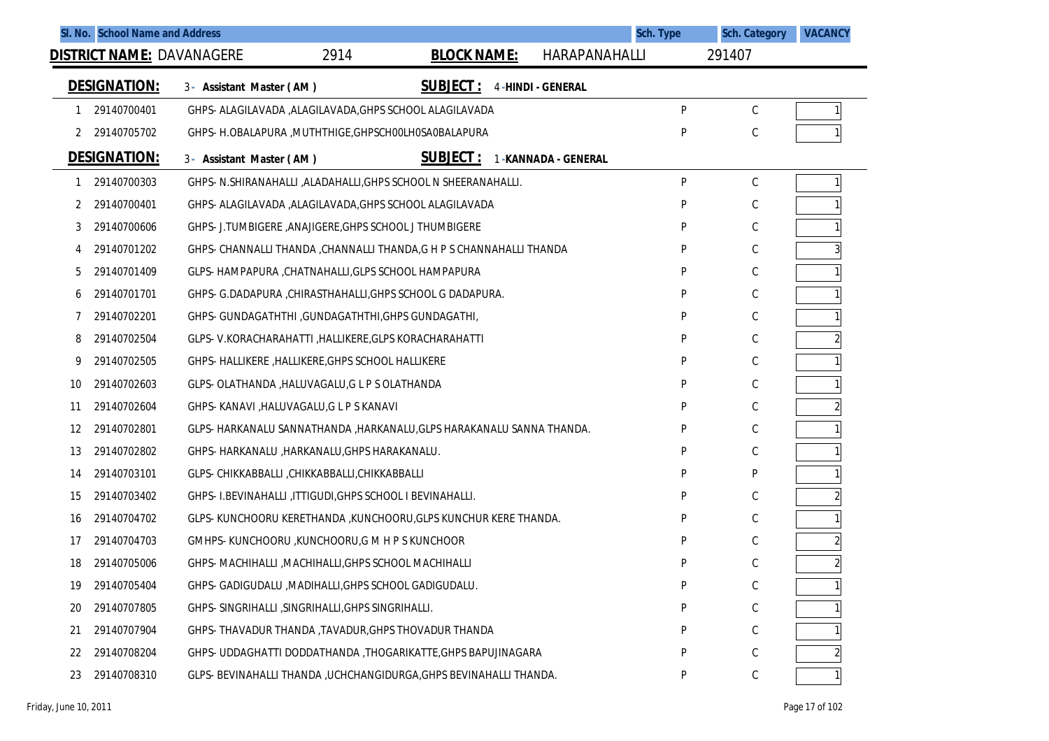| Sl. No. | School Name and Address | | Sch. Type | Sch. Category | VACANCY |
|---|---|---|---|---|---|

**DISTRICT NAME:** DAVANAGERE 2914 **BLOCK NAME:** HARAPANAHALLI 291407

**DESIGNATION:** 3 - Assistant Master ( AM ) **SUBJECT :** 4 -HINDI - GENERAL

| Sl. No. | Code | School Name and Address | Sch. Type | Sch. Category | VACANCY |
|---|---|---|---|---|---|
| 1 | 29140700401 | GHPS- ALAGILAVADA ,ALAGILAVADA,GHPS SCHOOL ALAGILAVADA | P | C | 1 |
| 2 | 29140705702 | GHPS- H.OBALAPURA ,MUTHTHIGE,GHPSCH00LH0SA0BALAPURA | P | C | 1 |

**DESIGNATION:** 3 - Assistant Master ( AM ) **SUBJECT :** 1 -KANNADA - GENERAL

| Sl. No. | Code | School Name and Address | Sch. Type | Sch. Category | VACANCY |
|---|---|---|---|---|---|
| 1 | 29140700303 | GHPS- N.SHIRANAHALLI ,ALADAHALLI,GHPS SCHOOL N SHEERANAHALLI. | P | C | 1 |
| 2 | 29140700401 | GHPS- ALAGILAVADA ,ALAGILAVADA,GHPS SCHOOL ALAGILAVADA | P | C | 1 |
| 3 | 29140700606 | GHPS- J.TUMBIGERE ,ANAJIGERE,GHPS SCHOOL J THUMBIGERE | P | C | 1 |
| 4 | 29140701202 | GHPS- CHANNALLI THANDA ,CHANNALLI THANDA,G H P S CHANNAHALLI THANDA | P | C | 3 |
| 5 | 29140701409 | GLPS- HAMPAPURA ,CHATNAHALLI,GLPS SCHOOL HAMPAPURA | P | C | 1 |
| 6 | 29140701701 | GHPS- G.DADAPURA ,CHIRASTHAHALLI,GHPS SCHOOL G DADAPURA. | P | C | 1 |
| 7 | 29140702201 | GHPS- GUNDAGATHTHI ,GUNDAGATHTHI,GHPS GUNDAGATHI, | P | C | 1 |
| 8 | 29140702504 | GLPS- V.KORACHARAHATTI ,HALLIKERE,GLPS KORACHARAHATTI | P | C | 2 |
| 9 | 29140702505 | GHPS- HALLIKERE ,HALLIKERE,GHPS SCHOOL HALLIKERE | P | C | 1 |
| 10 | 29140702603 | GLPS- OLATHANDA ,HALUVAGALU,G L P S OLATHANDA | P | C | 1 |
| 11 | 29140702604 | GHPS- KANAVI ,HALUVAGALU,G L P S KANAVI | P | C | 2 |
| 12 | 29140702801 | GLPS- HARKANALU SANNATHANDA ,HARKANALU,GLPS HARAKANALU SANNA THANDA. | P | C | 1 |
| 13 | 29140702802 | GHPS- HARKANALU ,HARKANALU,GHPS HARAKANALU. | P | C | 1 |
| 14 | 29140703101 | GLPS- CHIKKABBALLI ,CHIKKABBALLI,CHIKKABBALLI | P | P | 1 |
| 15 | 29140703402 | GHPS- I.BEVINAHALLI ,ITTIGUDI,GHPS SCHOOL I BEVINAHALLI. | P | C | 2 |
| 16 | 29140704702 | GLPS- KUNCHOORU KERETHANDA ,KUNCHOORU,GLPS KUNCHUR KERE THANDA. | P | C | 1 |
| 17 | 29140704703 | GMHPS- KUNCHOORU ,KUNCHOORU,G M H P S KUNCHOOR | P | C | 2 |
| 18 | 29140705006 | GHPS- MACHIHALLI ,MACHIHALLI,GHPS SCHOOL MACHIHALLI | P | C | 2 |
| 19 | 29140705404 | GHPS- GADIGUDALU ,MADIHALLI,GHPS SCHOOL GADIGUDALU. | P | C | 1 |
| 20 | 29140707805 | GHPS- SINGRIHALLI ,SINGRIHALLI,GHPS SINGRIHALLI. | P | C | 1 |
| 21 | 29140707904 | GHPS- THAVADUR THANDA ,TAVADUR,GHPS THOVADUR THANDA | P | C | 1 |
| 22 | 29140708204 | GHPS- UDDAGHATTI DODDATHANDA ,THOGARIKATTE,GHPS BAPUJINAGARA | P | C | 2 |
| 23 | 29140708310 | GLPS- BEVINAHALLI THANDA ,UCHCHANGIDURGA,GHPS BEVINAHALLI THANDA. | P | C | 1 |

Friday, June 10, 2011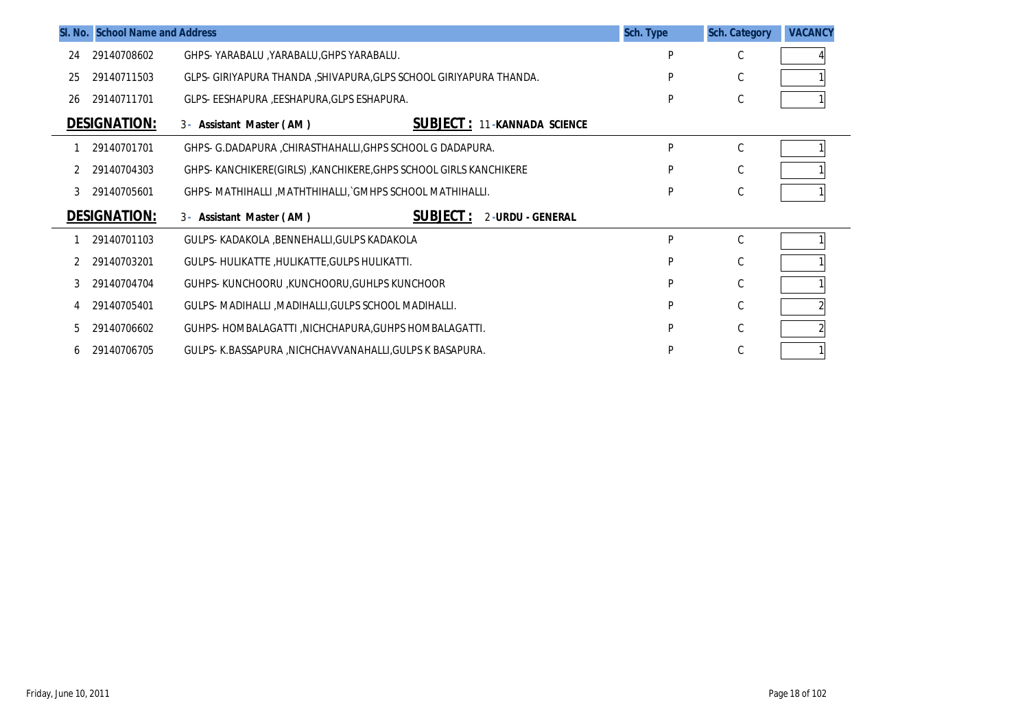| Sl. No. | School Name and Address | | Sch. Type | Sch. Category | VACANCY |
|---|---|---|---|---|---|
| 24 | 29140708602 | GHPS- YARABALU ,YARABALU,GHPS YARABALU. | P | C | 4 |
| 25 | 29140711503 | GLPS- GIRIYAPURA THANDA ,SHIVAPURA,GLPS SCHOOL GIRIYAPURA THANDA. | P | C | 1 |
| 26 | 29140711701 | GLPS- EESHAPURA ,EESHAPURA,GLPS ESHAPURA. | P | C | 1 |

**DESIGNATION:** 3 - Assistant Master ( AM ) **SUBJECT :** 11 -KANNADA SCIENCE

| Sl. No. | | School Name and Address | Sch. Type | Sch. Category | VACANCY |
|---|---|---|---|---|---|
| 1 | 29140701701 | GHPS- G.DADAPURA ,CHIRASTHAHALLI,GHPS SCHOOL G DADAPURA. | P | C | 1 |
| 2 | 29140704303 | GHPS- KANCHIKERE(GIRLS) ,KANCHIKERE,GHPS SCHOOL GIRLS KANCHIKERE | P | C | 1 |
| 3 | 29140705601 | GHPS- MATHIHALLI ,MATHTHIHALLI,`GMHPS SCHOOL MATHIHALLI. | P | C | 1 |

**DESIGNATION:** 3 - Assistant Master ( AM ) **SUBJECT :** 2 -URDU - GENERAL

| Sl. No. | | School Name and Address | Sch. Type | Sch. Category | VACANCY |
|---|---|---|---|---|---|
| 1 | 29140701103 | GULPS- KADAKOLA ,BENNEHALLI,GULPS KADAKOLA | P | C | 1 |
| 2 | 29140703201 | GULPS- HULIKATTE ,HULIKATTE,GULPS HULIKATTI. | P | C | 1 |
| 3 | 29140704704 | GUHPS- KUNCHOORU ,KUNCHOORU,GUHLPS KUNCHOOR | P | C | 1 |
| 4 | 29140705401 | GULPS- MADIHALLI ,MADIHALLI,GULPS SCHOOL MADIHALLI. | P | C | 2 |
| 5 | 29140706602 | GUHPS- HOMBALAGATTI ,NICHCHAPURA,GUHPS HOMBALAGATTI. | P | C | 2 |
| 6 | 29140706705 | GULPS- K.BASSAPURA ,NICHCHAVVANAHALLI,GULPS K BASAPURA. | P | C | 1 |

Friday, June 10, 2011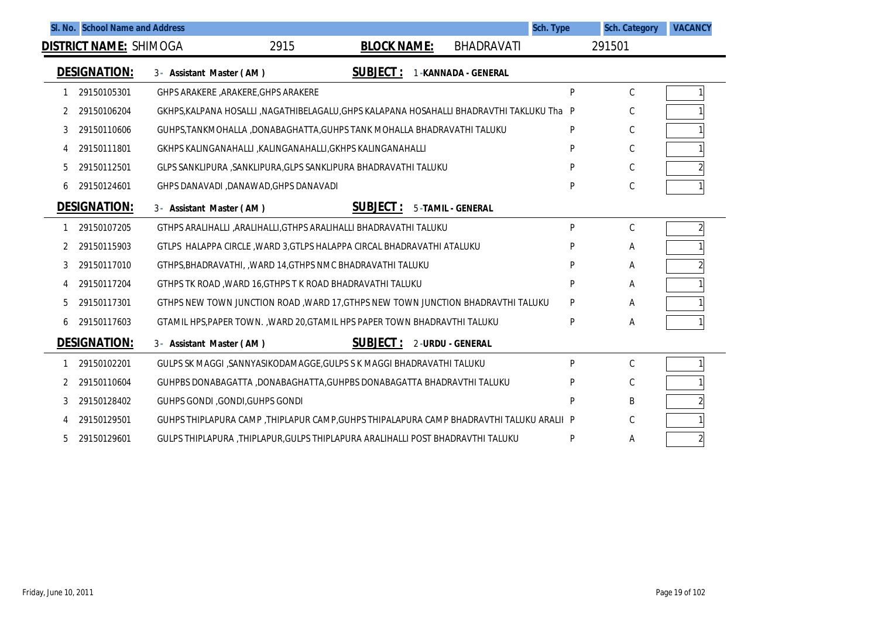| Sl. No. | School Name and Address | | Sch. Type | Sch. Category | VACANCY |
|---|---|---|---|---|---|

**DISTRICT NAME:** SHIMOGA 2915 **BLOCK NAME:** BHADRAVATI 291501

**DESIGNATION:** 3 - Assistant Master ( AM ) **SUBJECT :** 1 -KANNADA - GENERAL

| Sl. No. | Code | School Name and Address | Sch. Type | Sch. Category | VACANCY |
|---|---|---|---|---|---|
| 1 | 29150105301 | GHPS ARAKERE ,ARAKERE,GHPS ARAKERE | P | C | 1 |
| 2 | 29150106204 | GKHPS,KALPANA HOSALLI ,NAGATHIBELAGALU,GHPS KALAPANA HOSAHALLI BHADRAVTHI TAKLUKU Tha | P | C | 1 |
| 3 | 29150110606 | GUHPS,TANKMOHALLA ,DONABAGHATTA,GUHPS TANK MOHALLA BHADRAVATHI TALUKU | P | C | 1 |
| 4 | 29150111801 | GKHPS KALINGANAHALLI ,KALINGANAHALLI,GKHPS KALINGANAHALLI | P | C | 1 |
| 5 | 29150112501 | GLPS SANKLIPURA ,SANKLIPURA,GLPS SANKLIPURA BHADRAVATHI TALUKU | P | C | 2 |
| 6 | 29150124601 | GHPS DANAVADI ,DANAWAD,GHPS DANAVADI | P | C | 1 |

**DESIGNATION:** 3 - Assistant Master ( AM ) **SUBJECT :** 5 -TAMIL - GENERAL

| Sl. No. | Code | School Name and Address | Sch. Type | Sch. Category | VACANCY |
|---|---|---|---|---|---|
| 1 | 29150107205 | GTHPS ARALIHALLI ,ARALIHALLI,GTHPS ARALIHALLI BHADRAVATHI TALUKU | P | C | 2 |
| 2 | 29150115903 | GTLPS HALAPPA CIRCLE ,WARD 3,GTLPS HALAPPA CIRCAL BHADRAVATHI ATALUKU | P | A | 1 |
| 3 | 29150117010 | GTHPS,BHADRAVATHI, ,WARD 14,GTHPS NMC BHADRAVATHI TALUKU | P | A | 2 |
| 4 | 29150117204 | GTHPS TK ROAD ,WARD 16,GTHPS T K ROAD BHADRAVATHI TALUKU | P | A | 1 |
| 5 | 29150117301 | GTHPS NEW TOWN JUNCTION ROAD ,WARD 17,GTHPS NEW TOWN JUNCTION BHADRAVTHI TALUKU | P | A | 1 |
| 6 | 29150117603 | GTAMIL HPS,PAPER TOWN. ,WARD 20,GTAMIL HPS PAPER TOWN BHADRAVTHI TALUKU | P | A | 1 |

**DESIGNATION:** 3 - Assistant Master ( AM ) **SUBJECT :** 2 -URDU - GENERAL

| Sl. No. | Code | School Name and Address | Sch. Type | Sch. Category | VACANCY |
|---|---|---|---|---|---|
| 1 | 29150102201 | GULPS SK MAGGI ,SANNYASIKODAMAGGE,GULPS S K MAGGI BHADRAVATHI TALUKU | P | C | 1 |
| 2 | 29150110604 | GUHPBS DONABAGATTA ,DONABAGHATTA,GUHPBS DONABAGATTA BHADRAVTHI TALUKU | P | C | 1 |
| 3 | 29150128402 | GUHPS GONDI ,GONDI,GUHPS GONDI | P | B | 2 |
| 4 | 29150129501 | GUHPS THIPLAPURA CAMP ,THIPLAPUR CAMP,GUHPS THIPALAPURA CAMP BHADRAVTHI TALUKU ARALII | P | C | 1 |
| 5 | 29150129601 | GULPS THIPLAPURA ,THIPLAPUR,GULPS THIPLAPURA ARALIHALLI POST BHADRAVTHI TALUKU | P | A | 2 |

Friday, June 10, 2011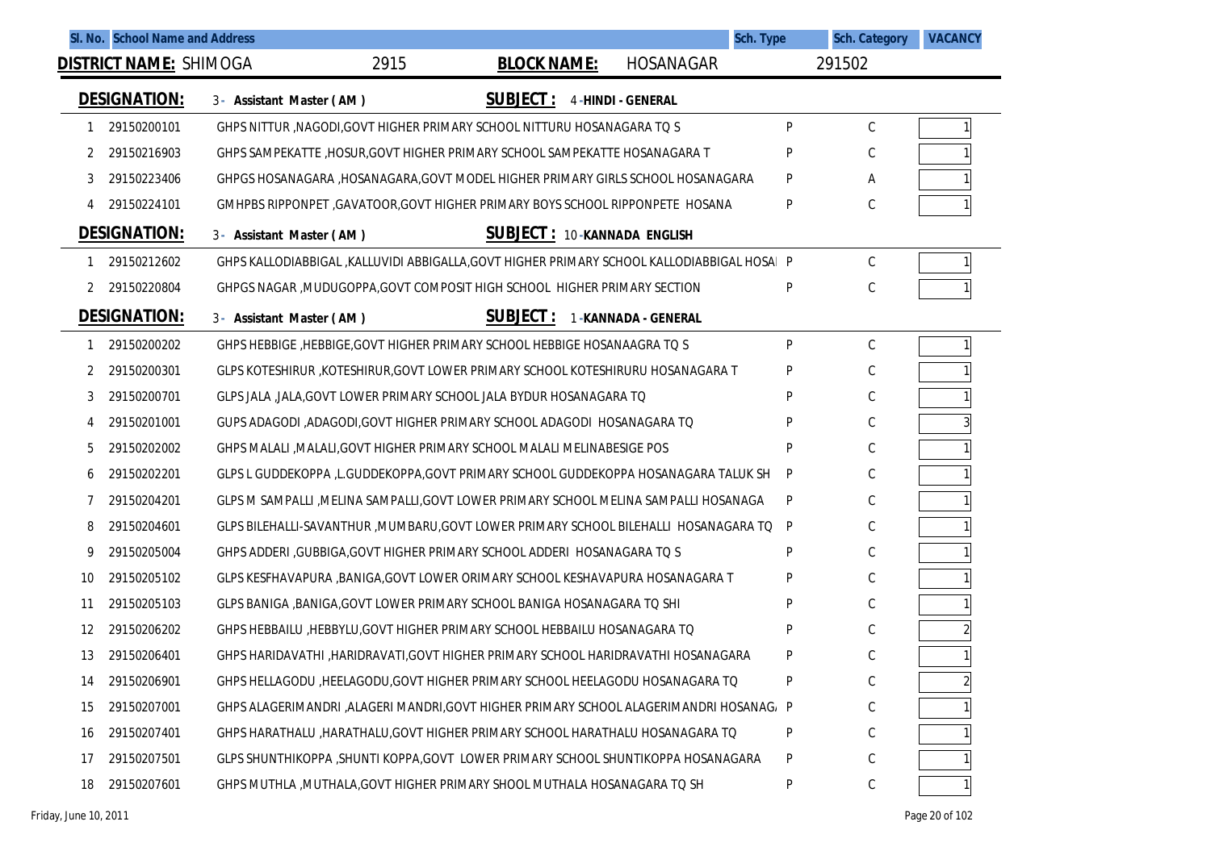| Sl. No. | School Name and Address | | Sch. Type | Sch. Category | VACANCY |
|---|---|---|---|---|---|

**DISTRICT NAME:** SHIMOGA 2915 **BLOCK NAME:** HOSANAGAR 291502

**DESIGNATION:** 3 - Assistant Master ( AM ) **SUBJECT :** 4 -HINDI - GENERAL

| Sl. No. | Code | School Name and Address | Sch. Type | Sch. Category | VACANCY |
|---|---|---|---|---|---|
| 1 | 29150200101 | GHPS NITTUR ,NAGODI,GOVT HIGHER PRIMARY SCHOOL NITTURU HOSANAGARA TQ S | P | C | 1 |
| 2 | 29150216903 | GHPS SAMPEKATTE ,HOSUR,GOVT HIGHER PRIMARY SCHOOL SAMPEKATTE HOSANAGARA T | P | C | 1 |
| 3 | 29150223406 | GHPGS HOSANAGARA ,HOSANAGARA,GOVT MODEL HIGHER PRIMARY GIRLS SCHOOL HOSANAGARA | P | A | 1 |
| 4 | 29150224101 | GMHPBS RIPPONPET ,GAVATOOR,GOVT HIGHER PRIMARY BOYS SCHOOL RIPPONPETE HOSANA | P | C | 1 |

**DESIGNATION:** 3 - Assistant Master ( AM ) **SUBJECT :** 10 -KANNADA ENGLISH

| Sl. No. | Code | School Name and Address | Sch. Type | Sch. Category | VACANCY |
|---|---|---|---|---|---|
| 1 | 29150212602 | GHPS KALLODIABBIGAL ,KALLUVIDI ABBIGALLA,GOVT HIGHER PRIMARY SCHOOL KALLODIABBIGAL HOSAI | P | C | 1 |
| 2 | 29150220804 | GHPGS NAGAR ,MUDUGOPPA,GOVT COMPOSIT HIGH SCHOOL HIGHER PRIMARY SECTION | P | C | 1 |

**DESIGNATION:** 3 - Assistant Master ( AM ) **SUBJECT :** 1 -KANNADA - GENERAL

| Sl. No. | Code | School Name and Address | Sch. Type | Sch. Category | VACANCY |
|---|---|---|---|---|---|
| 1 | 29150200202 | GHPS HEBBIGE ,HEBBIGE,GOVT HIGHER PRIMARY SCHOOL HEBBIGE HOSANAAGRA TQ S | P | C | 1 |
| 2 | 29150200301 | GLPS KOTESHIRUR ,KOTESHIRUR,GOVT LOWER PRIMARY SCHOOL KOTESHIRURU HOSANAGARA T | P | C | 1 |
| 3 | 29150200701 | GLPS JALA ,JALA,GOVT LOWER PRIMARY SCHOOL JALA BYDUR HOSANAGARA TQ | P | C | 1 |
| 4 | 29150201001 | GUPS ADAGODI ,ADAGODI,GOVT HIGHER PRIMARY SCHOOL ADAGODI HOSANAGARA TQ | P | C | 3 |
| 5 | 29150202002 | GHPS MALALI ,MALALI,GOVT HIGHER PRIMARY SCHOOL MALALI MELINABESIGE POS | P | C | 1 |
| 6 | 29150202201 | GLPS L GUDDEKOPPA ,L.GUDDEKOPPA,GOVT PRIMARY SCHOOL GUDDEKOPPA HOSANAGARA TALUK SH | P | C | 1 |
| 7 | 29150204201 | GLPS M SAMPALLI ,MELINA SAMPALLI,GOVT LOWER PRIMARY SCHOOL MELINA SAMPALLI HOSANAGA | P | C | 1 |
| 8 | 29150204601 | GLPS BILEHALLI-SAVANTHUR ,MUMBARU,GOVT LOWER PRIMARY SCHOOL BILEHALLI HOSANAGARA TQ | P | C | 1 |
| 9 | 29150205004 | GHPS ADDERI ,GUBBIGA,GOVT HIGHER PRIMARY SCHOOL ADDERI HOSANAGARA TQ S | P | C | 1 |
| 10 | 29150205102 | GLPS KESFHAVAPURA ,BANIGA,GOVT LOWER ORIMARY SCHOOL KESHAVAPURA HOSANAGARA T | P | C | 1 |
| 11 | 29150205103 | GLPS BANIGA ,BANIGA,GOVT LOWER PRIMARY SCHOOL BANIGA HOSANAGARA TQ SHI | P | C | 1 |
| 12 | 29150206202 | GHPS HEBBAILU ,HEBBYLU,GOVT HIGHER PRIMARY SCHOOL HEBBAILU HOSANAGARA TQ | P | C | 2 |
| 13 | 29150206401 | GHPS HARIDAVATHI ,HARIDRAVATI,GOVT HIGHER PRIMARY SCHOOL HARIDRAVATHI HOSANAGARA | P | C | 1 |
| 14 | 29150206901 | GHPS HELLAGODU ,HEELAGODU,GOVT HIGHER PRIMARY SCHOOL HEELAGODU HOSANAGARA TQ | P | C | 2 |
| 15 | 29150207001 | GHPS ALAGERIMANDRI ,ALAGERI MANDRI,GOVT HIGHER PRIMARY SCHOOL ALAGERIMANDRI HOSANAG/ | P | C | 1 |
| 16 | 29150207401 | GHPS HARATHALU ,HARATHALU,GOVT HIGHER PRIMARY SCHOOL HARATHALU HOSANAGARA TQ | P | C | 1 |
| 17 | 29150207501 | GLPS SHUNTHIKOPPA ,SHUNTI KOPPA,GOVT LOWER PRIMARY SCHOOL SHUNTIKOPPA HOSANAGARA | P | C | 1 |
| 18 | 29150207601 | GHPS MUTHLA ,MUTHALA,GOVT HIGHER PRIMARY SHOOL MUTHALA HOSANAGARA TQ SH | P | C | 1 |

Friday, June 10, 2011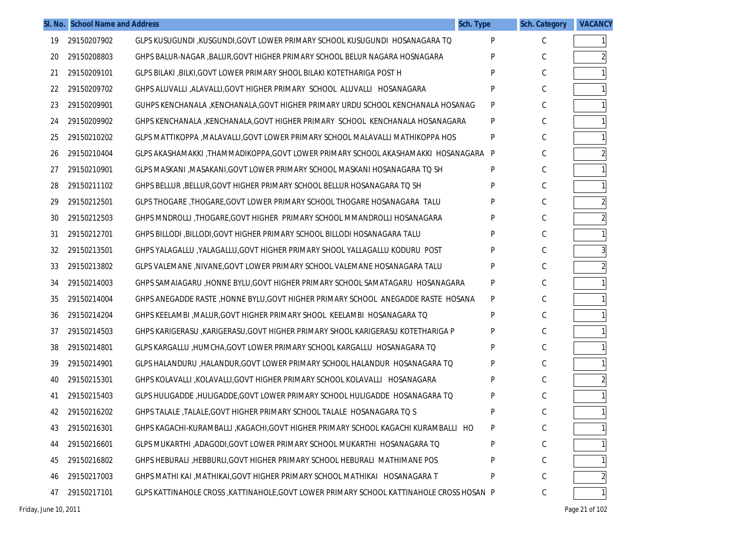| Sl. No. | School Name and Address | | Sch. Type | Sch. Category | VACANCY |
|---|---|---|---|---|---|
| 19 | 29150207902 | GLPS KUSUGUNDI ,KUSGUNDI,GOVT LOWER PRIMARY SCHOOL KUSUGUNDI HOSANAGARA TQ | P | C | 1 |
| 20 | 29150208803 | GHPS BALUR-NAGAR ,BALUR,GOVT HIGHER PRIMARY SCHOOL BELUR NAGARA HOSNAGARA | P | C | 2 |
| 21 | 29150209101 | GLPS BILAKI ,BILKI,GOVT LOWER PRIMARY SHOOL BILAKI KOTETHARIGA POST H | P | C | 1 |
| 22 | 29150209702 | GHPS ALUVALLI ,ALAVALLI,GOVT HIGHER PRIMARY SCHOOL ALUVALLI HOSANAGARA | P | C | 1 |
| 23 | 29150209901 | GUHPS KENCHANALA ,KENCHANALA,GOVT HIGHER PRIMARY URDU SCHOOL KENCHANALA HOSANAG | P | C | 1 |
| 24 | 29150209902 | GHPS KENCHANALA ,KENCHANALA,GOVT HIGHER PRIMARY SCHOOL KENCHANALA HOSANAGARA | P | C | 1 |
| 25 | 29150210202 | GLPS MATTIKOPPA ,MALAVALLI,GOVT LOWER PRIMARY SCHOOL MALAVALLI MATHIKOPPA HOS | P | C | 1 |
| 26 | 29150210404 | GLPS AKASHAMAKKI ,THAMMADIKOPPA,GOVT LOWER PRIMARY SCHOOL AKASHAMAKKI HOSANAGARA | P | C | 2 |
| 27 | 29150210901 | GLPS MASKANI ,MASAKANI,GOVT LOWER PRIMARY SCHOOL MASKANI HOSANAGARA TQ SH | P | C | 1 |
| 28 | 29150211102 | GHPS BELLUR ,BELLUR,GOVT HIGHER PRIMARY SCHOOL BELLUR HOSANAGARA TQ SH | P | C | 1 |
| 29 | 29150212501 | GLPS THOGARE ,THOGARE,GOVT LOWER PRIMARY SCHOOL THOGARE HOSANAGARA TALU | P | C | 2 |
| 30 | 29150212503 | GHPS MNDROLLI ,THOGARE,GOVT HIGHER PRIMARY SCHOOL MMANDROLLI HOSANAGARA | P | C | 2 |
| 31 | 29150212701 | GHPS BILLODI ,BILLODI,GOVT HIGHER PRIMARY SCHOOL BILLODI HOSANAGARA TALU | P | C | 1 |
| 32 | 29150213501 | GHPS YALAGALLU ,YALAGALLU,GOVT HIGHER PRIMARY SHOOL YALLAGALLU KODURU POST | P | C | 3 |
| 33 | 29150213802 | GLPS VALEMANE ,NIVANE,GOVT LOWER PRIMARY SCHOOL VALEMANE HOSANAGARA TALU | P | C | 2 |
| 34 | 29150214003 | GHPS SAMAIAGARU ,HONNE BYLU,GOVT HIGHER PRIMARY SCHOOL SAMATAGARU HOSANAGARA | P | C | 1 |
| 35 | 29150214004 | GHPS ANEGADDE RASTE ,HONNE BYLU,GOVT HIGHER PRIMARY SCHOOL ANEGADDE RASTE HOSANA | P | C | 1 |
| 36 | 29150214204 | GHPS KEELAMBI ,MALUR,GOVT HIGHER PRIMARY SHOOL KEELAMBI HOSANAGARA TQ | P | C | 1 |
| 37 | 29150214503 | GHPS KARIGERASU ,KARIGERASU,GOVT HIGHER PRIMARY SHOOL KARIGERASU KOTETHARIGA P | P | C | 1 |
| 38 | 29150214801 | GLPS KARGALLU ,HUMCHA,GOVT LOWER PRIMARY SCHOOL KARGALLU HOSANAGARA TQ | P | C | 1 |
| 39 | 29150214901 | GLPS HALANDURU ,HALANDUR,GOVT LOWER PRIMARY SCHOOL HALANDUR HOSANAGARA TQ | P | C | 1 |
| 40 | 29150215301 | GHPS KOLAVALLI ,KOLAVALLI,GOVT HIGHER PRIMARY SCHOOL KOLAVALLI HOSANAGARA | P | C | 2 |
| 41 | 29150215403 | GLPS HULIGADDE ,HULIGADDE,GOVT LOWER PRIMARY SCHOOL HULIGADDE HOSANAGARA TQ | P | C | 1 |
| 42 | 29150216202 | GHPS TALALE ,TALALE,GOVT HIGHER PRIMARY SCHOOL TALALE HOSANAGARA TQ S | P | C | 1 |
| 43 | 29150216301 | GHPS KAGACHI-KURAMBALLI ,KAGACHI,GOVT HIGHER PRIMARY SCHOOL KAGACHI KURAMBALLI HO | P | C | 1 |
| 44 | 29150216601 | GLPS MUKARTHI ,ADAGODI,GOVT LOWER PRIMARY SCHOOL MUKARTHI HOSANAGARA TQ | P | C | 1 |
| 45 | 29150216802 | GHPS HEBURALI ,HEBBURLI,GOVT HIGHER PRIMARY SCHOOL HEBURALI MATHIMANE POS | P | C | 1 |
| 46 | 29150217003 | GHPS MATHI KAI ,MATHIKAI,GOVT HIGHER PRIMARY SCHOOL MATHIKAI HOSANAGARA T | P | C | 2 |
| 47 | 29150217101 | GLPS KATTINAHOLE CROSS ,KATTINAHOLE,GOVT LOWER PRIMARY SCHOOL KATTINAHOLE CROSS HOSAN | P | C | 1 |

Friday, June 10, 2011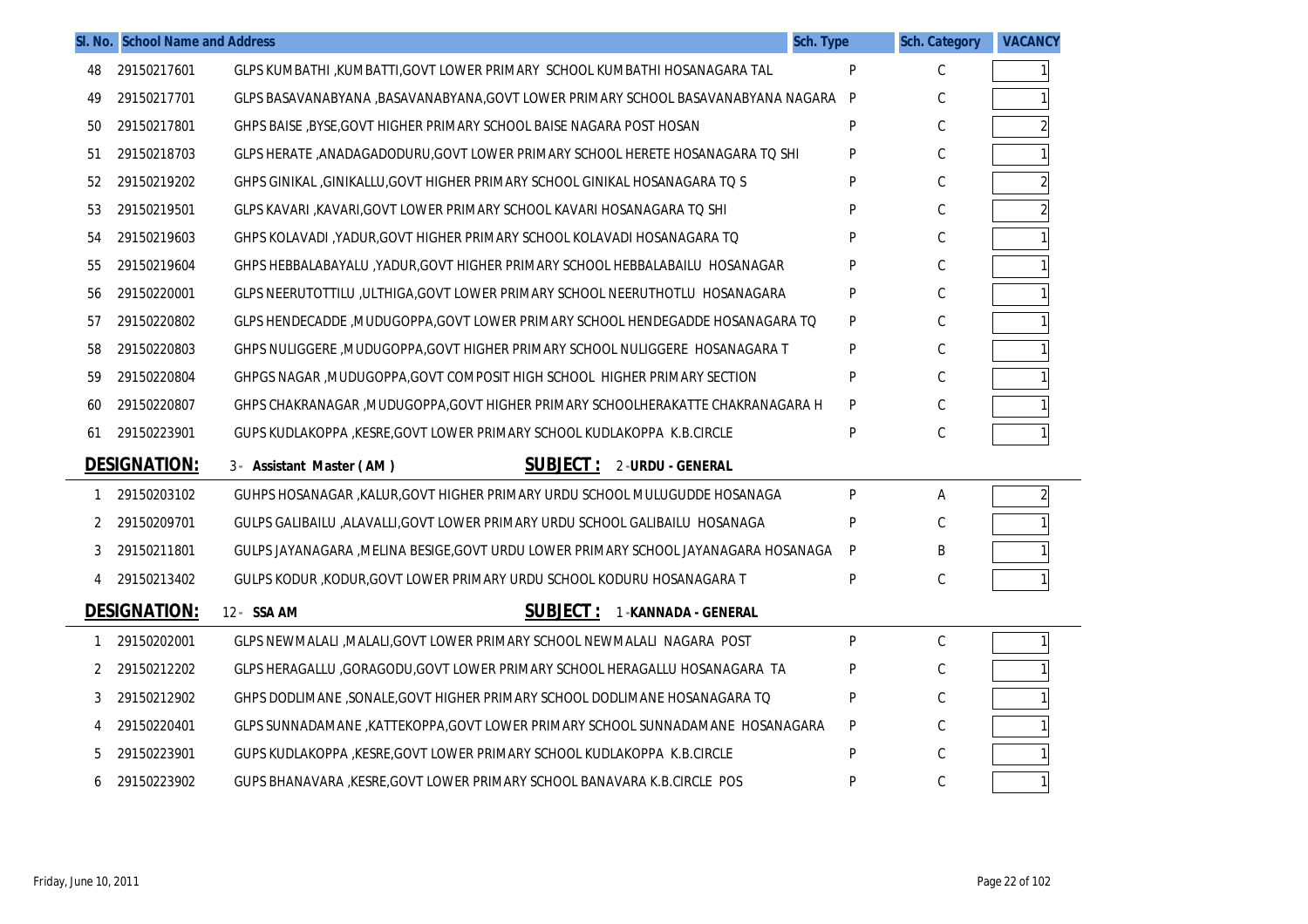| Sl. No. | School Name and Address | | Sch. Type | Sch. Category | VACANCY |
|---|---|---|---|---|---|
| 48 | 29150217601 | GLPS KUMBATHI ,KUMBATTI,GOVT LOWER PRIMARY SCHOOL KUMBATHI HOSANAGARA TAL | P | C | 1 |
| 49 | 29150217701 | GLPS BASAVANABYANA ,BASAVANABYANA,GOVT LOWER PRIMARY SCHOOL BASAVANABYANA NAGARA | P | C | 1 |
| 50 | 29150217801 | GHPS BAISE ,BYSE,GOVT HIGHER PRIMARY SCHOOL BAISE NAGARA POST HOSAN | P | C | 2 |
| 51 | 29150218703 | GLPS HERATE ,ANADAGADODURU,GOVT LOWER PRIMARY SCHOOL HERETE HOSANAGARA TQ SHI | P | C | 1 |
| 52 | 29150219202 | GHPS GINIKAL ,GINIKALLU,GOVT HIGHER PRIMARY SCHOOL GINIKAL HOSANAGARA TQ S | P | C | 2 |
| 53 | 29150219501 | GLPS KAVARI ,KAVARI,GOVT LOWER PRIMARY SCHOOL KAVARI HOSANAGARA TQ SHI | P | C | 2 |
| 54 | 29150219603 | GHPS KOLAVADI ,YADUR,GOVT HIGHER PRIMARY SCHOOL KOLAVADI HOSANAGARA TQ | P | C | 1 |
| 55 | 29150219604 | GHPS HEBBALABAYALU ,YADUR,GOVT HIGHER PRIMARY SCHOOL HEBBALABAILU HOSANAGAR | P | C | 1 |
| 56 | 29150220001 | GLPS NEERUTOTTILU ,ULTHIGA,GOVT LOWER PRIMARY SCHOOL NEERUTHOTLU HOSANAGARA | P | C | 1 |
| 57 | 29150220802 | GLPS HENDECADDE ,MUDUGOPPA,GOVT LOWER PRIMARY SCHOOL HENDEGADDE HOSANAGARA TQ | P | C | 1 |
| 58 | 29150220803 | GHPS NULIGGERE ,MUDUGOPPA,GOVT HIGHER PRIMARY SCHOOL NULIGGERE HOSANAGARA T | P | C | 1 |
| 59 | 29150220804 | GHPGS NAGAR ,MUDUGOPPA,GOVT COMPOSIT HIGH SCHOOL HIGHER PRIMARY SECTION | P | C | 1 |
| 60 | 29150220807 | GHPS CHAKRANAGAR ,MUDUGOPPA,GOVT HIGHER PRIMARY SCHOOLHERAKATTE CHAKRANAGARA H | P | C | 1 |
| 61 | 29150223901 | GUPS KUDLAKOPPA ,KESRE,GOVT LOWER PRIMARY SCHOOL KUDLAKOPPA K.B.CIRCLE | P | C | 1 |

**DESIGNATION:** 3 - **Assistant Master ( AM )** **SUBJECT :** 2 -**URDU - GENERAL**

| Sl. No. | School Name and Address | | Sch. Type | Sch. Category | VACANCY |
|---|---|---|---|---|---|
| 1 | 29150203102 | GUHPS HOSANAGAR ,KALUR,GOVT HIGHER PRIMARY URDU SCHOOL MULUGUDDE HOSANAGA | P | A | 2 |
| 2 | 29150209701 | GULPS GALIBAILU ,ALAVALLI,GOVT LOWER PRIMARY URDU SCHOOL GALIBAILU HOSANAGA | P | C | 1 |
| 3 | 29150211801 | GULPS JAYANAGARA ,MELINA BESIGE,GOVT URDU LOWER PRIMARY SCHOOL JAYANAGARA HOSANAGA | P | B | 1 |
| 4 | 29150213402 | GULPS KODUR ,KODUR,GOVT LOWER PRIMARY URDU SCHOOL KODURU HOSANAGARA T | P | C | 1 |

**DESIGNATION:** 12 - **SSA AM** **SUBJECT :** 1 -**KANNADA - GENERAL**

| Sl. No. | School Name and Address | | Sch. Type | Sch. Category | VACANCY |
|---|---|---|---|---|---|
| 1 | 29150202001 | GLPS NEWMALALI ,MALALI,GOVT LOWER PRIMARY SCHOOL NEWMALALI NAGARA POST | P | C | 1 |
| 2 | 29150212202 | GLPS HERAGALLU ,GORAGODU,GOVT LOWER PRIMARY SCHOOL HERAGALLU HOSANAGARA TA | P | C | 1 |
| 3 | 29150212902 | GHPS DODLIMANE ,SONALE,GOVT HIGHER PRIMARY SCHOOL DODLIMANE HOSANAGARA TQ | P | C | 1 |
| 4 | 29150220401 | GLPS SUNNADAMANE ,KATTEKOPPA,GOVT LOWER PRIMARY SCHOOL SUNNADAMANE HOSANAGARA | P | C | 1 |
| 5 | 29150223901 | GUPS KUDLAKOPPA ,KESRE,GOVT LOWER PRIMARY SCHOOL KUDLAKOPPA K.B.CIRCLE | P | C | 1 |
| 6 | 29150223902 | GUPS BHANAVARA ,KESRE,GOVT LOWER PRIMARY SCHOOL BANAVARA K.B.CIRCLE POS | P | C | 1 |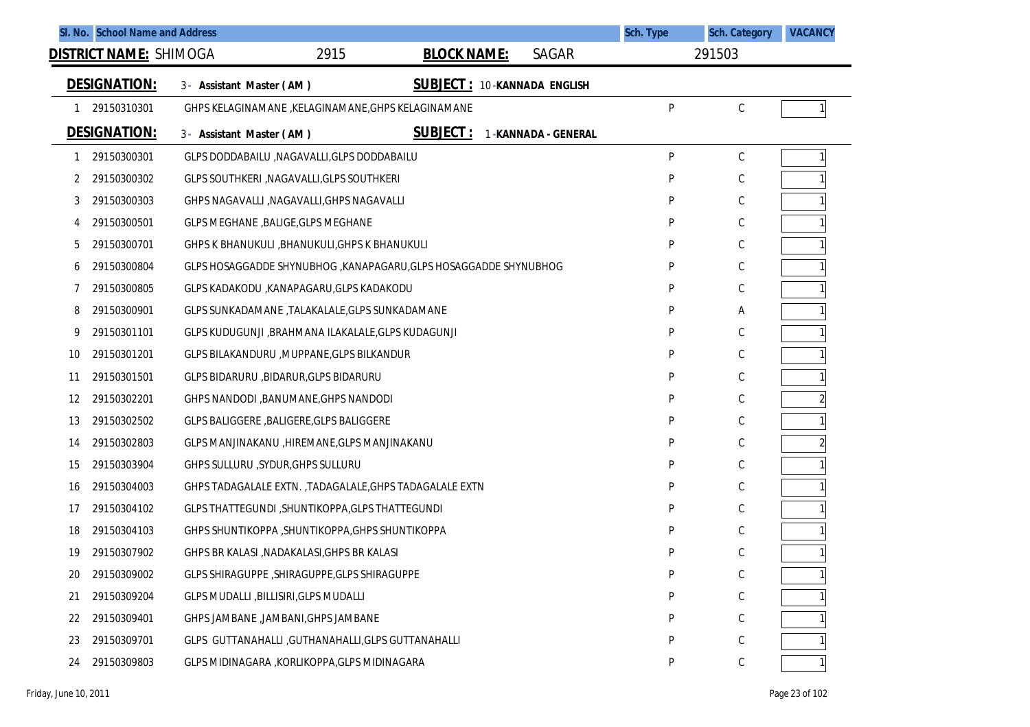| Sl. No. | School Name and Address | | Sch. Type | Sch. Category | VACANCY |
|---|---|---|---|---|---|

**DISTRICT NAME:** SHIMOGA 2915 **BLOCK NAME:** SAGAR 291503

**DESIGNATION:** 3 - Assistant Master ( AM ) **SUBJECT :** 10 - KANNADA ENGLISH

| Sl. No. | Code | School Name and Address | Sch. Type | Sch. Category | VACANCY |
|---|---|---|---|---|---|
| 1 | 29150310301 | GHPS KELAGINAMANE ,KELAGINAMANE,GHPS KELAGINAMANE | P | C | 1 |

**DESIGNATION:** 3 - Assistant Master ( AM ) **SUBJECT :** 1 - KANNADA - GENERAL

| Sl. No. | Code | School Name and Address | Sch. Type | Sch. Category | VACANCY |
|---|---|---|---|---|---|
| 1 | 29150300301 | GLPS DODDABAILU ,NAGAVALLI,GLPS DODDABAILU | P | C | 1 |
| 2 | 29150300302 | GLPS SOUTHKERI ,NAGAVALLI,GLPS SOUTHKERI | P | C | 1 |
| 3 | 29150300303 | GHPS NAGAVALLI ,NAGAVALLI,GHPS NAGAVALLI | P | C | 1 |
| 4 | 29150300501 | GLPS MEGHANE ,BALIGE,GLPS MEGHANE | P | C | 1 |
| 5 | 29150300701 | GHPS K BHANUKULI ,BHANUKULI,GHPS K BHANUKULI | P | C | 1 |
| 6 | 29150300804 | GLPS HOSAGGADDE SHYNUBHOG ,KANAPAGARU,GLPS HOSAGGADDE SHYNUBHOG | P | C | 1 |
| 7 | 29150300805 | GLPS KADAKODU ,KANAPAGARU,GLPS KADAKODU | P | C | 1 |
| 8 | 29150300901 | GLPS SUNKADAMANE ,TALAKALALE,GLPS SUNKADAMANE | P | A | 1 |
| 9 | 29150301101 | GLPS KUDUGUNJI ,BRAHMANA ILAKALALE,GLPS KUDAGUNJI | P | C | 1 |
| 10 | 29150301201 | GLPS BILAKANDURU ,MUPPANE,GLPS BILKANDUR | P | C | 1 |
| 11 | 29150301501 | GLPS BIDARURU ,BIDARUR,GLPS BIDARURU | P | C | 1 |
| 12 | 29150302201 | GHPS NANDODI ,BANUMANE,GHPS NANDODI | P | C | 2 |
| 13 | 29150302502 | GLPS BALIGGERE ,BALIGERE,GLPS BALIGGERE | P | C | 1 |
| 14 | 29150302803 | GLPS MANJINAKANU ,HIREMANE,GLPS MANJINAKANU | P | C | 2 |
| 15 | 29150303904 | GHPS SULLURU ,SYDUR,GHPS SULLURU | P | C | 1 |
| 16 | 29150304003 | GHPS TADAGALALE EXTN. ,TADAGALALE,GHPS TADAGALALE EXTN | P | C | 1 |
| 17 | 29150304102 | GLPS THATTEGUNDI ,SHUNTIKOPPA,GLPS THATTEGUNDI | P | C | 1 |
| 18 | 29150304103 | GHPS SHUNTIKOPPA ,SHUNTIKOPPA,GHPS SHUNTIKOPPA | P | C | 1 |
| 19 | 29150307902 | GHPS BR KALASI ,NADAKALASI,GHPS BR KALASI | P | C | 1 |
| 20 | 29150309002 | GLPS SHIRAGUPPE ,SHIRAGUPPE,GLPS SHIRAGUPPE | P | C | 1 |
| 21 | 29150309204 | GLPS MUDALLI ,BILLISIRI,GLPS MUDALLI | P | C | 1 |
| 22 | 29150309401 | GHPS JAMBANE ,JAMBANI,GHPS JAMBANE | P | C | 1 |
| 23 | 29150309701 | GLPS GUTTANAHALLI ,GUTHANAHALLI,GLPS GUTTANAHALLI | P | C | 1 |
| 24 | 29150309803 | GLPS MIDINAGARA ,KORLIKOPPA,GLPS MIDINAGARA | P | C | 1 |

Friday, June 10, 2011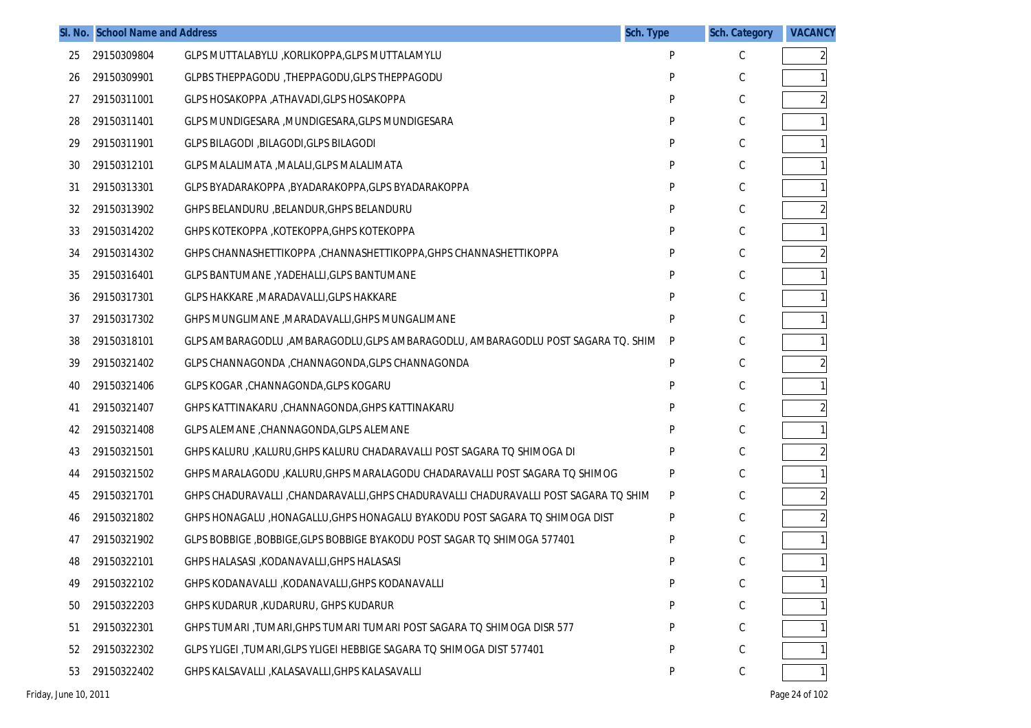| Sl. No. | School Name and Address | | Sch. Type | Sch. Category | VACANCY |
|---|---|---|---|---|---|
| 25 | 29150309804 | GLPS MUTTALABYLU ,KORLIKOPPA,GLPS MUTTALAMYLU | P | C | 2 |
| 26 | 29150309901 | GLPBS THEPPAGODU ,THEPPAGODU,GLPS THEPPAGODU | P | C | 1 |
| 27 | 29150311001 | GLPS HOSAKOPPA ,ATHAVADI,GLPS HOSAKOPPA | P | C | 2 |
| 28 | 29150311401 | GLPS MUNDIGESARA ,MUNDIGESARA,GLPS MUNDIGESARA | P | C | 1 |
| 29 | 29150311901 | GLPS BILAGODI ,BILAGODI,GLPS BILAGODI | P | C | 1 |
| 30 | 29150312101 | GLPS MALALIMATA ,MALALI,GLPS MALALIMATA | P | C | 1 |
| 31 | 29150313301 | GLPS BYADARAKOPPA ,BYADARAKOPPA,GLPS BYADARAKOPPA | P | C | 1 |
| 32 | 29150313902 | GHPS BELANDURU ,BELANDUR,GHPS BELANDURU | P | C | 2 |
| 33 | 29150314202 | GHPS KOTEKOPPA ,KOTEKOPPA,GHPS KOTEKOPPA | P | C | 1 |
| 34 | 29150314302 | GHPS CHANNASHETTIKOPPA ,CHANNASHETTIKOPPA,GHPS CHANNASHETTIKOPPA | P | C | 2 |
| 35 | 29150316401 | GLPS BANTUMANE ,YADEHALLI,GLPS BANTUMANE | P | C | 1 |
| 36 | 29150317301 | GLPS HAKKARE ,MARADAVALLI,GLPS HAKKARE | P | C | 1 |
| 37 | 29150317302 | GHPS MUNGLIMANE ,MARADAVALLI,GHPS MUNGALIMANE | P | C | 1 |
| 38 | 29150318101 | GLPS AMBARAGODLU ,AMBARAGODLU,GLPS AMBARAGODLU, AMBARAGODLU POST SAGARA TQ. SHIM | P | C | 1 |
| 39 | 29150321402 | GLPS CHANNAGONDA ,CHANNAGONDA,GLPS CHANNAGONDA | P | C | 2 |
| 40 | 29150321406 | GLPS KOGAR ,CHANNAGONDA,GLPS KOGARU | P | C | 1 |
| 41 | 29150321407 | GHPS KATTINAKARU ,CHANNAGONDA,GHPS KATTINAKARU | P | C | 2 |
| 42 | 29150321408 | GLPS ALEMANE ,CHANNAGONDA,GLPS ALEMANE | P | C | 1 |
| 43 | 29150321501 | GHPS KALURU ,KALURU,GHPS KALURU CHADARAVALLI POST SAGARA TQ SHIMOGA DI | P | C | 2 |
| 44 | 29150321502 | GHPS MARALAGODU ,KALURU,GHPS MARALAGODU CHADARAVALLI POST SAGARA TQ SHIMOG | P | C | 1 |
| 45 | 29150321701 | GHPS CHADURAVALLI ,CHANDARAVALLI,GHPS CHADURAVALLI CHADURAVALLI POST SAGARA TQ SHIM | P | C | 2 |
| 46 | 29150321802 | GHPS HONAGALU ,HONAGALLU,GHPS HONAGALU BYAKODU POST SAGARA TQ SHIMOGA DIST | P | C | 2 |
| 47 | 29150321902 | GLPS BOBBIGE ,BOBBIGE,GLPS BOBBIGE BYAKODU POST SAGAR TQ SHIMOGA 577401 | P | C | 1 |
| 48 | 29150322101 | GHPS HALASASI ,KODANAVALLI,GHPS HALASASI | P | C | 1 |
| 49 | 29150322102 | GHPS KODANAVALLI ,KODANAVALLI,GHPS KODANAVALLI | P | C | 1 |
| 50 | 29150322203 | GHPS KUDARUR ,KUDARURU, GHPS KUDARUR | P | C | 1 |
| 51 | 29150322301 | GHPS TUMARI ,TUMARI,GHPS TUMARI TUMARI POST SAGARA TQ SHIMOGA DISR 577 | P | C | 1 |
| 52 | 29150322302 | GLPS YLIGEI ,TUMARI,GLPS YLIGEI HEBBIGE SAGARA TQ SHIMOGA DIST 577401 | P | C | 1 |
| 53 | 29150322402 | GHPS KALSAVALLI ,KALASAVALLI,GHPS KALASAVALLI | P | C | 1 |

Friday, June 10, 2011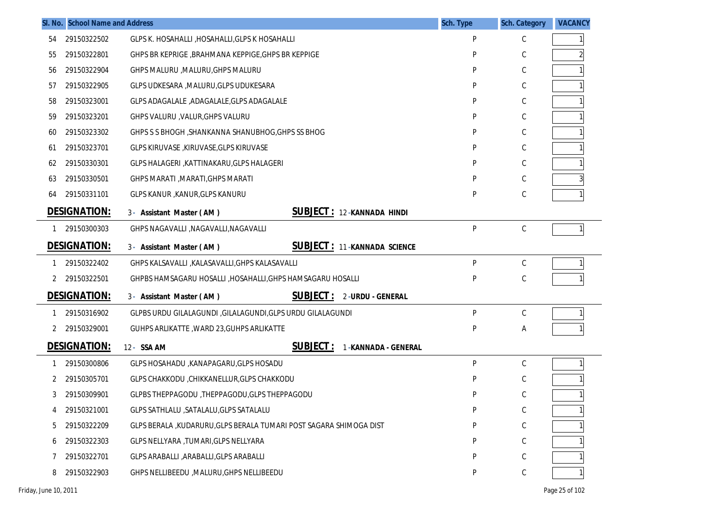| Sl. No. | School Name and Address | | Sch. Type | Sch. Category | VACANCY |
|---|---|---|---|---|---|
| 54 | 29150322502 | GLPS K. HOSAHALLI ,HOSAHALLI,GLPS K HOSAHALLI | P | C | 1 |
| 55 | 29150322801 | GHPS BR KEPRIGE ,BRAHMANA KEPPIGE,GHPS BR KEPPIGE | P | C | 2 |
| 56 | 29150322904 | GHPS MALURU ,MALURU,GHPS MALURU | P | C | 1 |
| 57 | 29150322905 | GLPS UDKESARA ,MALURU,GLPS UDUKESARA | P | C | 1 |
| 58 | 29150323001 | GLPS ADAGALALE ,ADAGALALE,GLPS ADAGALALE | P | C | 1 |
| 59 | 29150323201 | GHPS VALURU ,VALUR,GHPS VALURU | P | C | 1 |
| 60 | 29150323302 | GHPS S S BHOGH ,SHANKANNA SHANUBHOG,GHPS SS BHOG | P | C | 1 |
| 61 | 29150323701 | GLPS KIRUVASE ,KIRUVASE,GLPS KIRUVASE | P | C | 1 |
| 62 | 29150330301 | GLPS HALAGERI ,KATTINAKARU,GLPS HALAGERI | P | C | 1 |
| 63 | 29150330501 | GHPS MARATI ,MARATI,GHPS MARATI | P | C | 3 |
| 64 | 29150331101 | GLPS KANUR ,KANUR,GLPS KANURU | P | C | 1 |

**DESIGNATION:** 3 - Assistant Master ( AM ) **SUBJECT :** 12 - KANNADA HINDI

| Sl. No. | School Name and Address | | Sch. Type | Sch. Category | VACANCY |
|---|---|---|---|---|---|
| 1 | 29150300303 | GHPS NAGAVALLI ,NAGAVALLI,NAGAVALLI | P | C | 1 |

**DESIGNATION:** 3 - Assistant Master ( AM ) **SUBJECT :** 11 - KANNADA SCIENCE

| Sl. No. | School Name and Address | | Sch. Type | Sch. Category | VACANCY |
|---|---|---|---|---|---|
| 1 | 29150322402 | GHPS KALSAVALLI ,KALASAVALLI,GHPS KALASAVALLI | P | C | 1 |
| 2 | 29150322501 | GHPBS HAMSAGARU HOSALLI ,HOSAHALLI,GHPS HAMSAGARU HOSALLI | P | C | 1 |

**DESIGNATION:** 3 - Assistant Master ( AM ) **SUBJECT :** 2 - URDU - GENERAL

| Sl. No. | School Name and Address | | Sch. Type | Sch. Category | VACANCY |
|---|---|---|---|---|---|
| 1 | 29150316902 | GLPBS URDU GILALAGUNDI ,GILALAGUNDI,GLPS URDU GILALAGUNDI | P | C | 1 |
| 2 | 29150329001 | GUHPS ARLIKATTE ,WARD 23,GUHPS ARLIKATTE | P | A | 1 |

**DESIGNATION:** 12 - SSA AM **SUBJECT :** 1 - KANNADA - GENERAL

| Sl. No. | School Name and Address | | Sch. Type | Sch. Category | VACANCY |
|---|---|---|---|---|---|
| 1 | 29150300806 | GLPS HOSAHADU ,KANAPAGARU,GLPS HOSADU | P | C | 1 |
| 2 | 29150305701 | GLPS CHAKKODU ,CHIKKANELLUR,GLPS CHAKKODU | P | C | 1 |
| 3 | 29150309901 | GLPBS THEPPAGODU ,THEPPAGODU,GLPS THEPPAGODU | P | C | 1 |
| 4 | 29150321001 | GLPS SATHLALU ,SATALALU,GLPS SATALALU | P | C | 1 |
| 5 | 29150322209 | GLPS BERALA ,KUDARURU,GLPS BERALA TUMARI POST SAGARA SHIMOGA DIST | P | C | 1 |
| 6 | 29150322303 | GLPS NELLYARA ,TUMARI,GLPS NELLYARA | P | C | 1 |
| 7 | 29150322701 | GLPS ARABALLI ,ARABALLI,GLPS ARABALLI | P | C | 1 |
| 8 | 29150322903 | GHPS NELLIBEEDU ,MALURU,GHPS NELLIBEEDU | P | C | 1 |

Friday, June 10, 2011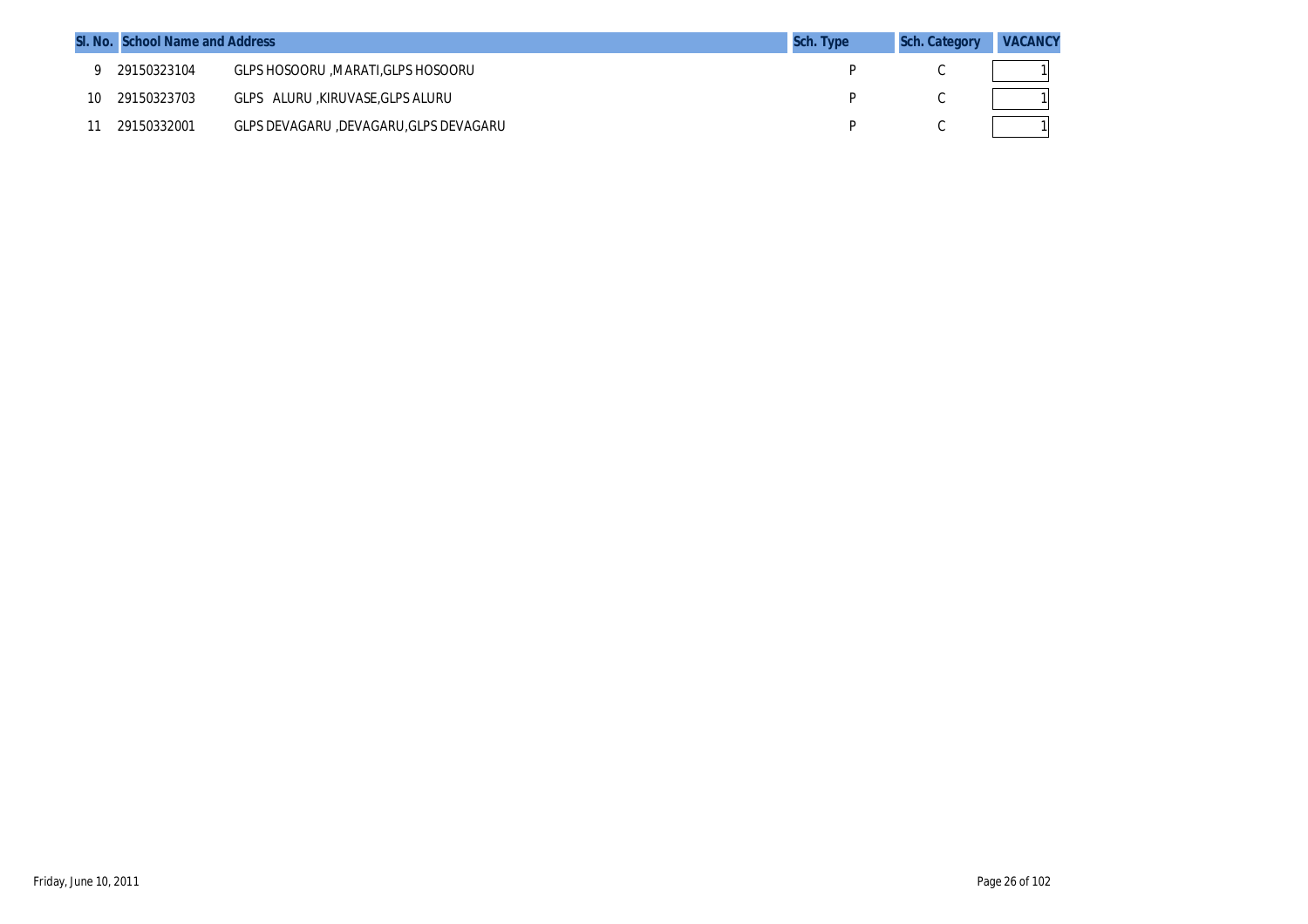| Sl. No. | School Name and Address | | Sch. Type | Sch. Category | VACANCY |
|---|---|---|---|---|---|
| 9 | 29150323104 | GLPS HOSOORU ,MARATI,GLPS HOSOORU | P | C | 1 |
| 10 | 29150323703 | GLPS ALURU ,KIRUVASE,GLPS ALURU | P | C | 1 |
| 11 | 29150332001 | GLPS DEVAGARU ,DEVAGARU,GLPS DEVAGARU | P | C | 1 |

Friday, June 10, 2011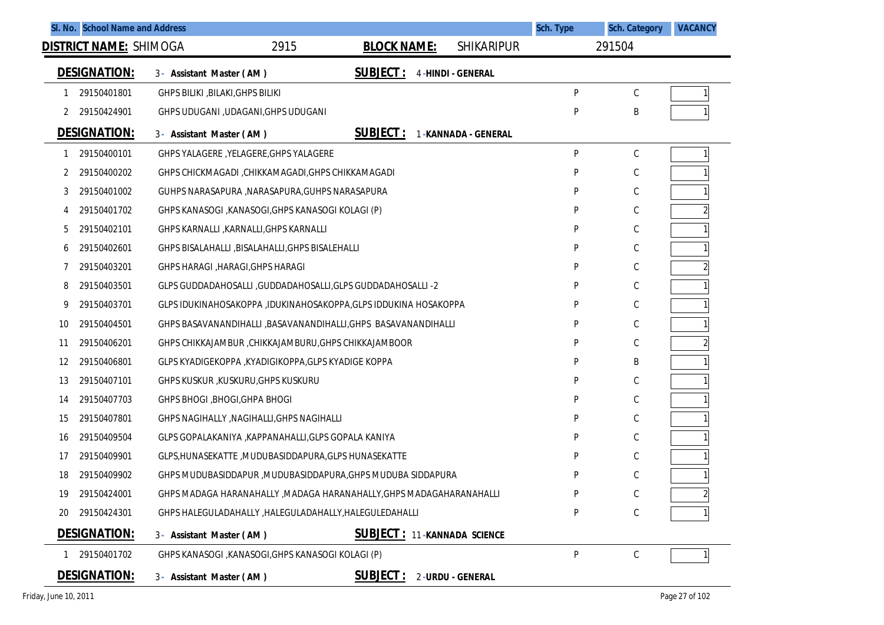| Sl. No. | School Name and Address | Sch. Type | Sch. Category | VACANCY |
|---|---|---|---|---|

**DISTRICT NAME:** SHIMOGA 2915 **BLOCK NAME:** SHIKARIPUR 291504

**DESIGNATION:** 3 - Assistant Master ( AM ) **SUBJECT :** 4 -HINDI - GENERAL

| Sl. No. | School Code | School Name and Address | Sch. Type | Sch. Category | VACANCY |
|---|---|---|---|---|---|
| 1 | 29150401801 | GHPS BILIKI ,BILAKI,GHPS BILIKI | P | C | 1 |
| 2 | 29150424901 | GHPS UDUGANI ,UDAGANI,GHPS UDUGANI | P | B | 1 |

**DESIGNATION:** 3 - Assistant Master ( AM ) **SUBJECT :** 1 -KANNADA - GENERAL

| Sl. No. | School Code | School Name and Address | Sch. Type | Sch. Category | VACANCY |
|---|---|---|---|---|---|
| 1 | 29150400101 | GHPS YALAGERE ,YELAGERE,GHPS YALAGERE | P | C | 1 |
| 2 | 29150400202 | GHPS CHICKMAGADI ,CHIKKAMAGADI,GHPS CHIKKAMAGADI | P | C | 1 |
| 3 | 29150401002 | GUHPS NARASAPURA ,NARASAPURA,GUHPS NARASAPURA | P | C | 1 |
| 4 | 29150401702 | GHPS KANASOGI ,KANASOGI,GHPS KANASOGI KOLAGI (P) | P | C | 2 |
| 5 | 29150402101 | GHPS KARNALLI ,KARNALLI,GHPS KARNALLI | P | C | 1 |
| 6 | 29150402601 | GHPS BISALAHALLI ,BISALAHALLI,GHPS BISALEHALLI | P | C | 1 |
| 7 | 29150403201 | GHPS HARAGI ,HARAGI,GHPS HARAGI | P | C | 2 |
| 8 | 29150403501 | GLPS GUDDADAHOSALLI ,GUDDADAHOSALLI,GLPS GUDDADAHOSALLI -2 | P | C | 1 |
| 9 | 29150403701 | GLPS IDUKINAHOSAKOPPA ,IDUKINAHOSAKOPPA,GLPS IDDUKINA HOSAKOPPA | P | C | 1 |
| 10 | 29150404501 | GHPS BASAVANANDIHALLI ,BASAVANANDIHALLI,GHPS BASAVANANDIHALLI | P | C | 1 |
| 11 | 29150406201 | GHPS CHIKKAJAMBUR ,CHIKKAJAMBURU,GHPS CHIKKAJAMBOOR | P | C | 2 |
| 12 | 29150406801 | GLPS KYADIGEKOPPA ,KYADIGIKOPPA,GLPS KYADIGE KOPPA | P | B | 1 |
| 13 | 29150407101 | GHPS KUSKUR ,KUSKURU,GHPS KUSKURU | P | C | 1 |
| 14 | 29150407703 | GHPS BHOGI ,BHOGI,GHPA BHOGI | P | C | 1 |
| 15 | 29150407801 | GHPS NAGIHALLY ,NAGIHALLI,GHPS NAGIHALLI | P | C | 1 |
| 16 | 29150409504 | GLPS GOPALAKANIYA ,KAPPANAHALLI,GLPS GOPALA KANIYA | P | C | 1 |
| 17 | 29150409901 | GLPS,HUNASEKATTE ,MUDUBASIDDAPURA,GLPS HUNASEKATTE | P | C | 1 |
| 18 | 29150409902 | GHPS MUDUBASIDDAPUR ,MUDUBASIDDAPURA,GHPS MUDUBA SIDDAPURA | P | C | 1 |
| 19 | 29150424001 | GHPS MADAGA HARANAHALLY ,MADAGA HARANAHALLY,GHPS MADAGAHARANAHALLI | P | C | 2 |
| 20 | 29150424301 | GHPS HALEGULADAHALLY ,HALEGULADAHALLY,HALEGULEDAHALLI | P | C | 1 |

**DESIGNATION:** 3 - Assistant Master ( AM ) **SUBJECT :** 11 -KANNADA SCIENCE

| Sl. No. | School Code | School Name and Address | Sch. Type | Sch. Category | VACANCY |
|---|---|---|---|---|---|
| 1 | 29150401702 | GHPS KANASOGI ,KANASOGI,GHPS KANASOGI KOLAGI (P) | P | C | 1 |

**DESIGNATION:** 3 - Assistant Master ( AM ) **SUBJECT :** 2 -URDU - GENERAL

Friday, June 10, 2011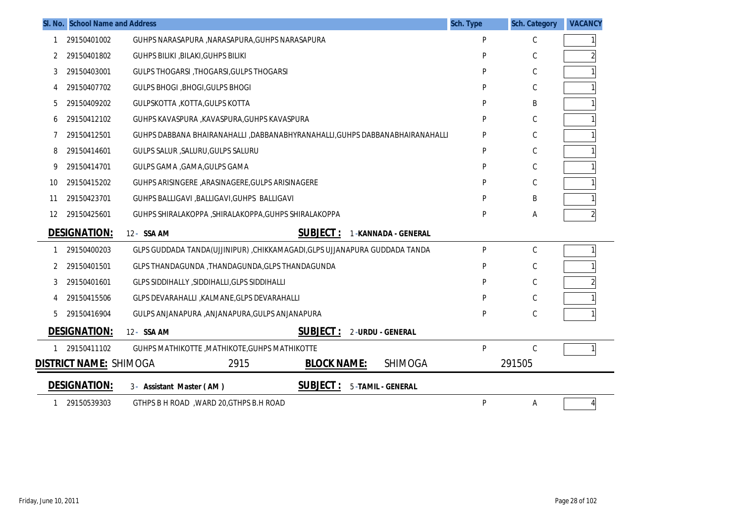| Sl. No. | School Name and Address | | Sch. Type | Sch. Category | VACANCY |
|---|---|---|---|---|---|
| 1 | 29150401002 | GUHPS NARASAPURA ,NARASAPURA,GUHPS NARASAPURA | P | C | 1 |
| 2 | 29150401802 | GUHPS BILIKI ,BILAKI,GUHPS BILIKI | P | C | 2 |
| 3 | 29150403001 | GULPS THOGARSI ,THOGARSI,GULPS THOGARSI | P | C | 1 |
| 4 | 29150407702 | GULPS BHOGI ,BHOGI,GULPS BHOGI | P | C | 1 |
| 5 | 29150409202 | GULPSKOTTA ,KOTTA,GULPS KOTTA | P | B | 1 |
| 6 | 29150412102 | GUHPS KAVASPURA ,KAVASPURA,GUHPS KAVASPURA | P | C | 1 |
| 7 | 29150412501 | GUHPS DABBANA BHAIRANAHALLI ,DABBANABHYRANAHALLI,GUHPS DABBANABHAIRANAHALLI | P | C | 1 |
| 8 | 29150414601 | GULPS SALUR ,SALURU,GULPS SALURU | P | C | 1 |
| 9 | 29150414701 | GULPS GAMA ,GAMA,GULPS GAMA | P | C | 1 |
| 10 | 29150415202 | GUHPS ARISINGERE ,ARASINAGERE,GULPS ARISINAGERE | P | C | 1 |
| 11 | 29150423701 | GUHPS BALLIGAVI ,BALLIGAVI,GUHPS BALLIGAVI | P | B | 1 |
| 12 | 29150425601 | GUHPS SHIRALAKOPPA ,SHIRALAKOPPA,GUHPS SHIRALAKOPPA | P | A | 2 |

**DESIGNATION:** 12 - **SSA AM** **SUBJECT :** 1 -**KANNADA - GENERAL**

| Sl. No. | School Name and Address | | Sch. Type | Sch. Category | VACANCY |
|---|---|---|---|---|---|
| 1 | 29150400203 | GLPS GUDDADA TANDA(UJJINIPUR) ,CHIKKAMAGADI,GLPS UJJANAPURA GUDDADA TANDA | P | C | 1 |
| 2 | 29150401501 | GLPS THANDAGUNDA ,THANDAGUNDA,GLPS THANDAGUNDA | P | C | 1 |
| 3 | 29150401601 | GLPS SIDDIHALLY ,SIDDIHALLI,GLPS SIDDIHALLI | P | C | 2 |
| 4 | 29150415506 | GLPS DEVARAHALLI ,KALMANE,GLPS DEVARAHALLI | P | C | 1 |
| 5 | 29150416904 | GULPS ANJANAPURA ,ANJANAPURA,GULPS ANJANAPURA | P | C | 1 |

**DESIGNATION:** 12 - **SSA AM** **SUBJECT :** 2 -**URDU - GENERAL**

| Sl. No. | School Name and Address | | Sch. Type | Sch. Category | VACANCY |
|---|---|---|---|---|---|
| 1 | 29150411102 | GUHPS MATHIKOTTE ,MATHIKOTE,GUHPS MATHIKOTTE | P | C | 1 |

**DISTRICT NAME:** SHIMOGA 2915 **BLOCK NAME:** SHIMOGA 291505

**DESIGNATION:** 3 - **Assistant Master ( AM )** **SUBJECT :** 5 -**TAMIL - GENERAL**

| Sl. No. | School Name and Address | | Sch. Type | Sch. Category | VACANCY |
|---|---|---|---|---|---|
| 1 | 29150539303 | GTHPS B H ROAD ,WARD 20,GTHPS B.H ROAD | P | A | 4 |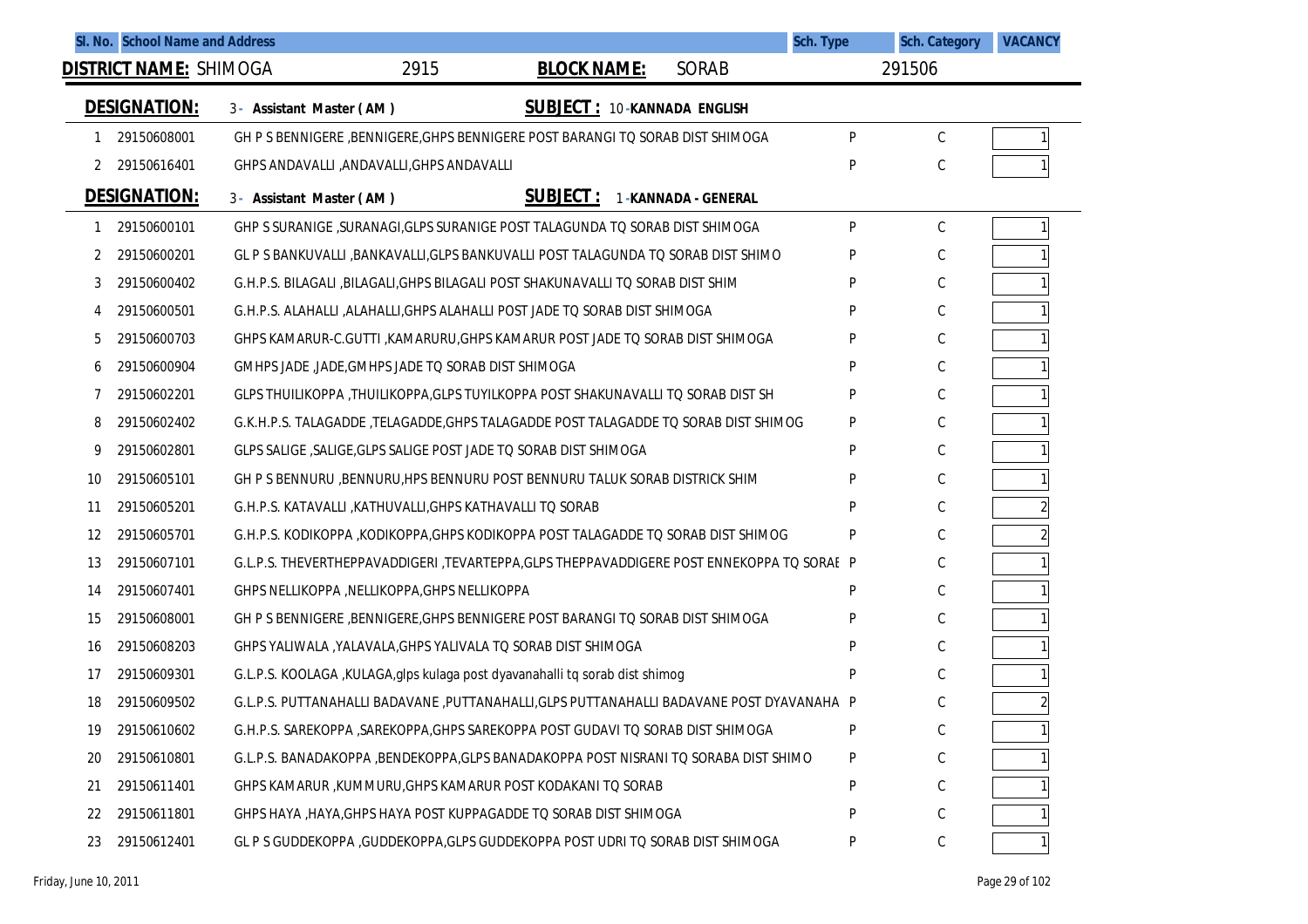| Sl. No. | School Name and Address | | Sch. Type | Sch. Category | VACANCY |
|---|---|---|---|---|---|

**DISTRICT NAME:** SHIMOGA 2915 **BLOCK NAME:** SORAB 291506

**DESIGNATION:** 3 - Assistant Master ( AM ) **SUBJECT :** 10 -KANNADA ENGLISH

| Sl. No. | Code | School Name and Address | Sch. Type | Sch. Category | VACANCY |
|---|---|---|---|---|---|
| 1 | 29150608001 | GH P S BENNIGERE ,BENNIGERE,GHPS BENNIGERE POST BARANGI TQ SORAB DIST SHIMOGA | P | C | 1 |
| 2 | 29150616401 | GHPS ANDAVALLI ,ANDAVALLI,GHPS ANDAVALLI | P | C | 1 |

**DESIGNATION:** 3 - Assistant Master ( AM ) **SUBJECT :** 1 -KANNADA - GENERAL

| Sl. No. | Code | School Name and Address | Sch. Type | Sch. Category | VACANCY |
|---|---|---|---|---|---|
| 1 | 29150600101 | GHP S SURANIGE ,SURANAGI,GLPS SURANIGE POST TALAGUNDA TQ SORAB DIST SHIMOGA | P | C | 1 |
| 2 | 29150600201 | GL P S BANKUVALLI ,BANKAVALLI,GLPS BANKUVALLI POST TALAGUNDA TQ SORAB DIST SHIMO | P | C | 1 |
| 3 | 29150600402 | G.H.P.S. BILAGALI ,BILAGALI,GHPS BILAGALI POST SHAKUNAVALLI TQ SORAB DIST SHIM | P | C | 1 |
| 4 | 29150600501 | G.H.P.S. ALAHALLI ,ALAHALLI,GHPS ALAHALLI POST JADE TQ SORAB DIST SHIMOGA | P | C | 1 |
| 5 | 29150600703 | GHPS KAMARUR-C.GUTTI ,KAMARURU,GHPS KAMARUR POST JADE TQ SORAB DIST SHIMOGA | P | C | 1 |
| 6 | 29150600904 | GMHPS JADE ,JADE,GMHPS JADE TQ SORAB DIST SHIMOGA | P | C | 1 |
| 7 | 29150602201 | GLPS THUILIKOPPA ,THUILIKOPPA,GLPS TUYILKOPPA POST SHAKUNAVALLI TQ SORAB DIST SH | P | C | 1 |
| 8 | 29150602402 | G.K.H.P.S. TALAGADDE ,TELAGADDE,GHPS TALAGADDE POST TALAGADDE TQ SORAB DIST SHIMOG | P | C | 1 |
| 9 | 29150602801 | GLPS SALIGE ,SALIGE,GLPS SALIGE POST JADE TQ SORAB DIST SHIMOGA | P | C | 1 |
| 10 | 29150605101 | GH P S BENNURU ,BENNURU,HPS BENNURU POST BENNURU TALUK SORAB DISTRICK SHIM | P | C | 1 |
| 11 | 29150605201 | G.H.P.S. KATAVALLI ,KATHUVALLI,GHPS KATHAVALLI TQ SORAB | P | C | 2 |
| 12 | 29150605701 | G.H.P.S. KODIKOPPA ,KODIKOPPA,GHPS KODIKOPPA POST TALAGADDE TQ SORAB DIST SHIMOG | P | C | 2 |
| 13 | 29150607101 | G.L.P.S. THEVERTHEPPAVADDIGERI ,TEVARTEPPA,GLPS THEPPAVADDIGERE POST ENNEKOPPA TQ SORAI | P | C | 1 |
| 14 | 29150607401 | GHPS NELLIKOPPA ,NELLIKOPPA,GHPS NELLIKOPPA | P | C | 1 |
| 15 | 29150608001 | GH P S BENNIGERE ,BENNIGERE,GHPS BENNIGERE POST BARANGI TQ SORAB DIST SHIMOGA | P | C | 1 |
| 16 | 29150608203 | GHPS YALIWALA ,YALAVALA,GHPS YALIVALA TQ SORAB DIST SHIMOGA | P | C | 1 |
| 17 | 29150609301 | G.L.P.S. KOOLAGA ,KULAGA,glps kulaga post dyavanahalli tq sorab dist shimog | P | C | 1 |
| 18 | 29150609502 | G.L.P.S. PUTTANAHALLI BADAVANE ,PUTTANAHALLI,GLPS PUTTANAHALLI BADAVANE POST DYAVANAHA | P | C | 2 |
| 19 | 29150610602 | G.H.P.S. SAREKOPPA ,SAREKOPPA,GHPS SAREKOPPA POST GUDAVI TQ SORAB DIST SHIMOGA | P | C | 1 |
| 20 | 29150610801 | G.L.P.S. BANADAKOPPA ,BENDEKOPPA,GLPS BANADAKOPPA POST NISRANI TQ SORABA DIST SHIMO | P | C | 1 |
| 21 | 29150611401 | GHPS KAMARUR ,KUMMURU,GHPS KAMARUR POST KODAKANI TQ SORAB | P | C | 1 |
| 22 | 29150611801 | GHPS HAYA ,HAYA,GHPS HAYA POST KUPPAGADDE TQ SORAB DIST SHIMOGA | P | C | 1 |
| 23 | 29150612401 | GL P S GUDDEKOPPA ,GUDDEKOPPA,GLPS GUDDEKOPPA POST UDRI TQ SORAB DIST SHIMOGA | P | C | 1 |

Friday, June 10, 2011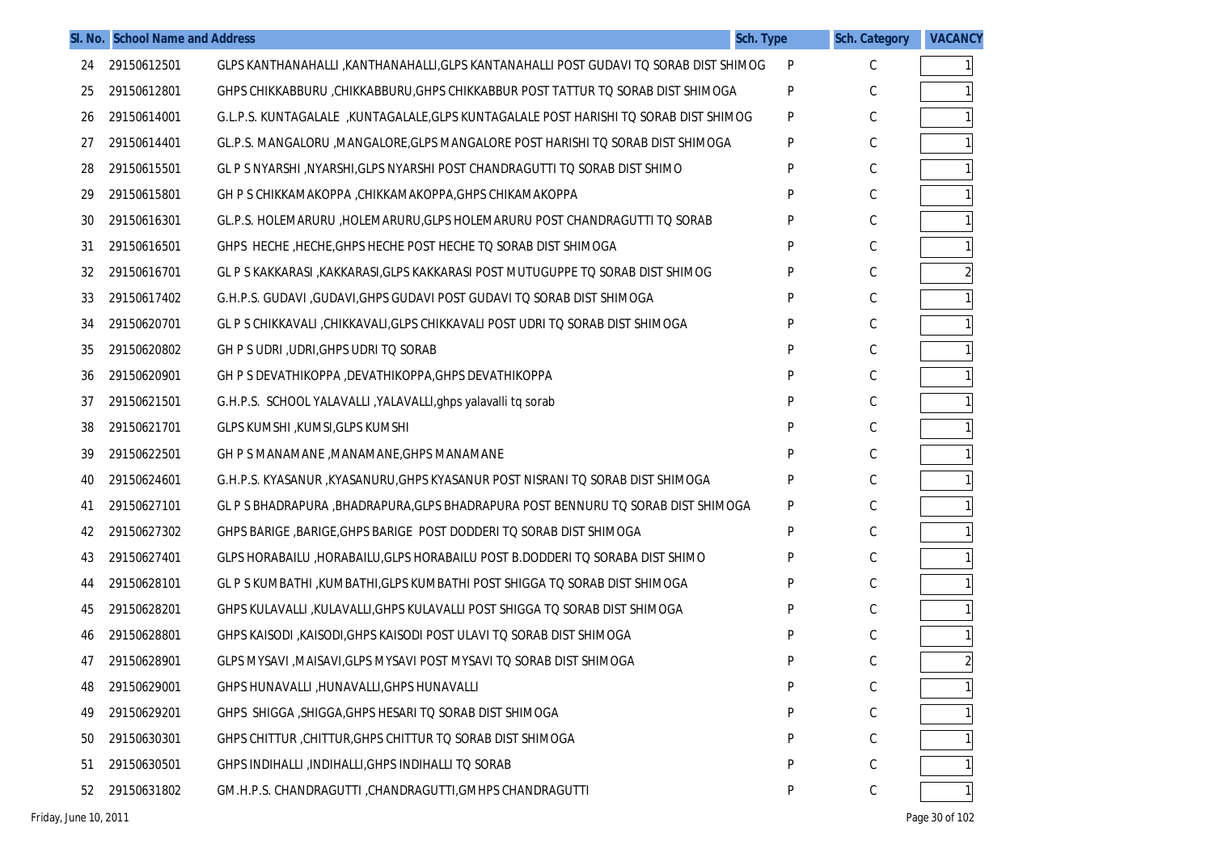| Sl. No. | School Name and Address | | Sch. Type | Sch. Category | VACANCY |
|---|---|---|---|---|---|
| 24 | 29150612501 | GLPS KANTHANAHALLI ,KANTHANAHALLI,GLPS KANTANAHALLI POST GUDAVI TQ SORAB DIST SHIMOG | P | C | 1 |
| 25 | 29150612801 | GHPS CHIKKABBURU ,CHIKKABBURU,GHPS CHIKKABBUR POST TATTUR TQ SORAB DIST SHIMOGA | P | C | 1 |
| 26 | 29150614001 | G.L.P.S. KUNTAGALALE ,KUNTAGALALE,GLPS KUNTAGALALE POST HARISHI TQ SORAB DIST SHIMOG | P | C | 1 |
| 27 | 29150614401 | GL.P.S. MANGALORU ,MANGALORE,GLPS MANGALORE POST HARISHI TQ SORAB DIST SHIMOGA | P | C | 1 |
| 28 | 29150615501 | GL P S NYARSHI ,NYARSHI,GLPS NYARSHI POST CHANDRAGUTTI TQ SORAB DIST SHIMO | P | C | 1 |
| 29 | 29150615801 | GH P S CHIKKAMAKOPPA ,CHIKKAMAKOPPA,GHPS CHIKAMAKOPPA | P | C | 1 |
| 30 | 29150616301 | GL.P.S. HOLEMARURU ,HOLEMARURU,GLPS HOLEMARURU POST CHANDRAGUTTI TQ SORAB | P | C | 1 |
| 31 | 29150616501 | GHPS HECHE ,HECHE,GHPS HECHE POST HECHE TQ SORAB DIST SHIMOGA | P | C | 1 |
| 32 | 29150616701 | GL P S KAKKARASI ,KAKKARASI,GLPS KAKKARASI POST MUTUGUPPE TQ SORAB DIST SHIMOG | P | C | 2 |
| 33 | 29150617402 | G.H.P.S. GUDAVI ,GUDAVI,GHPS GUDAVI POST GUDAVI TQ SORAB DIST SHIMOGA | P | C | 1 |
| 34 | 29150620701 | GL P S CHIKKAVALI ,CHIKKAVALI,GLPS CHIKKAVALI POST UDRI TQ SORAB DIST SHIMOGA | P | C | 1 |
| 35 | 29150620802 | GH P S UDRI ,UDRI,GHPS UDRI TQ SORAB | P | C | 1 |
| 36 | 29150620901 | GH P S DEVATHIKOPPA ,DEVATHIKOPPA,GHPS DEVATHIKOPPA | P | C | 1 |
| 37 | 29150621501 | G.H.P.S. SCHOOL YALAVALLI ,YALAVALLI,ghps yalavalli tq sorab | P | C | 1 |
| 38 | 29150621701 | GLPS KUMSHI ,KUMSI,GLPS KUMSHI | P | C | 1 |
| 39 | 29150622501 | GH P S MANAMANE ,MANAMANE,GHPS MANAMANE | P | C | 1 |
| 40 | 29150624601 | G.H.P.S. KYASANUR ,KYASANURU,GHPS KYASANUR POST NISRANI TQ SORAB DIST SHIMOGA | P | C | 1 |
| 41 | 29150627101 | GL P S BHADRAPURA ,BHADRAPURA,GLPS BHADRAPURA POST BENNURU TQ SORAB DIST SHIMOGA | P | C | 1 |
| 42 | 29150627302 | GHPS BARIGE ,BARIGE,GHPS BARIGE POST DODDERI TQ SORAB DIST SHIMOGA | P | C | 1 |
| 43 | 29150627401 | GLPS HORABAILU ,HORABAILU,GLPS HORABAILU POST B.DODDERI TQ SORABA DIST SHIMO | P | C | 1 |
| 44 | 29150628101 | GL P S KUMBATHI ,KUMBATHI,GLPS KUMBATHI POST SHIGGA TQ SORAB DIST SHIMOGA | P | C | 1 |
| 45 | 29150628201 | GHPS KULAVALLI ,KULAVALLI,GHPS KULAVALLI POST SHIGGA TQ SORAB DIST SHIMOGA | P | C | 1 |
| 46 | 29150628801 | GHPS KAISODI ,KAISODI,GHPS KAISODI POST ULAVI TQ SORAB DIST SHIMOGA | P | C | 1 |
| 47 | 29150628901 | GLPS MYSAVI ,MAISAVI,GLPS MYSAVI POST MYSAVI TQ SORAB DIST SHIMOGA | P | C | 2 |
| 48 | 29150629001 | GHPS HUNAVALLI ,HUNAVALLI,GHPS HUNAVALLI | P | C | 1 |
| 49 | 29150629201 | GHPS SHIGGA ,SHIGGA,GHPS HESARI TQ SORAB DIST SHIMOGA | P | C | 1 |
| 50 | 29150630301 | GHPS CHITTUR ,CHITTUR,GHPS CHITTUR TQ SORAB DIST SHIMOGA | P | C | 1 |
| 51 | 29150630501 | GHPS INDIHALLI ,INDIHALLI,GHPS INDIHALLI TQ SORAB | P | C | 1 |
| 52 | 29150631802 | GM.H.P.S. CHANDRAGUTTI ,CHANDRAGUTTI,GMHPS CHANDRAGUTTI | P | C | 1 |

Friday, June 10, 2011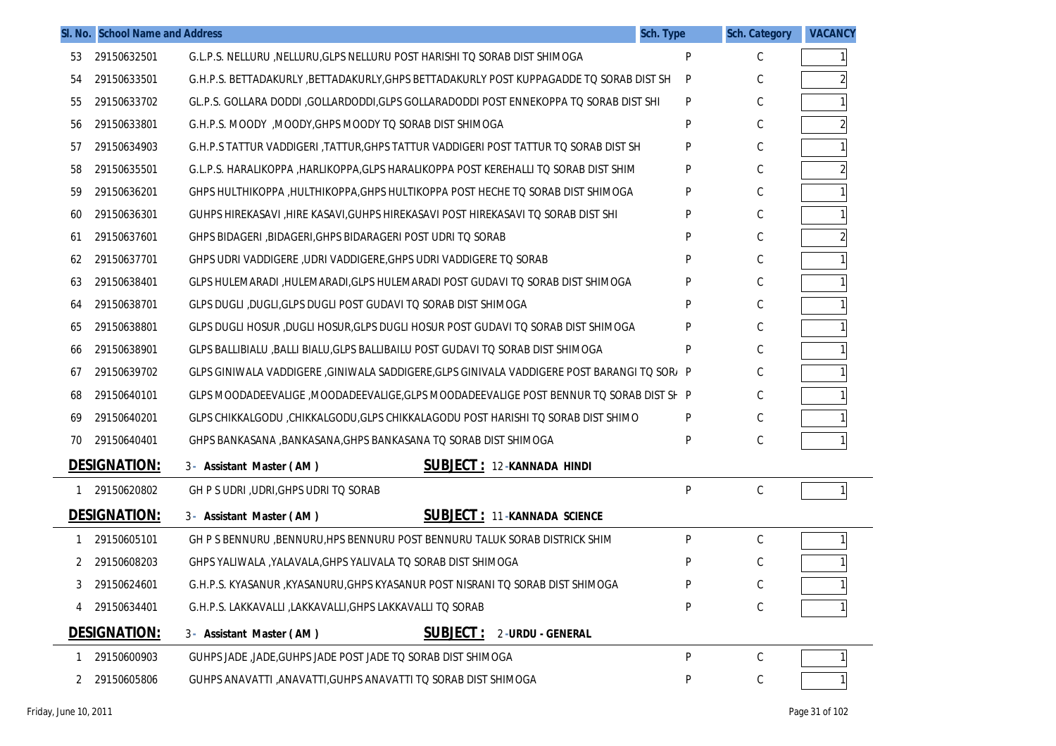| Sl. No. | School Name and Address | | Sch. Type | Sch. Category | VACANCY |
|---|---|---|---|---|---|
| 53 | 29150632501 | G.L.P.S. NELLURU ,NELLURU,GLPS NELLURU POST HARISHI TQ SORAB DIST SHIMOGA | P | C | 1 |
| 54 | 29150633501 | G.H.P.S. BETTADAKURLY ,BETTADAKURLY,GHPS BETTADAKURLY POST KUPPAGADDE TQ SORAB DIST SH | P | C | 2 |
| 55 | 29150633702 | GL.P.S. GOLLARA DODDI ,GOLLARDODDI,GLPS GOLLARADODDI POST ENNEKOPPA TQ SORAB DIST SHI | P | C | 1 |
| 56 | 29150633801 | G.H.P.S. MOODY ,MOODY,GHPS MOODY TQ SORAB DIST SHIMOGA | P | C | 2 |
| 57 | 29150634903 | G.H.P.S TATTUR VADDIGERI ,TATTUR,GHPS TATTUR VADDIGERI POST TATTUR TQ SORAB DIST SH | P | C | 1 |
| 58 | 29150635501 | G.L.P.S. HARALIKOPPA ,HARLIKOPPA,GLPS HARALIKOPPA POST KEREHALLI TQ SORAB DIST SHIM | P | C | 2 |
| 59 | 29150636201 | GHPS HULTHIKOPPA ,HULTHIKOPPA,GHPS HULTIKOPPA POST HECHE TQ SORAB DIST SHIMOGA | P | C | 1 |
| 60 | 29150636301 | GUHPS HIREKASAVI ,HIRE KASAVI,GUHPS HIREKASAVI POST HIREKASAVI TQ SORAB DIST SHI | P | C | 1 |
| 61 | 29150637601 | GHPS BIDAGERI ,BIDAGERI,GHPS BIDARAGERI POST UDRI TQ SORAB | P | C | 2 |
| 62 | 29150637701 | GHPS UDRI VADDIGERE ,UDRI VADDIGERE,GHPS UDRI VADDIGERE TQ SORAB | P | C | 1 |
| 63 | 29150638401 | GLPS HULEMARADI ,HULEMARADI,GLPS HULEMARADI POST GUDAVI TQ SORAB DIST SHIMOGA | P | C | 1 |
| 64 | 29150638701 | GLPS DUGLI ,DUGLI,GLPS DUGLI POST GUDAVI TQ SORAB DIST SHIMOGA | P | C | 1 |
| 65 | 29150638801 | GLPS DUGLI HOSUR ,DUGLI HOSUR,GLPS DUGLI HOSUR POST GUDAVI TQ SORAB DIST SHIMOGA | P | C | 1 |
| 66 | 29150638901 | GLPS BALLIBIALU ,BALLI BIALU,GLPS BALLIBAILU POST GUDAVI TQ SORAB DIST SHIMOGA | P | C | 1 |
| 67 | 29150639702 | GLPS GINIWALA VADDIGERE ,GINIWALA SADDIGERE,GLPS GINIVALA VADDIGERE POST BARANGI TQ SOR/ | P | C | 1 |
| 68 | 29150640101 | GLPS MOODADEEVALIGE ,MOODADEEVALIGE,GLPS MOODADEEVALIGE POST BENNUR TQ SORAB DIST SH | P | C | 1 |
| 69 | 29150640201 | GLPS CHIKKALGODU ,CHIKKALGODU,GLPS CHIKKALAGODU POST HARISHI TQ SORAB DIST SHIMO | P | C | 1 |
| 70 | 29150640401 | GHPS BANKASANA ,BANKASANA,GHPS BANKASANA TQ SORAB DIST SHIMOGA | P | C | 1 |

**DESIGNATION:** 3 - Assistant Master ( AM ) **SUBJECT :** 12 - KANNADA HINDI

| Sl. No. | School Name and Address | | Sch. Type | Sch. Category | VACANCY |
|---|---|---|---|---|---|
| 1 | 29150620802 | GH P S UDRI ,UDRI,GHPS UDRI TQ SORAB | P | C | 1 |

**DESIGNATION:** 3 - Assistant Master ( AM ) **SUBJECT :** 11 - KANNADA SCIENCE

| Sl. No. | School Name and Address | | Sch. Type | Sch. Category | VACANCY |
|---|---|---|---|---|---|
| 1 | 29150605101 | GH P S BENNURU ,BENNURU,HPS BENNURU POST BENNURU TALUK SORAB DISTRICK SHIM | P | C | 1 |
| 2 | 29150608203 | GHPS YALIWALA ,YALAVALA,GHPS YALIVALA TQ SORAB DIST SHIMOGA | P | C | 1 |
| 3 | 29150624601 | G.H.P.S. KYASANUR ,KYASANURU,GHPS KYASANUR POST NISRANI TQ SORAB DIST SHIMOGA | P | C | 1 |
| 4 | 29150634401 | G.H.P.S. LAKKAVALLI ,LAKKAVALLI,GHPS LAKKAVALLI TQ SORAB | P | C | 1 |

**DESIGNATION:** 3 - Assistant Master ( AM ) **SUBJECT :** 2 - URDU - GENERAL

| Sl. No. | School Name and Address | | Sch. Type | Sch. Category | VACANCY |
|---|---|---|---|---|---|
| 1 | 29150600903 | GUHPS JADE ,JADE,GUHPS JADE POST JADE TQ SORAB DIST SHIMOGA | P | C | 1 |
| 2 | 29150605806 | GUHPS ANAVATTI ,ANAVATTI,GUHPS ANAVATTI TQ SORAB DIST SHIMOGA | P | C | 1 |

Friday, June 10, 2011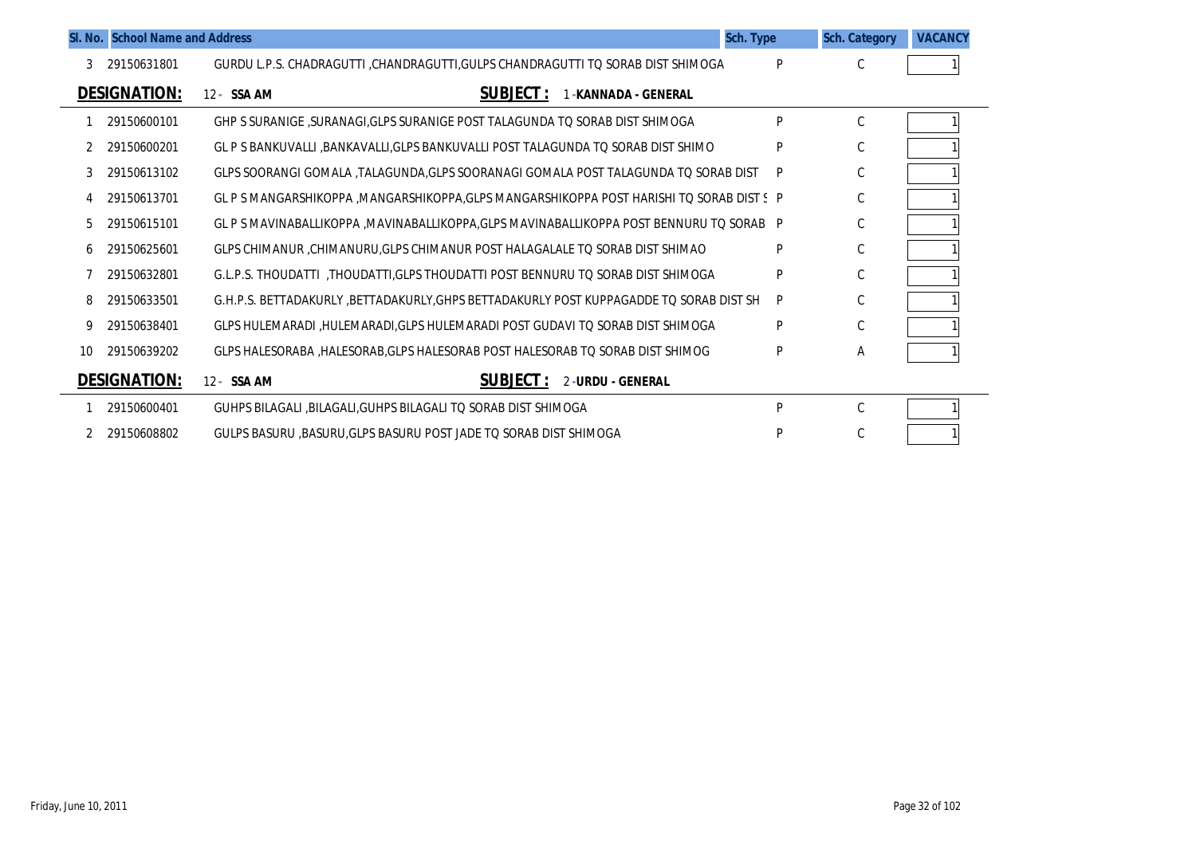| Sl. No. | School Name and Address | | Sch. Type | Sch. Category | VACANCY |
|---|---|---|---|---|---|
| 3 | 29150631801 | GURDU L.P.S. CHADRAGUTTI ,CHANDRAGUTTI,GULPS CHANDRAGUTTI TQ SORAB DIST SHIMOGA | P | C | 1 |

**DESIGNATION:** 12 - SSA AM **SUBJECT :** 1 -KANNADA - GENERAL

| Sl. No. | School Code | School Name and Address | Sch. Type | Sch. Category | VACANCY |
|---|---|---|---|---|---|
| 1 | 29150600101 | GHP S SURANIGE ,SURANAGI,GLPS SURANIGE POST TALAGUNDA TQ SORAB DIST SHIMOGA | P | C | 1 |
| 2 | 29150600201 | GL P S BANKUVALLI ,BANKAVALLI,GLPS BANKUVALLI POST TALAGUNDA TQ SORAB DIST SHIMO | P | C | 1 |
| 3 | 29150613102 | GLPS SOORANGI GOMALA ,TALAGUNDA,GLPS SOORANAGI GOMALA POST TALAGUNDA TQ SORAB DIST | P | C | 1 |
| 4 | 29150613701 | GL P S MANGARSHIKOPPA ,MANGARSHIKOPPA,GLPS MANGARSHIKOPPA POST HARISHI TQ SORAB DIST S | P | C | 1 |
| 5 | 29150615101 | GL P S MAVINABALLIKOPPA ,MAVINABALLIKOPPA,GLPS MAVINABALLIKOPPA POST BENNURU TQ SORAB | P | C | 1 |
| 6 | 29150625601 | GLPS CHIMANUR ,CHIMANURU,GLPS CHIMANUR POST HALAGALALE TQ SORAB DIST SHIMAO | P | C | 1 |
| 7 | 29150632801 | G.L.P.S. THOUDATTI ,THOUDATTI,GLPS THOUDATTI POST BENNURU TQ SORAB DIST SHIMOGA | P | C | 1 |
| 8 | 29150633501 | G.H.P.S. BETTADAKURLY ,BETTADAKURLY,GHPS BETTADAKURLY POST KUPPAGADDE TQ SORAB DIST SH | P | C | 1 |
| 9 | 29150638401 | GLPS HULEMARADI ,HULEMARADI,GLPS HULEMARADI POST GUDAVI TQ SORAB DIST SHIMOGA | P | C | 1 |
| 10 | 29150639202 | GLPS HALESORABA ,HALESORAB,GLPS HALESORAB POST HALESORAB TQ SORAB DIST SHIMOG | P | A | 1 |

**DESIGNATION:** 12 - SSA AM **SUBJECT :** 2 -URDU - GENERAL

| Sl. No. | School Code | School Name and Address | Sch. Type | Sch. Category | VACANCY |
|---|---|---|---|---|---|
| 1 | 29150600401 | GUHPS BILAGALI ,BILAGALI,GUHPS BILAGALI TQ SORAB DIST SHIMOGA | P | C | 1 |
| 2 | 29150608802 | GULPS BASURU ,BASURU,GLPS BASURU POST JADE TQ SORAB DIST SHIMOGA | P | C | 1 |

Friday, June 10, 2011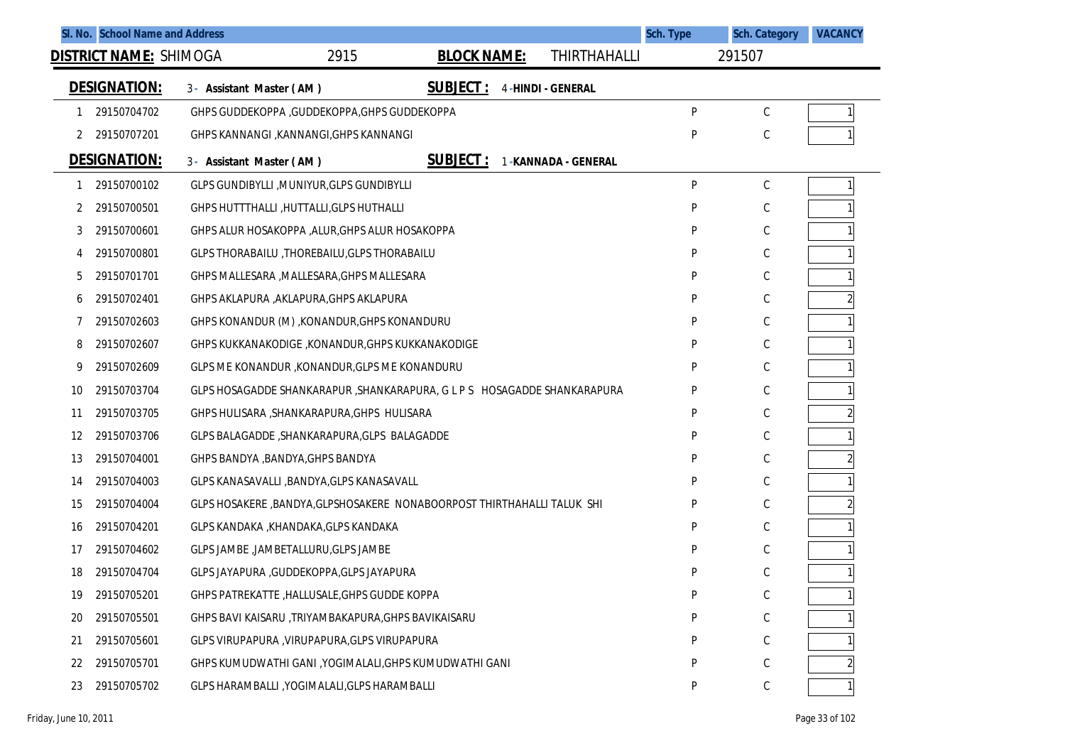| Sl. No. | School Name and Address | Sch. Type | Sch. Category | VACANCY |
|---|---|---|---|---|

**DISTRICT NAME:** SHIMOGA 2915 **BLOCK NAME:** THIRTHAHALLI 291507

**DESIGNATION:** 3 - Assistant Master ( AM ) **SUBJECT :** 4 -HINDI - GENERAL

| Sl. No. | Code | School Name and Address | Sch. Type | Sch. Category | VACANCY |
|---|---|---|---|---|---|
| 1 | 29150704702 | GHPS GUDDEKOPPA ,GUDDEKOPPA,GHPS GUDDEKOPPA | P | C | 1 |
| 2 | 29150707201 | GHPS KANNANGI ,KANNANGI,GHPS KANNANGI | P | C | 1 |

**DESIGNATION:** 3 - Assistant Master ( AM ) **SUBJECT :** 1 -KANNADA - GENERAL

| Sl. No. | Code | School Name and Address | Sch. Type | Sch. Category | VACANCY |
|---|---|---|---|---|---|
| 1 | 29150700102 | GLPS GUNDIBYLLI ,MUNIYUR,GLPS GUNDIBYLLI | P | C | 1 |
| 2 | 29150700501 | GHPS HUTTTHALLI ,HUTTALLI,GLPS HUTHALLI | P | C | 1 |
| 3 | 29150700601 | GHPS ALUR HOSAKOPPA ,ALUR,GHPS ALUR HOSAKOPPA | P | C | 1 |
| 4 | 29150700801 | GLPS THORABAILU ,THOREBAILU,GLPS THORABAILU | P | C | 1 |
| 5 | 29150701701 | GHPS MALLESARA ,MALLESARA,GHPS MALLESARA | P | C | 1 |
| 6 | 29150702401 | GHPS AKLAPURA ,AKLAPURA,GHPS AKLAPURA | P | C | 2 |
| 7 | 29150702603 | GHPS KONANDUR (M) ,KONANDUR,GHPS KONANDURU | P | C | 1 |
| 8 | 29150702607 | GHPS KUKKANAKODIGE ,KONANDUR,GHPS KUKKANAKODIGE | P | C | 1 |
| 9 | 29150702609 | GLPS M E KONANDUR ,KONANDUR,GLPS M E KONANDURU | P | C | 1 |
| 10 | 29150703704 | GLPS HOSAGADDE SHANKARAPUR ,SHANKARAPURA, G L P S HOSAGADDE SHANKARAPURA | P | C | 1 |
| 11 | 29150703705 | GHPS HULISARA ,SHANKARAPURA,GHPS HULISARA | P | C | 2 |
| 12 | 29150703706 | GLPS BALAGADDE ,SHANKARAPURA,GLPS BALAGADDE | P | C | 1 |
| 13 | 29150704001 | GHPS BANDYA ,BANDYA,GHPS BANDYA | P | C | 2 |
| 14 | 29150704003 | GLPS KANASAVALLI ,BANDYA,GLPS KANASAVALL | P | C | 1 |
| 15 | 29150704004 | GLPS HOSAKERE ,BANDYA,GLPSHOSAKERE NONABOORPOST THIRTHAHALLI TALUK SHI | P | C | 2 |
| 16 | 29150704201 | GLPS KANDAKA ,KHANDAKA,GLPS KANDAKA | P | C | 1 |
| 17 | 29150704602 | GLPS JAMBE ,JAMBETALLURU,GLPS JAMBE | P | C | 1 |
| 18 | 29150704704 | GLPS JAYAPURA ,GUDDEKOPPA,GLPS JAYAPURA | P | C | 1 |
| 19 | 29150705201 | GHPS PATREKATTE ,HALLUSALE,GHPS GUDDE KOPPA | P | C | 1 |
| 20 | 29150705501 | GHPS BAVI KAISARU ,TRIYAMBAKAPURA,GHPS BAVIKAISARU | P | C | 1 |
| 21 | 29150705601 | GLPS VIRUPAPURA ,VIRUPAPURA,GLPS VIRUPAPURA | P | C | 1 |
| 22 | 29150705701 | GHPS KUMUDWATHI GANI ,YOGIMALALI,GHPS KUMUDWATHI GANI | P | C | 2 |
| 23 | 29150705702 | GLPS HARAMBALLI ,YOGIMALALI,GLPS HARAMBALLI | P | C | 1 |

Friday, June 10, 2011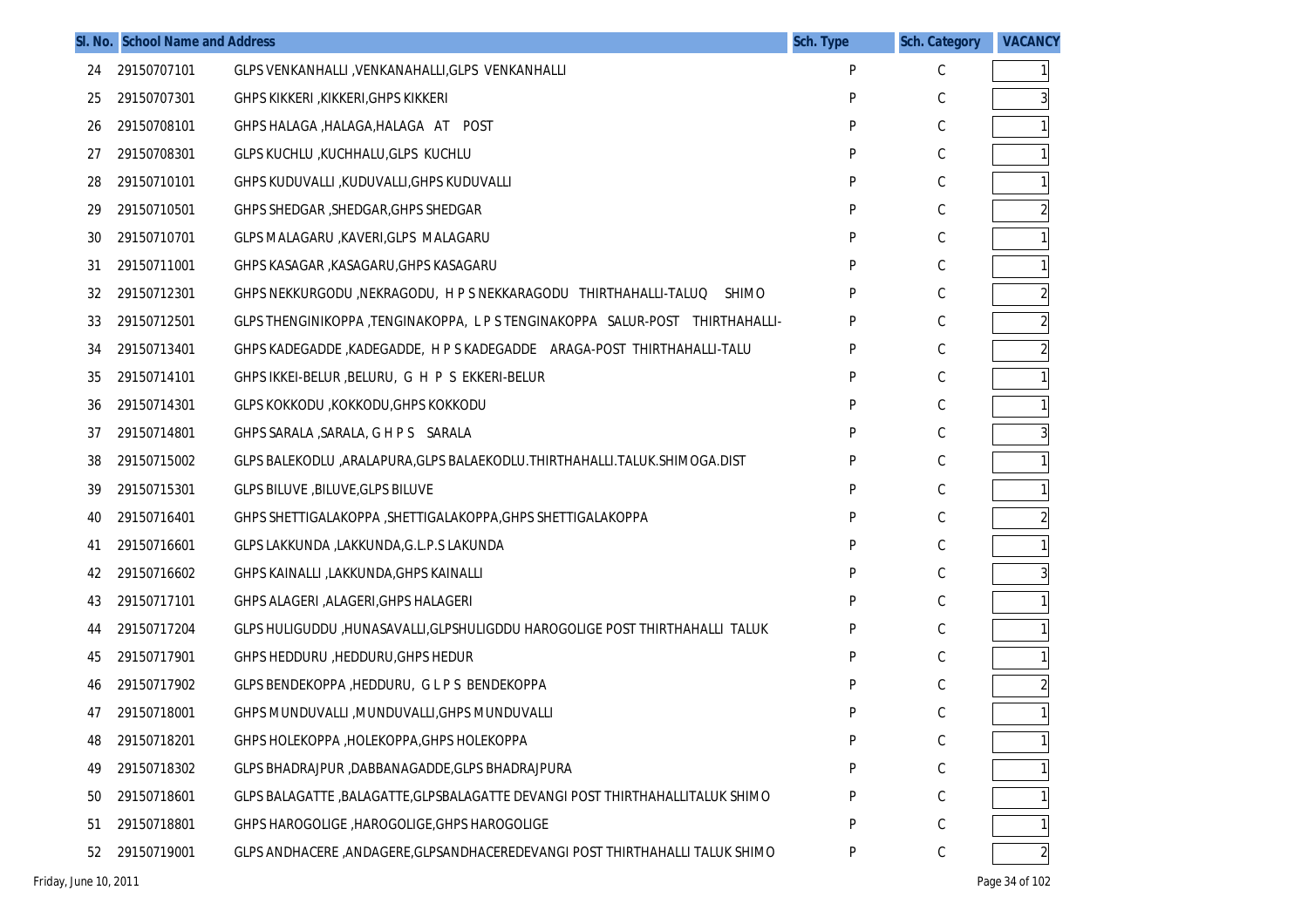| Sl. No. | School Name and Address | | Sch. Type | Sch. Category | VACANCY |
|---|---|---|---|---|---|
| 24 | 29150707101 | GLPS VENKANHALLI ,VENKANAHALLI,GLPS VENKANHALLI | P | C | 1 |
| 25 | 29150707301 | GHPS KIKKERI ,KIKKERI,GHPS KIKKERI | P | C | 3 |
| 26 | 29150708101 | GHPS HALAGA ,HALAGA,HALAGA AT POST | P | C | 1 |
| 27 | 29150708301 | GLPS KUCHLU ,KUCHHALU,GLPS KUCHLU | P | C | 1 |
| 28 | 29150710101 | GHPS KUDUVALLI ,KUDUVALLI,GHPS KUDUVALLI | P | C | 1 |
| 29 | 29150710501 | GHPS SHEDGAR ,SHEDGAR,GHPS SHEDGAR | P | C | 2 |
| 30 | 29150710701 | GLPS MALAGARU ,KAVERI,GLPS MALAGARU | P | C | 1 |
| 31 | 29150711001 | GHPS KASAGAR ,KASAGARU,GHPS KASAGARU | P | C | 1 |
| 32 | 29150712301 | GHPS NEKKURGODU ,NEKRAGODU, H P S NEKKARAGODU THIRTHAHALLI-TALUQ SHIMO | P | C | 2 |
| 33 | 29150712501 | GLPS THENGINIKOPPA ,TENGINAKOPPA, L P S TENGINAKOPPA SALUR-POST THIRTHAHALLI- | P | C | 2 |
| 34 | 29150713401 | GHPS KADEGADDE ,KADEGADDE, H P S KADEGADDE ARAGA-POST THIRTHAHALLI-TALU | P | C | 2 |
| 35 | 29150714101 | GHPS IKKEI-BELUR ,BELURU, G H P S EKKERI-BELUR | P | C | 1 |
| 36 | 29150714301 | GLPS KOKKODU ,KOKKODU,GHPS KOKKODU | P | C | 1 |
| 37 | 29150714801 | GHPS SARALA ,SARALA, G H P S SARALA | P | C | 3 |
| 38 | 29150715002 | GLPS BALEKODLU ,ARALAPURA,GLPS BALAEKODLU.THIRTHAHALLI.TALUK.SHIMOGA.DIST | P | C | 1 |
| 39 | 29150715301 | GLPS BILUVE ,BILUVE,GLPS BILUVE | P | C | 1 |
| 40 | 29150716401 | GHPS SHETTIGALAKOPPA ,SHETTIGALAKOPPA,GHPS SHETTIGALAKOPPA | P | C | 2 |
| 41 | 29150716601 | GLPS LAKKUNDA ,LAKKUNDA,G.L.P.S LAKUNDA | P | C | 1 |
| 42 | 29150716602 | GHPS KAINALLI ,LAKKUNDA,GHPS KAINALLI | P | C | 3 |
| 43 | 29150717101 | GHPS ALAGERI ,ALAGERI,GHPS HALAGERI | P | C | 1 |
| 44 | 29150717204 | GLPS HULIGUDDU ,HUNASAVALLI,GLPSHULIGDDU HAROGOLIGE POST THIRTHAHALLI TALUK | P | C | 1 |
| 45 | 29150717901 | GHPS HEDDURU ,HEDDURU,GHPS HEDUR | P | C | 1 |
| 46 | 29150717902 | GLPS BENDEKOPPA ,HEDDURU, G L P S BENDEKOPPA | P | C | 2 |
| 47 | 29150718001 | GHPS MUNDUVALLI ,MUNDUVALLI,GHPS MUNDUVALLI | P | C | 1 |
| 48 | 29150718201 | GHPS HOLEKOPPA ,HOLEKOPPA,GHPS HOLEKOPPA | P | C | 1 |
| 49 | 29150718302 | GLPS BHADRAJPUR ,DABBANAGADDE,GLPS BHADRAJPURA | P | C | 1 |
| 50 | 29150718601 | GLPS BALAGATTE ,BALAGATTE,GLPSBALAGATTE DEVANGI POST THIRTHAHALLITALUK SHIMO | P | C | 1 |
| 51 | 29150718801 | GHPS HAROGOLIGE ,HAROGOLIGE,GHPS HAROGOLIGE | P | C | 1 |
| 52 | 29150719001 | GLPS ANDHACERE ,ANDAGERE,GLPSANDHACEREDEVANGI POST THIRTHAHALLI TALUK SHIMO | P | C | 2 |

Friday, June 10, 2011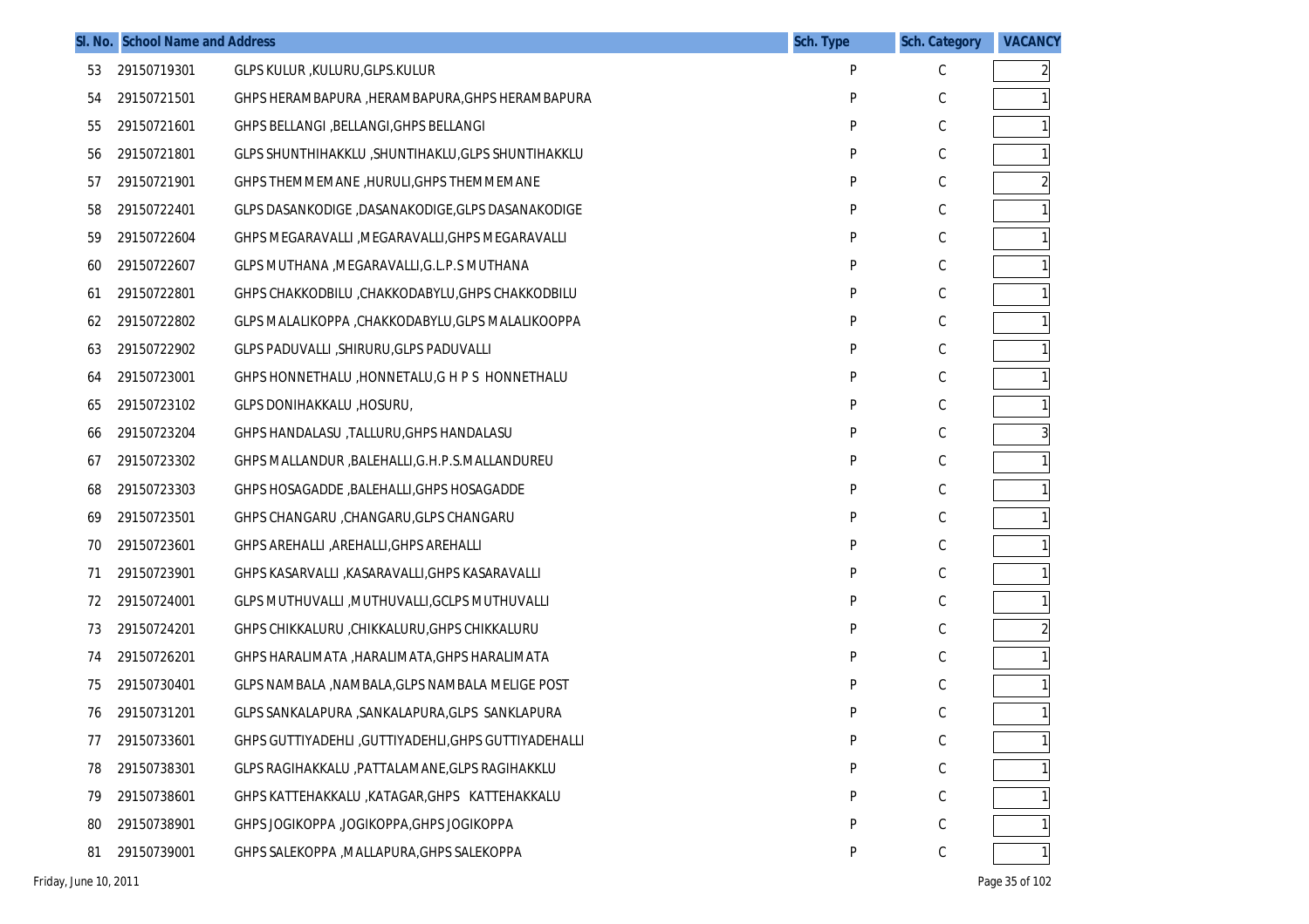| Sl. No. | School Name and Address | | Sch. Type | Sch. Category | VACANCY |
|---|---|---|---|---|---|
| 53 | 29150719301 | GLPS KULUR ,KULURU,GLPS.KULUR | P | C | 2 |
| 54 | 29150721501 | GHPS HERAMBAPURA ,HERAMBAPURA,GHPS HERAMBAPURA | P | C | 1 |
| 55 | 29150721601 | GHPS BELLANGI ,BELLANGI,GHPS BELLANGI | P | C | 1 |
| 56 | 29150721801 | GLPS SHUNTHIHAKKLU ,SHUNTIHAKLU,GLPS SHUNTIHAKKLU | P | C | 1 |
| 57 | 29150721901 | GHPS THEMMEMANE ,HURULI,GHPS THEMMEMANE | P | C | 2 |
| 58 | 29150722401 | GLPS DASANKODIGE ,DASANAKODIGE,GLPS DASANAKODIGE | P | C | 1 |
| 59 | 29150722604 | GHPS MEGARAVALLI ,MEGARAVALLI,GHPS MEGARAVALLI | P | C | 1 |
| 60 | 29150722607 | GLPS MUTHANA ,MEGARAVALLI,G.L.P.S MUTHANA | P | C | 1 |
| 61 | 29150722801 | GHPS CHAKKODBILU ,CHAKKODABYLU,GHPS CHAKKODBILU | P | C | 1 |
| 62 | 29150722802 | GLPS MALALIKOPPA ,CHAKKODABYLU,GLPS MALALIKOOPPA | P | C | 1 |
| 63 | 29150722902 | GLPS PADUVALLI ,SHIRURU,GLPS PADUVALLI | P | C | 1 |
| 64 | 29150723001 | GHPS HONNETHALU ,HONNETALU,G H P S HONNETHALU | P | C | 1 |
| 65 | 29150723102 | GLPS DONIHAKKALU ,HOSURU, | P | C | 1 |
| 66 | 29150723204 | GHPS HANDALASU ,TALLURU,GHPS HANDALASU | P | C | 3 |
| 67 | 29150723302 | GHPS MALLANDUR ,BALEHALLI,G.H.P.S.MALLANDUREU | P | C | 1 |
| 68 | 29150723303 | GHPS HOSAGADDE ,BALEHALLI,GHPS HOSAGADDE | P | C | 1 |
| 69 | 29150723501 | GHPS CHANGARU ,CHANGARU,GLPS CHANGARU | P | C | 1 |
| 70 | 29150723601 | GHPS AREHALLI ,AREHALLI,GHPS AREHALLI | P | C | 1 |
| 71 | 29150723901 | GHPS KASARVALLI ,KASARAVALLI,GHPS KASARAVALLI | P | C | 1 |
| 72 | 29150724001 | GLPS MUTHUVALLI ,MUTHUVALLI,GCLPS MUTHUVALLI | P | C | 1 |
| 73 | 29150724201 | GHPS CHIKKALURU ,CHIKKALURU,GHPS CHIKKALURU | P | C | 2 |
| 74 | 29150726201 | GHPS HARALIMATA ,HARALIMATA,GHPS HARALIMATA | P | C | 1 |
| 75 | 29150730401 | GLPS NAMBALA ,NAMBALA,GLPS NAMBALA MELIGE POST | P | C | 1 |
| 76 | 29150731201 | GLPS SANKALAPURA ,SANKALAPURA,GLPS SANKLAPURA | P | C | 1 |
| 77 | 29150733601 | GHPS GUTTIYADEHLI ,GUTTIYADEHLI,GHPS GUTTIYADEHALLI | P | C | 1 |
| 78 | 29150738301 | GLPS RAGIHAKKALU ,PATTALAMANE,GLPS RAGIHAKKLU | P | C | 1 |
| 79 | 29150738601 | GHPS KATTEHAKKALU ,KATAGAR,GHPS KATTEHAKKALU | P | C | 1 |
| 80 | 29150738901 | GHPS JOGIKOPPA ,JOGIKOPPA,GHPS JOGIKOPPA | P | C | 1 |
| 81 | 29150739001 | GHPS SALEKOPPA ,MALLAPURA,GHPS SALEKOPPA | P | C | 1 |

Friday, June 10, 2011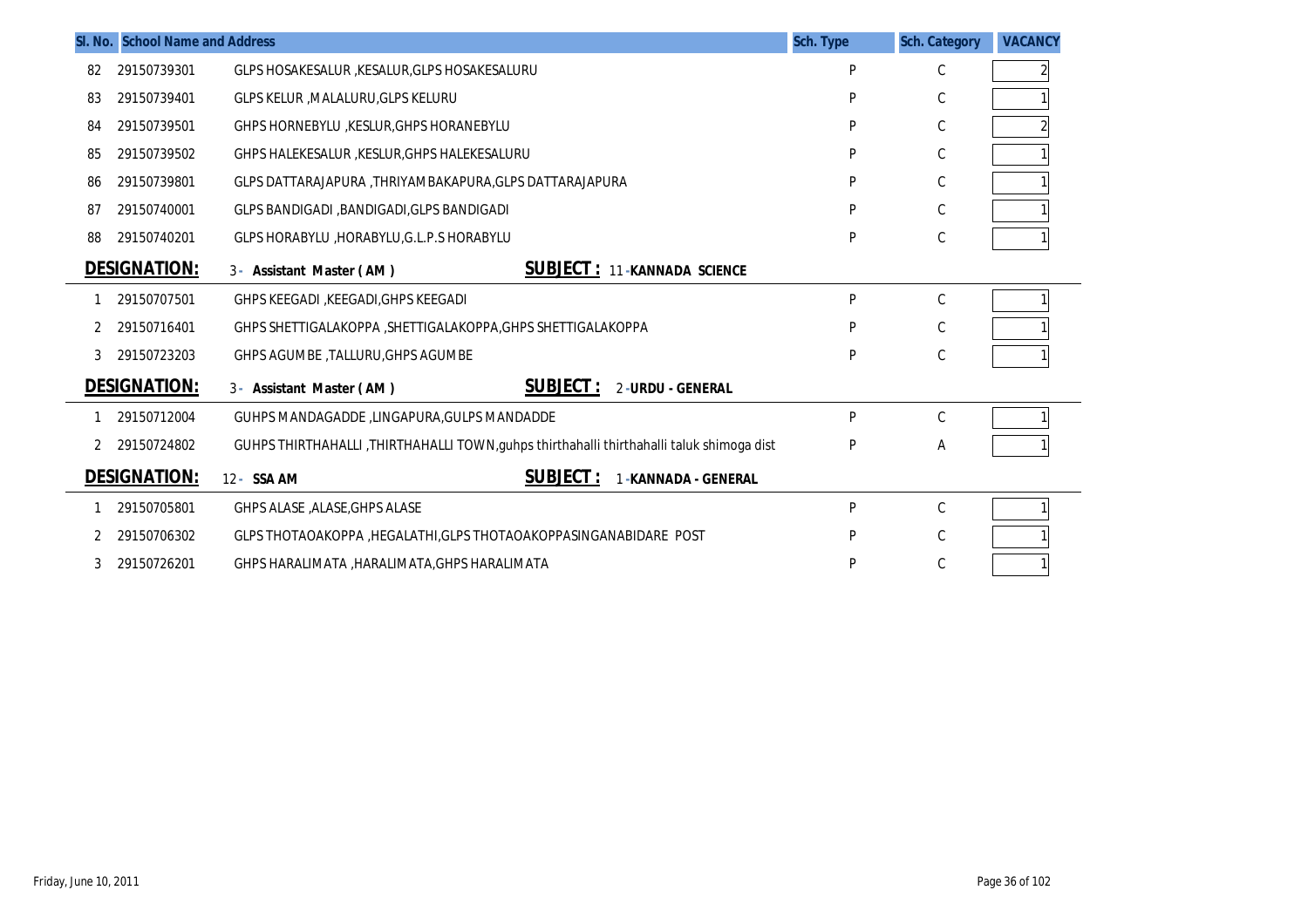| Sl. No. | School Name and Address | | Sch. Type | Sch. Category | VACANCY |
|---|---|---|---|---|---|
| 82 | 29150739301 | GLPS HOSAKESALUR ,KESALUR,GLPS HOSAKESALURU | P | C | 2 |
| 83 | 29150739401 | GLPS KELUR ,MALALURU,GLPS KELURU | P | C | 1 |
| 84 | 29150739501 | GHPS HORNEBYLU ,KESLUR,GHPS HORANEBYLU | P | C | 2 |
| 85 | 29150739502 | GHPS HALEKESALUR ,KESLUR,GHPS HALEKESALURU | P | C | 1 |
| 86 | 29150739801 | GLPS DATTARAJAPURA ,THRIYAMBAKAPURA,GLPS DATTARAJAPURA | P | C | 1 |
| 87 | 29150740001 | GLPS BANDIGADI ,BANDIGADI,GLPS BANDIGADI | P | C | 1 |
| 88 | 29150740201 | GLPS HORABYLU ,HORABYLU,G.L.P.S HORABYLU | P | C | 1 |

**DESIGNATION:** 3 - Assistant Master ( AM ) **SUBJECT :** 11 -KANNADA SCIENCE

| Sl. No. | School Name and Address | | Sch. Type | Sch. Category | VACANCY |
|---|---|---|---|---|---|
| 1 | 29150707501 | GHPS KEEGADI ,KEEGADI,GHPS KEEGADI | P | C | 1 |
| 2 | 29150716401 | GHPS SHETTIGALAKOPPA ,SHETTIGALAKOPPA,GHPS SHETTIGALAKOPPA | P | C | 1 |
| 3 | 29150723203 | GHPS AGUMBE ,TALLURU,GHPS AGUMBE | P | C | 1 |

**DESIGNATION:** 3 - Assistant Master ( AM ) **SUBJECT :** 2 -URDU - GENERAL

| Sl. No. | School Name and Address | | Sch. Type | Sch. Category | VACANCY |
|---|---|---|---|---|---|
| 1 | 29150712004 | GUHPS MANDAGADDE ,LINGAPURA,GULPS MANDADDE | P | C | 1 |
| 2 | 29150724802 | GUHPS THIRTHAHALLI ,THIRTHAHALLI TOWN,guhps thirthahalli thirthahalli taluk shimoga dist | P | A | 1 |

**DESIGNATION:** 12 - SSA AM **SUBJECT :** 1 -KANNADA - GENERAL

| Sl. No. | School Name and Address | | Sch. Type | Sch. Category | VACANCY |
|---|---|---|---|---|---|
| 1 | 29150705801 | GHPS ALASE ,ALASE,GHPS ALASE | P | C | 1 |
| 2 | 29150706302 | GLPS THOTAOAKOPPA ,HEGALATHI,GLPS THOTAOAKOPPASINGANABIDARE POST | P | C | 1 |
| 3 | 29150726201 | GHPS HARALIMATA ,HARALIMATA,GHPS HARALIMATA | P | C | 1 |

Friday, June 10, 2011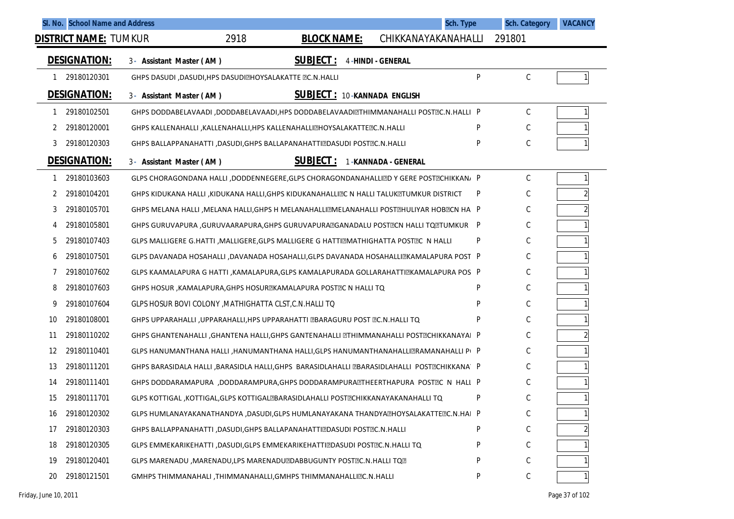| Sl. No. | School Name and Address | Sch. Type | Sch. Category | VACANCY |
|---|---|---|---|---|

**DISTRICT NAME:** TUMKUR 2918 **BLOCK NAME:** CHIKKANAYAKANAHALLI 291801

**DESIGNATION:** 3 - Assistant Master ( AM ) **SUBJECT :** 4 -HINDI - GENERAL

| Sl. No. | Code | School Name and Address | Sch. Type | Sch. Category | VACANCY |
|---|---|---|---|---|---|
| 1 | 29180120301 | GHPS DASUDI ,DASUDI,HPS DASUDI HOYSALAKATTE C.N.HALLI | P | C | 1 |

**DESIGNATION:** 3 - Assistant Master ( AM ) **SUBJECT :** 10 -KANNADA ENGLISH

| Sl. No. | Code | School Name and Address | Sch. Type | Sch. Category | VACANCY |
|---|---|---|---|---|---|
| 1 | 29180102501 | GHPS DODDABELAVAADI ,DODDABELAVAADI,HPS DODDABELAVAADI THIMMANAHALLI POST C.N.HALLI | P | C | 1 |
| 2 | 29180120001 | GHPS KALLENAHALLI ,KALLENAHALLI,HPS KALLENAHALLI HOYSALAKATTE C.N.HALLI | P | C | 1 |
| 3 | 29180120303 | GHPS BALLAPPANAHATTI ,DASUDI,GHPS BALLAPANAHATTI DASUDI POST C.N.HALLI | P | C | 1 |

**DESIGNATION:** 3 - Assistant Master ( AM ) **SUBJECT :** 1 -KANNADA - GENERAL

| Sl. No. | Code | School Name and Address | Sch. Type | Sch. Category | VACANCY |
|---|---|---|---|---|---|
| 1 | 29180103603 | GLPS CHORAGONDANA HALLI ,DODDENNEGERE,GLPS CHORAGONDANAHALLI D Y GERE POST CHIKKAN/ | P | C | 1 |
| 2 | 29180104201 | GHPS KIDUKANA HALLI ,KIDUKANA HALLI,GHPS KIDUKANAHALLI C N HALLI TALUK TUMKUR DISTRICT | P | C | 2 |
| 3 | 29180105701 | GHPS MELANA HALLI ,MELANA HALLI,GHPS H MELANAHALLI MELANAHALLI POST HULIYAR HOB CN HA | P | C | 2 |
| 4 | 29180105801 | GHPS GURUVAPURA ,GURUVAARAPURA,GHPS GURUVAPURA GANADALU POST CN HALLI TQ TUMKUR | P | C | 1 |
| 5 | 29180107403 | GLPS MALLIGERE G.HATTI ,MALLIGERE,GLPS MALLIGERE G HATTI MATHIGHATTA POST C N HALLI | P | C | 1 |
| 6 | 29180107501 | GLPS DAVANADA HOSAHALLI ,DAVANADA HOSAHALLI,GLPS DAVANADA HOSAHALLI KAMALAPURA POST | P | C | 1 |
| 7 | 29180107602 | GLPS KAAMALAPURA G HATTI ,KAMALAPURA,GLPS KAMALAPURADA GOLLARAHATTI KAMALAPURA POS | P | C | 1 |
| 8 | 29180107603 | GHPS HOSUR ,KAMALAPURA,GHPS HOSUR KAMALAPURA POST C N HALLI TQ | P | C | 1 |
| 9 | 29180107604 | GLPS HOSUR BOVI COLONY ,MATHIGHATTA CLST,C.N.HALLI TQ | P | C | 1 |
| 10 | 29180108001 | GHPS UPPARAHALLI ,UPPARAHALLI,HPS UPPARAHATTI BARAGURU POST C.N.HALLI TQ | P | C | 1 |
| 11 | 29180110202 | GHPS GHANTENAHALLI ,GHANTENA HALLI,GHPS GANTENAHALLI THIMMANAHALLI POST CHIKKANAYA | P | C | 2 |
| 12 | 29180110401 | GLPS HANUMANTHANA HALLI ,HANUMANTHANA HALLI,GLPS HANUMANTHANAHALLI RAMANAHALLI P | P | C | 1 |
| 13 | 29180111201 | GHPS BARASIDALA HALLI ,BARASIDLA HALLI,GHPS BARASIDLAHALLI BARASIDLAHALLI POST CHIKKANA | P | C | 1 |
| 14 | 29180111401 | GHPS DODDARAMAPURA ,DODDARAMPURA,GHPS DODDARAMPURA THEERTHAPURA POST C N HALL | P | C | 1 |
| 15 | 29180111701 | GLPS KOTTIGAL ,KOTTIGAL,GLPS KOTTIGAL BARASIDLAHALLI POST CHIKKANAYAKANAHALLI TQ | P | C | 1 |
| 16 | 29180120302 | GLPS HUMLANAYAKANATHANDYA ,DASUDI,GLPS HUMLANAYAKANA THANDYA HOYSALAKATTE C.N.HA | P | C | 1 |
| 17 | 29180120303 | GHPS BALLAPPANAHATTI ,DASUDI,GHPS BALLAPANAHATTI DASUDI POST C.N.HALLI | P | C | 2 |
| 18 | 29180120305 | GLPS EMMEKARIKEHATTI ,DASUDI,GLPS EMMEKARIKEHATTI DASUDI POST C.N.HALLI TQ | P | C | 1 |
| 19 | 29180120401 | GLPS MARENADU ,MARENADU,LPS MARENADU DABBUGUNTY POST C.N.HALLI TQ | P | C | 1 |
| 20 | 29180121501 | GMHPS THIMMANAHALI ,THIMMANAHALLI,GMHPS THIMMANAHALLI C.N.HALLI | P | C | 1 |

Friday, June 10, 2011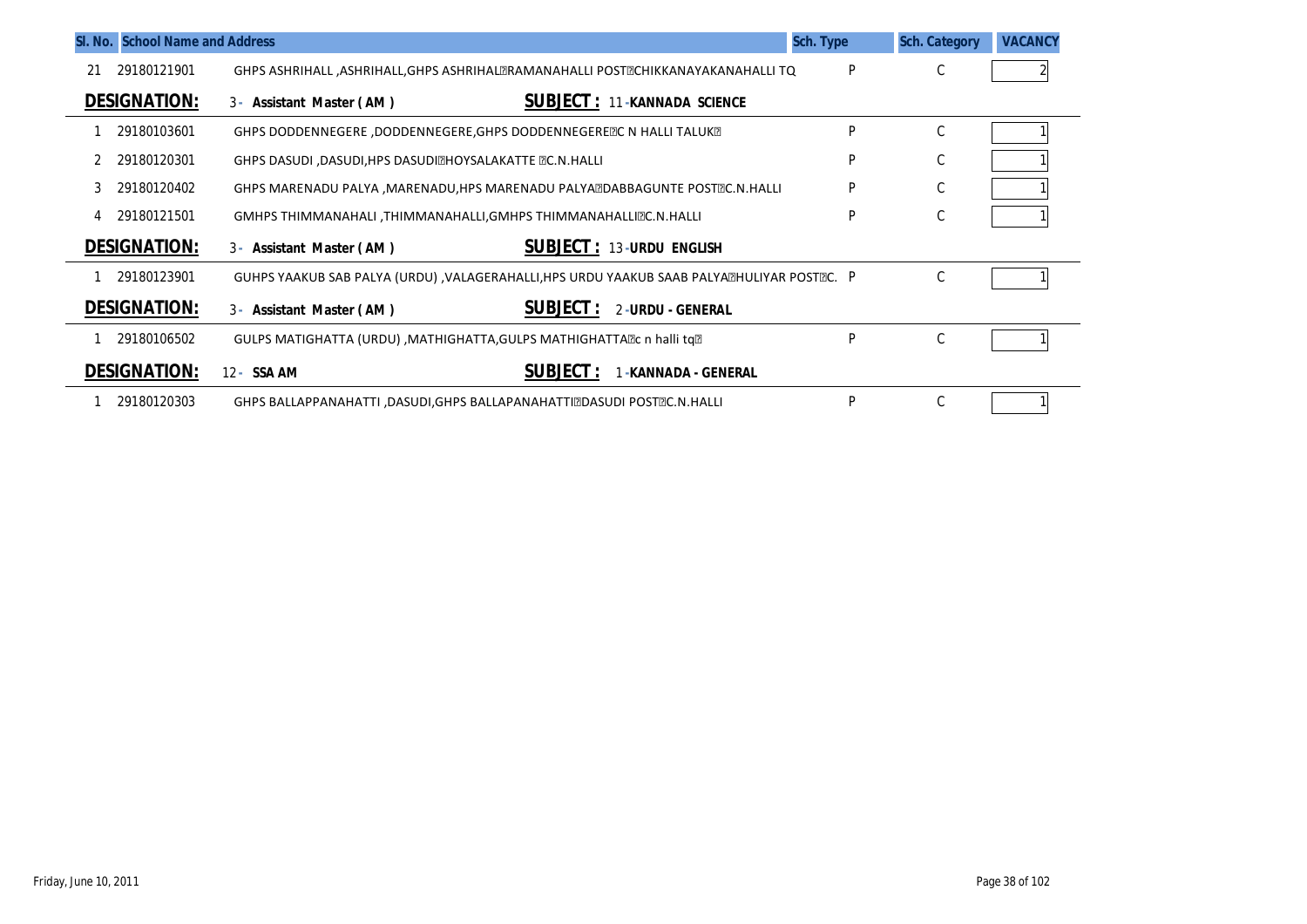| Sl. No. | School Name and Address | | Sch. Type | Sch. Category | VACANCY |
|---|---|---|---|---|---|
| 21 | 29180121901 | GHPS ASHRIHALL ,ASHRIHALL,GHPS ASHRIHAL?RAMANAHALLI POST?CHIKKANAYAKANAHALLI TQ | P | C | 2 |

**DESIGNATION:** 3 - Assistant Master ( AM ) **SUBJECT :** 11 -KANNADA SCIENCE

| Sl. No. | School Code | School Name and Address | Sch. Type | Sch. Category | VACANCY |
|---|---|---|---|---|---|
| 1 | 29180103601 | GHPS DODDENNEGERE ,DODDENNEGERE,GHPS DODDENNEGERE?C N HALLI TALUK? | P | C | 1 |
| 2 | 29180120301 | GHPS DASUDI ,DASUDI,HPS DASUDI?HOYSALAKATTE ?C.N.HALLI | P | C | 1 |
| 3 | 29180120402 | GHPS MARENADU PALYA ,MARENADU,HPS MARENADU PALYA?DABBAGUNTE POST?C.N.HALLI | P | C | 1 |
| 4 | 29180121501 | GMHPS THIMMANAHALI ,THIMMANAHALLI,GMHPS THIMMANAHALLI?C.N.HALLI | P | C | 1 |

**DESIGNATION:** 3 - Assistant Master ( AM ) **SUBJECT :** 13 -URDU ENGLISH

| Sl. No. | School Code | School Name and Address | Sch. Type | Sch. Category | VACANCY |
|---|---|---|---|---|---|
| 1 | 29180123901 | GUHPS YAAKUB SAB PALYA (URDU) ,VALAGERAHALLI,HPS URDU YAAKUB SAAB PALYA?HULIYAR POST?C. | P | C | 1 |

**DESIGNATION:** 3 - Assistant Master ( AM ) **SUBJECT :** 2 -URDU - GENERAL

| Sl. No. | School Code | School Name and Address | Sch. Type | Sch. Category | VACANCY |
|---|---|---|---|---|---|
| 1 | 29180106502 | GULPS MATIGHATTA (URDU) ,MATHIGHATTA,GULPS MATHIGHATTA?c n halli tq? | P | C | 1 |

**DESIGNATION:** 12 - SSA AM **SUBJECT :** 1 -KANNADA - GENERAL

| Sl. No. | School Code | School Name and Address | Sch. Type | Sch. Category | VACANCY |
|---|---|---|---|---|---|
| 1 | 29180120303 | GHPS BALLAPPANAHATTI ,DASUDI,GHPS BALLAPANAHATTI?DASUDI POST?C.N.HALLI | P | C | 1 |

Friday, June 10, 2011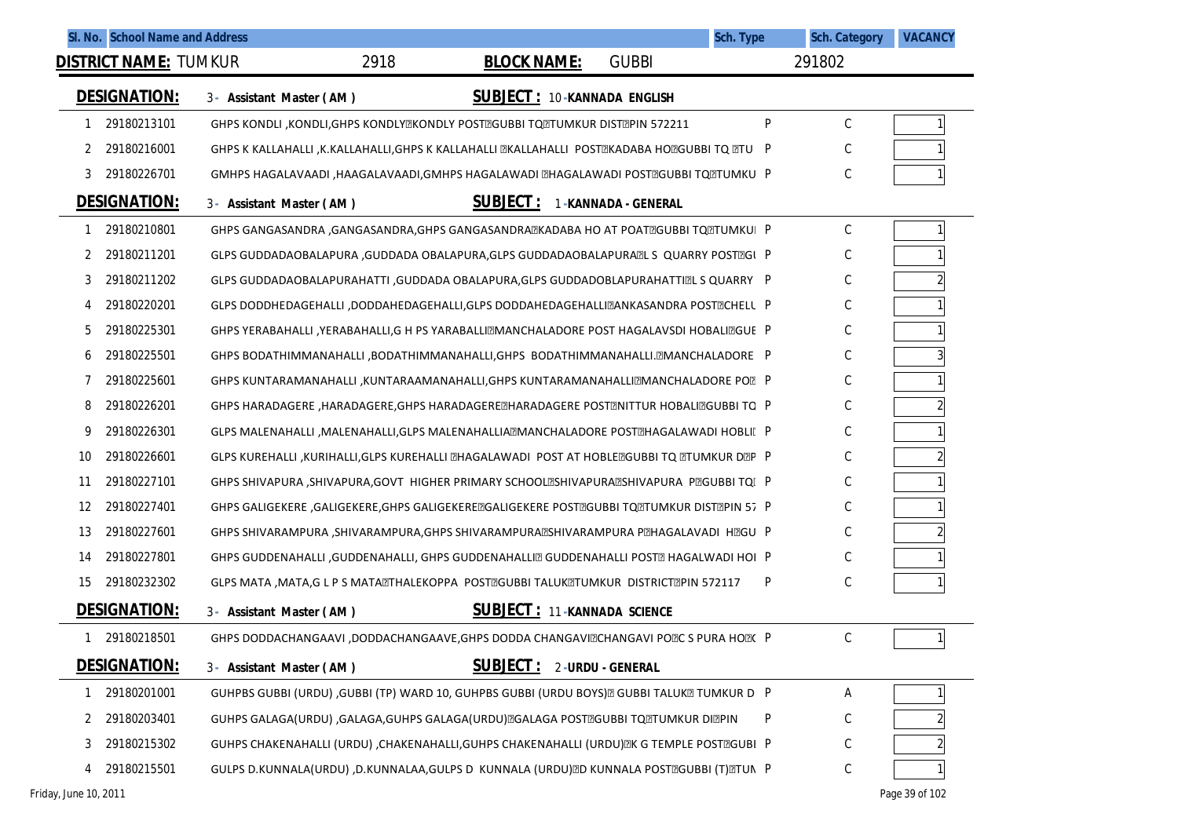| Sl. No. | School Name and Address | Sch. Type | Sch. Category | VACANCY |
|---|---|---|---|---|

**DISTRICT NAME:** TUMKUR 2918 **BLOCK NAME:** GUBBI 291802

**DESIGNATION:** 3 - Assistant Master ( AM ) **SUBJECT :** 10 -KANNADA ENGLISH

| Sl. No. | | School Name and Address | Sch. Type | Sch. Category | VACANCY |
|---|---|---|---|---|---|
| 1 | 29180213101 | GHPS KONDLI ,KONDLI,GHPS KONDLY KONDLY POST GUBBI TQ TUMKUR DIST PIN 572211 | P | C | 1 |
| 2 | 29180216001 | GHPS K KALLAHALLI ,K.KALLAHALLI,GHPS K KALLAHALLI KALLAHALLI POST KADABA HO GUBBI TQ TU | P | C | 1 |
| 3 | 29180226701 | GMHPS HAGALAVAADI ,HAAGALAVAADI,GMHPS HAGALAWADI HAGALAWADI POST GUBBI TQ TUMKU | P | C | 1 |

**DESIGNATION:** 3 - Assistant Master ( AM ) **SUBJECT :** 1 -KANNADA - GENERAL

| Sl. No. | | School Name and Address | Sch. Type | Sch. Category | VACANCY |
|---|---|---|---|---|---|
| 1 | 29180210801 | GHPS GANGASANDRA ,GANGASANDRA,GHPS GANGASANDRA KADABA HO AT POAT GUBBI TQ TUMKUI | P | C | 1 |
| 2 | 29180211201 | GLPS GUDDADAOBALAPURA ,GUDDADA OBALAPURA,GLPS GUDDADAOBALAPURA L S QUARRY POST GI | P | C | 1 |
| 3 | 29180211202 | GLPS GUDDADAOBALAPURAHATTI ,GUDDADA OBALAPURA,GLPS GUDDADOBLAPURAHATTI L S QUARRY | P | C | 2 |
| 4 | 29180220201 | GLPS DODDHEDAGEHALLI ,DODDAHEDAGEHALLI,GLPS DODDAHEDAGEHALLI ANKASANDRA POST CHELL | P | C | 1 |
| 5 | 29180225301 | GHPS YERABAHALLI ,YERABAHALLI,G H PS YARABALLI MANCHALADORE POST HAGALAVSDI HOBALI GUE | P | C | 1 |
| 6 | 29180225501 | GHPS BODATHIMMANAHALLI ,BODATHIMMANAHALLI,GHPS BODATHIMMANAHALLI. MANCHALADORE | P | C | 3 |
| 7 | 29180225601 | GHPS KUNTARAMANAHALLI ,KUNTARAAMANAHALLI,GHPS KUNTARAMANAHALLI MANCHALADORE PO | P | C | 1 |
| 8 | 29180226201 | GHPS HARADAGERE ,HARADAGERE,GHPS HARADAGERE HARADAGERE POST NITTUR HOBALI GUBBI TQ | P | C | 2 |
| 9 | 29180226301 | GLPS MALENAHALLI ,MALENAHALLI,GLPS MALENAHALLIA MANCHALADORE POST HAGALAWADI HOBLI | P | C | 1 |
| 10 | 29180226601 | GLPS KUREHALLI ,KURIHALLI,GLPS KUREHALLI HAGALAWADI POST AT HOBLE GUBBI TQ TUMKUR D P | P | C | 2 |
| 11 | 29180227101 | GHPS SHIVAPURA ,SHIVAPURA,GOVT HIGHER PRIMARY SCHOOL SHIVAPURA SHIVAPURA P GUBBI TQ | P | C | 1 |
| 12 | 29180227401 | GHPS GALIGEKERE ,GALIGEKERE,GHPS GALIGEKERE GALIGEKERE POST GUBBI TQ TUMKUR DIST PIN 57 | P | C | 1 |
| 13 | 29180227601 | GHPS SHIVARAMPURA ,SHIVARAMPURA,GHPS SHIVARAMPURA SHIVARAMPURA P HAGALAVADI H GU | P | C | 2 |
| 14 | 29180227801 | GHPS GUDDENAHALLI ,GUDDENAHALLI, GHPS GUDDENAHALLI GUDDENAHALLI POST HAGALWADI HOI | P | C | 1 |
| 15 | 29180232302 | GLPS MATA ,MATA,G L P S MATA THALEKOPPA POST GUBBI TALUK TUMKUR DISTRICT PIN 572117 | P | C | 1 |

**DESIGNATION:** 3 - Assistant Master ( AM ) **SUBJECT :** 11 -KANNADA SCIENCE

| Sl. No. | | School Name and Address | Sch. Type | Sch. Category | VACANCY |
|---|---|---|---|---|---|
| 1 | 29180218501 | GHPS DODDACHANGAAVI ,DODDACHANGAAVE,GHPS DODDA CHANGAVI CHANGAVI PO C S PURA HO | P | C | 1 |

**DESIGNATION:** 3 - Assistant Master ( AM ) **SUBJECT :** 2 -URDU - GENERAL

| Sl. No. | | School Name and Address | Sch. Type | Sch. Category | VACANCY |
|---|---|---|---|---|---|
| 1 | 29180201001 | GUHPBS GUBBI (URDU) ,GUBBI (TP) WARD 10, GUHPBS GUBBI (URDU BOYS) GUBBI TALUK TUMKUR D | P | A | 1 |
| 2 | 29180203401 | GUHPS GALAGA(URDU) ,GALAGA,GUHPS GALAGA(URDU) GALAGA POST GUBBI TQ TUMKUR DI PIN | P | C | 2 |
| 3 | 29180215302 | GUHPS CHAKENAHALLI (URDU) ,CHAKENAHALLI,GUHPS CHAKENAHALLI (URDU) K G TEMPLE POST GUBI | P | C | 2 |
| 4 | 29180215501 | GULPS D.KUNNALA(URDU) ,D.KUNNALAA,GULPS D KUNNALA (URDU) D KUNNALA POST GUBBI (T) TUN | P | C | 1 |

Friday, June 10, 2011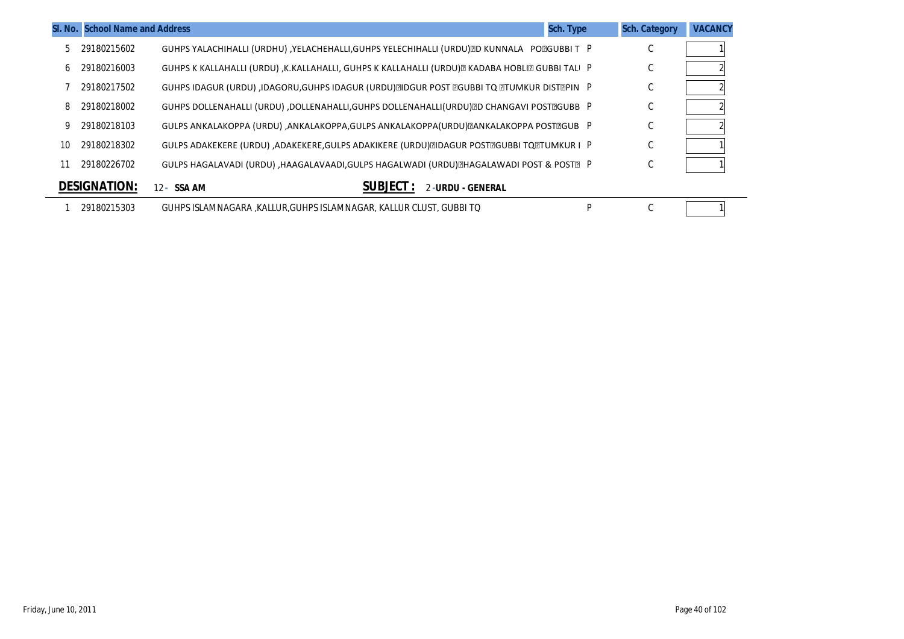| Sl. No. | School Name and Address | | Sch. Type | Sch. Category | VACANCY |
|---|---|---|---|---|---|
| 5 | 29180215602 | GUHPS YALACHIHALLI (URDHU) ,YELACHEHALLI,GUHPS YELECHIHALLI (URDU)D KUNNALA POGUBBI T | P | C | 1 |
| 6 | 29180216003 | GUHPS K KALLAHALLI (URDU) ,K.KALLAHALLI, GUHPS K KALLAHALLI (URDU) KADABA HOBLI GUBBI TAL | P | C | 2 |
| 7 | 29180217502 | GUHPS IDAGUR (URDU) ,IDAGORU,GUHPS IDAGUR (URDU)IDGUR POST GUBBI TQ TUMKUR DISTPIN | P | C | 2 |
| 8 | 29180218002 | GUHPS DOLLENAHALLI (URDU) ,DOLLENAHALLI,GUHPS DOLLENAHALLI(URDU)D CHANGAVI POSTGUBB | P | C | 2 |
| 9 | 29180218103 | GULPS ANKALAKOPPA (URDU) ,ANKALAKOPPA,GULPS ANKALAKOPPA(URDU)ANKALAKOPPA POSTGUB | P | C | 2 |
| 10 | 29180218302 | GULPS ADAKEKERE (URDU) ,ADAKEKERE,GULPS ADAKIKERE (URDU)IDAGUR POSTGUBBI TQTUMKUR I | P | C | 1 |
| 11 | 29180226702 | GULPS HAGALAVADI (URDU) ,HAAGALAVAADI,GULPS HAGALWADI (URDU)HAGALAWADI POST & POST | P | C | 1 |

**DESIGNATION:** 12 - **SSA AM** **SUBJECT :** 2 - **URDU - GENERAL**

| Sl. No. | School Name and Address | | Sch. Type | Sch. Category | VACANCY |
|---|---|---|---|---|---|
| 1 | 29180215303 | GUHPS ISLAMNAGARA ,KALLUR,GUHPS ISLAMNAGAR, KALLUR CLUST, GUBBI TQ | P | C | 1 |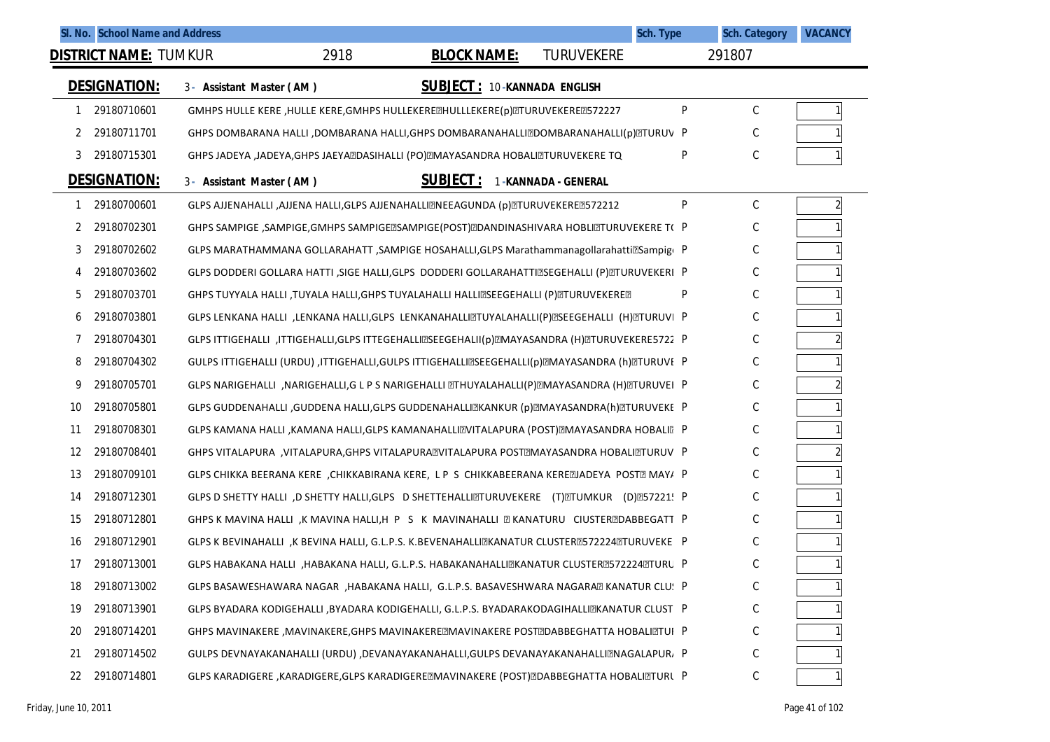| Sl. No. | School Name and Address | | Sch. Type | Sch. Category | VACANCY |
|---|---|---|---|---|---|

**DISTRICT NAME:** TUMKUR 2918 **BLOCK NAME:** TURUVEKERE 291807

**DESIGNATION:** 3 - Assistant Master ( AM ) **SUBJECT :** 10 -KANNADA ENGLISH

| Sl. No. | Code | School Name and Address | Sch. Type | Sch. Category | VACANCY |
|---|---|---|---|---|---|
| 1 | 29180710601 | GMHPS HULLE KERE ,HULLE KERE,GMHPS HULLEKERE?HULLLEKERE(p)?TURUVEKERE?572227 | P | C | 1 |
| 2 | 29180711701 | GHPS DOMBARANA HALLI ,DOMBARANA HALLI,GHPS DOMBARANAHALLI?DOMBARANAHALLI(p)?TURUV | P | C | 1 |
| 3 | 29180715301 | GHPS JADEYA ,JADEYA,GHPS JAEYA?DASIHALLI (PO)?MAYASANDRA HOBALI?TURUVEKERE TQ | P | C | 1 |

**DESIGNATION:** 3 - Assistant Master ( AM ) **SUBJECT :** 1 -KANNADA - GENERAL

| Sl. No. | Code | School Name and Address | Sch. Type | Sch. Category | VACANCY |
|---|---|---|---|---|---|
| 1 | 29180700601 | GLPS AJJENAHALLI ,AJJENA HALLI,GLPS AJJENAHALLI?NEEAGUNDA (p)?TURUVEKERE?572212 | P | C | 2 |
| 2 | 29180702301 | GHPS SAMPIGE ,SAMPIGE,GMHPS SAMPIGE?SAMPIGE(POST)?DANDINASHIVARA HOBLI?TURUVEKERE T( | P | C | 1 |
| 3 | 29180702602 | GLPS MARATHAMMANA GOLLARAHATT ,SAMPIGE HOSAHALLI,GLPS Marathammanagollarahatti?Sampig | P | C | 1 |
| 4 | 29180703602 | GLPS DODDERI GOLLARA HATTI ,SIGE HALLI,GLPS DODDERI GOLLARAHATTI?SEGEHALLI (P)?TURUVEKERI | P | C | 1 |
| 5 | 29180703701 | GHPS TUYYALA HALLI ,TUYALA HALLI,GHPS TUYALAHALLI HALLI?SEEGEHALLI (P)?TURUVEKERE? | P | C | 1 |
| 6 | 29180703801 | GLPS LENKANA HALLI ,LENKANA HALLI,GLPS LENKANAHALLI?TUYALAHALLI(P)?SEEGEHALLI (H)?TURUVI | P | C | 1 |
| 7 | 29180704301 | GLPS ITTIGEHALLI ,ITTIGEHALLI,GLPS ITTEGEHALLI?SEEGEHALII(p)?MAYASANDRA (H)?TURUVEKERE5722 | P | C | 2 |
| 8 | 29180704302 | GULPS ITTIGEHALLI (URDU) ,ITTIGEHALLI,GULPS ITTIGEHALLI?SEEGEHALLI(p)?MAYASANDRA (h)?TURUVE | P | C | 1 |
| 9 | 29180705701 | GLPS NARIGEHALLI ,NARIGEHALLI,G L P S NARIGEHALLI ?THUYALAHALLI(P)?MAYASANDRA (H)?TURUVEI | P | C | 2 |
| 10 | 29180705801 | GLPS GUDDENAHALLI ,GUDDENA HALLI,GLPS GUDDENAHALLI?KANKUR (p)?MAYASANDRA(h)?TURUVEKE | P | C | 1 |
| 11 | 29180708301 | GLPS KAMANA HALLI ,KAMANA HALLI,GLPS KAMANAHALLI?VITALAPURA (POST)?MAYASANDRA HOBALI? | P | C | 1 |
| 12 | 29180708401 | GHPS VITALAPURA ,VITALAPURA,GHPS VITALAPURA?VITALAPURA POST?MAYASANDRA HOBALI?TURUV | P | C | 2 |
| 13 | 29180709101 | GLPS CHIKKA BEERANA KERE ,CHIKKABIRANA KERE, L P S CHIKKABEERANA KERE?JADEYA POST? MAY/ | P | C | 1 |
| 14 | 29180712301 | GLPS D SHETTY HALLI ,D SHETTY HALLI,GLPS D SHETTEHALLI?TURUVEKERE (T)?TUMKUR (D)?57221! | P | C | 1 |
| 15 | 29180712801 | GHPS K MAVINA HALLI ,K MAVINA HALLI,H P S K MAVINAHALLI ? KANATURU CIUSTER?DABBEGATT | P | C | 1 |
| 16 | 29180712901 | GLPS K BEVINAHALLI ,K BEVINA HALLI, G.L.P.S. K.BEVENAHALLI?KANATUR CLUSTER?572224?TURUVEKE | P | C | 1 |
| 17 | 29180713001 | GLPS HABAKANA HALLI ,HABAKANA HALLI, G.L.P.S. HABAKANAHALLI?KANATUR CLUSTER?572224?TURU | P | C | 1 |
| 18 | 29180713002 | GLPS BASAWESHAWARA NAGAR ,HABAKANA HALLI, G.L.P.S. BASAVESHWARA NAGARA? KANATUR CLU! | P | C | 1 |
| 19 | 29180713901 | GLPS BYADARA KODIGEHALLI ,BYADARA KODIGEHALLI, G.L.P.S. BYADARAKODAGIHALLI?KANATUR CLUST | P | C | 1 |
| 20 | 29180714201 | GHPS MAVINAKERE ,MAVINAKERE,GHPS MAVINAKERE?MAVINAKERE POST?DABBEGHATTA HOBALI?TUI | P | C | 1 |
| 21 | 29180714502 | GULPS DEVNAYAKANAHALLI (URDU) ,DEVANAYAKANAHALLI,GULPS DEVANAYAKANAHALLI?NAGALAPUR/ | P | C | 1 |
| 22 | 29180714801 | GLPS KARADIGERE ,KARADIGERE,GLPS KARADIGERE?MAVINAKERE (POST)?DABBEGHATTA HOBALI?TURL | P | C | 1 |

Friday, June 10, 2011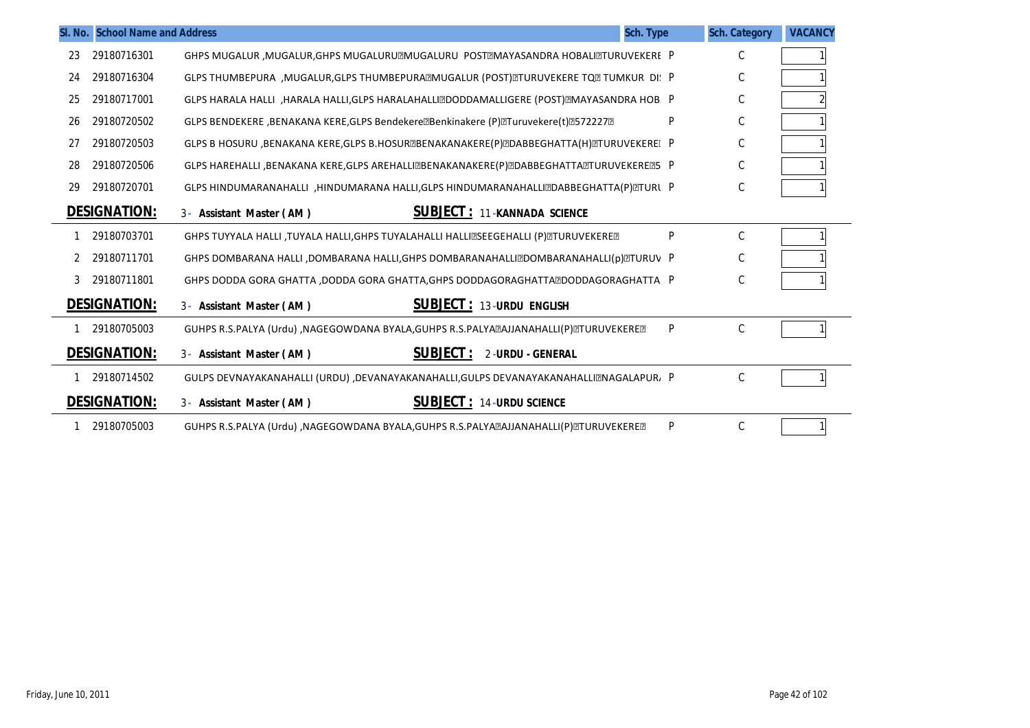| Sl. No. | School Name and Address | | Sch. Type | Sch. Category | VACANCY |
|---|---|---|---|---|---|
| 23 | 29180716301 | GHPS MUGALUR ,MUGALUR,GHPS MUGALURU�MUGALURU POST�MAYASANDRA HOBALI�TURUVEKERE | P | C | 1 |
| 24 | 29180716304 | GLPS THUMBEPURA ,MUGALUR,GLPS THUMBEPURA�MUGALUR (POST)�TURUVEKERE TQ� TUMKUR DI: | P | C | 1 |
| 25 | 29180717001 | GLPS HARALA HALLI ,HARALA HALLI,GLPS HARALAHALLI�DODDAMALLIGERE (POST)�MAYASANDRA HOB | P | C | 2 |
| 26 | 29180720502 | GLPS BENDEKERE ,BENAKANA KERE,GLPS Bendekere�Benkinakere (P)�Turuvekere(t)�572227� | P | C | 1 |
| 27 | 29180720503 | GLPS B HOSURU ,BENAKANA KERE,GLPS B.HOSUR�BENAKANAKERE(P)�DABBEGHATTA(H)�TURUVEKERE | P | C | 1 |
| 28 | 29180720506 | GLPS HAREHALLI ,BENAKANA KERE,GLPS AREHALLI�BENAKANAKERE(P)�DABBEGHATTA�TURUVEKERE�5 | P | C | 1 |
| 29 | 29180720701 | GLPS HINDUMARANAHALLI ,HINDUMARANA HALLI,GLPS HINDUMARANAHALLI�DABBEGHATTA(P)�TURU | P | C | 1 |

**DESIGNATION:** 3 - Assistant Master ( AM ) **SUBJECT :** 11 -KANNADA SCIENCE

| Sl. No. | School Name and Address | | Sch. Type | Sch. Category | VACANCY |
|---|---|---|---|---|---|
| 1 | 29180703701 | GHPS TUYYALA HALLI ,TUYALA HALLI,GHPS TUYALAHALLI HALLI�SEEGEHALLI (P)�TURUVEKERE� | P | C | 1 |
| 2 | 29180711701 | GHPS DOMBARANA HALLI ,DOMBARANA HALLI,GHPS DOMBARANAHALLI�DOMBARANAHALLI(p)�TURUV | P | C | 1 |
| 3 | 29180711801 | GHPS DODDA GORA GHATTA ,DODDA GORA GHATTA,GHPS DODDAGORAGHATTA�DODDAGORAGHATTA | P | C | 1 |

**DESIGNATION:** 3 - Assistant Master ( AM ) **SUBJECT :** 13 -URDU ENGLISH

| Sl. No. | School Name and Address | | Sch. Type | Sch. Category | VACANCY |
|---|---|---|---|---|---|
| 1 | 29180705003 | GUHPS R.S.PALYA (Urdu) ,NAGEGOWDANA BYALA,GUHPS R.S.PALYA�AJJANAHALLI(P)�TURUVEKERE� | P | C | 1 |

**DESIGNATION:** 3 - Assistant Master ( AM ) **SUBJECT :** 2 -URDU - GENERAL

| Sl. No. | School Name and Address | | Sch. Type | Sch. Category | VACANCY |
|---|---|---|---|---|---|
| 1 | 29180714502 | GULPS DEVNAYAKANAHALLI (URDU) ,DEVANAYAKANAHALLI,GULPS DEVANAYAKANAHALLI�NAGALAPUR, | P | C | 1 |

**DESIGNATION:** 3 - Assistant Master ( AM ) **SUBJECT :** 14 -URDU SCIENCE

| Sl. No. | School Name and Address | | Sch. Type | Sch. Category | VACANCY |
|---|---|---|---|---|---|
| 1 | 29180705003 | GUHPS R.S.PALYA (Urdu) ,NAGEGOWDANA BYALA,GUHPS R.S.PALYA�AJJANAHALLI(P)�TURUVEKERE� | P | C | 1 |

Friday, June 10, 2011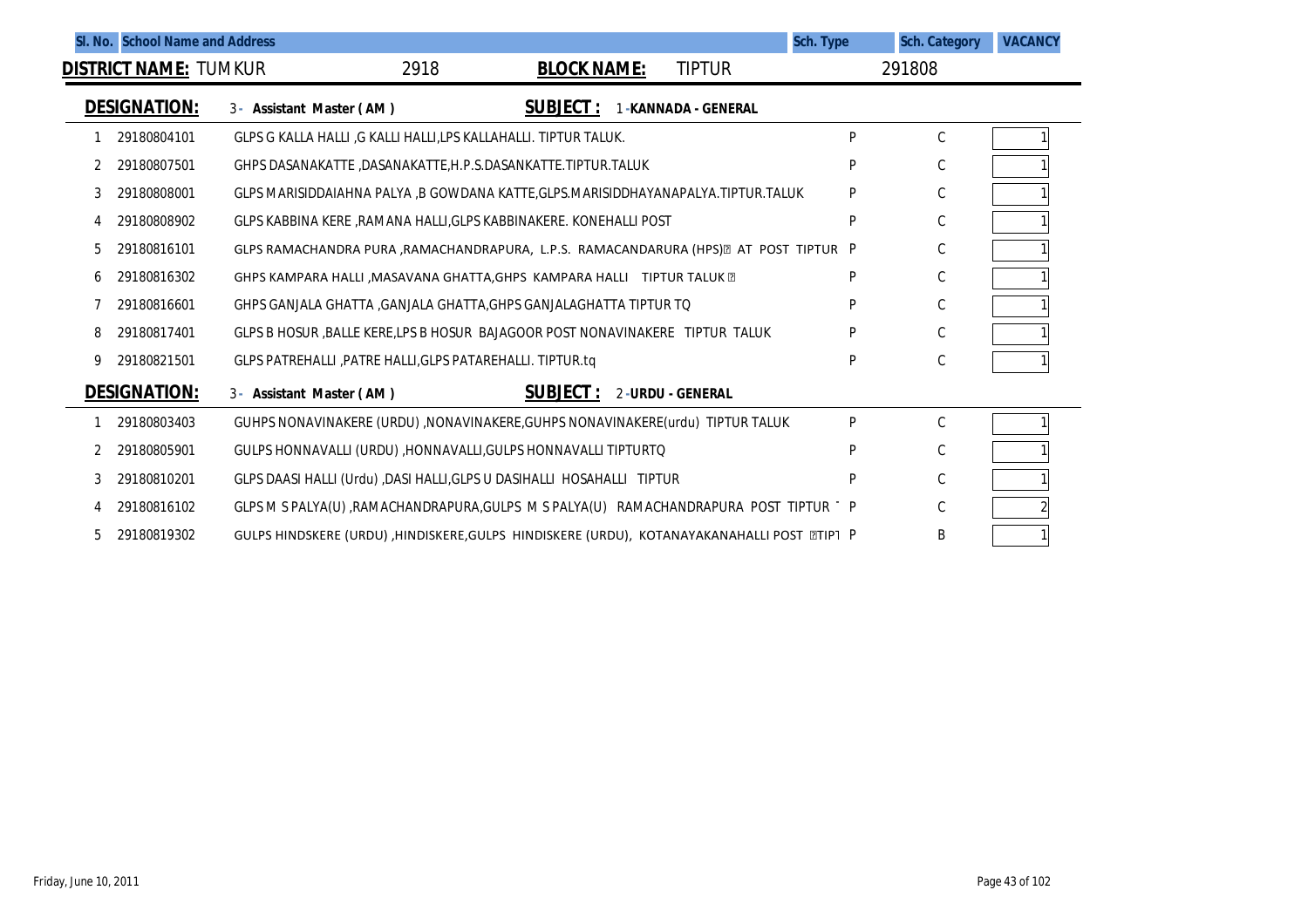| Sl. No. | School Name and Address | | Sch. Type | Sch. Category | VACANCY |
|---|---|---|---|---|---|

**DISTRICT NAME:** TUMKUR 2918 **BLOCK NAME:** TIPTUR 291808

**DESIGNATION:** 3 - Assistant Master ( AM ) **SUBJECT :** 1 - KANNADA - GENERAL

| Sl. No. | Code | School Name and Address | Sch. Type | Sch. Category | VACANCY |
|---|---|---|---|---|---|
| 1 | 29180804101 | GLPS G KALLA HALLI ,G KALLI HALLI,LPS KALLAHALLI. TIPTUR TALUK. | P | C | 1 |
| 2 | 29180807501 | GHPS DASANAKATTE ,DASANAKATTE,H.P.S.DASANKATTE.TIPTUR.TALUK | P | C | 1 |
| 3 | 29180808001 | GLPS MARISIDDAIAHNA PALYA ,B GOWDANA KATTE,GLPS.MARISIDDHAYANAPALYA.TIPTUR.TALUK | P | C | 1 |
| 4 | 29180808902 | GLPS KABBINA KERE ,RAMANA HALLI,GLPS KABBINAKERE. KONEHALLI POST | P | C | 1 |
| 5 | 29180816101 | GLPS RAMACHANDRA PURA ,RAMACHANDRAPURA, L.P.S. RAMACANDARURA (HPS) AT POST TIPTUR | P | C | 1 |
| 6 | 29180816302 | GHPS KAMPARA HALLI ,MASAVANA GHATTA,GHPS KAMPARA HALLI TIPTUR TALUK | P | C | 1 |
| 7 | 29180816601 | GHPS GANJALA GHATTA ,GANJALA GHATTA,GHPS GANJALAGHATTA TIPTUR TQ | P | C | 1 |
| 8 | 29180817401 | GLPS B HOSUR ,BALLE KERE,LPS B HOSUR BAJAGOOR POST NONAVINAKERE TIPTUR TALUK | P | C | 1 |
| 9 | 29180821501 | GLPS PATREHALLI ,PATRE HALLI,GLPS PATAREHALLI. TIPTUR.tq | P | C | 1 |

**DESIGNATION:** 3 - Assistant Master ( AM ) **SUBJECT :** 2 - URDU - GENERAL

| Sl. No. | Code | School Name and Address | Sch. Type | Sch. Category | VACANCY |
|---|---|---|---|---|---|
| 1 | 29180803403 | GUHPS NONAVINAKERE (URDU) ,NONAVINAKERE,GUHPS NONAVINAKERE(urdu) TIPTUR TALUK | P | C | 1 |
| 2 | 29180805901 | GULPS HONNAVALLI (URDU) ,HONNAVALLI,GULPS HONNAVALLI TIPTURTQ | P | C | 1 |
| 3 | 29180810201 | GLPS DAASI HALLI (Urdu) ,DASI HALLI,GLPS U DASIHALLI HOSAHALLI TIPTUR | P | C | 1 |
| 4 | 29180816102 | GLPS M S PALYA(U) ,RAMACHANDRAPURA,GULPS M S PALYA(U) RAMACHANDRAPURA POST TIPTUR | P | C | 2 |
| 5 | 29180819302 | GULPS HINDSKERE (URDU) ,HINDISKERE,GULPS HINDISKERE (URDU), KOTANAYAKANAHALLI POST TIPT | P | B | 1 |

Friday, June 10, 2011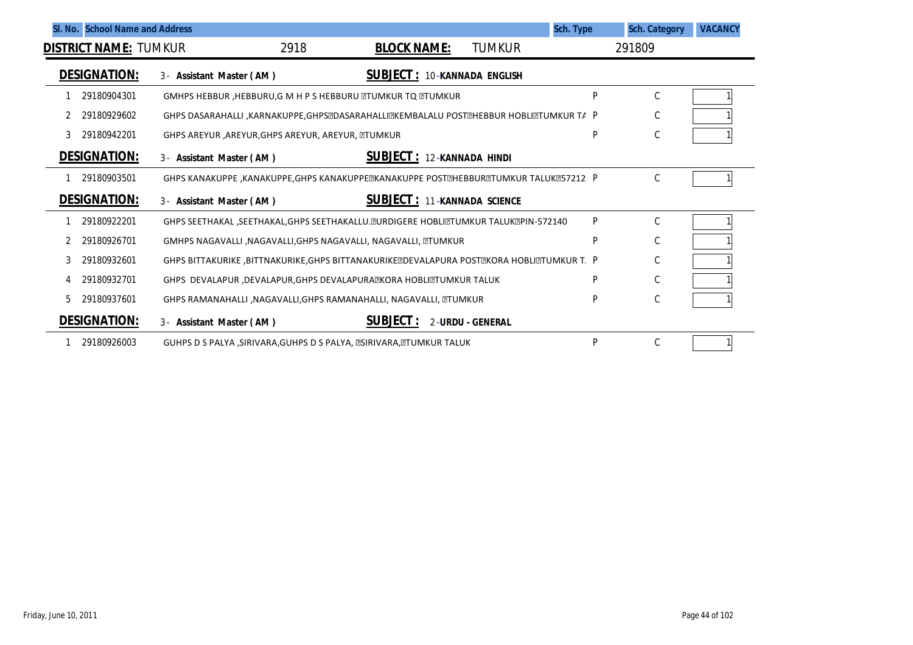| Sl. No. | School Name and Address | | Sch. Type | Sch. Category | VACANCY |
|---|---|---|---|---|---|

**DISTRICT NAME:** TUMKUR 2918 **BLOCK NAME:** TUMKUR 291809

**DESIGNATION:** 3 - Assistant Master ( AM ) **SUBJECT :** 10 - KANNADA ENGLISH

| Sl. No. | Code | School Name and Address | Sch. Type | Sch. Category | VACANCY |
|---|---|---|---|---|---|
| 1 | 29180904301 | GMHPS HEBBUR ,HEBBURU,G M H P S HEBBURU TUMKUR TQ TUMKUR | P | C | 1 |
| 2 | 29180929602 | GHPS DASARAHALLI ,KARNAKUPPE,GHPSDASARAHALLIKEMBALALU POSTHEBBUR HOBLITUMKUR TA | P | C | 1 |
| 3 | 29180942201 | GHPS AREYUR ,AREYUR,GHPS AREYUR, AREYUR, TUMKUR | P | C | 1 |

**DESIGNATION:** 3 - Assistant Master ( AM ) **SUBJECT :** 12 - KANNADA HINDI

| Sl. No. | Code | School Name and Address | Sch. Type | Sch. Category | VACANCY |
|---|---|---|---|---|---|
| 1 | 29180903501 | GHPS KANAKUPPE ,KANAKUPPE,GHPS KANAKUPPEKANAKUPPE POSTHEBBURTUMKUR TALUK57212 | P | C | 1 |

**DESIGNATION:** 3 - Assistant Master ( AM ) **SUBJECT :** 11 - KANNADA SCIENCE

| Sl. No. | Code | School Name and Address | Sch. Type | Sch. Category | VACANCY |
|---|---|---|---|---|---|
| 1 | 29180922201 | GHPS SEETHAKAL ,SEETHAKAL,GHPS SEETHAKALLU.URDIGERE HOBLITUMKUR TALUKPIN-572140 | P | C | 1 |
| 2 | 29180926701 | GMHPS NAGAVALLI ,NAGAVALLI,GHPS NAGAVALLI, NAGAVALLI, TUMKUR | P | C | 1 |
| 3 | 29180932601 | GHPS BITTAKURIKE ,BITTNAKURIKE,GHPS BITTANAKURIKEDEVALAPURA POSTKORA HOBLITUMKUR T. | P | C | 1 |
| 4 | 29180932701 | GHPS DEVALAPUR ,DEVALAPUR,GHPS DEVALAPURAKORA HOBLITUMKUR TALUK | P | C | 1 |
| 5 | 29180937601 | GHPS RAMANAHALLI ,NAGAVALLI,GHPS RAMANAHALLI, NAGAVALLI, TUMKUR | P | C | 1 |

**DESIGNATION:** 3 - Assistant Master ( AM ) **SUBJECT :** 2 - URDU - GENERAL

| Sl. No. | Code | School Name and Address | Sch. Type | Sch. Category | VACANCY |
|---|---|---|---|---|---|
| 1 | 29180926003 | GUHPS D S PALYA ,SIRIVARA,GUHPS D S PALYA, SIRIVARA,TUMKUR TALUK | P | C | 1 |

Friday, June 10, 2011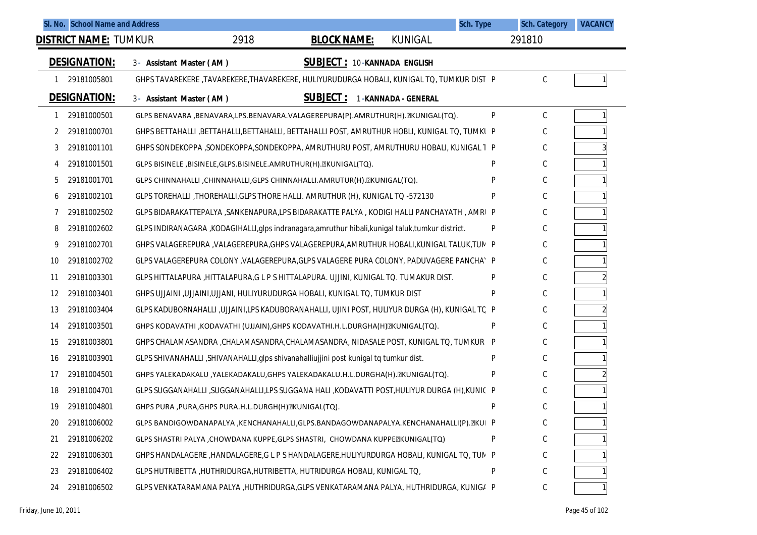| Sl. No. | School Name and Address | Sch. Type | Sch. Category | VACANCY |
|---|---|---|---|---|

**DISTRICT NAME:** TUMKUR 2918 **BLOCK NAME:** KUNIGAL 291810

**DESIGNATION:** 3 - Assistant Master ( AM ) **SUBJECT :** 10 -KANNADA ENGLISH

| Sl. No. | | School Name and Address | Sch. Type | Sch. Category | VACANCY |
|---|---|---|---|---|---|
| 1 | 29181005801 | GHPS TAVAREKERE ,TAVAREKERE,THAVAREKERE, HULIYURUDURGA HOBALI, KUNIGAL TQ, TUMKUR DIST | P | C | 1 |

**DESIGNATION:** 3 - Assistant Master ( AM ) **SUBJECT :** 1 -KANNADA - GENERAL

| Sl. No. | | School Name and Address | Sch. Type | Sch. Category | VACANCY |
|---|---|---|---|---|---|
| 1 | 29181000501 | GLPS BENAVARA ,BENAVARA,LPS.BENAVARA.VALAGEREPURA(P).AMRUTHUR(H).KUNIGAL(TQ). | P | C | 1 |
| 2 | 29181000701 | GHPS BETTAHALLI ,BETTAHALLI,BETTAHALLI, BETTAHALLI POST, AMRUTHUR HOBLI, KUNIGAL TQ, TUMKU | P | C | 1 |
| 3 | 29181001101 | GHPS SONDEKOPPA ,SONDEKOPPA,SONDEKOPPA, AMRUTHURU POST, AMRUTHURU HOBALI, KUNIGAL T | P | C | 3 |
| 4 | 29181001501 | GLPS BISINELE ,BISINELE,GLPS.BISINELE.AMRUTHUR(H).KUNIGAL(TQ). | P | C | 1 |
| 5 | 29181001701 | GLPS CHINNAHALLI ,CHINNAHALLI,GLPS CHINNAHALLI.AMRUTUR(H).KUNIGAL(TQ). | P | C | 1 |
| 6 | 29181002101 | GLPS TOREHALLI ,THOREHALLI,GLPS THORE HALLI. AMRUTHUR (H), KUNIGAL TQ -572130 | P | C | 1 |
| 7 | 29181002502 | GLPS BIDARAKATTEPALYA ,SANKENAPURA,LPS BIDARAKATTE PALYA , KODIGI HALLI PANCHAYATH , AMRU | P | C | 1 |
| 8 | 29181002602 | GLPS INDIRANAGARA ,KODAGIHALLI,glps indranagara,amruthur hibali,kunigal taluk,tumkur district. | P | C | 1 |
| 9 | 29181002701 | GHPS VALAGEREPURA ,VALAGEREPURA,GHPS VALAGEREPURA,AMRUTHUR HOBALI,KUNIGAL TALUK,TUM | P | C | 1 |
| 10 | 29181002702 | GLPS VALAGEREPURA COLONY ,VALAGEREPURA,GLPS VALAGERE PURA COLONY, PADUVAGERE PANCHAY | P | C | 1 |
| 11 | 29181003301 | GLPS HITTALAPURA ,HITTALAPURA,G L P S HITTALAPURA. UJJINI, KUNIGAL TQ. TUMAKUR DIST. | P | C | 2 |
| 12 | 29181003401 | GHPS UJJAINI ,UJJAINI,UJJANI, HULIYURUDURGA HOBALI, KUNIGAL TQ, TUMKUR DIST | P | C | 1 |
| 13 | 29181003404 | GLPS KADUBORNAHALLI ,UJJAINI,LPS KADUBORANAHALLI, UJINI POST, HULIYUR DURGA (H), KUNIGAL TQ | P | C | 2 |
| 14 | 29181003501 | GHPS KODAVATHI ,KODAVATHI (UJJAIN),GHPS KODAVATHI.H.L.DURGHA(H)KUNIGAL(TQ). | P | C | 1 |
| 15 | 29181003801 | GHPS CHALAMASANDRA ,CHALAMASANDRA,CHALAMASANDRA, NIDASALE POST, KUNIGAL TQ, TUMKUR | P | C | 1 |
| 16 | 29181003901 | GLPS SHIVANAHALLI ,SHIVANAHALLI,glps shivanahalliujjini post kunigal tq tumkur dist. | P | C | 1 |
| 17 | 29181004501 | GHPS YALEKADAKALU ,YALEKADAKALU,GHPS YALEKADAKALU.H.L.DURGHA(H).KUNIGAL(TQ). | P | C | 2 |
| 18 | 29181004701 | GLPS SUGGANAHALLI ,SUGGANAHALLI,LPS SUGGANA HALI ,KODAVATTI POST,HULIYUR DURGA (H),KUNIG | P | C | 1 |
| 19 | 29181004801 | GHPS PURA ,PURA,GHPS PURA.H.L.DURGH(H)KUNIGAL(TQ). | P | C | 1 |
| 20 | 29181006002 | GLPS BANDIGOWDANAPALYA ,KENCHANAHALLI,GLPS.BANDAGOWDANAPALYA.KENCHANAHALLI(P).KUI | P | C | 1 |
| 21 | 29181006202 | GLPS SHASTRI PALYA ,CHOWDANA KUPPE,GLPS SHASTRI, CHOWDANA KUPPEKUNIGAL(TQ) | P | C | 1 |
| 22 | 29181006301 | GHPS HANDALAGERE ,HANDALAGERE,G L P S HANDALAGERE,HULIYURDURGA HOBALI, KUNIGAL TQ, TUM | P | C | 1 |
| 23 | 29181006402 | GLPS HUTRIBETTA ,HUTHRIDURGA,HUTRIBETTA, HUTRIDURGA HOBALI, KUNIGAL TQ, | P | C | 1 |
| 24 | 29181006502 | GLPS VENKATARAMANA PALYA ,HUTHRIDURGA,GLPS VENKATARAMANA PALYA, HUTHRIDURGA, KUNIGA | P | C | 1 |

Friday, June 10, 2011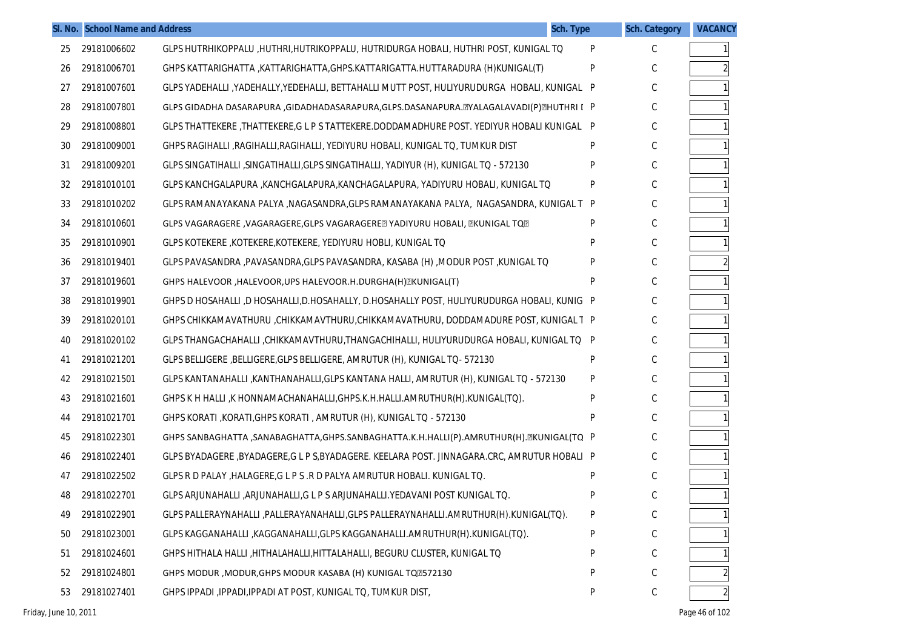| Sl. No. | School Name and Address | | Sch. Type | Sch. Category | VACANCY |
|---|---|---|---|---|---|
| 25 | 29181006602 | GLPS HUTRHIKOPPALU ,HUTHRI,HUTRIKOPPALU, HUTRIDURGA HOBALI, HUTHRI POST, KUNIGAL TQ | P | C | 1 |
| 26 | 29181006701 | GHPS KATTARIGHATTA ,KATTARIGHATTA,GHPS.KATTARIGATTA.HUTTARADURA (H)KUNIGAL(T) | P | C | 2 |
| 27 | 29181007601 | GLPS YADEHALLI ,YADEHALLY,YEDEHALLI, BETTAHALLI MUTT POST, HULIYURUDURGA HOBALI, KUNIGAL | P | C | 1 |
| 28 | 29181007801 | GLPS GIDADHA DASARAPURA ,GIDADHADASARAPURA,GLPS.DASANAPURA.YALAGALAVADI(P)HUTHRI I | P | C | 1 |
| 29 | 29181008801 | GLPS THATTEKERE ,THATTEKERE,G L P S TATTEKERE.DODDAMADHURE POST. YEDIYUR HOBALI KUNIGAL | P | C | 1 |
| 30 | 29181009001 | GHPS RAGIHALLI ,RAGIHALLI,RAGIHALLI, YEDIYURU HOBALI, KUNIGAL TQ, TUMKUR DIST | P | C | 1 |
| 31 | 29181009201 | GLPS SINGATIHALLI ,SINGATIHALLI,GLPS SINGATIHALLI, YADIYUR (H), KUNIGAL TQ - 572130 | P | C | 1 |
| 32 | 29181010101 | GLPS KANCHGALAPURA ,KANCHGALAPURA,KANCHAGALAPURA, YADIYURU HOBALI, KUNIGAL TQ | P | C | 1 |
| 33 | 29181010202 | GLPS RAMANAYAKANA PALYA ,NAGASANDRA,GLPS RAMANAYAKANA PALYA, NAGASANDRA, KUNIGAL T | P | C | 1 |
| 34 | 29181010601 | GLPS VAGARAGERE ,VAGARAGERE,GLPS VAGARAGERE YADIYURU HOBALI, KUNIGAL TQ | P | C | 1 |
| 35 | 29181010901 | GLPS KOTEKERE ,KOTEKERE,KOTEKERE, YEDIYURU HOBLI, KUNIGAL TQ | P | C | 1 |
| 36 | 29181019401 | GLPS PAVASANDRA ,PAVASANDRA,GLPS PAVASANDRA, KASABA (H) ,MODUR POST ,KUNIGAL TQ | P | C | 2 |
| 37 | 29181019601 | GHPS HALEVOOR ,HALEVOOR,UPS HALEVOOR.H.DURGHA(H)KUNIGAL(T) | P | C | 1 |
| 38 | 29181019901 | GHPS D HOSAHALLI ,D HOSAHALLI,D.HOSAHALLY, D.HOSAHALLY POST, HULIYURUDURGA HOBALI, KUNIG | P | C | 1 |
| 39 | 29181020101 | GHPS CHIKKAMAVATHURU ,CHIKKAMAVTHURU,CHIKKAMAVATHURU, DODDAMADURE POST, KUNIGAL T | P | C | 1 |
| 40 | 29181020102 | GLPS THANGACHAHALLI ,CHIKKAMAVTHURU,THANGACHIHALLI, HULIYURUDURGA HOBALI, KUNIGAL TQ | P | C | 1 |
| 41 | 29181021201 | GLPS BELLIGERE ,BELLIGERE,GLPS BELLIGERE, AMRUTUR (H), KUNIGAL TQ- 572130 | P | C | 1 |
| 42 | 29181021501 | GLPS KANTANAHALLI ,KANTHANAHALLI,GLPS KANTANA HALLI, AMRUTUR (H), KUNIGAL TQ - 572130 | P | C | 1 |
| 43 | 29181021601 | GHPS K H HALLI ,K HONNAMACHANAHALLI,GHPS.K.H.HALLI.AMRUTHUR(H).KUNIGAL(TQ). | P | C | 1 |
| 44 | 29181021701 | GHPS KORATI ,KORATI,GHPS KORATI , AMRUTUR (H), KUNIGAL TQ - 572130 | P | C | 1 |
| 45 | 29181022301 | GHPS SANBAGHATTA ,SANABAGHATTA,GHPS.SANBAGHATTA.K.H.HALLI(P).AMRUTHUR(H).KUNIGAL(TQ | P | C | 1 |
| 46 | 29181022401 | GLPS BYADAGERE ,BYADAGERE,G L P S,BYADAGERE. KEELARA POST. JINNAGARA.CRC, AMRUTUR HOBALI | P | C | 1 |
| 47 | 29181022502 | GLPS R D PALAY ,HALAGERE,G L P S .R D PALYA AMRUTUR HOBALI. KUNIGAL TQ. | P | C | 1 |
| 48 | 29181022701 | GLPS ARJUNAHALLI ,ARJUNAHALLI,G L P S ARJUNAHALLI.YEDAVANI POST KUNIGAL TQ. | P | C | 1 |
| 49 | 29181022901 | GLPS PALLERAYNAHALLI ,PALLERAYANAHALLI,GLPS PALLERAYNAHALLI.AMRUTHUR(H).KUNIGAL(TQ). | P | C | 1 |
| 50 | 29181023001 | GLPS KAGGANAHALLI ,KAGGANAHALLI,GLPS KAGGANAHALLI.AMRUTHUR(H).KUNIGAL(TQ). | P | C | 1 |
| 51 | 29181024601 | GHPS HITHALA HALLI ,HITHALAHALLI,HITTALAHALLI, BEGURU CLUSTER, KUNIGAL TQ | P | C | 1 |
| 52 | 29181024801 | GHPS MODUR ,MODUR,GHPS MODUR KASABA (H) KUNIGAL TQ572130 | P | C | 2 |
| 53 | 29181027401 | GHPS IPPADI ,IPPADI,IPPADI AT POST, KUNIGAL TQ, TUMKUR DIST, | P | C | 2 |

Friday, June 10, 2011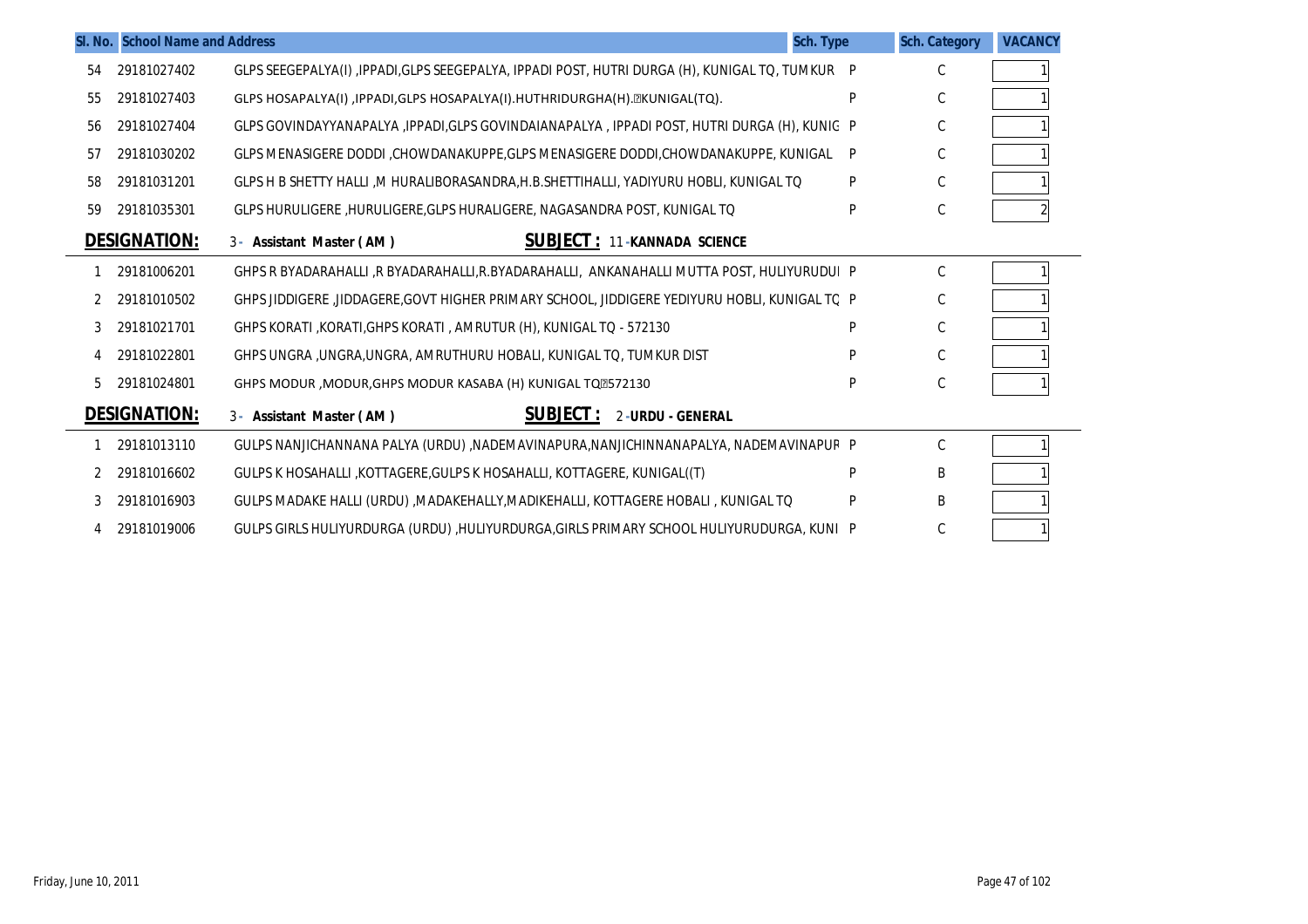| Sl. No. | School Name and Address | | Sch. Type | Sch. Category | VACANCY |
|---|---|---|---|---|---|
| 54 | 29181027402 | GLPS SEEGEPALYA(I) ,IPPADI,GLPS SEEGEPALYA, IPPADI POST, HUTRI DURGA (H), KUNIGAL TQ, TUMKUR | P | C | 1 |
| 55 | 29181027403 | GLPS HOSAPALYA(I) ,IPPADI,GLPS HOSAPALYA(I).HUTHRIDURGHA(H).KUNIGAL(TQ). | P | C | 1 |
| 56 | 29181027404 | GLPS GOVINDAYYANAPALYA ,IPPADI,GLPS GOVINDAIANAPALYA , IPPADI POST, HUTRI DURGA (H), KUNIG | P | C | 1 |
| 57 | 29181030202 | GLPS MENASIGERE DODDI ,CHOWDANAKUPPE,GLPS MENASIGERE DODDI,CHOWDANAKUPPE, KUNIGAL | P | C | 1 |
| 58 | 29181031201 | GLPS H B SHETTY HALLI ,M HURALIBORASANDRA,H.B.SHETTIHALLI, YADIYURU HOBLI, KUNIGAL TQ | P | C | 1 |
| 59 | 29181035301 | GLPS HURULIGERE ,HURULIGERE,GLPS HURALIGERE, NAGASANDRA POST, KUNIGAL TQ | P | C | 2 |

**DESIGNATION:** 3 - Assistant Master ( AM ) **SUBJECT :** 11 -KANNADA SCIENCE

| Sl. No. | School Code | School Name and Address | Sch. Type | Sch. Category | VACANCY |
|---|---|---|---|---|---|
| 1 | 29181006201 | GHPS R BYADARAHALLI ,R BYADARAHALLI,R.BYADARAHALLI, ANKANAHALLI MUTTA POST, HULIYURUDUI | P | C | 1 |
| 2 | 29181010502 | GHPS JIDDIGERE ,JIDDAGERE,GOVT HIGHER PRIMARY SCHOOL, JIDDIGERE YEDIYURU HOBLI, KUNIGAL TQ | P | C | 1 |
| 3 | 29181021701 | GHPS KORATI ,KORATI,GHPS KORATI , AMRUTUR (H), KUNIGAL TQ - 572130 | P | C | 1 |
| 4 | 29181022801 | GHPS UNGRA ,UNGRA,UNGRA, AMRUTHURU HOBALI, KUNIGAL TQ, TUMKUR DIST | P | C | 1 |
| 5 | 29181024801 | GHPS MODUR ,MODUR,GHPS MODUR KASABA (H) KUNIGAL TQ572130 | P | C | 1 |

**DESIGNATION:** 3 - Assistant Master ( AM ) **SUBJECT :** 2 -URDU - GENERAL

| Sl. No. | School Code | School Name and Address | Sch. Type | Sch. Category | VACANCY |
|---|---|---|---|---|---|
| 1 | 29181013110 | GULPS NANJICHANNANA PALYA (URDU) ,NADEMAVINAPURA,NANJICHINNANAPALYA, NADEMAVINAPUR | P | C | 1 |
| 2 | 29181016602 | GULPS K HOSAHALLI ,KOTTAGERE,GULPS K HOSAHALLI, KOTTAGERE, KUNIGAL((T) | P | B | 1 |
| 3 | 29181016903 | GULPS MADAKE HALLI (URDU) ,MADAKEHALLY,MADIKEHALLI, KOTTAGERE HOBALI , KUNIGAL TQ | P | B | 1 |
| 4 | 29181019006 | GULPS GIRLS HULIYURDURGA (URDU) ,HULIYURDURGA,GIRLS PRIMARY SCHOOL HULIYURUDURGA, KUNI | P | C | 1 |

Friday, June 10, 2011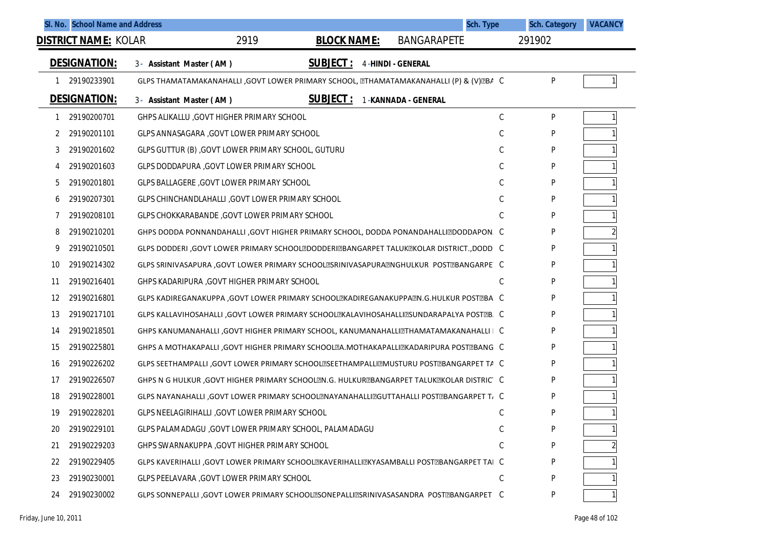| Sl. No. | School Name and Address | Sch. Type | Sch. Category | VACANCY |
|---|---|---|---|---|

**DISTRICT NAME:** KOLAR 2919 **BLOCK NAME:** BANGARAPETE 291902

**DESIGNATION:** 3 - Assistant Master ( AM ) **SUBJECT :** 4 -HINDI - GENERAL

| Sl. No. | Code | School Name and Address | Sch. Type | Sch. Category | VACANCY |
|---|---|---|---|---|---|
| 1 | 29190233901 | GLPS THAMATAMAKANAHALLI ,GOVT LOWER PRIMARY SCHOOL, THAMATAMAKANAHALLI (P) & (V)BA | C | P | 1 |

**DESIGNATION:** 3 - Assistant Master ( AM ) **SUBJECT :** 1 -KANNADA - GENERAL

| Sl. No. | Code | School Name and Address | Sch. Type | Sch. Category | VACANCY |
|---|---|---|---|---|---|
| 1 | 29190200701 | GHPS ALIKALLU ,GOVT HIGHER PRIMARY SCHOOL | C | P | 1 |
| 2 | 29190201101 | GLPS ANNASAGARA ,GOVT LOWER PRIMARY SCHOOL | C | P | 1 |
| 3 | 29190201602 | GLPS GUTTUR (B) ,GOVT LOWER PRIMARY SCHOOL, GUTURU | C | P | 1 |
| 4 | 29190201603 | GLPS DODDAPURA ,GOVT LOWER PRIMARY SCHOOL | C | P | 1 |
| 5 | 29190201801 | GLPS BALLAGERE ,GOVT LOWER PRIMARY SCHOOL | C | P | 1 |
| 6 | 29190207301 | GLPS CHINCHANDLAHALLI ,GOVT LOWER PRIMARY SCHOOL | C | P | 1 |
| 7 | 29190208101 | GLPS CHOKKARABANDE ,GOVT LOWER PRIMARY SCHOOL | C | P | 1 |
| 8 | 29190210201 | GHPS DODDA PONNANDAHALLI ,GOVT HIGHER PRIMARY SCHOOL, DODDA PONANDAHALLIDODDAPON. | C | P | 2 |
| 9 | 29190210501 | GLPS DODDERI ,GOVT LOWER PRIMARY SCHOOLDODDERIBANGARPET TALUKKOLAR DISTRICT.,DODD | C | P | 1 |
| 10 | 29190214302 | GLPS SRINIVASAPURA ,GOVT LOWER PRIMARY SCHOOLSRINIVASAPURANGHULKUR POSTBANGARPE | C | P | 1 |
| 11 | 29190216401 | GHPS KADARIPURA ,GOVT HIGHER PRIMARY SCHOOL | C | P | 1 |
| 12 | 29190216801 | GLPS KADIREGANAKUPPA ,GOVT LOWER PRIMARY SCHOOLKADIREGANAKUPPAN.G.HULKUR POSTBA | C | P | 1 |
| 13 | 29190217101 | GLPS KALLAVIHOSAHALLI ,GOVT LOWER PRIMARY SCHOOLKALAVIHOSAHALLISUNDARAPALYA POSTB. | C | P | 1 |
| 14 | 29190218501 | GHPS KANUMANAHALLI ,GOVT HIGHER PRIMARY SCHOOL, KANUMANAHALLITHAMATAMAKANAHALLI | C | P | 1 |
| 15 | 29190225801 | GHPS A MOTHAKAPALLI ,GOVT HIGHER PRIMARY SCHOOLA.MOTHAKAPALLIKADARIPURA POSTBANG | C | P | 1 |
| 16 | 29190226202 | GLPS SEETHAMPALLI ,GOVT LOWER PRIMARY SCHOOLSEETHAMPALLIMUSTURU POSTBANGARPET TA | C | P | 1 |
| 17 | 29190226507 | GHPS N G HULKUR ,GOVT HIGHER PRIMARY SCHOOLN.G. HULKURBANGARPET TALUKKOLAR DISTRIC | C | P | 1 |
| 18 | 29190228001 | GLPS NAYANAHALLI ,GOVT LOWER PRIMARY SCHOOLNAYANAHALLIGUTTAHALLI POSTBANGARPET T. | C | P | 1 |
| 19 | 29190228201 | GLPS NEELAGIRIHALLI ,GOVT LOWER PRIMARY SCHOOL | C | P | 1 |
| 20 | 29190229101 | GLPS PALAMADAGU ,GOVT LOWER PRIMARY SCHOOL, PALAMADAGU | C | P | 1 |
| 21 | 29190229203 | GHPS SWARNAKUPPA ,GOVT HIGHER PRIMARY SCHOOL | C | P | 2 |
| 22 | 29190229405 | GLPS KAVERIHALLI ,GOVT LOWER PRIMARY SCHOOLKAVERIHALLIKYASAMBALLI POSTBANGARPET TAI | C | P | 1 |
| 23 | 29190230001 | GLPS PEELAVARA ,GOVT LOWER PRIMARY SCHOOL | C | P | 1 |
| 24 | 29190230002 | GLPS SONNEPALLI ,GOVT LOWER PRIMARY SCHOOLSONEPALLISRINIVASASANDRA POSTBANGARPET | C | P | 1 |

Friday, June 10, 2011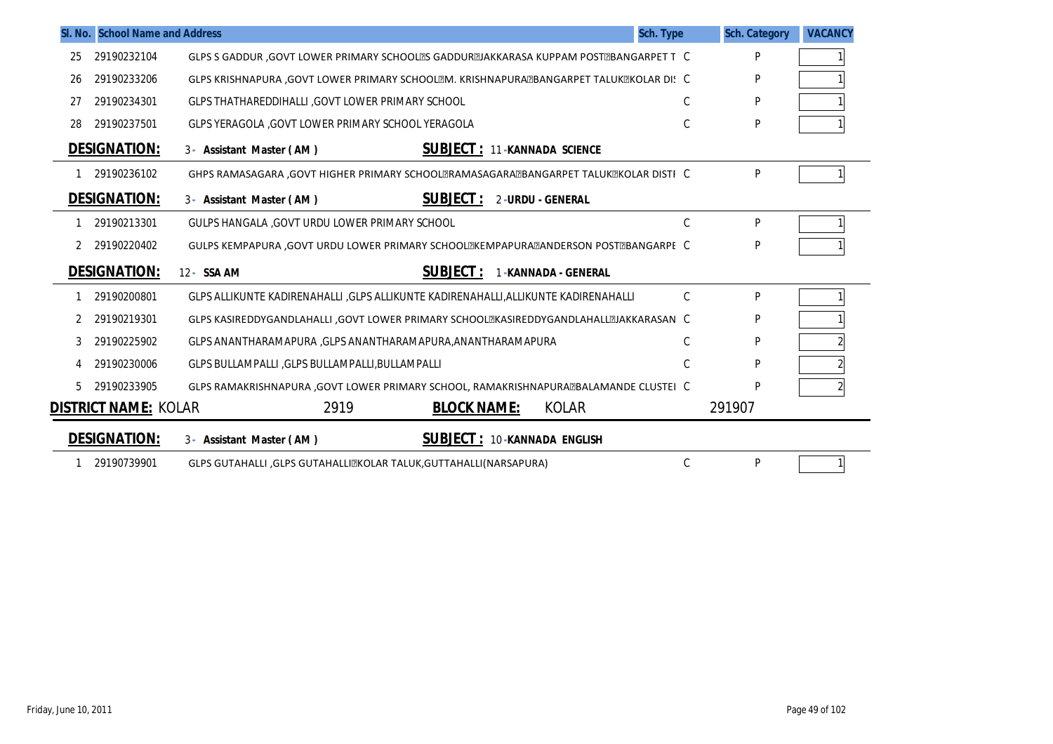| Sl. No. | School Name and Address | | Sch. Type | Sch. Category | VACANCY |
|---|---|---|---|---|---|
| 25 | 29190232104 | GLPS S GADDUR ,GOVT LOWER PRIMARY SCHOOL?S GADDUR?JAKKARASA KUPPAM POST?BANGARPET T | C | P | 1 |
| 26 | 29190233206 | GLPS KRISHNAPURA ,GOVT LOWER PRIMARY SCHOOL?M. KRISHNAPURA?BANGARPET TALUK?KOLAR DI: | C | P | 1 |
| 27 | 29190234301 | GLPS THATHAREDDIHALLI ,GOVT LOWER PRIMARY SCHOOL | C | P | 1 |
| 28 | 29190237501 | GLPS YERAGOLA ,GOVT LOWER PRIMARY SCHOOL YERAGOLA | C | P | 1 |

**DESIGNATION:** 3 - Assistant Master ( AM ) **SUBJECT :** 11 - KANNADA SCIENCE

| Sl. No. | School Code | School Name and Address | Sch. Type | Sch. Category | VACANCY |
|---|---|---|---|---|---|
| 1 | 29190236102 | GHPS RAMASAGARA ,GOVT HIGHER PRIMARY SCHOOL?RAMASAGARA?BANGARPET TALUK?KOLAR DISTI | C | P | 1 |

**DESIGNATION:** 3 - Assistant Master ( AM ) **SUBJECT :** 2 - URDU - GENERAL

| Sl. No. | School Code | School Name and Address | Sch. Type | Sch. Category | VACANCY |
|---|---|---|---|---|---|
| 1 | 29190213301 | GULPS HANGALA ,GOVT URDU LOWER PRIMARY SCHOOL | C | P | 1 |
| 2 | 29190220402 | GULPS KEMPAPURA ,GOVT URDU LOWER PRIMARY SCHOOL?KEMPAPURA?ANDERSON POST?BANGARPE | C | P | 1 |

**DESIGNATION:** 12 - SSA AM **SUBJECT :** 1 - KANNADA - GENERAL

| Sl. No. | School Code | School Name and Address | Sch. Type | Sch. Category | VACANCY |
|---|---|---|---|---|---|
| 1 | 29190200801 | GLPS ALLIKUNTE KADIRENAHALLI ,GLPS ALLIKUNTE KADIRENAHALLI,ALLIKUNTE KADIRENAHALLI | C | P | 1 |
| 2 | 29190219301 | GLPS KASIREDDYGANDLAHALLI ,GOVT LOWER PRIMARY SCHOOL?KASIREDDYGANDLAHALL?JAKKARASAN | C | P | 1 |
| 3 | 29190225902 | GLPS ANANTHARAMAPURA ,GLPS ANANTHARAMAPURA,ANANTHARAMAPURA | C | P | 2 |
| 4 | 29190230006 | GLPS BULLAMPALLI ,GLPS BULLAMPALLI,BULLAMPALLI | C | P | 2 |
| 5 | 29190233905 | GLPS RAMAKRISHNAPURA ,GOVT LOWER PRIMARY SCHOOL, RAMAKRISHNAPURA?BALAMANDE CLUSTEI | C | P | 2 |

**DISTRICT NAME:** KOLAR 2919 **BLOCK NAME:** KOLAR 291907

**DESIGNATION:** 3 - Assistant Master ( AM ) **SUBJECT :** 10 - KANNADA ENGLISH

| Sl. No. | School Code | School Name and Address | Sch. Type | Sch. Category | VACANCY |
|---|---|---|---|---|---|
| 1 | 29190739901 | GLPS GUTAHALLI ,GLPS GUTAHALLI?KOLAR TALUK,GUTTAHALLI(NARSAPURA) | C | P | 1 |

Friday, June 10, 2011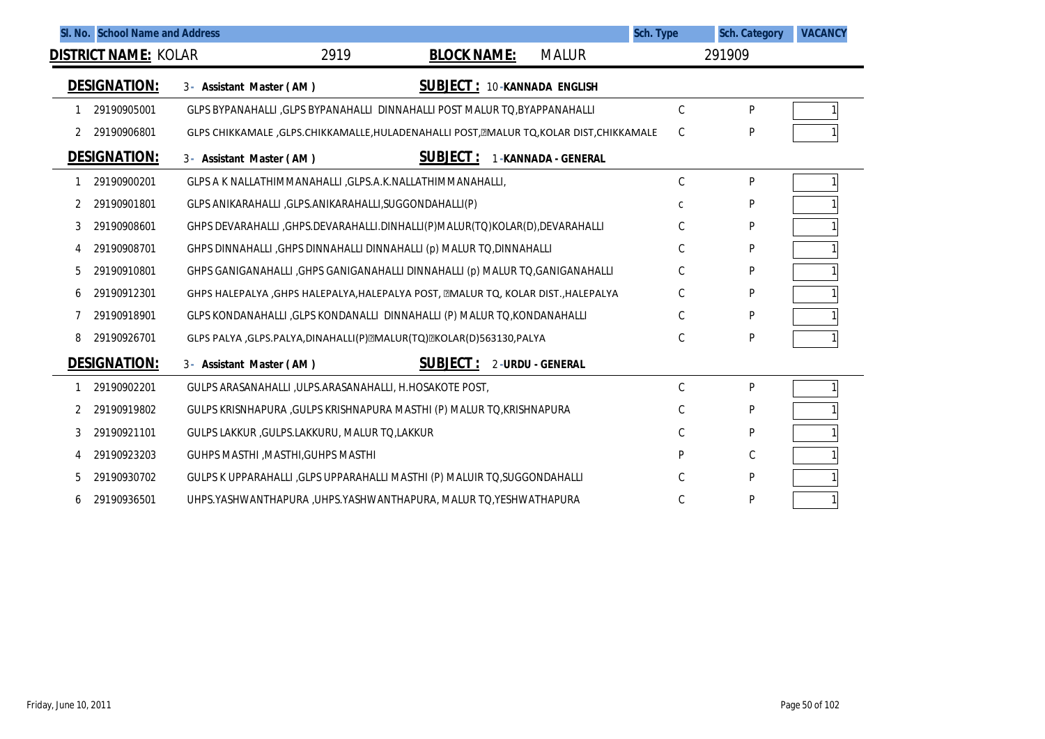| Sl. No. | School Name and Address | | Sch. Type | Sch. Category | VACANCY |
|---|---|---|---|---|---|

**DISTRICT NAME:** KOLAR 2919 **BLOCK NAME:** MALUR 291909

**DESIGNATION:** 3 - Assistant Master ( AM ) **SUBJECT :** 10 -KANNADA ENGLISH

| Sl. No. | Code | School Name and Address | Sch. Type | Sch. Category | VACANCY |
|---|---|---|---|---|---|
| 1 | 29190905001 | GLPS BYPANAHALLI ,GLPS BYPANAHALLI DINNAHALLI POST MALUR TQ,BYAPPANAHALLI | C | P | 1 |
| 2 | 29190906801 | GLPS CHIKKAMALE ,GLPS.CHIKKAMALLE,HULADENAHALLI POST,MALUR TQ,KOLAR DIST,CHIKKAMALE | C | P | 1 |

**DESIGNATION:** 3 - Assistant Master ( AM ) **SUBJECT :** 1 -KANNADA - GENERAL

| Sl. No. | Code | School Name and Address | Sch. Type | Sch. Category | VACANCY |
|---|---|---|---|---|---|
| 1 | 29190900201 | GLPS A K NALLATHIMMANAHALLI ,GLPS.A.K.NALLATHIMMANAHALLI, | C | P | 1 |
| 2 | 29190901801 | GLPS ANIKARAHALLI ,GLPS.ANIKARAHALLI,SUGGONDAHALLI(P) | c | P | 1 |
| 3 | 29190908601 | GHPS DEVARAHALLI ,GHPS.DEVARAHALLI.DINHALLI(P)MALUR(TQ)KOLAR(D),DEVARAHALLI | C | P | 1 |
| 4 | 29190908701 | GHPS DINNAHALLI ,GHPS DINNAHALLI DINNAHALLI (p) MALUR TQ,DINNAHALLI | C | P | 1 |
| 5 | 29190910801 | GHPS GANIGANAHALLI ,GHPS GANIGANAHALLI DINNAHALLI (p) MALUR TQ,GANIGANAHALLI | C | P | 1 |
| 6 | 29190912301 | GHPS HALEPALYA ,GHPS HALEPALYA,HALEPALYA POST, MALUR TQ, KOLAR DIST.,HALEPALYA | C | P | 1 |
| 7 | 29190918901 | GLPS KONDANAHALLI ,GLPS KONDANALLI DINNAHALLI (P) MALUR TQ,KONDANAHALLI | C | P | 1 |
| 8 | 29190926701 | GLPS PALYA ,GLPS.PALYA,DINAHALLI(P)MALUR(TQ)KOLAR(D)563130,PALYA | C | P | 1 |

**DESIGNATION:** 3 - Assistant Master ( AM ) **SUBJECT :** 2 -URDU - GENERAL

| Sl. No. | Code | School Name and Address | Sch. Type | Sch. Category | VACANCY |
|---|---|---|---|---|---|
| 1 | 29190902201 | GULPS ARASANAHALLI ,ULPS.ARASANAHALLI, H.HOSAKOTE POST, | C | P | 1 |
| 2 | 29190919802 | GULPS KRISNHAPURA ,GULPS KRISHNAPURA MASTHI (P) MALUR TQ,KRISHNAPURA | C | P | 1 |
| 3 | 29190921101 | GULPS LAKKUR ,GULPS.LAKKURU, MALUR TQ,LAKKUR | C | P | 1 |
| 4 | 29190923203 | GUHPS MASTHI ,MASTHI,GUHPS MASTHI | P | C | 1 |
| 5 | 29190930702 | GULPS K UPPARAHALLI ,GLPS UPPARAHALLI MASTHI (P) MALUIR TQ,SUGGONDAHALLI | C | P | 1 |
| 6 | 29190936501 | UHPS.YASHWANTHAPURA ,UHPS.YASHWANTHAPURA, MALUR TQ,YESHWATHAPURA | C | P | 1 |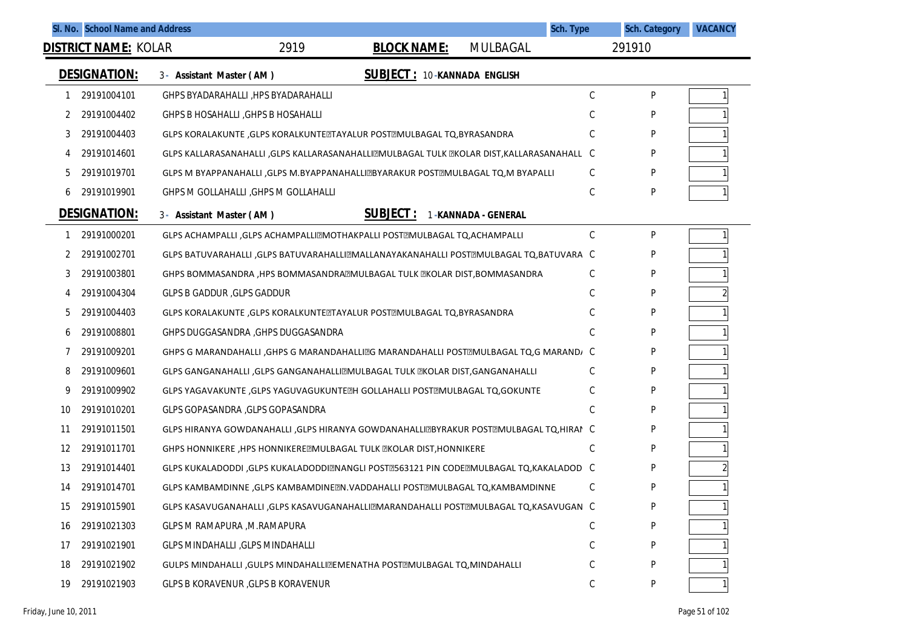| Sl. No. | School Name and Address | | Sch. Type | Sch. Category | VACANCY |
|---|---|---|---|---|---|

**DISTRICT NAME:** KOLAR 2919 **BLOCK NAME:** MULBAGAL 291910

**DESIGNATION:** 3 - Assistant Master ( AM ) **SUBJECT :** 10 -KANNADA ENGLISH

| Sl. No. | Code | School Name and Address | Sch. Type | Sch. Category | VACANCY |
|---|---|---|---|---|---|
| 1 | 29191004101 | GHPS BYADARAHALLI ,HPS BYADARAHALLI | C | P | 1 |
| 2 | 29191004402 | GHPS B HOSAHALLI ,GHPS B HOSAHALLI | C | P | 1 |
| 3 | 29191004403 | GLPS KORALAKUNTE ,GLPS KORALKUNTE TAYALUR POST MULBAGAL TQ,BYRASANDRA | C | P | 1 |
| 4 | 29191014601 | GLPS KALLARASANAHALLI ,GLPS KALLARASANAHALLI MULBAGAL TULK KOLAR DIST,KALLARASANAHALL | C | P | 1 |
| 5 | 29191019701 | GLPS M BYAPPANAHALLI ,GLPS M.BYAPPANAHALLI BYARAKUR POST MULBAGAL TQ,M BYAPALLI | C | P | 1 |
| 6 | 29191019901 | GHPS M GOLLAHALLI ,GHPS M GOLLAHALLI | C | P | 1 |

**DESIGNATION:** 3 - Assistant Master ( AM ) **SUBJECT :** 1 -KANNADA - GENERAL

| Sl. No. | Code | School Name and Address | Sch. Type | Sch. Category | VACANCY |
|---|---|---|---|---|---|
| 1 | 29191000201 | GLPS ACHAMPALLI ,GLPS ACHAMPALLI MOTHAKPALLI POST MULBAGAL TQ,ACHAMPALLI | C | P | 1 |
| 2 | 29191002701 | GLPS BATUVARAHALLI ,GLPS BATUVARAHALLI MALLANAYAKANAHALLI POST MULBAGAL TQ,BATUVARA | C | P | 1 |
| 3 | 29191003801 | GHPS BOMMASANDRA ,HPS BOMMASANDRA MULBAGAL TULK KOLAR DIST,BOMMASANDRA | C | P | 1 |
| 4 | 29191004304 | GLPS B GADDUR ,GLPS GADDUR | C | P | 2 |
| 5 | 29191004403 | GLPS KORALAKUNTE ,GLPS KORALKUNTE TAYALUR POST MULBAGAL TQ,BYRASANDRA | C | P | 1 |
| 6 | 29191008801 | GHPS DUGGASANDRA ,GHPS DUGGASANDRA | C | P | 1 |
| 7 | 29191009201 | GHPS G MARANDAHALLI ,GHPS G MARANDAHALLI G MARANDAHALLI POST MULBAGAL TQ,G MARAND/ | C | P | 1 |
| 8 | 29191009601 | GLPS GANGANAHALLI ,GLPS GANGANAHALLI MULBAGAL TULK KOLAR DIST,GANGANAHALLI | C | P | 1 |
| 9 | 29191009902 | GLPS YAGAVAKUNTE ,GLPS YAGUVAGUKUNTE H GOLLAHALLI POST MULBAGAL TQ,GOKUNTE | C | P | 1 |
| 10 | 29191010201 | GLPS GOPASANDRA ,GLPS GOPASANDRA | C | P | 1 |
| 11 | 29191011501 | GLPS HIRANYA GOWDANAHALLI ,GLPS HIRANYA GOWDANAHALLI BYRAKUR POST MULBAGAL TQ,HIRAN | C | P | 1 |
| 12 | 29191011701 | GHPS HONNIKERE ,HPS HONNIKERE MULBAGAL TULK KOLAR DIST,HONNIKERE | C | P | 1 |
| 13 | 29191014401 | GLPS KUKALADODDI ,GLPS KUKALADODDI NANGLI POST 563121 PIN CODE MULBAGAL TQ,KAKALADOD | C | P | 2 |
| 14 | 29191014701 | GLPS KAMBAMDINNE ,GLPS KAMBAMDINNE N.VADDAHALLI POST MULBAGAL TQ,KAMBAMDINNE | C | P | 1 |
| 15 | 29191015901 | GLPS KASAVUGANAHALLI ,GLPS KASAVUGANAHALLI MARANDAHALLI POST MULBAGAL TQ,KASAVUGAN | C | P | 1 |
| 16 | 29191021303 | GLPS M RAMAPURA ,M.RAMAPURA | C | P | 1 |
| 17 | 29191021901 | GLPS MINDAHALLI ,GLPS MINDAHALLI | C | P | 1 |
| 18 | 29191021902 | GULPS MINDAHALLI ,GULPS MINDAHALLI EMENATHA POST MULBAGAL TQ,MINDAHALLI | C | P | 1 |
| 19 | 29191021903 | GLPS B KORAVENUR ,GLPS B KORAVENUR | C | P | 1 |

Friday, June 10, 2011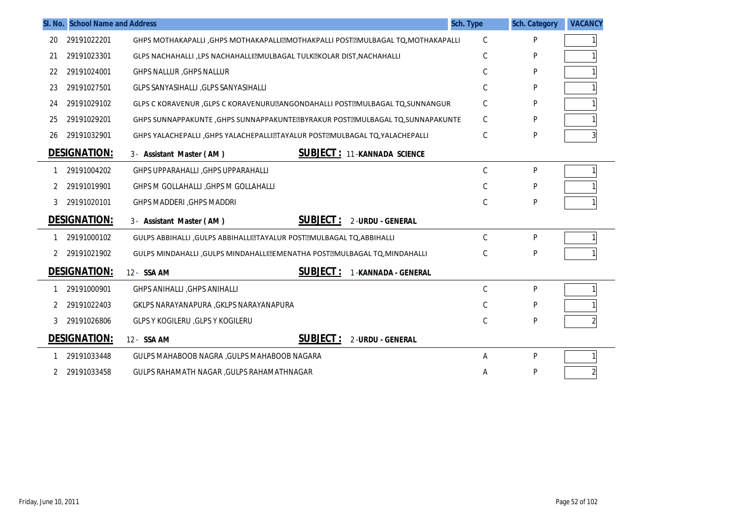| Sl. No. | School Name and Address | | Sch. Type | Sch. Category | VACANCY |
|---|---|---|---|---|---|
| 20 | 29191022201 | GHPS MOTHAKAPALLI ,GHPS MOTHAKAPALLIMOTHAKPALLI POSTMULBAGAL TQ,MOTHAKAPALLI | C | P | 1 |
| 21 | 29191023301 | GLPS NACHAHALLI ,LPS NACHAHALLIMULBAGAL TULKKOLAR DIST,NACHAHALLI | C | P | 1 |
| 22 | 29191024001 | GHPS NALLUR ,GHPS NALLUR | C | P | 1 |
| 23 | 29191027501 | GLPS SANYASIHALLI ,GLPS SANYASIHALLI | C | P | 1 |
| 24 | 29191029102 | GLPS C KORAVENUR ,GLPS C KORAVENURUANGONDAHALLI POSTMULBAGAL TQ,SUNNANGUR | C | P | 1 |
| 25 | 29191029201 | GHPS SUNNAPPAKUNTE ,GHPS SUNNAPPAKUNTEBYRAKUR POSTMULBAGAL TQ,SUNNAPAKUNTE | C | P | 1 |
| 26 | 29191032901 | GHPS YALACHEPALLI ,GHPS YALACHEPALLITAYALUR POSTMULBAGAL TQ,YALACHEPALLI | C | P | 3 |

**DESIGNATION:** 3 - Assistant Master ( AM ) **SUBJECT :** 11 - KANNADA SCIENCE

| Sl. No. | School Name and Address | | Sch. Type | Sch. Category | VACANCY |
|---|---|---|---|---|---|
| 1 | 29191004202 | GHPS UPPARAHALLI ,GHPS UPPARAHALLI | C | P | 1 |
| 2 | 29191019901 | GHPS M GOLLAHALLI ,GHPS M GOLLAHALLI | C | P | 1 |
| 3 | 29191020101 | GHPS MADDERI ,GHPS MADDRI | C | P | 1 |

**DESIGNATION:** 3 - Assistant Master ( AM ) **SUBJECT :** 2 - URDU - GENERAL

| Sl. No. | School Name and Address | | Sch. Type | Sch. Category | VACANCY |
|---|---|---|---|---|---|
| 1 | 29191000102 | GULPS ABBIHALLI ,GULPS ABBIHALLITAYALUR POSTMULBAGAL TQ,ABBIHALLI | C | P | 1 |
| 2 | 29191021902 | GULPS MINDAHALLI ,GULPS MINDAHALLIEMENATHA POSTMULBAGAL TQ,MINDAHALLI | C | P | 1 |

**DESIGNATION:** 12 - SSA AM **SUBJECT :** 1 - KANNADA - GENERAL

| Sl. No. | School Name and Address | | Sch. Type | Sch. Category | VACANCY |
|---|---|---|---|---|---|
| 1 | 29191000901 | GHPS ANIHALLI ,GHPS ANIHALLI | C | P | 1 |
| 2 | 29191022403 | GKLPS NARAYANAPURA ,GKLPS NARAYANAPURA | C | P | 1 |
| 3 | 29191026806 | GLPS Y KOGILERU ,GLPS Y KOGILERU | C | P | 2 |

**DESIGNATION:** 12 - SSA AM **SUBJECT :** 2 - URDU - GENERAL

| Sl. No. | School Name and Address | | Sch. Type | Sch. Category | VACANCY |
|---|---|---|---|---|---|
| 1 | 29191033448 | GULPS MAHABOOB NAGRA ,GULPS MAHABOOB NAGARA | A | P | 1 |
| 2 | 29191033458 | GULPS RAHAMATH NAGAR ,GULPS RAHAMATHNAGAR | A | P | 2 |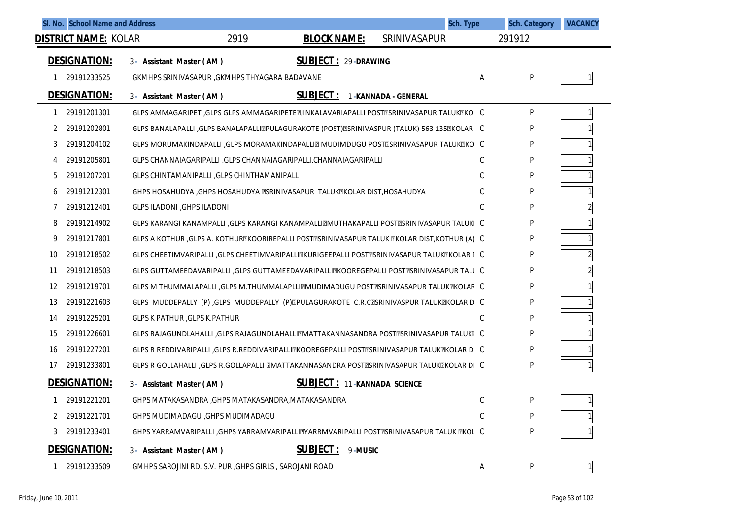| Sl. No. | School Name and Address | Sch. Type | Sch. Category | VACANCY |
|---|---|---|---|---|

**DISTRICT NAME:** KOLAR 2919 **BLOCK NAME:** SRINIVASAPUR 291912

**DESIGNATION:** 3 - Assistant Master ( AM ) **SUBJECT :** 29 -DRAWING

| Sl. No. | Code | School Name and Address | Sch. Type | Sch. Category | VACANCY |
|---|---|---|---|---|---|
| 1 | 29191233525 | GKMHPS SRINIVASAPUR ,GKMHPS THYAGARA BADAVANE | A | P | 1 |

**DESIGNATION:** 3 - Assistant Master ( AM ) **SUBJECT :** 1 -KANNADA - GENERAL

| Sl. No. | Code | School Name and Address | Sch. Type | Sch. Category | VACANCY |
|---|---|---|---|---|---|
| 1 | 29191201301 | GLPS AMMAGARIPET ,GLPS GLPS AMMAGARIPETE?JINKALAVARIAPALLI POST?SRINIVASAPUR TALUK?KO | C | P | 1 |
| 2 | 29191202801 | GLPS BANALAPALLI ,GLPS BANALAPALLI?PULAGURAKOTE (POST)?SRINIVASPUR (TALUK) 563 135?KOLAR | C | P | 1 |
| 3 | 29191204102 | GLPS MORUMAKINDAPALLI ,GLPS MORAMAKINDAPALLI? MUDIMDUGU POST?SRINIVASAPUR TALUK?KO | C | P | 1 |
| 4 | 29191205801 | GLPS CHANNAIAGARIPALLI ,GLPS CHANNAIAGARIPALLI,CHANNAIAGARIPALLI | C | P | 1 |
| 5 | 29191207201 | GLPS CHINTAMANIPALLI ,GLPS CHINTHAMANIPALL | C | P | 1 |
| 6 | 29191212301 | GHPS HOSAHUDYA ,GHPS HOSAHUDYA ?SRINIVASAPUR TALUK?KOLAR DIST,HOSAHUDYA | C | P | 1 |
| 7 | 29191212401 | GLPS ILADONI ,GHPS ILADONI | C | P | 2 |
| 8 | 29191214902 | GLPS KARANGI KANAMPALLI ,GLPS KARANGI KANAMPALLI?MUTHAKAPALLI POST?SRINIVASAPUR TALUK | C | P | 1 |
| 9 | 29191217801 | GLPS A KOTHUR ,GLPS A. KOTHUR?KOORIREPALLI POST?SRINIVASAPUR TALUK ?KOLAR DIST,KOTHUR (A) | C | P | 1 |
| 10 | 29191218502 | GLPS CHEETIMVARIPALLI ,GLPS CHEETIMVARIPALLI?KURIGEEPALLI POST?SRINIVASAPUR TALUK?KOLAR I | C | P | 2 |
| 11 | 29191218503 | GLPS GUTTAMEEDAVARIPALLI ,GLPS GUTTAMEEDAVARIPALLI?KOOREGEPALLI POST?SRINIVASAPUR TALU | C | P | 2 |
| 12 | 29191219701 | GLPS M THUMMALAPALLI ,GLPS M.THUMMALAPLLI?MUDIMADUGU POST?SRINIVASAPUR TALUK?KOLAR | C | P | 1 |
| 13 | 29191221603 | GLPS MUDDEPALLY (P) ,GLPS MUDDEPALLY (P)?PULAGURAKOTE C.R.C?SRINIVASPUR TALUK?KOLAR D | C | P | 1 |
| 14 | 29191225201 | GLPS K PATHUR ,GLPS K.PATHUR | C | P | 1 |
| 15 | 29191226601 | GLPS RAJAGUNDLAHALLI ,GLPS RAJAGUNDLAHALLI?MATTAKANNASANDRA POST?SRINIVASAPUR TALUK | C | P | 1 |
| 16 | 29191227201 | GLPS R REDDIVARIPALLI ,GLPS R.REDDIVARIPALLI?KOOREGEPALLI POST?SRINIVASAPUR TALUK?KOLAR D | C | P | 1 |
| 17 | 29191233801 | GLPS R GOLLAHALLI ,GLPS R.GOLLAPALLI ?MATTAKANNASANDRA POST?SRINIVASAPUR TALUK?KOLAR D | C | P | 1 |

**DESIGNATION:** 3 - Assistant Master ( AM ) **SUBJECT :** 11 -KANNADA SCIENCE

| Sl. No. | Code | School Name and Address | Sch. Type | Sch. Category | VACANCY |
|---|---|---|---|---|---|
| 1 | 29191221201 | GHPS MATAKASANDRA ,GHPS MATAKASANDRA,MATAKASANDRA | C | P | 1 |
| 2 | 29191221701 | GHPS MUDIMADAGU ,GHPS MUDIMADAGU | C | P | 1 |
| 3 | 29191233401 | GHPS YARRAMVARIPALLI ,GHPS YARRAMVARIPALLI?YARRMVARIPALLI POST?SRINIVASAPUR TALUK ?KOL | C | P | 1 |

**DESIGNATION:** 3 - Assistant Master ( AM ) **SUBJECT :** 9 -MUSIC

| Sl. No. | Code | School Name and Address | Sch. Type | Sch. Category | VACANCY |
|---|---|---|---|---|---|
| 1 | 29191233509 | GMHPS SAROJINI RD. S.V. PUR ,GHPS GIRLS , SAROJANI ROAD | A | P | 1 |

Friday, June 10, 2011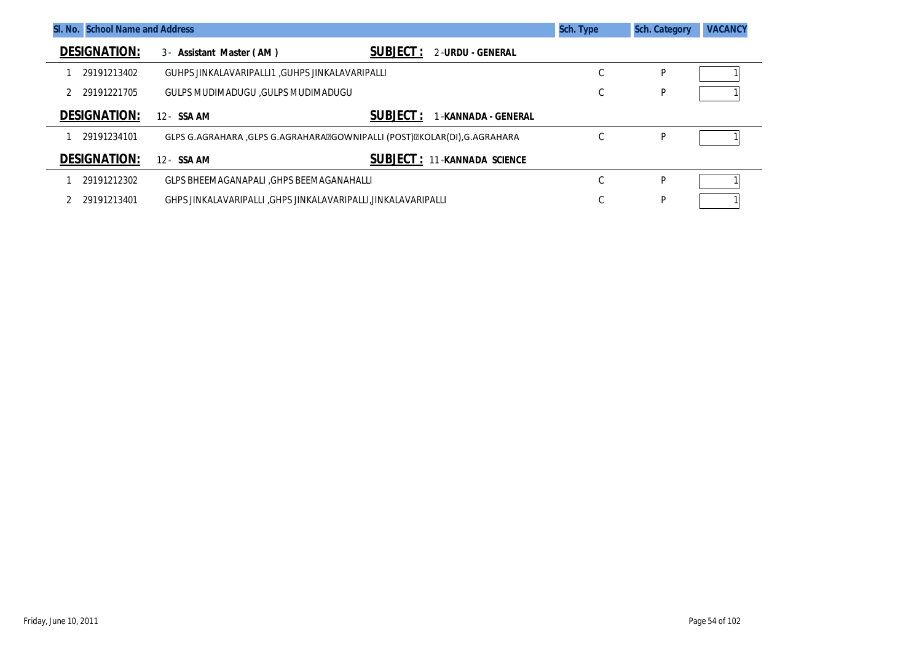| Sl. No. | School Name and Address | | Sch. Type | Sch. Category | VACANCY |
|---|---|---|---|---|---|
| **DESIGNATION:** | 3 - **Assistant Master ( AM )** | **SUBJECT :** 2 -**URDU - GENERAL** | | | |
| 1 | 29191213402 | GUHPS JINKALAVARIPALLI1 ,GUHPS JINKALAVARIPALLI | C | P | 1 |
| 2 | 29191221705 | GULPS MUDIMADUGU ,GULPS MUDIMADUGU | C | P | 1 |
| **DESIGNATION:** | 12 - **SSA AM** | **SUBJECT :** 1 -**KANNADA - GENERAL** | | | |
| 1 | 29191234101 | GLPS G.AGRAHARA ,GLPS G.AGRAHARA?GOWNIPALLI (POST)?KOLAR(DI),G.AGRAHARA | C | P | 1 |
| **DESIGNATION:** | 12 - **SSA AM** | **SUBJECT :** 11 -**KANNADA SCIENCE** | | | |
| 1 | 29191212302 | GLPS BHEEMAGANAPALI ,GHPS BEEMAGANAHALLI | C | P | 1 |
| 2 | 29191213401 | GHPS JINKALAVARIPALLI ,GHPS JINKALAVARIPALLI,JINKALAVARIPALLI | C | P | 1 |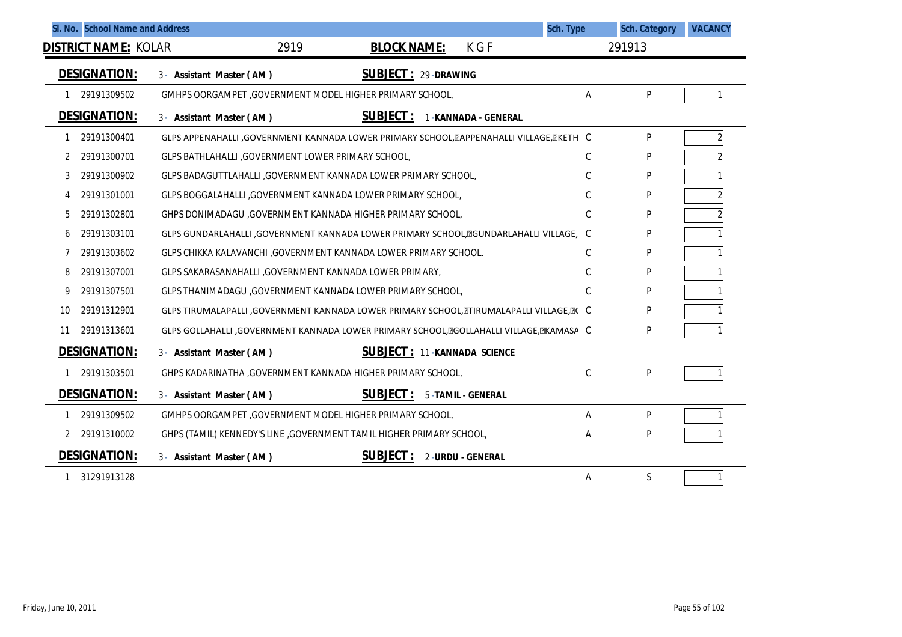| Sl. No. | School Name and Address | Sch. Type | Sch. Category | VACANCY |
|---|---|---|---|---|

**DISTRICT NAME:** KOLAR 2919 **BLOCK NAME:** K G F 291913

**DESIGNATION:** 3 - Assistant Master ( AM ) **SUBJECT :** 29 -DRAWING

| Sl. No. | Code | School Name and Address | Sch. Type | Sch. Category | VACANCY |
|---|---|---|---|---|---|
| 1 | 29191309502 | GMHPS OORGAMPET ,GOVERNMENT MODEL HIGHER PRIMARY SCHOOL, | A | P | 1 |

**DESIGNATION:** 3 - Assistant Master ( AM ) **SUBJECT :** 1 -KANNADA - GENERAL

| Sl. No. | Code | School Name and Address | Sch. Type | Sch. Category | VACANCY |
|---|---|---|---|---|---|
| 1 | 29191300401 | GLPS APPENAHALLI ,GOVERNMENT KANNADA LOWER PRIMARY SCHOOL,?APPENAHALLI VILLAGE,?KETH | C | P | 2 |
| 2 | 29191300701 | GLPS BATHLAHALLI ,GOVERNMENT LOWER PRIMARY SCHOOL, | C | P | 2 |
| 3 | 29191300902 | GLPS BADAGUTTLAHALLI ,GOVERNMENT KANNADA LOWER PRIMARY SCHOOL, | C | P | 1 |
| 4 | 29191301001 | GLPS BOGGALAHALLI ,GOVERNMENT KANNADA LOWER PRIMARY SCHOOL, | C | P | 2 |
| 5 | 29191302801 | GHPS DONIMADAGU ,GOVERNMENT KANNADA HIGHER PRIMARY SCHOOL, | C | P | 2 |
| 6 | 29191303101 | GLPS GUNDARLAHALLI ,GOVERNMENT KANNADA LOWER PRIMARY SCHOOL,?GUNDARLAHALLI VILLAGE,| | C | P | 1 |
| 7 | 29191303602 | GLPS CHIKKA KALAVANCHI ,GOVERNMENT KANNADA LOWER PRIMARY SCHOOL. | C | P | 1 |
| 8 | 29191307001 | GLPS SAKARASANAHALLI ,GOVERNMENT KANNADA LOWER PRIMARY, | C | P | 1 |
| 9 | 29191307501 | GLPS THANIMADAGU ,GOVERNMENT KANNADA LOWER PRIMARY SCHOOL, | C | P | 1 |
| 10 | 29191312901 | GLPS TIRUMALAPALLI ,GOVERNMENT KANNADA LOWER PRIMARY SCHOOL,?TIRUMALAPALLI VILLAGE,?( | C | P | 1 |
| 11 | 29191313601 | GLPS GOLLAHALLI ,GOVERNMENT KANNADA LOWER PRIMARY SCHOOL,?GOLLAHALLI VILLAGE,?KAMASA | C | P | 1 |

**DESIGNATION:** 3 - Assistant Master ( AM ) **SUBJECT :** 11 -KANNADA SCIENCE

| Sl. No. | Code | School Name and Address | Sch. Type | Sch. Category | VACANCY |
|---|---|---|---|---|---|
| 1 | 29191303501 | GHPS KADARINATHA ,GOVERNMENT KANNADA HIGHER PRIMARY SCHOOL, | C | P | 1 |

**DESIGNATION:** 3 - Assistant Master ( AM ) **SUBJECT :** 5 -TAMIL - GENERAL

| Sl. No. | Code | School Name and Address | Sch. Type | Sch. Category | VACANCY |
|---|---|---|---|---|---|
| 1 | 29191309502 | GMHPS OORGAMPET ,GOVERNMENT MODEL HIGHER PRIMARY SCHOOL, | A | P | 1 |
| 2 | 29191310002 | GHPS (TAMIL) KENNEDY'S LINE ,GOVERNMENT TAMIL HIGHER PRIMARY SCHOOL, | A | P | 1 |

**DESIGNATION:** 3 - Assistant Master ( AM ) **SUBJECT :** 2 -URDU - GENERAL

| Sl. No. | Code | School Name and Address | Sch. Type | Sch. Category | VACANCY |
|---|---|---|---|---|---|
| 1 | 31291913128 | | A | S | 1 |

Friday, June 10, 2011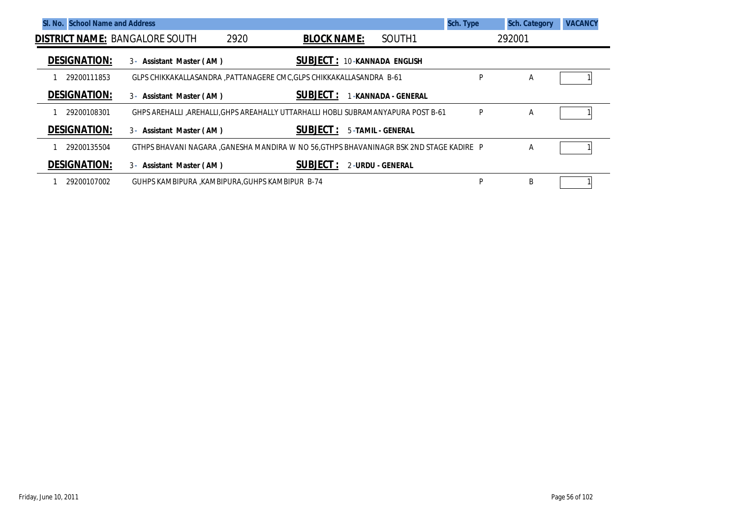| Sl. No. | School Name and Address | Sch. Type | Sch. Category | VACANCY |
|---|---|---|---|---|

**DISTRICT NAME:** BANGALORE SOUTH 2920 **BLOCK NAME:** SOUTH1 292001

**DESIGNATION:** 3 - **Assistant Master ( AM )** **SUBJECT :** 10 - **KANNADA ENGLISH**

| Sl. No. | School Name and Address | Sch. Type | Sch. Category | VACANCY |
|---|---|---|---|---|
| 1 | 29200111853 GLPS CHIKKAKALLASANDRA ,PATTANAGERE CMC,GLPS CHIKKAKALLASANDRA B-61 | P | A | 1 |

**DESIGNATION:** 3 - **Assistant Master ( AM )** **SUBJECT :** 1 - **KANNADA - GENERAL**

| Sl. No. | School Name and Address | Sch. Type | Sch. Category | VACANCY |
|---|---|---|---|---|
| 1 | 29200108301 GHPS AREHALLI ,AREHALLI,GHPS AREAHALLY UTTARHALLI HOBLI SUBRAMANYAPURA POST B-61 | P | A | 1 |

**DESIGNATION:** 3 - **Assistant Master ( AM )** **SUBJECT :** 5 - **TAMIL - GENERAL**

| Sl. No. | School Name and Address | Sch. Type | Sch. Category | VACANCY |
|---|---|---|---|---|
| 1 | 29200135504 GTHPS BHAVANI NAGARA ,GANESHA MANDIRA W NO 56,GTHPS BHAVANINAGR BSK 2ND STAGE KADIRE | P | A | 1 |

**DESIGNATION:** 3 - **Assistant Master ( AM )** **SUBJECT :** 2 - **URDU - GENERAL**

| Sl. No. | School Name and Address | Sch. Type | Sch. Category | VACANCY |
|---|---|---|---|---|
| 1 | 29200107002 GUHPS KAMBIPURA ,KAMBIPURA,GUHPS KAMBIPUR B-74 | P | B | 1 |

Friday, June 10, 2011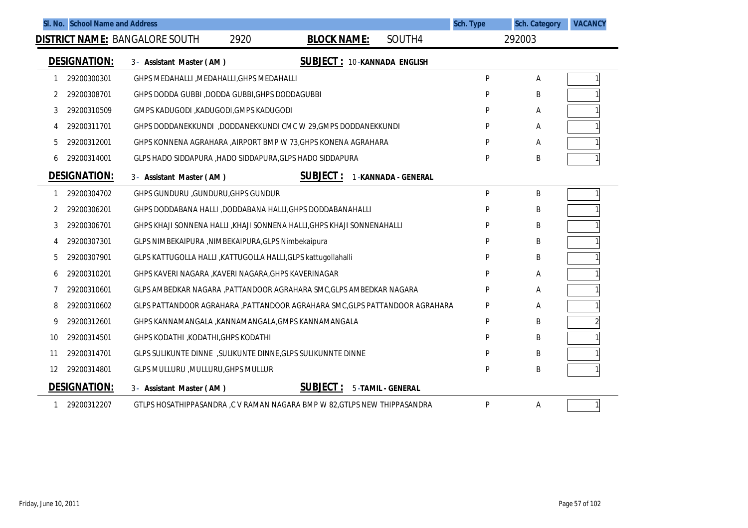| Sl. No. | School Name and Address | | Sch. Type | Sch. Category | VACANCY |
|---|---|---|---|---|---|

**DISTRICT NAME:** BANGALORE SOUTH 2920 **BLOCK NAME:** SOUTH4 292003

**DESIGNATION:** 3 - Assistant Master ( AM ) **SUBJECT :** 10 - KANNADA ENGLISH

| Sl. No. | Code | School Name and Address | Sch. Type | Sch. Category | VACANCY |
|---|---|---|---|---|---|
| 1 | 29200300301 | GHPS MEDAHALLI ,MEDAHALLI,GHPS MEDAHALLI | P | A | 1 |
| 2 | 29200308701 | GHPS DODDA GUBBI ,DODDA GUBBI,GHPS DODDAGUBBI | P | B | 1 |
| 3 | 29200310509 | GMPS KADUGODI ,KADUGODI,GMPS KADUGODI | P | A | 1 |
| 4 | 29200311701 | GHPS DODDANEKKUNDI ,DODDANEKKUNDI CMC W 29,GMPS DODDANEKKUNDI | P | A | 1 |
| 5 | 29200312001 | GHPS KONNENA AGRAHARA ,AIRPORT BMP W 73,GHPS KONENA AGRAHARA | P | A | 1 |
| 6 | 29200314001 | GLPS HADO SIDDAPURA ,HADO SIDDAPURA,GLPS HADO SIDDAPURA | P | B | 1 |

**DESIGNATION:** 3 - Assistant Master ( AM ) **SUBJECT :** 1 - KANNADA - GENERAL

| Sl. No. | Code | School Name and Address | Sch. Type | Sch. Category | VACANCY |
|---|---|---|---|---|---|
| 1 | 29200304702 | GHPS GUNDURU ,GUNDURU,GHPS GUNDUR | P | B | 1 |
| 2 | 29200306201 | GHPS DODDABANA HALLI ,DODDABANA HALLI,GHPS DODDABANAHALLI | P | B | 1 |
| 3 | 29200306701 | GHPS KHAJI SONNENA HALLI ,KHAJI SONNENA HALLI,GHPS KHAJI SONNENAHALLI | P | B | 1 |
| 4 | 29200307301 | GLPS NIMBEKAIPURA ,NIMBEKAIPURA,GLPS Nimbekaipura | P | B | 1 |
| 5 | 29200307901 | GLPS KATTUGOLLA HALLI ,KATTUGOLLA HALLI,GLPS kattugollahalli | P | B | 1 |
| 6 | 29200310201 | GHPS KAVERI NAGARA ,KAVERI NAGARA,GHPS KAVERINAGAR | P | A | 1 |
| 7 | 29200310601 | GLPS AMBEDKAR NAGARA ,PATTANDOOR AGRAHARA SMC,GLPS AMBEDKAR NAGARA | P | A | 1 |
| 8 | 29200310602 | GLPS PATTANDOOR AGRAHARA ,PATTANDOOR AGRAHARA SMC,GLPS PATTANDOOR AGRAHARA | P | A | 1 |
| 9 | 29200312601 | GHPS KANNAMANGALA ,KANNAMANGALA,GMPS KANNAMANGALA | P | B | 2 |
| 10 | 29200314501 | GHPS KODATHI ,KODATHI,GHPS KODATHI | P | B | 1 |
| 11 | 29200314701 | GLPS SULIKUNTE DINNE ,SULIKUNTE DINNE,GLPS SULIKUNNTE DINNE | P | B | 1 |
| 12 | 29200314801 | GLPS MULLURU ,MULLURU,GHPS MULLUR | P | B | 1 |

**DESIGNATION:** 3 - Assistant Master ( AM ) **SUBJECT :** 5 - TAMIL - GENERAL

| Sl. No. | Code | School Name and Address | Sch. Type | Sch. Category | VACANCY |
|---|---|---|---|---|---|
| 1 | 29200312207 | GTLPS HOSATHIPPASANDRA ,C V RAMAN NAGARA BMP W 82,GTLPS NEW THIPPASANDRA | P | A | 1 |

Friday, June 10, 2011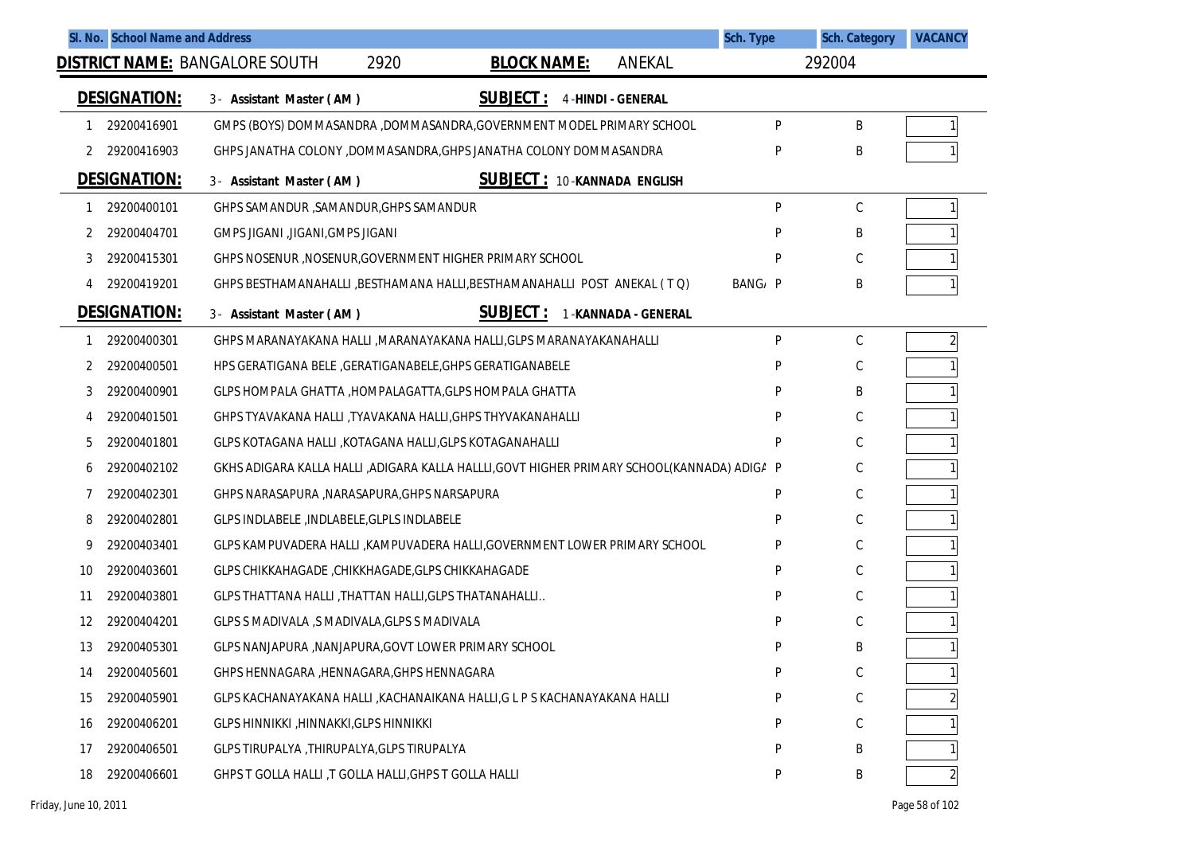| Sl. No. | School Name and Address | Sch. Type | Sch. Category | VACANCY |
|---|---|---|---|---|

**DISTRICT NAME:** BANGALORE SOUTH 2920 **BLOCK NAME:** ANEKAL 292004

**DESIGNATION:** 3 - Assistant Master ( AM ) **SUBJECT :** 4 -HINDI - GENERAL

| Sl. No. | | School Name and Address | Sch. Type | Sch. Category | VACANCY |
|---|---|---|---|---|---|
| 1 | 29200416901 | GMPS (BOYS) DOMMASANDRA ,DOMMASANDRA,GOVERNMENT MODEL PRIMARY SCHOOL | P | B | 1 |
| 2 | 29200416903 | GHPS JANATHA COLONY ,DOMMASANDRA,GHPS JANATHA COLONY DOMMASANDRA | P | B | 1 |

**DESIGNATION:** 3 - Assistant Master ( AM ) **SUBJECT :** 10 -KANNADA ENGLISH

| Sl. No. | | School Name and Address | Sch. Type | Sch. Category | VACANCY |
|---|---|---|---|---|---|
| 1 | 29200400101 | GHPS SAMANDUR ,SAMANDUR,GHPS SAMANDUR | P | C | 1 |
| 2 | 29200404701 | GMPS JIGANI ,JIGANI,GMPS JIGANI | P | B | 1 |
| 3 | 29200415301 | GHPS NOSENUR ,NOSENUR,GOVERNMENT HIGHER PRIMARY SCHOOL | P | C | 1 |
| 4 | 29200419201 | GHPS BESTHAMANAHALLI ,BESTHAMANA HALLI,BESTHAMANAHALLI POST ANEKAL ( T Q) BANG/ | P | B | 1 |

**DESIGNATION:** 3 - Assistant Master ( AM ) **SUBJECT :** 1 -KANNADA - GENERAL

| Sl. No. | | School Name and Address | Sch. Type | Sch. Category | VACANCY |
|---|---|---|---|---|---|
| 1 | 29200400301 | GHPS MARANAYAKANA HALLI ,MARANAYAKANA HALLI,GLPS MARANAYAKANAHALLI | P | C | 2 |
| 2 | 29200400501 | HPS GERATIGANA BELE ,GERATIGANABELE,GHPS GERATIGANABELE | P | C | 1 |
| 3 | 29200400901 | GLPS HOMPALA GHATTA ,HOMPALAGATTA,GLPS HOMPALA GHATTA | P | B | 1 |
| 4 | 29200401501 | GHPS TYAVAKANA HALLI ,TYAVAKANA HALLI,GHPS THYVAKANAHALLI | P | C | 1 |
| 5 | 29200401801 | GLPS KOTAGANA HALLI ,KOTAGANA HALLI,GLPS KOTAGANAHALLI | P | C | 1 |
| 6 | 29200402102 | GKHS ADIGARA KALLA HALLI ,ADIGARA KALLA HALLLI,GOVT HIGHER PRIMARY SCHOOL(KANNADA) ADIG/ | P | C | 1 |
| 7 | 29200402301 | GHPS NARASAPURA ,NARASAPURA,GHPS NARSAPURA | P | C | 1 |
| 8 | 29200402801 | GLPS INDLABELE ,INDLABELE,GLPLS INDLABELE | P | C | 1 |
| 9 | 29200403401 | GLPS KAMPUVADERA HALLI ,KAMPUVADERA HALLI,GOVERNMENT LOWER PRIMARY SCHOOL | P | C | 1 |
| 10 | 29200403601 | GLPS CHIKKAHAGADE ,CHIKKHAGADE,GLPS CHIKKAHAGADE | P | C | 1 |
| 11 | 29200403801 | GLPS THATTANA HALLI ,THATTAN HALLI,GLPS THATANAHALLI.. | P | C | 1 |
| 12 | 29200404201 | GLPS S MADIVALA ,S MADIVALA,GLPS S MADIVALA | P | C | 1 |
| 13 | 29200405301 | GLPS NANJAPURA ,NANJAPURA,GOVT LOWER PRIMARY SCHOOL | P | B | 1 |
| 14 | 29200405601 | GHPS HENNAGARA ,HENNAGARA,GHPS HENNAGARA | P | C | 1 |
| 15 | 29200405901 | GLPS KACHANAYAKANA HALLI ,KACHANAIKANA HALLI,G L P S KACHANAYAKANA HALLI | P | C | 2 |
| 16 | 29200406201 | GLPS HINNIKKI ,HINNAKKI,GLPS HINNIKKI | P | C | 1 |
| 17 | 29200406501 | GLPS TIRUPALYA ,THIRUPALYA,GLPS TIRUPALYA | P | B | 1 |
| 18 | 29200406601 | GHPS T GOLLA HALLI ,T GOLLA HALLI,GHPS T GOLLA HALLI | P | B | 2 |

Friday, June 10, 2011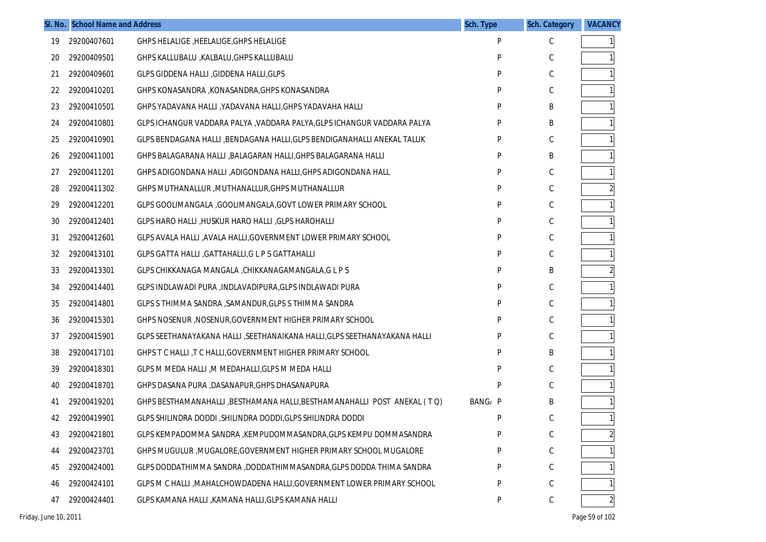| Sl. No. | School Name and Address | | Sch. Type | Sch. Category | VACANCY |
|---|---|---|---|---|---|
| 19 | 29200407601 | GHPS HELALIGE ,HEELALIGE,GHPS HELALIGE | P | C | 1 |
| 20 | 29200409501 | GHPS KALLUBALU ,KALBALU,GHPS KALLUBALU | P | C | 1 |
| 21 | 29200409601 | GLPS GIDDENA HALLI ,GIDDENA HALLI,GLPS | P | C | 1 |
| 22 | 29200410201 | GHPS KONASANDRA ,KONASANDRA,GHPS KONASANDRA | P | C | 1 |
| 23 | 29200410501 | GHPS YADAVANA HALLI ,YADAVANA HALLI,GHPS YADAVAHA HALLI | P | B | 1 |
| 24 | 29200410801 | GLPS ICHANGUR VADDARA PALYA ,VADDARA PALYA,GLPS ICHANGUR VADDARA PALYA | P | B | 1 |
| 25 | 29200410901 | GLPS BENDAGANA HALLI ,BENDAGANA HALLI,GLPS BENDIGANAHALLI ANEKAL TALUK | P | C | 1 |
| 26 | 29200411001 | GHPS BALAGARANA HALLI ,BALAGARAN HALLI,GHPS BALAGARANA HALLI | P | B | 1 |
| 27 | 29200411201 | GHPS ADIGONDANA HALLI ,ADIGONDANA HALLI,GHPS ADIGONDANA HALL | P | C | 1 |
| 28 | 29200411302 | GHPS MUTHANALLUR ,MUTHANALLUR,GHPS MUTHANALLUR | P | C | 2 |
| 29 | 29200412201 | GLPS GOOLIMANGALA ,GOOLIMANGALA,GOVT LOWER PRIMARY SCHOOL | P | C | 1 |
| 30 | 29200412401 | GLPS HARO HALLI ,HUSKUR HARO HALLI ,GLPS HAROHALLI | P | C | 1 |
| 31 | 29200412601 | GLPS AVALA HALLI ,AVALA HALLI,GOVERNMENT LOWER PRIMARY SCHOOL | P | C | 1 |
| 32 | 29200413101 | GLPS GATTA HALLI ,GATTAHALLI,G L P S GATTAHALLI | P | C | 1 |
| 33 | 29200413301 | GLPS CHIKKANAGA MANGALA ,CHIKKANAGAMANGALA,G L P S | P | B | 2 |
| 34 | 29200414401 | GLPS INDLAWADI PURA ,INDLAVADIPURA,GLPS INDLAWADI PURA | P | C | 1 |
| 35 | 29200414801 | GLPS S THIMMA SANDRA ,SAMANDUR,GLPS S THIMMA SANDRA | P | C | 1 |
| 36 | 29200415301 | GHPS NOSENUR ,NOSENUR,GOVERNMENT HIGHER PRIMARY SCHOOL | P | C | 1 |
| 37 | 29200415901 | GLPS SEETHANAYAKANA HALLI ,SEETHANAIKANA HALLI,GLPS SEETHANAYAKANA HALLI | P | C | 1 |
| 38 | 29200417101 | GHPS T C HALLI ,T C HALLI,GOVERNMENT HIGHER PRIMARY SCHOOL | P | B | 1 |
| 39 | 29200418301 | GLPS M MEDA HALLI ,M MEDAHALLI,GLPS M MEDA HALLI | P | C | 1 |
| 40 | 29200418701 | GHPS DASANA PURA ,DASANAPUR,GHPS DHASANAPURA | P | C | 1 |
| 41 | 29200419201 | GHPS BESTHAMANAHALLI ,BESTHAMANA HALLI,BESTHAMANAHALLI POST ANEKAL ( T Q) | BANG/ P | B | 1 |
| 42 | 29200419901 | GLPS SHILINDRA DODDI ,SHILINDRA DODDI,GLPS SHILINDRA DODDI | P | C | 1 |
| 43 | 29200421801 | GLPS KEMPADOMMA SANDRA ,KEMPUDOMMASANDRA,GLPS KEMPU DOMMASANDRA | P | C | 2 |
| 44 | 29200423701 | GHPS MUGULUR ,MUGALORE,GOVERNMENT HIGHER PRIMARY SCHOOL MUGALORE | P | C | 1 |
| 45 | 29200424001 | GLPS DODDATHIMMA SANDRA ,DODDATHIMMASANDRA,GLPS DODDA THIMA SANDRA | P | C | 1 |
| 46 | 29200424101 | GLPS M C HALLI ,MAHALCHOWDADENA HALLI,GOVERNMENT LOWER PRIMARY SCHOOL | P | C | 1 |
| 47 | 29200424401 | GLPS KAMANA HALLI ,KAMANA HALLI,GLPS KAMANA HALLI | P | C | 2 |

Friday, June 10, 2011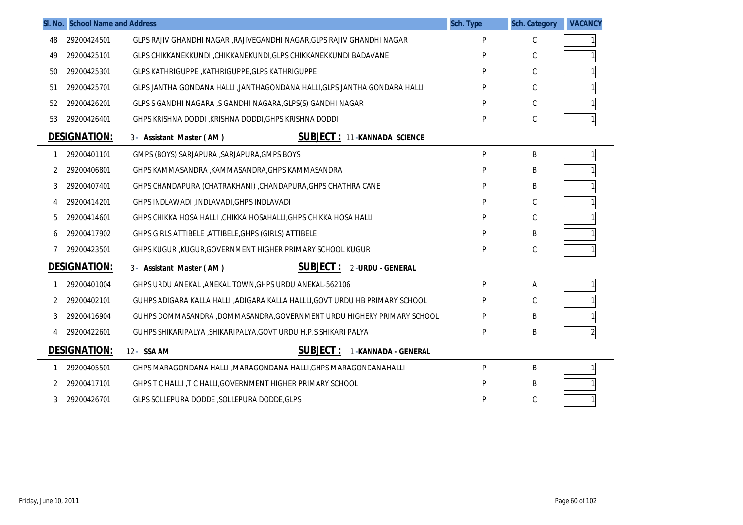| Sl. No. | School Name and Address | | Sch. Type | Sch. Category | VACANCY |
|---|---|---|---|---|---|
| 48 | 29200424501 | GLPS RAJIV GHANDHI NAGAR ,RAJIVEGANDHI NAGAR,GLPS RAJIV GHANDHI NAGAR | P | C | 1 |
| 49 | 29200425101 | GLPS CHIKKANEKKUNDI ,CHIKKANEKUNDI,GLPS CHIKKANEKKUNDI BADAVANE | P | C | 1 |
| 50 | 29200425301 | GLPS KATHRIGUPPE ,KATHRIGUPPE,GLPS KATHRIGUPPE | P | C | 1 |
| 51 | 29200425701 | GLPS JANTHA GONDANA HALLI ,JANTHAGONDANA HALLI,GLPS JANTHA GONDARA HALLI | P | C | 1 |
| 52 | 29200426201 | GLPS S GANDHI NAGARA ,S GANDHI NAGARA,GLPS(S) GANDHI NAGAR | P | C | 1 |
| 53 | 29200426401 | GHPS KRISHNA DODDI ,KRISHNA DODDI,GHPS KRISHNA DODDI | P | C | 1 |

**DESIGNATION:** 3- Assistant Master ( AM ) **SUBJECT :** 11-KANNADA SCIENCE

| Sl. No. | School Name and Address | | Sch. Type | Sch. Category | VACANCY |
|---|---|---|---|---|---|
| 1 | 29200401101 | GMPS (BOYS) SARJAPURA ,SARJAPURA,GMPS BOYS | P | B | 1 |
| 2 | 29200406801 | GHPS KAMMASANDRA ,KAMMASANDRA,GHPS KAMMASANDRA | P | B | 1 |
| 3 | 29200407401 | GHPS CHANDAPURA (CHATRAKHANI) ,CHANDAPURA,GHPS CHATHRA CANE | P | B | 1 |
| 4 | 29200414201 | GHPS INDLAWADI ,INDLAVADI,GHPS INDLAVADI | P | C | 1 |
| 5 | 29200414601 | GHPS CHIKKA HOSA HALLI ,CHIKKA HOSAHALLI,GHPS CHIKKA HOSA HALLI | P | C | 1 |
| 6 | 29200417902 | GHPS GIRLS ATTIBELE ,ATTIBELE,GHPS (GIRLS) ATTIBELE | P | B | 1 |
| 7 | 29200423501 | GHPS KUGUR ,KUGUR,GOVERNMENT HIGHER PRIMARY SCHOOL KUGUR | P | C | 1 |

**DESIGNATION:** 3- Assistant Master ( AM ) **SUBJECT :** 2-URDU - GENERAL

| Sl. No. | School Name and Address | | Sch. Type | Sch. Category | VACANCY |
|---|---|---|---|---|---|
| 1 | 29200401004 | GHPS URDU ANEKAL ,ANEKAL TOWN,GHPS URDU ANEKAL-562106 | P | A | 1 |
| 2 | 29200402101 | GUHPS ADIGARA KALLA HALLI ,ADIGARA KALLA HALLLI,GOVT URDU HB PRIMARY SCHOOL | P | C | 1 |
| 3 | 29200416904 | GUHPS DOMMASANDRA ,DOMMASANDRA,GOVERNMENT URDU HIGHERY PRIMARY SCHOOL | P | B | 1 |
| 4 | 29200422601 | GUHPS SHIKARIPALYA ,SHIKARIPALYA,GOVT URDU H.P.S SHIKARI PALYA | P | B | 2 |

**DESIGNATION:** 12- SSA AM **SUBJECT :** 1-KANNADA - GENERAL

| Sl. No. | School Name and Address | | Sch. Type | Sch. Category | VACANCY |
|---|---|---|---|---|---|
| 1 | 29200405501 | GHPS MARAGONDANA HALLI ,MARAGONDANA HALLI,GHPS MARAGONDANAHALLI | P | B | 1 |
| 2 | 29200417101 | GHPS T C HALLI ,T C HALLI,GOVERNMENT HIGHER PRIMARY SCHOOL | P | B | 1 |
| 3 | 29200426701 | GLPS SOLLEPURA DODDE ,SOLLEPURA DODDE,GLPS | P | C | 1 |

Friday, June 10, 2011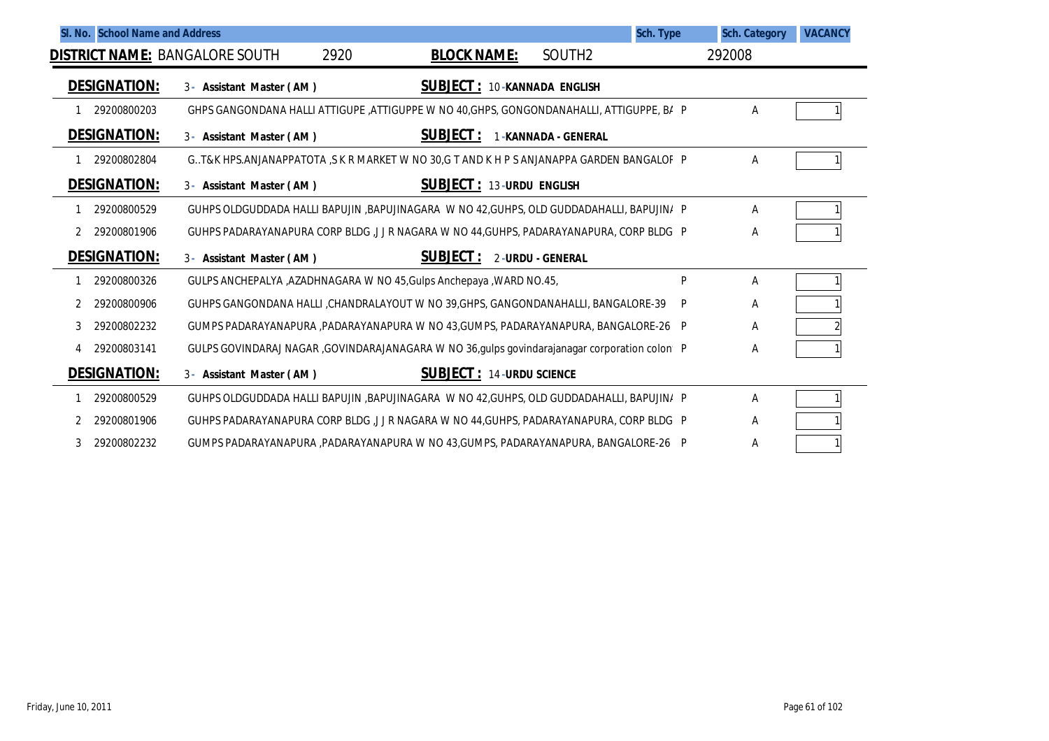| Sl. No. | School Name and Address | | Sch. Type | Sch. Category | VACANCY |
|---|---|---|---|---|---|

**DISTRICT NAME:** BANGALORE SOUTH 2920 **BLOCK NAME:** SOUTH2 292008

**DESIGNATION:** 3 - Assistant Master ( AM ) **SUBJECT :** 10 -KANNADA ENGLISH

| Sl. No. | Code | School Name and Address | Sch. Type | Sch. Category | VACANCY |
|---|---|---|---|---|---|
| 1 | 29200800203 | GHPS GANGONDANA HALLI ATTIGUPE ,ATTIGUPPE W NO 40,GHPS, GONGONDANAHALLI, ATTIGUPPE, BA | P | A | 1 |

**DESIGNATION:** 3 - Assistant Master ( AM ) **SUBJECT :** 1 -KANNADA - GENERAL

| Sl. No. | Code | School Name and Address | Sch. Type | Sch. Category | VACANCY |
|---|---|---|---|---|---|
| 1 | 29200802804 | G..T&K HPS.ANJANAPPATOTA ,S K R MARKET W NO 30,G T AND K H P S ANJANAPPA GARDEN BANGALOF | P | A | 1 |

**DESIGNATION:** 3 - Assistant Master ( AM ) **SUBJECT :** 13 -URDU ENGLISH

| Sl. No. | Code | School Name and Address | Sch. Type | Sch. Category | VACANCY |
|---|---|---|---|---|---|
| 1 | 29200800529 | GUHPS OLDGUDDADA HALLI BAPUJIN ,BAPUJINAGARA W NO 42,GUHPS, OLD GUDDADAHALLI, BAPUJINA | P | A | 1 |
| 2 | 29200801906 | GUHPS PADARAYANAPURA CORP BLDG ,J J R NAGARA W NO 44,GUHPS, PADARAYANAPURA, CORP BLDG | P | A | 1 |

**DESIGNATION:** 3 - Assistant Master ( AM ) **SUBJECT :** 2 -URDU - GENERAL

| Sl. No. | Code | School Name and Address | Sch. Type | Sch. Category | VACANCY |
|---|---|---|---|---|---|
| 1 | 29200800326 | GULPS ANCHEPALYA ,AZADHNAGARA W NO 45,Gulps Anchepaya ,WARD NO.45, | P | A | 1 |
| 2 | 29200800906 | GUHPS GANGONDANA HALLI ,CHANDRALAYOUT W NO 39,GHPS, GANGONDANAHALLI, BANGALORE-39 | P | A | 1 |
| 3 | 29200802232 | GUMPS PADARAYANAPURA ,PADARAYANAPURA W NO 43,GUMPS, PADARAYANAPURA, BANGALORE-26 | P | A | 2 |
| 4 | 29200803141 | GULPS GOVINDARAJ NAGAR ,GOVINDARAJANAGARA W NO 36,gulps govindarajanagar corporation colon | P | A | 1 |

**DESIGNATION:** 3 - Assistant Master ( AM ) **SUBJECT :** 14 -URDU SCIENCE

| Sl. No. | Code | School Name and Address | Sch. Type | Sch. Category | VACANCY |
|---|---|---|---|---|---|
| 1 | 29200800529 | GUHPS OLDGUDDADA HALLI BAPUJIN ,BAPUJINAGARA W NO 42,GUHPS, OLD GUDDADAHALLI, BAPUJINA | P | A | 1 |
| 2 | 29200801906 | GUHPS PADARAYANAPURA CORP BLDG ,J J R NAGARA W NO 44,GUHPS, PADARAYANAPURA, CORP BLDG | P | A | 1 |
| 3 | 29200802232 | GUMPS PADARAYANAPURA ,PADARAYANAPURA W NO 43,GUMPS, PADARAYANAPURA, BANGALORE-26 | P | A | 1 |

Friday, June 10, 2011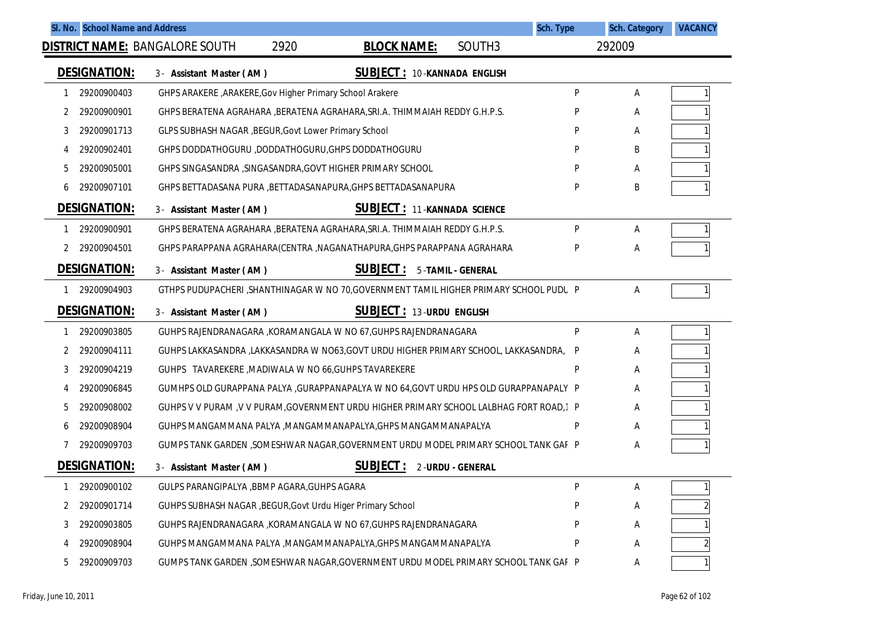| Sl. No. | School Name and Address | | Sch. Type | Sch. Category | VACANCY |
|---|---|---|---|---|---|

**DISTRICT NAME:** BANGALORE SOUTH 2920 **BLOCK NAME:** SOUTH3 292009

**DESIGNATION:** 3- Assistant Master ( AM ) **SUBJECT :** 10-KANNADA ENGLISH

| Sl. No. | Code | School Name and Address | Sch. Type | Sch. Category | VACANCY |
|---|---|---|---|---|---|
| 1 | 29200900403 | GHPS ARAKERE ,ARAKERE,Gov Higher Primary School Arakere | P | A | 1 |
| 2 | 29200900901 | GHPS BERATENA AGRAHARA ,BERATENA AGRAHARA,SRI.A. THIMMAIAH REDDY G.H.P.S. | P | A | 1 |
| 3 | 29200901713 | GLPS SUBHASH NAGAR ,BEGUR,Govt Lower Primary School | P | A | 1 |
| 4 | 29200902401 | GHPS DODDATHOGURU ,DODDATHOGURU,GHPS DODDATHOGURU | P | B | 1 |
| 5 | 29200905001 | GHPS SINGASANDRA ,SINGASANDRA,GOVT HIGHER PRIMARY SCHOOL | P | A | 1 |
| 6 | 29200907101 | GHPS BETTADASANA PURA ,BETTADASANAPURA,GHPS BETTADASANAPURA | P | B | 1 |

**DESIGNATION:** 3- Assistant Master ( AM ) **SUBJECT :** 11-KANNADA SCIENCE

| Sl. No. | Code | School Name and Address | Sch. Type | Sch. Category | VACANCY |
|---|---|---|---|---|---|
| 1 | 29200900901 | GHPS BERATENA AGRAHARA ,BERATENA AGRAHARA,SRI.A. THIMMAIAH REDDY G.H.P.S. | P | A | 1 |
| 2 | 29200904501 | GHPS PARAPPANA AGRAHARA(CENTRA ,NAGANATHAPURA,GHPS PARAPPANA AGRAHARA | P | A | 1 |

**DESIGNATION:** 3- Assistant Master ( AM ) **SUBJECT :** 5-TAMIL - GENERAL

| Sl. No. | Code | School Name and Address | Sch. Type | Sch. Category | VACANCY |
|---|---|---|---|---|---|
| 1 | 29200904903 | GTHPS PUDUPACHERI ,SHANTHINAGAR W NO 70,GOVERNMENT TAMIL HIGHER PRIMARY SCHOOL PUDU | P | A | 1 |

**DESIGNATION:** 3- Assistant Master ( AM ) **SUBJECT :** 13-URDU ENGLISH

| Sl. No. | Code | School Name and Address | Sch. Type | Sch. Category | VACANCY |
|---|---|---|---|---|---|
| 1 | 29200903805 | GUHPS RAJENDRANAGARA ,KORAMANGALA W NO 67,GUHPS RAJENDRANAGARA | P | A | 1 |
| 2 | 29200904111 | GUHPS LAKKASANDRA ,LAKKASANDRA W NO63,GOVT URDU HIGHER PRIMARY SCHOOL, LAKKASANDRA, | P | A | 1 |
| 3 | 29200904219 | GUHPS TAVAREKERE ,MADIWALA W NO 66,GUHPS TAVAREKERE | P | A | 1 |
| 4 | 29200906845 | GUMHPS OLD GURAPPANA PALYA ,GURAPPANAPALYA W NO 64,GOVT URDU HPS OLD GURAPPANAPALY | P | A | 1 |
| 5 | 29200908002 | GUHPS V V PURAM ,V V PURAM,GOVERNMENT URDU HIGHER PRIMARY SCHOOL LALBHAG FORT ROAD,1 | P | A | 1 |
| 6 | 29200908904 | GUHPS MANGAMMANA PALYA ,MANGAMMANAPALYA,GHPS MANGAMMANAPALYA | P | A | 1 |
| 7 | 29200909703 | GUMPS TANK GARDEN ,SOMESHWAR NAGAR,GOVERNMENT URDU MODEL PRIMARY SCHOOL TANK GAF | P | A | 1 |

**DESIGNATION:** 3- Assistant Master ( AM ) **SUBJECT :** 2-URDU - GENERAL

| Sl. No. | Code | School Name and Address | Sch. Type | Sch. Category | VACANCY |
|---|---|---|---|---|---|
| 1 | 29200900102 | GULPS PARANGIPALYA ,BBMP AGARA,GUHPS AGARA | P | A | 1 |
| 2 | 29200901714 | GUHPS SUBHASH NAGAR ,BEGUR,Govt Urdu Higer Primary School | P | A | 2 |
| 3 | 29200903805 | GUHPS RAJENDRANAGARA ,KORAMANGALA W NO 67,GUHPS RAJENDRANAGARA | P | A | 1 |
| 4 | 29200908904 | GUHPS MANGAMMANA PALYA ,MANGAMMANAPALYA,GHPS MANGAMMANAPALYA | P | A | 2 |
| 5 | 29200909703 | GUMPS TANK GARDEN ,SOMESHWAR NAGAR,GOVERNMENT URDU MODEL PRIMARY SCHOOL TANK GAF | P | A | 1 |

Friday, June 10, 2011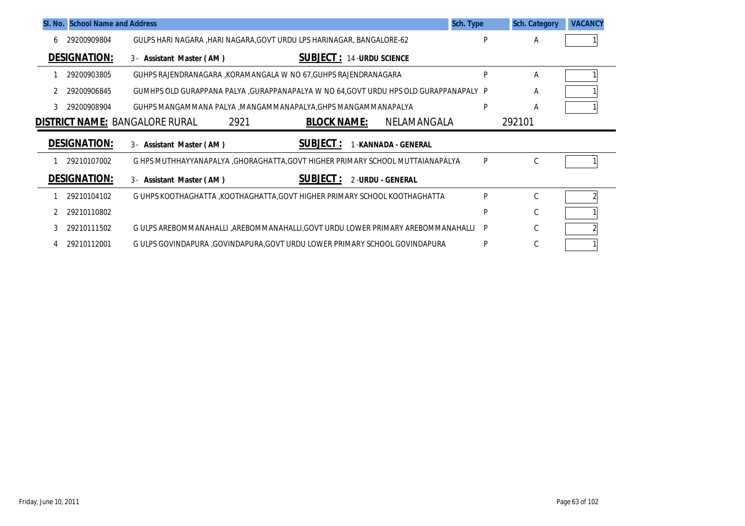| Sl. No. | School Name and Address | | Sch. Type | Sch. Category | VACANCY |
|---|---|---|---|---|---|
| 6 | 29200909804 | GULPS HARI NAGARA ,HARI NAGARA,GOVT URDU LPS HARINAGAR, BANGALORE-62 | P | A | 1 |

**DESIGNATION:** 3 - Assistant Master ( AM ) **SUBJECT :** 14 -URDU SCIENCE

| Sl. No. | | School Name and Address | Sch. Type | Sch. Category | VACANCY |
|---|---|---|---|---|---|
| 1 | 29200903805 | GUHPS RAJENDRANAGARA ,KORAMANGALA W NO 67,GUHPS RAJENDRANAGARA | P | A | 1 |
| 2 | 29200906845 | GUMHPS OLD GURAPPANA PALYA ,GURAPPANAPALYA W NO 64,GOVT URDU HPS OLD GURAPPANAPALY | P | A | 1 |
| 3 | 29200908904 | GUHPS MANGAMMANA PALYA ,MANGAMMANAPALYA,GHPS MANGAMMANAPALYA | P | A | 1 |

**DISTRICT NAME:** BANGALORE RURAL 2921 **BLOCK NAME:** NELAMANGALA 292101

**DESIGNATION:** 3 - Assistant Master ( AM ) **SUBJECT :** 1 -KANNADA - GENERAL

| Sl. No. | | School Name and Address | Sch. Type | Sch. Category | VACANCY |
|---|---|---|---|---|---|
| 1 | 29210107002 | G HPS MUTHHAYYANAPALYA ,GHORAGHATTA,GOVT HIGHER PRIMARY SCHOOL MUTTAIANAPALYA | P | C | 1 |

**DESIGNATION:** 3 - Assistant Master ( AM ) **SUBJECT :** 2 -URDU - GENERAL

| Sl. No. | | School Name and Address | Sch. Type | Sch. Category | VACANCY |
|---|---|---|---|---|---|
| 1 | 29210104102 | G UHPS KOOTHAGHATTA ,KOOTHAGHATTA,GOVT HIGHER PRIMARY SCHOOL KOOTHAGHATTA | P | C | 2 |
| 2 | 29210110802 | | P | C | 1 |
| 3 | 29210111502 | G ULPS AREBOMMANAHALLI ,AREBOMMANAHALLI,GOVT URDU LOWER PRIMARY AREBOMMANAHALLI | P | C | 2 |
| 4 | 29210112001 | G ULPS GOVINDAPURA ,GOVINDAPURA,GOVT URDU LOWER PRIMARY SCHOOL GOVINDAPURA | P | C | 1 |

Friday, June 10, 2011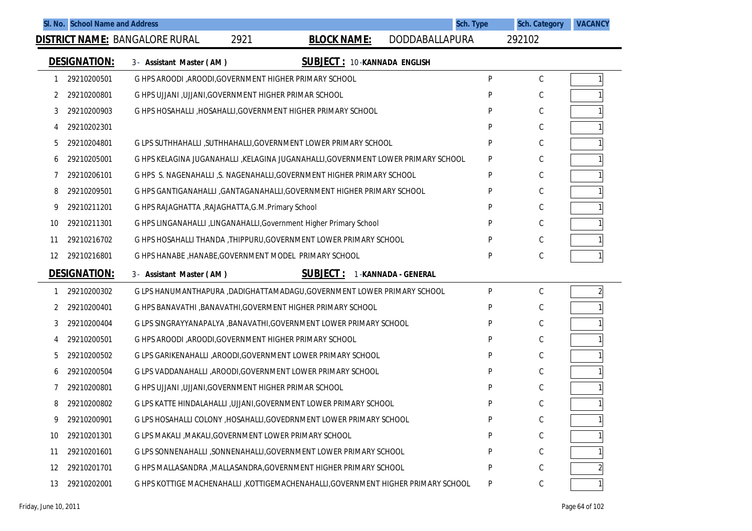| Sl. No. | School Name and Address | | Sch. Type | Sch. Category | VACANCY |
|---|---|---|---|---|---|

**DISTRICT NAME:** BANGALORE RURAL 2921 **BLOCK NAME:** DODDABALLAPURA 292102

**DESIGNATION:** 3 - Assistant Master ( AM ) **SUBJECT :** 10 - KANNADA ENGLISH

| Sl. No. | Code | School Name and Address | Sch. Type | Sch. Category | VACANCY |
|---|---|---|---|---|---|
| 1 | 29210200501 | G HPS AROODI ,AROODI,GOVERNMENT HIGHER PRIMARY SCHOOL | P | C | 1 |
| 2 | 29210200801 | G HPS UJJANI ,UJJANI,GOVERNMENT HIGHER PRIMAR SCHOOL | P | C | 1 |
| 3 | 29210200903 | G HPS HOSAHALLI ,HOSAHALLI,GOVERNMENT HIGHER PRIMARY SCHOOL | P | C | 1 |
| 4 | 29210202301 | | P | C | 1 |
| 5 | 29210204801 | G LPS SUTHHAHALLI ,SUTHHAHALLI,GOVERNMENT LOWER PRIMARY SCHOOL | P | C | 1 |
| 6 | 29210205001 | G HPS KELAGINA JUGANAHALLI ,KELAGINA JUGANAHALLI,GOVERNMENT LOWER PRIMARY SCHOOL | P | C | 1 |
| 7 | 29210206101 | G HPS S. NAGENAHALLI ,S. NAGENAHALLI,GOVERNMENT HIGHER PRIMARY SCHOOL | P | C | 1 |
| 8 | 29210209501 | G HPS GANTIGANAHALLI ,GANTAGANAHALLI,GOVERNMENT HIGHER PRIMARY SCHOOL | P | C | 1 |
| 9 | 29210211201 | G HPS RAJAGHATTA ,RAJAGHATTA,G.M.Primary School | P | C | 1 |
| 10 | 29210211301 | G HPS LINGANAHALLI ,LINGANAHALLI,Government Higher Primary School | P | C | 1 |
| 11 | 29210216702 | G HPS HOSAHALLI THANDA ,THIPPURU,GOVERNMENT LOWER PRIMARY SCHOOL | P | C | 1 |
| 12 | 29210216801 | G HPS HANABE ,HANABE,GOVERNMENT MODEL PRIMARY SCHOOL | P | C | 1 |

**DESIGNATION:** 3 - Assistant Master ( AM ) **SUBJECT :** 1 - KANNADA - GENERAL

| Sl. No. | Code | School Name and Address | Sch. Type | Sch. Category | VACANCY |
|---|---|---|---|---|---|
| 1 | 29210200302 | G LPS HANUMANTHAPURA ,DADIGHATTAMADAGU,GOVERNMENT LOWER PRIMARY SCHOOL | P | C | 2 |
| 2 | 29210200401 | G HPS BANAVATHI ,BANAVATHI,GOVERMENT HIGHER PRIMARY SCHOOL | P | C | 1 |
| 3 | 29210200404 | G LPS SINGRAYYANAPALYA ,BANAVATHI,GOVERNMENT LOWER PRIMARY SCHOOL | P | C | 1 |
| 4 | 29210200501 | G HPS AROODI ,AROODI,GOVERNMENT HIGHER PRIMARY SCHOOL | P | C | 1 |
| 5 | 29210200502 | G LPS GARIKENAHALLI ,AROODI,GOVERNMENT LOWER PRIMARY SCHOOL | P | C | 1 |
| 6 | 29210200504 | G LPS VADDANAHALLI ,AROODI,GOVERNMENT LOWER PRIMARY SCHOOL | P | C | 1 |
| 7 | 29210200801 | G HPS UJJANI ,UJJANI,GOVERNMENT HIGHER PRIMAR SCHOOL | P | C | 1 |
| 8 | 29210200802 | G LPS KATTE HINDALAHALLI ,UJJANI,GOVERNMENT LOWER PRIMARY SCHOOL | P | C | 1 |
| 9 | 29210200901 | G LPS HOSAHALLI COLONY ,HOSAHALLI,GOVEDRNMENT LOWER PRIMARY SCHOOL | P | C | 1 |
| 10 | 29210201301 | G LPS MAKALI ,MAKALI,GOVERNMENT LOWER PRIMARY SCHOOL | P | C | 1 |
| 11 | 29210201601 | G LPS SONNENAHALLI ,SONNENAHALLI,GOVERNMENT LOWER PRIMARY SCHOOL | P | C | 1 |
| 12 | 29210201701 | G HPS MALLASANDRA ,MALLASANDRA,GOVERNMENT HIGHER PRIMARY SCHOOL | P | C | 2 |
| 13 | 29210202001 | G HPS KOTTIGE MACHENAHALLI ,KOTTIGEMACHENAHALLI,GOVERNMENT HIGHER PRIMARY SCHOOL | P | C | 1 |

Friday, June 10, 2011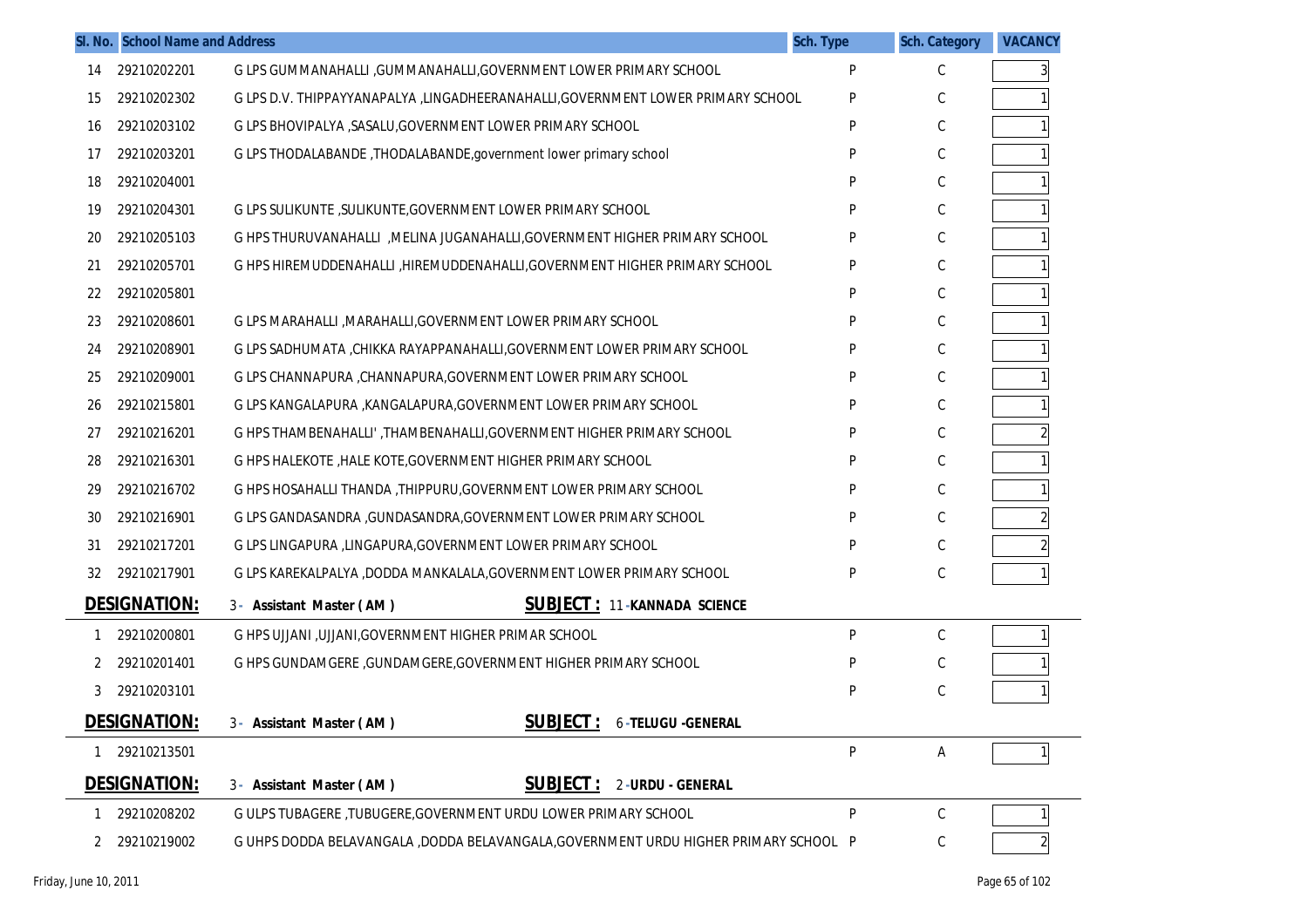| Sl. No. | | School Name and Address | Sch. Type | Sch. Category | VACANCY |
|---|---|---|---|---|---|
| 14 | 29210202201 | G LPS GUMMANAHALLI ,GUMMANAHALLI,GOVERNMENT LOWER PRIMARY SCHOOL | P | C | 3 |
| 15 | 29210202302 | G LPS D.V. THIPPAYYANAPALYA ,LINGADHEERANAHALLI,GOVERNMENT LOWER PRIMARY SCHOOL | P | C | 1 |
| 16 | 29210203102 | G LPS BHOVIPALYA ,SASALU,GOVERNMENT LOWER PRIMARY SCHOOL | P | C | 1 |
| 17 | 29210203201 | G LPS THODALABANDE ,THODALABANDE,government lower primary school | P | C | 1 |
| 18 | 29210204001 | | P | C | 1 |
| 19 | 29210204301 | G LPS SULIKUNTE ,SULIKUNTE,GOVERNMENT LOWER PRIMARY SCHOOL | P | C | 1 |
| 20 | 29210205103 | G HPS THURUVANAHALLI ,MELINA JUGANAHALLI,GOVERNMENT HIGHER PRIMARY SCHOOL | P | C | 1 |
| 21 | 29210205701 | G HPS HIREMUDDENAHALLI ,HIREMUDDENAHALLI,GOVERNMENT HIGHER PRIMARY SCHOOL | P | C | 1 |
| 22 | 29210205801 | | P | C | 1 |
| 23 | 29210208601 | G LPS MARAHALLI ,MARAHALLI,GOVERNMENT LOWER PRIMARY SCHOOL | P | C | 1 |
| 24 | 29210208901 | G LPS SADHUMATA ,CHIKKA RAYAPPANAHALLI,GOVERNMENT LOWER PRIMARY SCHOOL | P | C | 1 |
| 25 | 29210209001 | G LPS CHANNAPURA ,CHANNAPURA,GOVERNMENT LOWER PRIMARY SCHOOL | P | C | 1 |
| 26 | 29210215801 | G LPS KANGALAPURA ,KANGALAPURA,GOVERNMENT LOWER PRIMARY SCHOOL | P | C | 1 |
| 27 | 29210216201 | G HPS THAMBENAHALLI' ,THAMBENAHALLI,GOVERNMENT HIGHER PRIMARY SCHOOL | P | C | 2 |
| 28 | 29210216301 | G HPS HALEKOTE ,HALE KOTE,GOVERNMENT HIGHER PRIMARY SCHOOL | P | C | 1 |
| 29 | 29210216702 | G HPS HOSAHALLI THANDA ,THIPPURU,GOVERNMENT LOWER PRIMARY SCHOOL | P | C | 1 |
| 30 | 29210216901 | G LPS GANDASANDRA ,GUNDASANDRA,GOVERNMENT LOWER PRIMARY SCHOOL | P | C | 2 |
| 31 | 29210217201 | G LPS LINGAPURA ,LINGAPURA,GOVERNMENT LOWER PRIMARY SCHOOL | P | C | 2 |
| 32 | 29210217901 | G LPS KAREKALPALYA ,DODDA MANKALALA,GOVERNMENT LOWER PRIMARY SCHOOL | P | C | 1 |

**DESIGNATION:** 3 - Assistant Master ( AM ) **SUBJECT :** 11 -KANNADA SCIENCE

| Sl. No. | | School Name and Address | Sch. Type | Sch. Category | VACANCY |
|---|---|---|---|---|---|
| 1 | 29210200801 | G HPS UJJANI ,UJJANI,GOVERNMENT HIGHER PRIMAR SCHOOL | P | C | 1 |
| 2 | 29210201401 | G HPS GUNDAMGERE ,GUNDAMGERE,GOVERNMENT HIGHER PRIMARY SCHOOL | P | C | 1 |
| 3 | 29210203101 | | P | C | 1 |

**DESIGNATION:** 3 - Assistant Master ( AM ) **SUBJECT :** 6 -TELUGU -GENERAL

| Sl. No. | | School Name and Address | Sch. Type | Sch. Category | VACANCY |
|---|---|---|---|---|---|
| 1 | 29210213501 | | P | A | 1 |

**DESIGNATION:** 3 - Assistant Master ( AM ) **SUBJECT :** 2 -URDU - GENERAL

| Sl. No. | | School Name and Address | Sch. Type | Sch. Category | VACANCY |
|---|---|---|---|---|---|
| 1 | 29210208202 | G ULPS TUBAGERE ,TUBUGERE,GOVERNMENT URDU LOWER PRIMARY SCHOOL | P | C | 1 |
| 2 | 29210219002 | G UHPS DODDA BELAVANGALA ,DODDA BELAVANGALA,GOVERNMENT URDU HIGHER PRIMARY SCHOOL | P | C | 2 |

Friday, June 10, 2011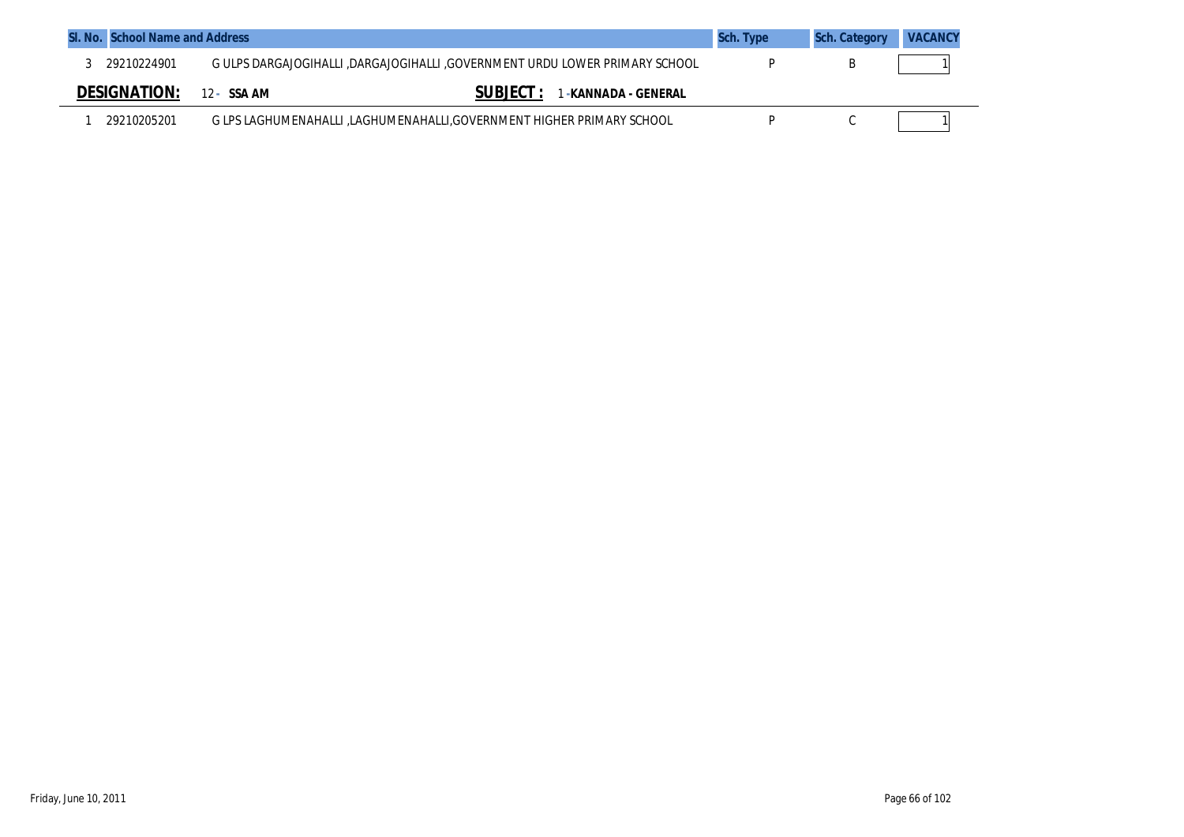| Sl. No. | School Name and Address | | Sch. Type | Sch. Category | VACANCY |
|---|---|---|---|---|---|
| 3 | 29210224901 | G ULPS DARGAJOGIHALLI ,DARGAJOGIHALLI ,GOVERNMENT URDU LOWER PRIMARY SCHOOL | P | B | 1 |

**DESIGNATION:** 12 - **SSA AM** **SUBJECT :** 1 -**KANNADA - GENERAL**

| Sl. No. | School Name and Address | | Sch. Type | Sch. Category | VACANCY |
|---|---|---|---|---|---|
| 1 | 29210205201 | G LPS LAGHUMENAHALLI ,LAGHUMENAHALLI,GOVERNMENT HIGHER PRIMARY SCHOOL | P | C | 1 |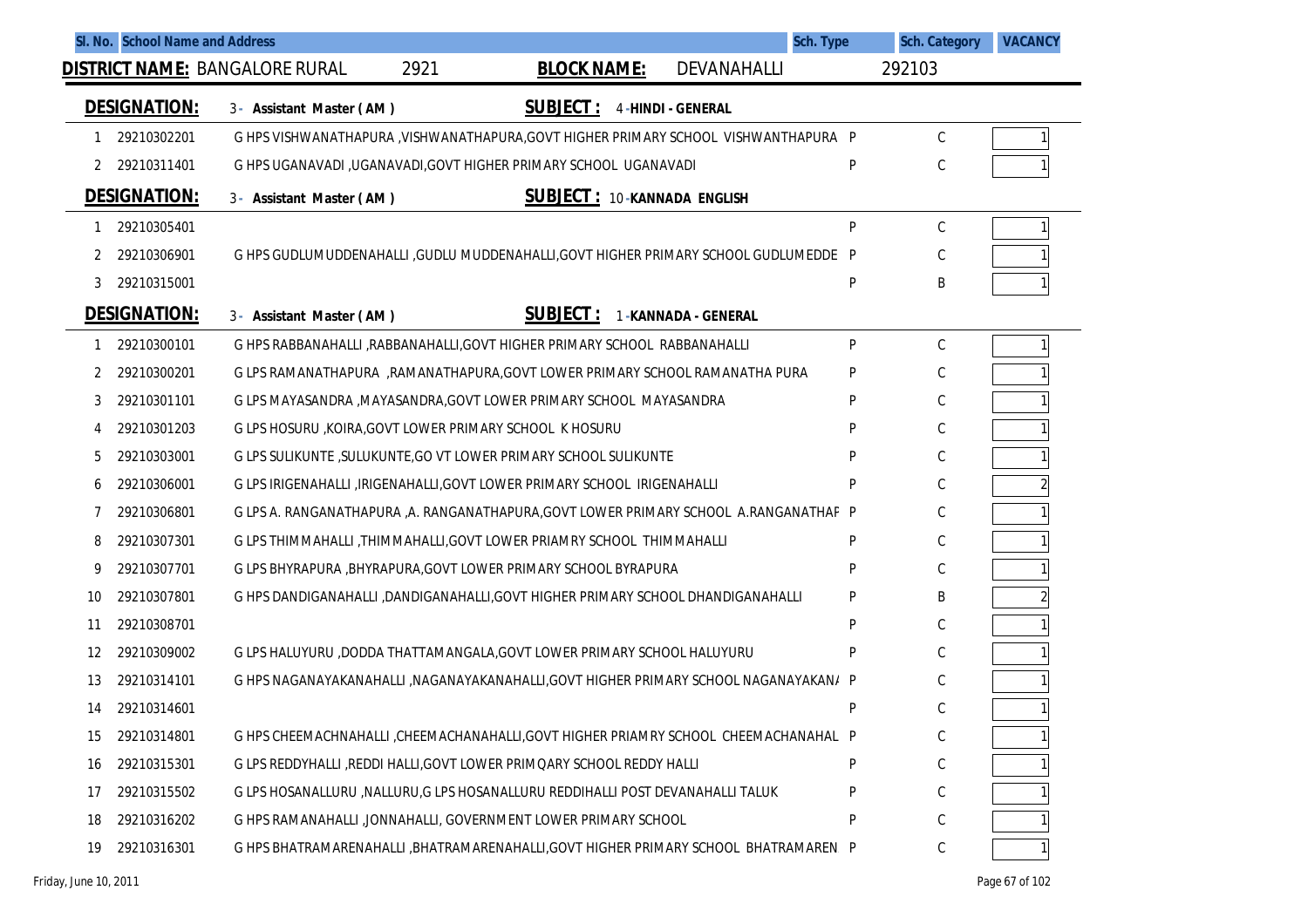| Sl. No. | School Name and Address | | Sch. Type | Sch. Category | VACANCY |
|---|---|---|---|---|---|

**DISTRICT NAME:** BANGALORE RURAL 2921 **BLOCK NAME:** DEVANAHALLI 292103

**DESIGNATION:** 3 - Assistant Master ( AM ) **SUBJECT :** 4 -HINDI - GENERAL

| Sl. No. | Code | School Name and Address | Sch. Type | Sch. Category | VACANCY |
|---|---|---|---|---|---|
| 1 | 29210302201 | G HPS VISHWANATHAPURA ,VISHWANATHAPURA,GOVT HIGHER PRIMARY SCHOOL VISHWANTHAPURA | P | C | 1 |
| 2 | 29210311401 | G HPS UGANAVADI ,UGANAVADI,GOVT HIGHER PRIMARY SCHOOL UGANAVADI | P | C | 1 |

**DESIGNATION:** 3 - Assistant Master ( AM ) **SUBJECT :** 10 -KANNADA ENGLISH

| Sl. No. | Code | School Name and Address | Sch. Type | Sch. Category | VACANCY |
|---|---|---|---|---|---|
| 1 | 29210305401 | | P | C | 1 |
| 2 | 29210306901 | G HPS GUDLUMUDDENAHALLI ,GUDLU MUDDENAHALLI,GOVT HIGHER PRIMARY SCHOOL GUDLUMEDDE | P | C | 1 |
| 3 | 29210315001 | | P | B | 1 |

**DESIGNATION:** 3 - Assistant Master ( AM ) **SUBJECT :** 1 -KANNADA - GENERAL

| Sl. No. | Code | School Name and Address | Sch. Type | Sch. Category | VACANCY |
|---|---|---|---|---|---|
| 1 | 29210300101 | G HPS RABBANAHALLI ,RABBANAHALLI,GOVT HIGHER PRIMARY SCHOOL RABBANAHALLI | P | C | 1 |
| 2 | 29210300201 | G LPS RAMANATHAPURA ,RAMANATHAPURA,GOVT LOWER PRIMARY SCHOOL RAMANATHA PURA | P | C | 1 |
| 3 | 29210301101 | G LPS MAYASANDRA ,MAYASANDRA,GOVT LOWER PRIMARY SCHOOL MAYASANDRA | P | C | 1 |
| 4 | 29210301203 | G LPS HOSURU ,KOIRA,GOVT LOWER PRIMARY SCHOOL K HOSURU | P | C | 1 |
| 5 | 29210303001 | G LPS SULIKUNTE ,SULUKUNTE,GO VT LOWER PRIMARY SCHOOL SULIKUNTE | P | C | 1 |
| 6 | 29210306001 | G LPS IRIGENAHALLI ,IRIGENAHALLI,GOVT LOWER PRIMARY SCHOOL IRIGENAHALLI | P | C | 2 |
| 7 | 29210306801 | G LPS A. RANGANATHAPURA ,A. RANGANATHAPURA,GOVT LOWER PRIMARY SCHOOL A.RANGANATHAF | P | C | 1 |
| 8 | 29210307301 | G LPS THIMMAHALLI ,THIMMAHALLI,GOVT LOWER PRIAMRY SCHOOL THIMMAHALLI | P | C | 1 |
| 9 | 29210307701 | G LPS BHYRAPURA ,BHYRAPURA,GOVT LOWER PRIMARY SCHOOL BYRAPURA | P | C | 1 |
| 10 | 29210307801 | G HPS DANDIGANAHALLI ,DANDIGANAHALLI,GOVT HIGHER PRIMARY SCHOOL DHANDIGANAHALLI | P | B | 2 |
| 11 | 29210308701 | | P | C | 1 |
| 12 | 29210309002 | G LPS HALUYURU ,DODDA THATTAMANGALA,GOVT LOWER PRIMARY SCHOOL HALUYURU | P | C | 1 |
| 13 | 29210314101 | G HPS NAGANAYAKANAHALLI ,NAGANAYAKANAHALLI,GOVT HIGHER PRIMARY SCHOOL NAGANAYAKAN/ | P | C | 1 |
| 14 | 29210314601 | | P | C | 1 |
| 15 | 29210314801 | G HPS CHEEMACHNAHALLI ,CHEEMACHANAHALLI,GOVT HIGHER PRIAMRY SCHOOL CHEEMACHANAHAL | P | C | 1 |
| 16 | 29210315301 | G LPS REDDYHALLI ,REDDI HALLI,GOVT LOWER PRIMQARY SCHOOL REDDY HALLI | P | C | 1 |
| 17 | 29210315502 | G LPS HOSANALLURU ,NALLURU,G LPS HOSANALLURU REDDIHALLI POST DEVANAHALLI TALUK | P | C | 1 |
| 18 | 29210316202 | G HPS RAMANAHALLI ,JONNAHALLI, GOVERNMENT LOWER PRIMARY SCHOOL | P | C | 1 |
| 19 | 29210316301 | G HPS BHATRAMARENAHALLI ,BHATRAMARENAHALLI,GOVT HIGHER PRIMARY SCHOOL BHATRAMAREN | P | C | 1 |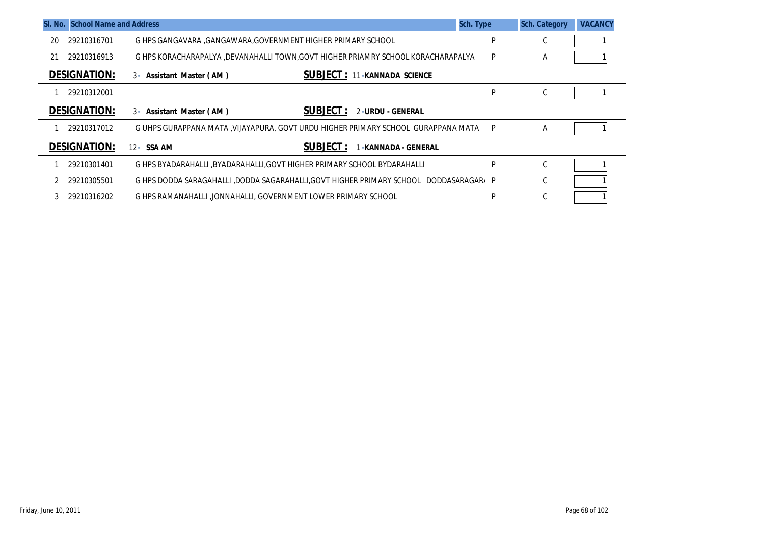| Sl. No. | School Name and Address | | Sch. Type | Sch. Category | VACANCY |
|---|---|---|---|---|---|
| 20 | 29210316701 | G HPS GANGAVARA ,GANGAWARA,GOVERNMENT HIGHER PRIMARY SCHOOL | P | C | 1 |
| 21 | 29210316913 | G HPS KORACHARAPALYA ,DEVANAHALLI TOWN,GOVT HIGHER PRIAMRY SCHOOL KORACHARAPALYA | P | A | 1 |

**DESIGNATION:** 3 - **Assistant Master ( AM )** **SUBJECT :** 11 - **KANNADA SCIENCE**

| Sl. No. | School Name and Address | | Sch. Type | Sch. Category | VACANCY |
|---|---|---|---|---|---|
| 1 | 29210312001 | | P | C | 1 |

**DESIGNATION:** 3 - **Assistant Master ( AM )** **SUBJECT :** 2 - **URDU - GENERAL**

| Sl. No. | School Name and Address | | Sch. Type | Sch. Category | VACANCY |
|---|---|---|---|---|---|
| 1 | 29210317012 | G UHPS GURAPPANA MATA ,VIJAYAPURA, GOVT URDU HIGHER PRIMARY SCHOOL GURAPPANA MATA | P | A | 1 |

**DESIGNATION:** 12 - **SSA AM** **SUBJECT :** 1 - **KANNADA - GENERAL**

| Sl. No. | School Name and Address | | Sch. Type | Sch. Category | VACANCY |
|---|---|---|---|---|---|
| 1 | 29210301401 | G HPS BYADARAHALLI ,BYADARAHALLI,GOVT HIGHER PRIMARY SCHOOL BYDARAHALLI | P | C | 1 |
| 2 | 29210305501 | G HPS DODDA SARAGAHALLI ,DODDA SAGARAHALLI,GOVT HIGHER PRIMARY SCHOOL DODDASARAGAR/ | P | C | 1 |
| 3 | 29210316202 | G HPS RAMANAHALLI ,JONNAHALLI, GOVERNMENT LOWER PRIMARY SCHOOL | P | C | 1 |

Friday, June 10, 2011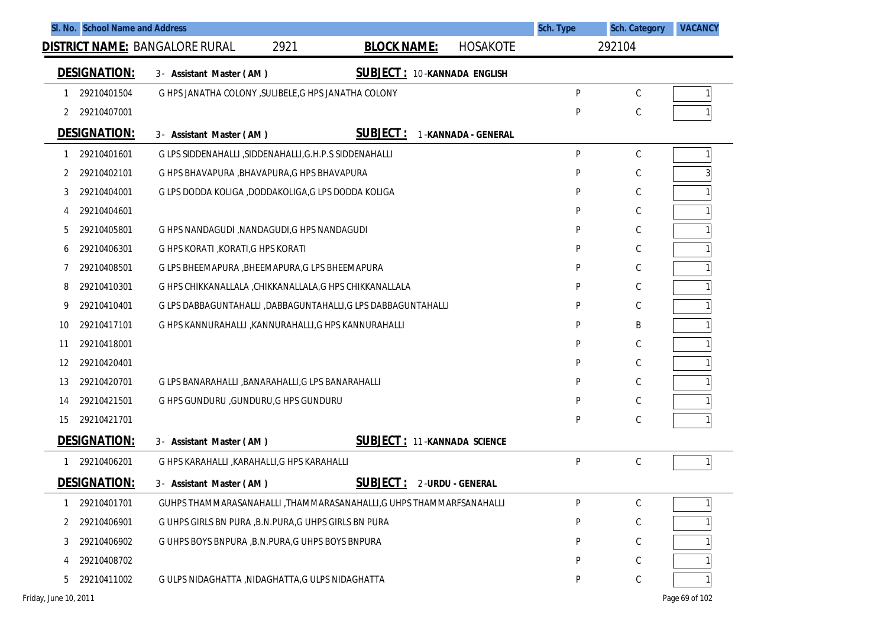| Sl. No. | School Name and Address | | Sch. Type | Sch. Category | VACANCY |
|---|---|---|---|---|---|

**DISTRICT NAME:** BANGALORE RURAL 2921 **BLOCK NAME:** HOSAKOTE 292104

**DESIGNATION:** 3 - Assistant Master ( AM ) **SUBJECT :** 10 -KANNADA ENGLISH

| Sl. No. | Code | School Name and Address | Sch. Type | Sch. Category | VACANCY |
|---|---|---|---|---|---|
| 1 | 29210401504 | G HPS JANATHA COLONY ,SULIBELE,G HPS JANATHA COLONY | P | C | 1 |
| 2 | 29210407001 | | P | C | 1 |

**DESIGNATION:** 3 - Assistant Master ( AM ) **SUBJECT :** 1 -KANNADA - GENERAL

| Sl. No. | Code | School Name and Address | Sch. Type | Sch. Category | VACANCY |
|---|---|---|---|---|---|
| 1 | 29210401601 | G LPS SIDDENAHALLI ,SIDDENAHALLI,G.H.P.S SIDDENAHALLI | P | C | 1 |
| 2 | 29210402101 | G HPS BHAVAPURA ,BHAVAPURA,G HPS BHAVAPURA | P | C | 3 |
| 3 | 29210404001 | G LPS DODDA KOLIGA ,DODDAKOLIGA,G LPS DODDA KOLIGA | P | C | 1 |
| 4 | 29210404601 | | P | C | 1 |
| 5 | 29210405801 | G HPS NANDAGUDI ,NANDAGUDI,G HPS NANDAGUDI | P | C | 1 |
| 6 | 29210406301 | G HPS KORATI ,KORATI,G HPS KORATI | P | C | 1 |
| 7 | 29210408501 | G LPS BHEEMAPURA ,BHEEMAPURA,G LPS BHEEMAPURA | P | C | 1 |
| 8 | 29210410301 | G HPS CHIKKANALLALA ,CHIKKANALLALA,G HPS CHIKKANALLALA | P | C | 1 |
| 9 | 29210410401 | G LPS DABBAGUNTAHALLI ,DABBAGUNTAHALLI,G LPS DABBAGUNTAHALLI | P | C | 1 |
| 10 | 29210417101 | G HPS KANNURAHALLI ,KANNURAHALLI,G HPS KANNURAHALLI | P | B | 1 |
| 11 | 29210418001 | | P | C | 1 |
| 12 | 29210420401 | | P | C | 1 |
| 13 | 29210420701 | G LPS BANARAHALLI ,BANARAHALLI,G LPS BANARAHALLI | P | C | 1 |
| 14 | 29210421501 | G HPS GUNDURU ,GUNDURU,G HPS GUNDURU | P | C | 1 |
| 15 | 29210421701 | | P | C | 1 |

**DESIGNATION:** 3 - Assistant Master ( AM ) **SUBJECT :** 11 -KANNADA SCIENCE

| Sl. No. | Code | School Name and Address | Sch. Type | Sch. Category | VACANCY |
|---|---|---|---|---|---|
| 1 | 29210406201 | G HPS KARAHALLI ,KARAHALLI,G HPS KARAHALLI | P | C | 1 |

**DESIGNATION:** 3 - Assistant Master ( AM ) **SUBJECT :** 2 -URDU - GENERAL

| Sl. No. | Code | School Name and Address | Sch. Type | Sch. Category | VACANCY |
|---|---|---|---|---|---|
| 1 | 29210401701 | GUHPS THAMMARASANAHALLI ,THAMMARASANAHALLI,G UHPS THAMMARFSANAHALLI | P | C | 1 |
| 2 | 29210406901 | G UHPS GIRLS BN PURA ,B.N.PURA,G UHPS GIRLS BN PURA | P | C | 1 |
| 3 | 29210406902 | G UHPS BOYS BNPURA ,B.N.PURA,G UHPS BOYS BNPURA | P | C | 1 |
| 4 | 29210408702 | | P | C | 1 |
| 5 | 29210411002 | G ULPS NIDAGHATTA ,NIDAGHATTA,G ULPS NIDAGHATTA | P | C | 1 |

Friday, June 10, 2011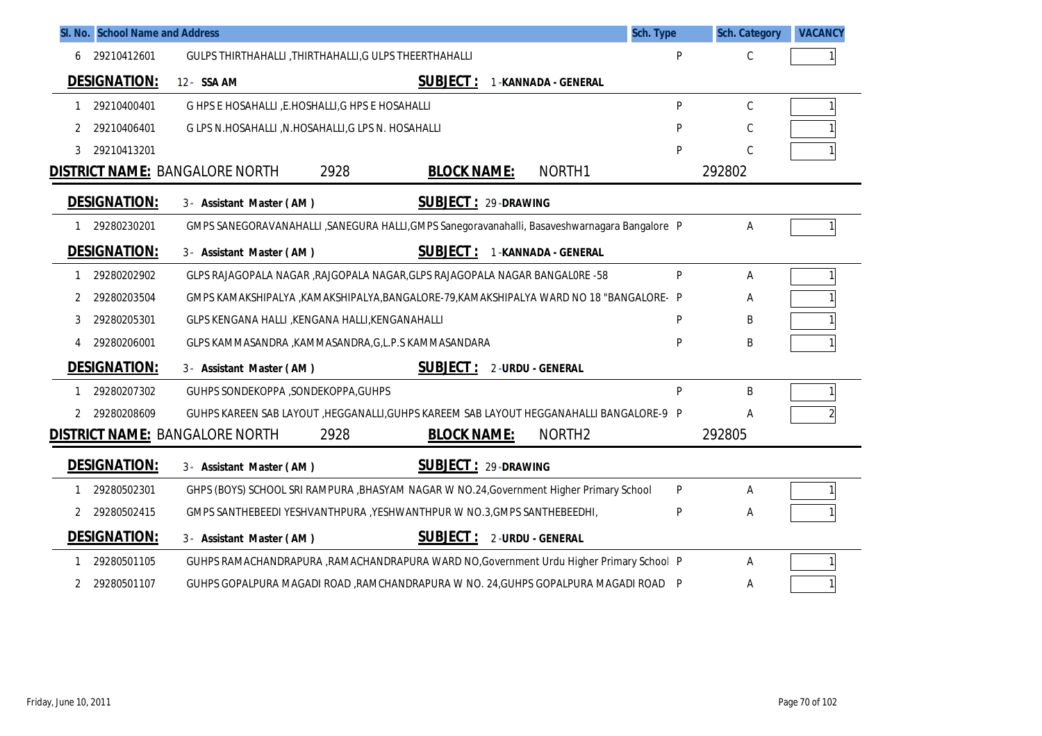| Sl. No. | School Name and Address | | Sch. Type | Sch. Category | VACANCY |
|---|---|---|---|---|---|
| 6 | 29210412601 | GULPS THIRTHAHALLI ,THIRTHAHALLI,G ULPS THEERTHAHALLI | P | C | 1 |

**DESIGNATION:** 12 - SSA AM **SUBJECT :** 1 -KANNADA - GENERAL

| Sl. No. | School Code | School Name and Address | Sch. Type | Sch. Category | VACANCY |
|---|---|---|---|---|---|
| 1 | 29210400401 | G HPS E HOSAHALLI ,E.HOSHALLI,G HPS E HOSAHALLI | P | C | 1 |
| 2 | 29210406401 | G LPS N.HOSAHALLI ,N.HOSAHALLI,G LPS N. HOSAHALLI | P | C | 1 |
| 3 | 29210413201 | | P | C | 1 |

**DISTRICT NAME:** BANGALORE NORTH 2928 **BLOCK NAME:** NORTH1 292802

**DESIGNATION:** 3 - Assistant Master ( AM ) **SUBJECT :** 29 -DRAWING

| Sl. No. | School Code | School Name and Address | Sch. Type | Sch. Category | VACANCY |
|---|---|---|---|---|---|
| 1 | 29280230201 | GMPS SANEGORAVANAHALLI ,SANEGURA HALLI,GMPS Sanegoravanahalli, Basaveshwarnagara Bangalore | P | A | 1 |

**DESIGNATION:** 3 - Assistant Master ( AM ) **SUBJECT :** 1 -KANNADA - GENERAL

| Sl. No. | School Code | School Name and Address | Sch. Type | Sch. Category | VACANCY |
|---|---|---|---|---|---|
| 1 | 29280202902 | GLPS RAJAGOPALA NAGAR ,RAJGOPALA NAGAR,GLPS RAJAGOPALA NAGAR BANGALORE -58 | P | A | 1 |
| 2 | 29280203504 | GMPS KAMAKSHIPALYA ,KAMAKSHIPALYA,BANGALORE-79,KAMAKSHIPALYA WARD NO 18 "BANGALORE- | P | A | 1 |
| 3 | 29280205301 | GLPS KENGANA HALLI ,KENGANA HALLI,KENGANAHALLI | P | B | 1 |
| 4 | 29280206001 | GLPS KAMMASANDRA ,KAMMASANDRA,G,L.P.S KAMMASANDARA | P | B | 1 |

**DESIGNATION:** 3 - Assistant Master ( AM ) **SUBJECT :** 2 -URDU - GENERAL

| Sl. No. | School Code | School Name and Address | Sch. Type | Sch. Category | VACANCY |
|---|---|---|---|---|---|
| 1 | 29280207302 | GUHPS SONDEKOPPA ,SONDEKOPPA,GUHPS | P | B | 1 |
| 2 | 29280208609 | GUHPS KAREEN SAB LAYOUT ,HEGGANALLI,GUHPS KAREEM SAB LAYOUT HEGGANAHALLI BANGALORE-9 | P | A | 2 |

**DISTRICT NAME:** BANGALORE NORTH 2928 **BLOCK NAME:** NORTH2 292805

**DESIGNATION:** 3 - Assistant Master ( AM ) **SUBJECT :** 29 -DRAWING

| Sl. No. | School Code | School Name and Address | Sch. Type | Sch. Category | VACANCY |
|---|---|---|---|---|---|
| 1 | 29280502301 | GHPS (BOYS) SCHOOL SRI RAMPURA ,BHASYAM NAGAR W NO.24,Government Higher Primary School | P | A | 1 |
| 2 | 29280502415 | GMPS SANTHEBEEDI YESHVANTHPURA ,YESHWANTHPUR W NO.3,GMPS SANTHEBEEDHI, | P | A | 1 |

**DESIGNATION:** 3 - Assistant Master ( AM ) **SUBJECT :** 2 -URDU - GENERAL

| Sl. No. | School Code | School Name and Address | Sch. Type | Sch. Category | VACANCY |
|---|---|---|---|---|---|
| 1 | 29280501105 | GUHPS RAMACHANDRAPURA ,RAMACHANDRAPURA WARD NO,Government Urdu Higher Primary School | P | A | 1 |
| 2 | 29280501107 | GUHPS GOPALPURA MAGADI ROAD ,RAMCHANDRAPURA W NO. 24,GUHPS GOPALPURA MAGADI ROAD | P | A | 1 |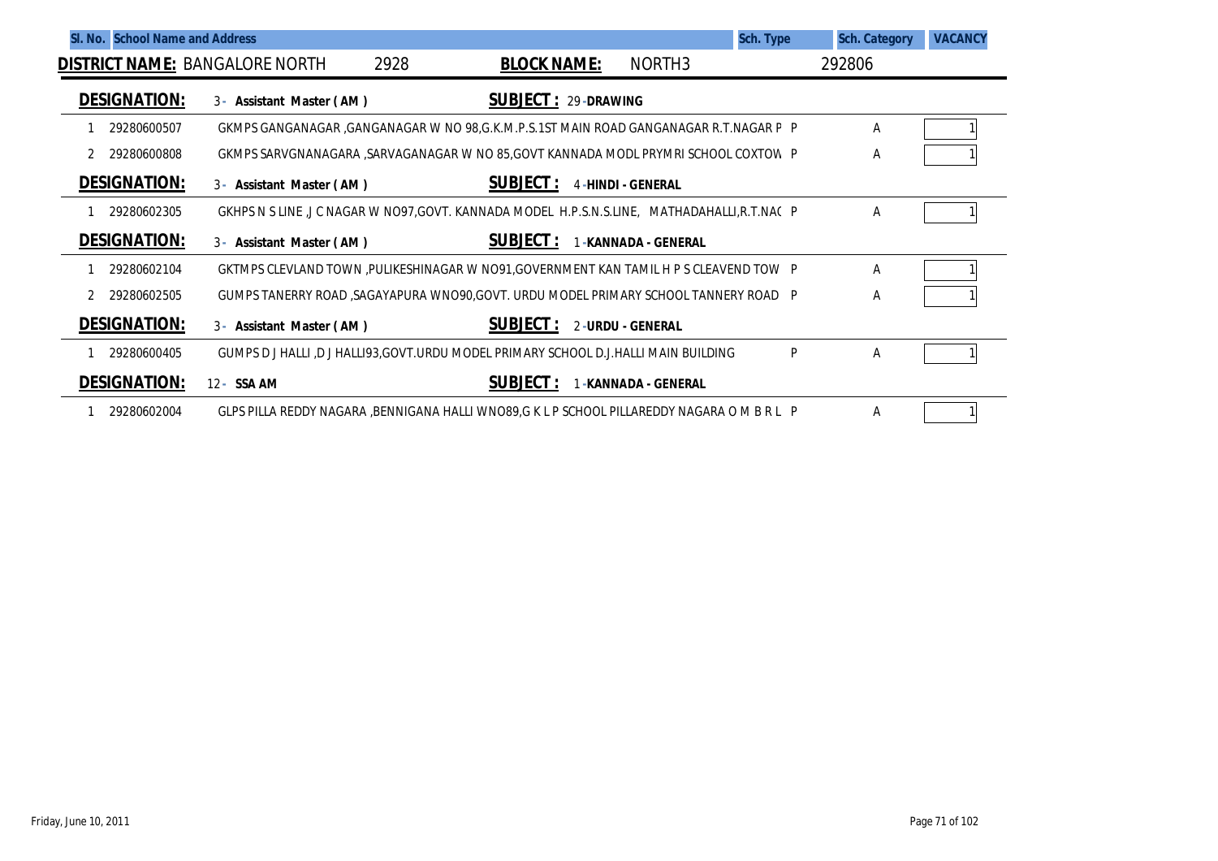| Sl. No. | School Name and Address | | Sch. Type | Sch. Category | VACANCY |
|---|---|---|---|---|---|

**DISTRICT NAME:** BANGALORE NORTH 2928 **BLOCK NAME:** NORTH3 292806

**DESIGNATION:** 3 - **Assistant Master ( AM )** **SUBJECT :** 29 -**DRAWING**

| Sl. No. | Code | School Name and Address | Sch. Type | Sch. Category | VACANCY |
|---|---|---|---|---|---|
| 1 | 29280600507 | GKMPS GANGANAGAR ,GANGANAGAR W NO 98,G.K.M.P.S.1ST MAIN ROAD GANGANAGAR R.T.NAGAR P | P | A | 1 |
| 2 | 29280600808 | GKMPS SARVGNANAGARA ,SARVAGANAGAR W NO 85,GOVT KANNADA MODL PRYMRI SCHOOL COXTOW | P | A | 1 |

**DESIGNATION:** 3 - **Assistant Master ( AM )** **SUBJECT :** 4 -**HINDI - GENERAL**

| Sl. No. | Code | School Name and Address | Sch. Type | Sch. Category | VACANCY |
|---|---|---|---|---|---|
| 1 | 29280602305 | GKHPS N S LINE ,J C NAGAR W NO97,GOVT. KANNADA MODEL H.P.S.N.S.LINE, MATHADAHALLI,R.T.NAC | P | A | 1 |

**DESIGNATION:** 3 - **Assistant Master ( AM )** **SUBJECT :** 1 -**KANNADA - GENERAL**

| Sl. No. | Code | School Name and Address | Sch. Type | Sch. Category | VACANCY |
|---|---|---|---|---|---|
| 1 | 29280602104 | GKTMPS CLEVLAND TOWN ,PULIKESHINAGAR W NO91,GOVERNMENT KAN TAMIL H P S CLEAVEND TOW | P | A | 1 |
| 2 | 29280602505 | GUMPS TANERRY ROAD ,SAGAYAPURA WNO90,GOVT. URDU MODEL PRIMARY SCHOOL TANNERY ROAD | P | A | 1 |

**DESIGNATION:** 3 - **Assistant Master ( AM )** **SUBJECT :** 2 -**URDU - GENERAL**

| Sl. No. | Code | School Name and Address | Sch. Type | Sch. Category | VACANCY |
|---|---|---|---|---|---|
| 1 | 29280600405 | GUMPS D J HALLI ,D J HALLI93,GOVT.URDU MODEL PRIMARY SCHOOL D.J.HALLI MAIN BUILDING | P | A | 1 |

**DESIGNATION:** 12 - **SSA AM** **SUBJECT :** 1 -**KANNADA - GENERAL**

| Sl. No. | Code | School Name and Address | Sch. Type | Sch. Category | VACANCY |
|---|---|---|---|---|---|
| 1 | 29280602004 | GLPS PILLA REDDY NAGARA ,BENNIGANA HALLI WNO89,G K L P SCHOOL PILLAREDDY NAGARA O M B R L | P | A | 1 |

Friday, June 10, 2011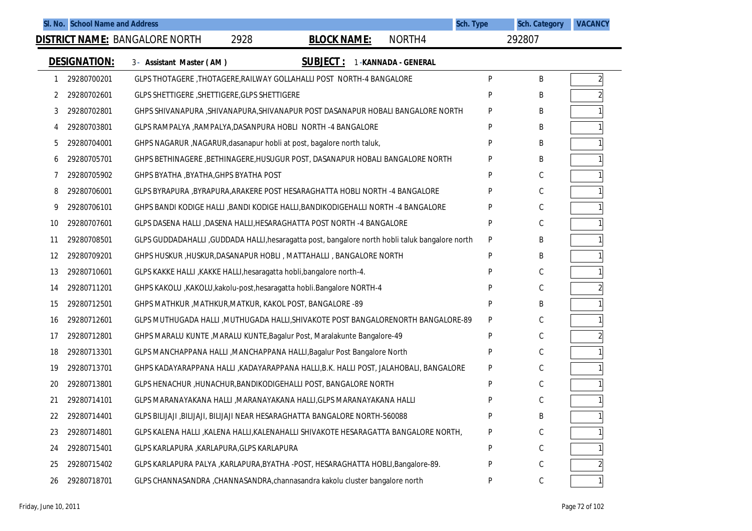| Sl. No. | School Name and Address | | Sch. Type | Sch. Category | VACANCY |
|---|---|---|---|---|---|

**DISTRICT NAME:** BANGALORE NORTH 2928 **BLOCK NAME:** NORTH4 292807

**DESIGNATION:** 3 - Assistant Master ( AM ) **SUBJECT :** 1 -KANNADA - GENERAL

| Sl. No. | Code | School Name and Address | Sch. Type | Sch. Category | VACANCY |
|---|---|---|---|---|---|
| 1 | 29280700201 | GLPS THOTAGERE ,THOTAGERE,RAILWAY GOLLAHALLI POST NORTH-4 BANGALORE | P | B | 2 |
| 2 | 29280702601 | GLPS SHETTIGERE ,SHETTIGERE,GLPS SHETTIGERE | P | B | 2 |
| 3 | 29280702801 | GHPS SHIVANAPURA ,SHIVANAPURA,SHIVANAPUR POST DASANAPUR HOBALI BANGALORE NORTH | P | B | 1 |
| 4 | 29280703801 | GLPS RAMPALYA ,RAMPALYA,DASANPURA HOBLI NORTH -4 BANGALORE | P | B | 1 |
| 5 | 29280704001 | GHPS NAGARUR ,NAGARUR,dasanapur hobli at post, bagalore north taluk, | P | B | 1 |
| 6 | 29280705701 | GHPS BETHINAGERE ,BETHINAGERE,HUSUGUR POST, DASANAPUR HOBALI BANGALORE NORTH | P | B | 1 |
| 7 | 29280705902 | GHPS BYATHA ,BYATHA,GHPS BYATHA POST | P | C | 1 |
| 8 | 29280706001 | GLPS BYRAPURA ,BYRAPURA,ARAKERE POST HESARAGHATTA HOBLI NORTH -4 BANGALORE | P | C | 1 |
| 9 | 29280706101 | GHPS BANDI KODIGE HALLI ,BANDI KODIGE HALLI,BANDIKODIGEHALLI NORTH -4 BANGALORE | P | C | 1 |
| 10 | 29280707601 | GLPS DASENA HALLI ,DASENA HALLI,HESARAGHATTA POST NORTH -4 BANGALORE | P | C | 1 |
| 11 | 29280708501 | GLPS GUDDADAHALLI ,GUDDADA HALLI,hesaragatta post, bangalore north hobli taluk bangalore north | P | B | 1 |
| 12 | 29280709201 | GHPS HUSKUR ,HUSKUR,DASANAPUR HOBLI , MATTAHALLI , BANGALORE NORTH | P | B | 1 |
| 13 | 29280710601 | GLPS KAKKE HALLI ,KAKKE HALLI,hesaragatta hobli,bangalore north-4. | P | C | 1 |
| 14 | 29280711201 | GHPS KAKOLU ,KAKOLU,kakolu-post,hesaragatta hobli.Bangalore NORTH-4 | P | C | 2 |
| 15 | 29280712501 | GHPS MATHKUR ,MATHKUR,MATKUR, KAKOL POST, BANGALORE -89 | P | B | 1 |
| 16 | 29280712601 | GLPS MUTHUGADA HALLI ,MUTHUGADA HALLI,SHIVAKOTE POST BANGALORENORTH BANGALORE-89 | P | C | 1 |
| 17 | 29280712801 | GHPS MARALU KUNTE ,MARALU KUNTE,Bagalur Post, Maralakunte Bangalore-49 | P | C | 2 |
| 18 | 29280713301 | GLPS MANCHAPPANA HALLI ,MANCHAPPANA HALLI,Bagalur Post Bangalore North | P | C | 1 |
| 19 | 29280713701 | GHPS KADAYARAPPANA HALLI ,KADAYARAPPANA HALLI,B.K. HALLI POST, JALAHOBALI, BANGALORE | P | C | 1 |
| 20 | 29280713801 | GLPS HENACHUR ,HUNACHUR,BANDIKODIGEHALLI POST, BANGALORE NORTH | P | C | 1 |
| 21 | 29280714101 | GLPS MARANAYAKANA HALLI ,MARANAYAKANA HALLI,GLPS MARANAYAKANA HALLI | P | C | 1 |
| 22 | 29280714401 | GLPS BILIJAJI ,BILIJAJI, BILIJAJI NEAR HESARAGHATTA BANGALORE NORTH-560088 | P | B | 1 |
| 23 | 29280714801 | GLPS KALENA HALLI ,KALENA HALLI,KALENAHALLI SHIVAKOTE HESARAGATTA BANGALORE NORTH, | P | C | 1 |
| 24 | 29280715401 | GLPS KARLAPURA ,KARLAPURA,GLPS KARLAPURA | P | C | 1 |
| 25 | 29280715402 | GLPS KARLAPURA PALYA ,KARLAPURA,BYATHA -POST, HESARAGHATTA HOBLI,Bangalore-89. | P | C | 2 |
| 26 | 29280718701 | GLPS CHANNASANDRA ,CHANNASANDRA,channasandra kakolu cluster bangalore north | P | C | 1 |

Friday, June 10, 2011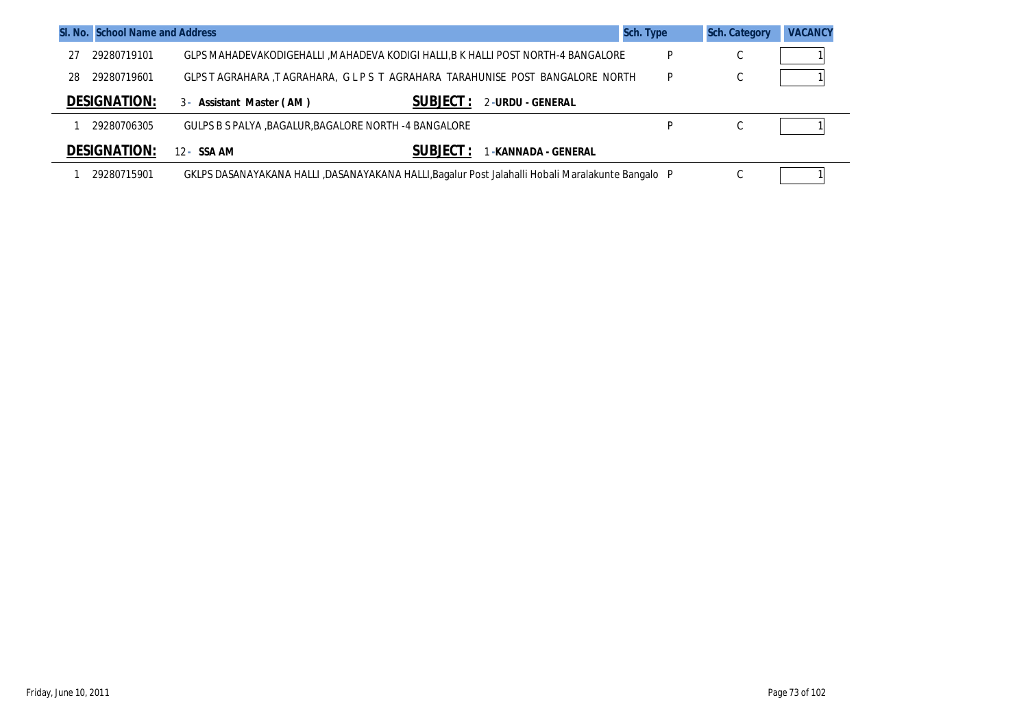| Sl. No. | School Name and Address | | Sch. Type | Sch. Category | VACANCY |
|---|---|---|---|---|---|
| 27 | 29280719101 | GLPS MAHADEVAKODIGEHALLI ,MAHADEVA KODIGI HALLI,B K HALLI POST NORTH-4 BANGALORE | P | C | 1 |
| 28 | 29280719601 | GLPS T AGRAHARA ,T AGRAHARA, G L P S T AGRAHARA TARAHUNISE POST BANGALORE NORTH | P | C | 1 |

**DESIGNATION:** 3 - **Assistant Master ( AM )** **SUBJECT :** 2 -**URDU - GENERAL**

| Sl. No. | School Name and Address | | Sch. Type | Sch. Category | VACANCY |
|---|---|---|---|---|---|
| 1 | 29280706305 | GULPS B S PALYA ,BAGALUR,BAGALORE NORTH -4 BANGALORE | P | C | 1 |

**DESIGNATION:** 12 - **SSA AM** **SUBJECT :** 1 -**KANNADA - GENERAL**

| Sl. No. | School Name and Address | | Sch. Type | Sch. Category | VACANCY |
|---|---|---|---|---|---|
| 1 | 29280715901 | GKLPS DASANAYAKANA HALLI ,DASANAYAKANA HALLI,Bagalur Post Jalahalli Hobali Maralakunte Bangalo | P | C | 1 |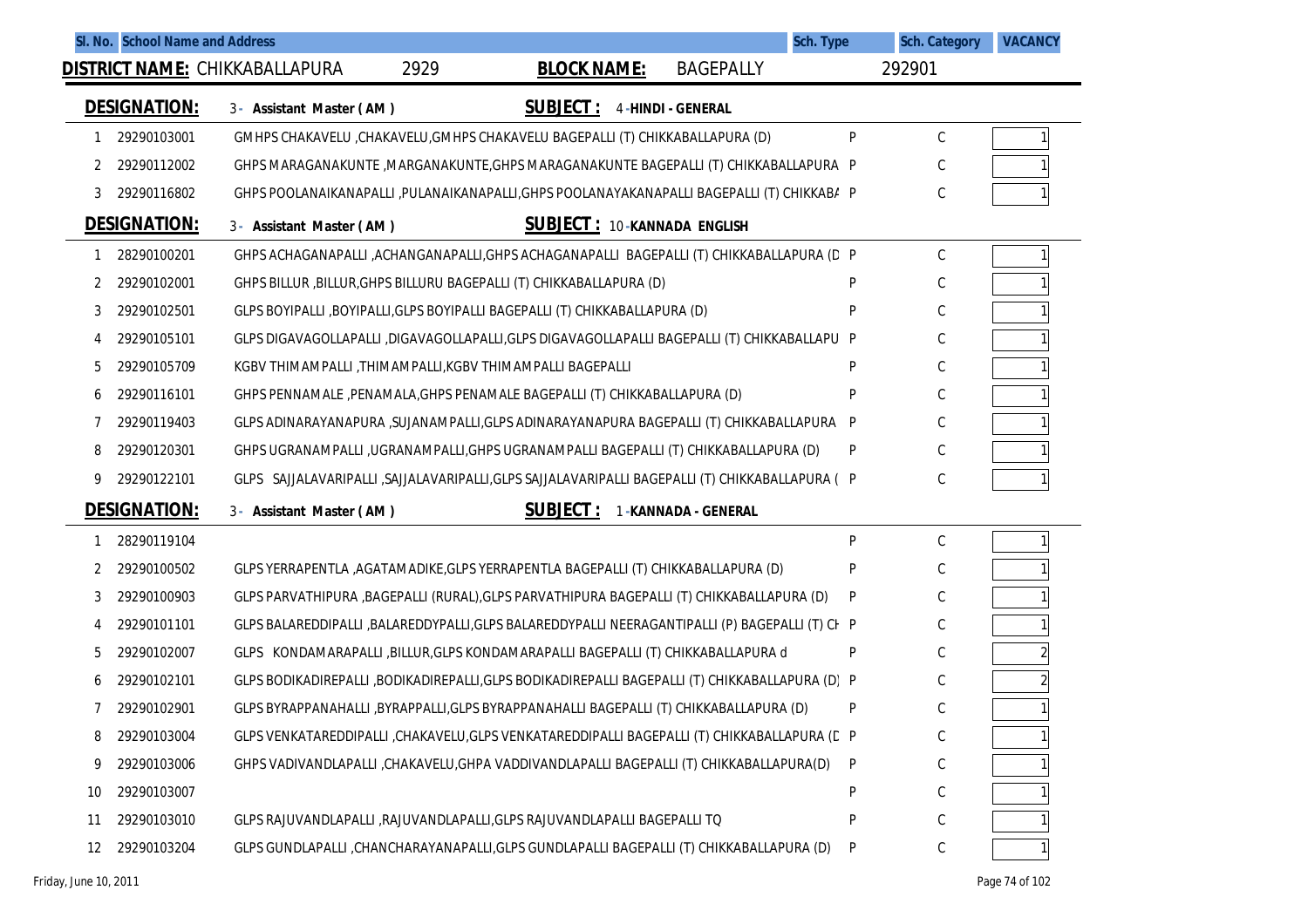| Sl. No. | School Name and Address | Sch. Type | Sch. Category | VACANCY |
|---|---|---|---|---|

**DISTRICT NAME:** CHIKKABALLAPURA 2929 **BLOCK NAME:** BAGEPALLY 292901

**DESIGNATION:** 3 - Assistant Master ( AM ) **SUBJECT :** 4 -HINDI - GENERAL

| Sl. No. | | School Name and Address | Sch. Type | Sch. Category | VACANCY |
|---|---|---|---|---|---|
| 1 | 29290103001 | GMHPS CHAKAVELU ,CHAKAVELU,GMHPS CHAKAVELU BAGEPALLI (T) CHIKKABALLAPURA (D) | P | C | 1 |
| 2 | 29290112002 | GHPS MARAGANAKUNTE ,MARGANAKUNTE,GHPS MARAGANAKUNTE BAGEPALLI (T) CHIKKABALLAPURA | P | C | 1 |
| 3 | 29290116802 | GHPS POOLANAIKANAPALLI ,PULANAIKANAPALLI,GHPS POOLANAYAKANAPALLI BAGEPALLI (T) CHIKKABA | P | C | 1 |

**DESIGNATION:** 3 - Assistant Master ( AM ) **SUBJECT :** 10 -KANNADA ENGLISH

| Sl. No. | | School Name and Address | Sch. Type | Sch. Category | VACANCY |
|---|---|---|---|---|---|
| 1 | 28290100201 | GHPS ACHAGANAPALLI ,ACHANGANAPALLI,GHPS ACHAGANAPALLI BAGEPALLI (T) CHIKKABALLAPURA (D | P | C | 1 |
| 2 | 29290102001 | GHPS BILLUR ,BILLUR,GHPS BILLURU BAGEPALLI (T) CHIKKABALLAPURA (D) | P | C | 1 |
| 3 | 29290102501 | GLPS BOYIPALLI ,BOYIPALLI,GLPS BOYIPALLI BAGEPALLI (T) CHIKKABALLAPURA (D) | P | C | 1 |
| 4 | 29290105101 | GLPS DIGAVAGOLLAPALLI ,DIGAVAGOLLAPALLI,GLPS DIGAVAGOLLAPALLI BAGEPALLI (T) CHIKKABALLAPU | P | C | 1 |
| 5 | 29290105709 | KGBV THIMAMPALLI ,THIMAMPALLI,KGBV THIMAMPALLI BAGEPALLI | P | C | 1 |
| 6 | 29290116101 | GHPS PENNAMALE ,PENAMALA,GHPS PENAMALE BAGEPALLI (T) CHIKKABALLAPURA (D) | P | C | 1 |
| 7 | 29290119403 | GLPS ADINARAYANAPURA ,SUJANAMPALLI,GLPS ADINARAYANAPURA BAGEPALLI (T) CHIKKABALLAPURA | P | C | 1 |
| 8 | 29290120301 | GHPS UGRANAMPALLI ,UGRANAMPALLI,GHPS UGRANAMPALLI BAGEPALLI (T) CHIKKABALLAPURA (D) | P | C | 1 |
| 9 | 29290122101 | GLPS SAJJALAVARIPALLI ,SAJJALAVARIPALLI,GLPS SAJJALAVARIPALLI BAGEPALLI (T) CHIKKABALLAPURA ( | P | C | 1 |

**DESIGNATION:** 3 - Assistant Master ( AM ) **SUBJECT :** 1 -KANNADA - GENERAL

| Sl. No. | | School Name and Address | Sch. Type | Sch. Category | VACANCY |
|---|---|---|---|---|---|
| 1 | 28290119104 | | P | C | 1 |
| 2 | 29290100502 | GLPS YERRAPENTLA ,AGATAMADIKE,GLPS YERRAPENTLA BAGEPALLI (T) CHIKKABALLAPURA (D) | P | C | 1 |
| 3 | 29290100903 | GLPS PARVATHIPURA ,BAGEPALLI (RURAL),GLPS PARVATHIPURA BAGEPALLI (T) CHIKKABALLAPURA (D) | P | C | 1 |
| 4 | 29290101101 | GLPS BALAREDDIPALLI ,BALAREDDYPALLI,GLPS BALAREDDYPALLI NEERAGANTIPALLI (P) BAGEPALLI (T) CH | P | C | 1 |
| 5 | 29290102007 | GLPS KONDAMARAPALLI ,BILLUR,GLPS KONDAMARAPALLI BAGEPALLI (T) CHIKKABALLAPURA d | P | C | 2 |
| 6 | 29290102101 | GLPS BODIKADIREPALLI ,BODIKADIREPALLI,GLPS BODIKADIREPALLI BAGEPALLI (T) CHIKKABALLAPURA (D) | P | C | 2 |
| 7 | 29290102901 | GLPS BYRAPPANAHALLI ,BYRAPPALLI,GLPS BYRAPPANAHALLI BAGEPALLI (T) CHIKKABALLAPURA (D) | P | C | 1 |
| 8 | 29290103004 | GLPS VENKATAREDDIPALLI ,CHAKAVELU,GLPS VENKATAREDDIPALLI BAGEPALLI (T) CHIKKABALLAPURA (D | P | C | 1 |
| 9 | 29290103006 | GHPS VADIVANDLAPALLI ,CHAKAVELU,GHPA VADDIVANDLAPALLI BAGEPALLI (T) CHIKKABALLAPURA(D) | P | C | 1 |
| 10 | 29290103007 | | P | C | 1 |
| 11 | 29290103010 | GLPS RAJUVANDLAPALLI ,RAJUVANDLAPALLI,GLPS RAJUVANDLAPALLI BAGEPALLI TQ | P | C | 1 |
| 12 | 29290103204 | GLPS GUNDLAPALLI ,CHANCHARAYANAPALLI,GLPS GUNDLAPALLI BAGEPALLI (T) CHIKKABALLAPURA (D) | P | C | 1 |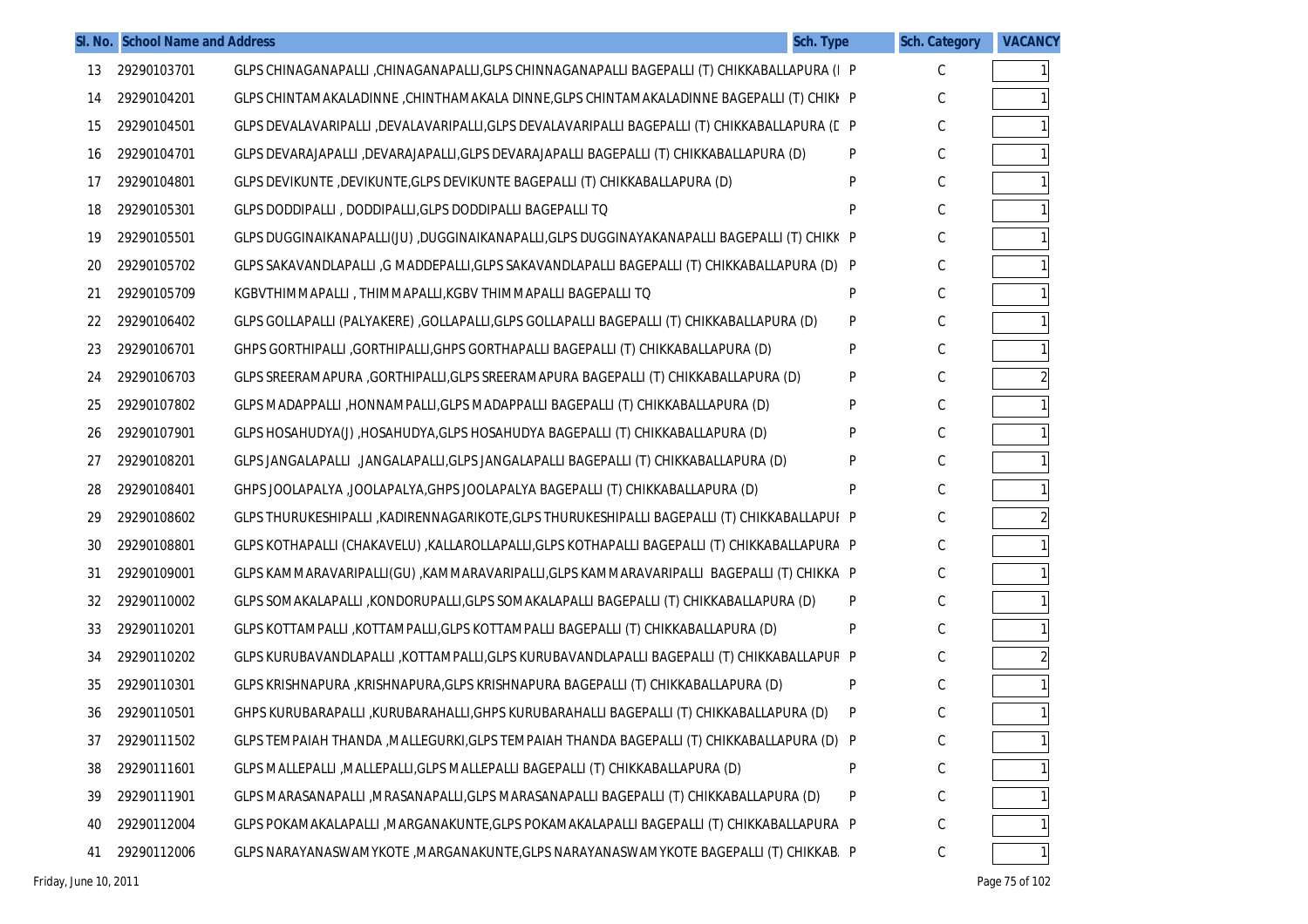| Sl. No. | School Name and Address | | Sch. Type | Sch. Category | VACANCY |
|---|---|---|---|---|---|
| 13 | 29290103701 | GLPS CHINAGANAPALLI ,CHINAGANAPALLI,GLPS CHINNAGANAPALLI BAGEPALLI (T) CHIKKABALLAPURA (I | P | C | 1 |
| 14 | 29290104201 | GLPS CHINTAMAKALADINNE ,CHINTHAMAKALA DINNE,GLPS CHINTAMAKALADINNE BAGEPALLI (T) CHIKI | P | C | 1 |
| 15 | 29290104501 | GLPS DEVALAVARIPALLI ,DEVALAVARIPALLI,GLPS DEVALAVARIPALLI BAGEPALLI (T) CHIKKABALLAPURA (D | P | C | 1 |
| 16 | 29290104701 | GLPS DEVARAJAPALLI ,DEVARAJAPALLI,GLPS DEVARAJAPALLI BAGEPALLI (T) CHIKKABALLAPURA (D) | P | C | 1 |
| 17 | 29290104801 | GLPS DEVIKUNTE ,DEVIKUNTE,GLPS DEVIKUNTE BAGEPALLI (T) CHIKKABALLAPURA (D) | P | C | 1 |
| 18 | 29290105301 | GLPS DODDIPALLI , DODDIPALLI,GLPS DODDIPALLI BAGEPALLI TQ | P | C | 1 |
| 19 | 29290105501 | GLPS DUGGINAIKANAPALLI(JU) ,DUGGINAIKANAPALLI,GLPS DUGGINAYAKANAPALLI BAGEPALLI (T) CHIKK | P | C | 1 |
| 20 | 29290105702 | GLPS SAKAVANDLAPALLI ,G MADDEPALLI,GLPS SAKAVANDLAPALLI BAGEPALLI (T) CHIKKABALLAPURA (D) | P | C | 1 |
| 21 | 29290105709 | KGBVTHIMMAPALLI , THIMMAPALLI,KGBV THIMMAPALLI BAGEPALLI TQ | P | C | 1 |
| 22 | 29290106402 | GLPS GOLLAPALLI (PALYAKERE) ,GOLLAPALLI,GLPS GOLLAPALLI BAGEPALLI (T) CHIKKABALLAPURA (D) | P | C | 1 |
| 23 | 29290106701 | GHPS GORTHIPALLI ,GORTHIPALLI,GHPS GORTHAPALLI BAGEPALLI (T) CHIKKABALLAPURA (D) | P | C | 1 |
| 24 | 29290106703 | GLPS SREERAMAPURA ,GORTHIPALLI,GLPS SREERAMAPURA BAGEPALLI (T) CHIKKABALLAPURA (D) | P | C | 2 |
| 25 | 29290107802 | GLPS MADAPPALLI ,HONNAMPALLI,GLPS MADAPPALLI BAGEPALLI (T) CHIKKABALLAPURA (D) | P | C | 1 |
| 26 | 29290107901 | GLPS HOSAHUDYA(J) ,HOSAHUDYA,GLPS HOSAHUDYA BAGEPALLI (T) CHIKKABALLAPURA (D) | P | C | 1 |
| 27 | 29290108201 | GLPS JANGALAPALLI ,JANGALAPALLI,GLPS JANGALAPALLI BAGEPALLI (T) CHIKKABALLAPURA (D) | P | C | 1 |
| 28 | 29290108401 | GHPS JOOLAPALYA ,JOOLAPALYA,GHPS JOOLAPALYA BAGEPALLI (T) CHIKKABALLAPURA (D) | P | C | 1 |
| 29 | 29290108602 | GLPS THURUKESHIPALLI ,KADIRENNAGARIKOTE,GLPS THURUKESHIPALLI BAGEPALLI (T) CHIKKABALLAPUI | P | C | 2 |
| 30 | 29290108801 | GLPS KOTHAPALLI (CHAKAVELU) ,KALLAROLLAPALLI,GLPS KOTHAPALLI BAGEPALLI (T) CHIKKABALLAPURA | P | C | 1 |
| 31 | 29290109001 | GLPS KAMMARAVARIPALLI(GU) ,KAMMARAVARIPALLI,GLPS KAMMARAVARIPALLI BAGEPALLI (T) CHIKKA | P | C | 1 |
| 32 | 29290110002 | GLPS SOMAKALAPALLI ,KONDORUPALLI,GLPS SOMAKALAPALLI BAGEPALLI (T) CHIKKABALLAPURA (D) | P | C | 1 |
| 33 | 29290110201 | GLPS KOTTAMPALLI ,KOTTAMPALLI,GLPS KOTTAMPALLI BAGEPALLI (T) CHIKKABALLAPURA (D) | P | C | 1 |
| 34 | 29290110202 | GLPS KURUBAVANDLAPALLI ,KOTTAMPALLI,GLPS KURUBAVANDLAPALLI BAGEPALLI (T) CHIKKABALLAPUR | P | C | 2 |
| 35 | 29290110301 | GLPS KRISHNAPURA ,KRISHNAPURA,GLPS KRISHNAPURA BAGEPALLI (T) CHIKKABALLAPURA (D) | P | C | 1 |
| 36 | 29290110501 | GHPS KURUBARAPALLI ,KURUBARAHALLI,GHPS KURUBARAHALLI BAGEPALLI (T) CHIKKABALLAPURA (D) | P | C | 1 |
| 37 | 29290111502 | GLPS TEMPAIAH THANDA ,MALLEGURKI,GLPS TEMPAIAH THANDA BAGEPALLI (T) CHIKKABALLAPURA (D) | P | C | 1 |
| 38 | 29290111601 | GLPS MALLEPALLI ,MALLEPALLI,GLPS MALLEPALLI BAGEPALLI (T) CHIKKABALLAPURA (D) | P | C | 1 |
| 39 | 29290111901 | GLPS MARASANAPALLI ,MRASANAPALLI,GLPS MARASANAPALLI BAGEPALLI (T) CHIKKABALLAPURA (D) | P | C | 1 |
| 40 | 29290112004 | GLPS POKAMAKALAPALLI ,MARGANAKUNTE,GLPS POKAMAKALAPALLI BAGEPALLI (T) CHIKKABALLAPURA | P | C | 1 |
| 41 | 29290112006 | GLPS NARAYANASWAMYKOTE ,MARGANAKUNTE,GLPS NARAYANASWAMYKOTE BAGEPALLI (T) CHIKKAB. | P | C | 1 |

Friday, June 10, 2011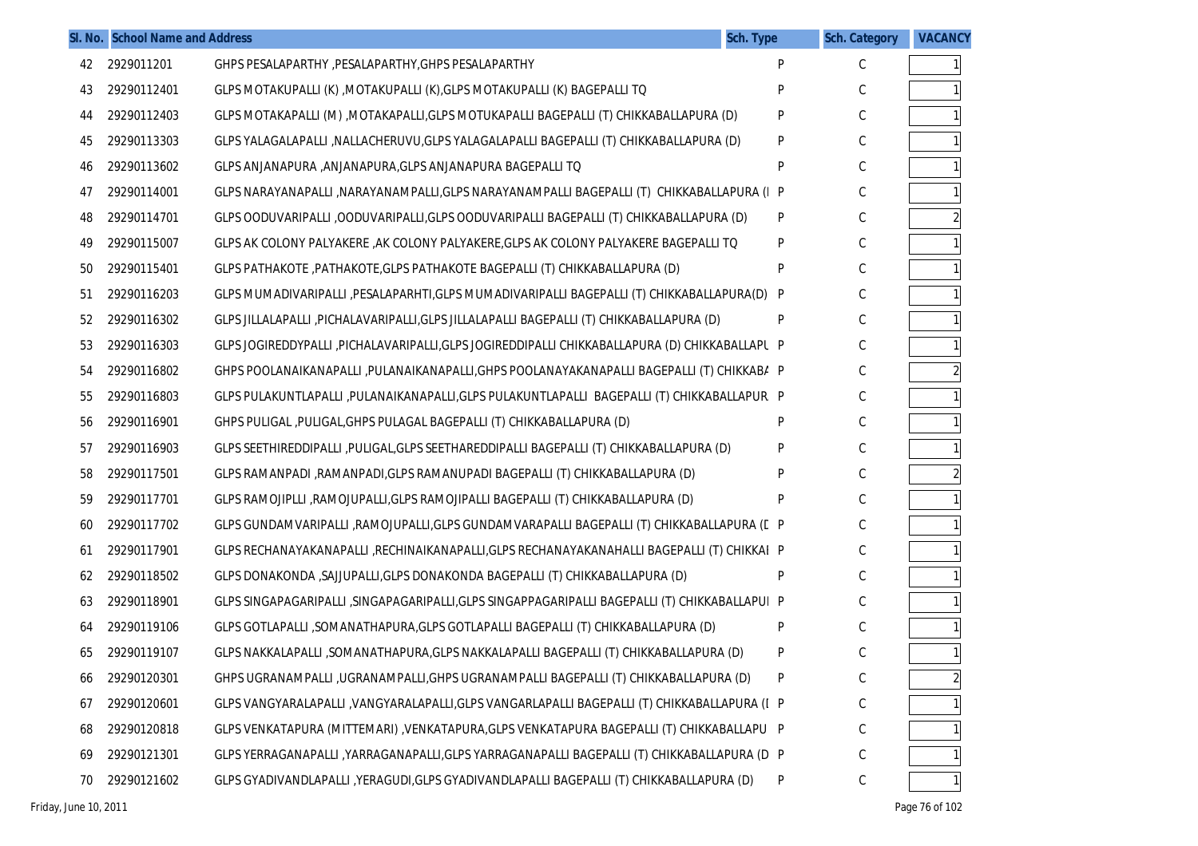| Sl. No. | School Name and Address | | Sch. Type | Sch. Category | VACANCY |
|---|---|---|---|---|---|
| 42 | 2929011201 | GHPS PESALAPARTHY ,PESALAPARTHY,GHPS PESALAPARTHY | P | C | 1 |
| 43 | 29290112401 | GLPS MOTAKUPALLI (K) ,MOTAKUPALLI (K),GLPS MOTAKUPALLI (K) BAGEPALLI TQ | P | C | 1 |
| 44 | 29290112403 | GLPS MOTAKAPALLI (M) ,MOTAKAPALLI,GLPS MOTUKAPALLI BAGEPALLI (T) CHIKKABALLAPURA (D) | P | C | 1 |
| 45 | 29290113303 | GLPS YALAGALAPALLI ,NALLACHERUVU,GLPS YALAGALAPALLI BAGEPALLI (T) CHIKKABALLAPURA (D) | P | C | 1 |
| 46 | 29290113602 | GLPS ANJANAPURA ,ANJANAPURA,GLPS ANJANAPURA BAGEPALLI TQ | P | C | 1 |
| 47 | 29290114001 | GLPS NARAYANAPALLI ,NARAYANAMPALLI,GLPS NARAYANAMPALLI BAGEPALLI (T) CHIKKABALLAPURA (I | P | C | 1 |
| 48 | 29290114701 | GLPS OODUVARIPALLI ,OODUVARIPALLI,GLPS OODUVARIPALLI BAGEPALLI (T) CHIKKABALLAPURA (D) | P | C | 2 |
| 49 | 29290115007 | GLPS AK COLONY PALYAKERE ,AK COLONY PALYAKERE,GLPS AK COLONY PALYAKERE BAGEPALLI TQ | P | C | 1 |
| 50 | 29290115401 | GLPS PATHAKOTE ,PATHAKOTE,GLPS PATHAKOTE BAGEPALLI (T) CHIKKABALLAPURA (D) | P | C | 1 |
| 51 | 29290116203 | GLPS MUMADIVARIPALLI ,PESALAPARHTI,GLPS MUMADIVARIPALLI BAGEPALLI (T) CHIKKABALLAPURA(D) | P | C | 1 |
| 52 | 29290116302 | GLPS JILLALAPALLI ,PICHALAVARIPALLI,GLPS JILLALAPALLI BAGEPALLI (T) CHIKKABALLAPURA (D) | P | C | 1 |
| 53 | 29290116303 | GLPS JOGIREDDYPALLI ,PICHALAVARIPALLI,GLPS JOGIREDDIPALLI CHIKKABALLAPURA (D) CHIKKABALLAPU | P | C | 1 |
| 54 | 29290116802 | GHPS POOLANAIKANAPALLI ,PULANAIKANAPALLI,GHPS POOLANAYAKANAPALLI BAGEPALLI (T) CHIKKABA | P | C | 2 |
| 55 | 29290116803 | GLPS PULAKUNTLAPALLI ,PULANAIKANAPALLI,GLPS PULAKUNTLAPALLI BAGEPALLI (T) CHIKKABALLAPUR | P | C | 1 |
| 56 | 29290116901 | GHPS PULIGAL ,PULIGAL,GHPS PULAGAL BAGEPALLI (T) CHIKKABALLAPURA (D) | P | C | 1 |
| 57 | 29290116903 | GLPS SEETHIREDDIPALLI ,PULIGAL,GLPS SEETHAREDDIPALLI BAGEPALLI (T) CHIKKABALLAPURA (D) | P | C | 1 |
| 58 | 29290117501 | GLPS RAMANPADI ,RAMANPADI,GLPS RAMANUPADI BAGEPALLI (T) CHIKKABALLAPURA (D) | P | C | 2 |
| 59 | 29290117701 | GLPS RAMOJIPLLI ,RAMOJUPALLI,GLPS RAMOJIPALLI BAGEPALLI (T) CHIKKABALLAPURA (D) | P | C | 1 |
| 60 | 29290117702 | GLPS GUNDAMVARIPALLI ,RAMOJUPALLI,GLPS GUNDAMVARAPALLI BAGEPALLI (T) CHIKKABALLAPURA (D | P | C | 1 |
| 61 | 29290117901 | GLPS RECHANAYAKANAPALLI ,RECHINAIKANAPALLI,GLPS RECHANAYAKANAHALLI BAGEPALLI (T) CHIKKAI | P | C | 1 |
| 62 | 29290118502 | GLPS DONAKONDA ,SAJJUPALLI,GLPS DONAKONDA BAGEPALLI (T) CHIKKABALLAPURA (D) | P | C | 1 |
| 63 | 29290118901 | GLPS SINGAPAGARIPALLI ,SINGAPAGARIPALLI,GLPS SINGAPPAGARIPALLI BAGEPALLI (T) CHIKKABALLAPUI | P | C | 1 |
| 64 | 29290119106 | GLPS GOTLAPALLI ,SOMANATHAPURA,GLPS GOTLAPALLI BAGEPALLI (T) CHIKKABALLAPURA (D) | P | C | 1 |
| 65 | 29290119107 | GLPS NAKKALAPALLI ,SOMANATHAPURA,GLPS NAKKALAPALLI BAGEPALLI (T) CHIKKABALLAPURA (D) | P | C | 1 |
| 66 | 29290120301 | GHPS UGRANAMPALLI ,UGRANAMPALLI,GHPS UGRANAMPALLI BAGEPALLI (T) CHIKKABALLAPURA (D) | P | C | 2 |
| 67 | 29290120601 | GLPS VANGYARALAPALLI ,VANGYARALAPALLI,GLPS VANGARLAPALLI BAGEPALLI (T) CHIKKABALLAPURA (I | P | C | 1 |
| 68 | 29290120818 | GLPS VENKATAPURA (MITTEMARI) ,VENKATAPURA,GLPS VENKATAPURA BAGEPALLI (T) CHIKKABALLAPU | P | C | 1 |
| 69 | 29290121301 | GLPS YERRAGANAPALLI ,YARRAGANAPALLI,GLPS YARRAGANAPALLI BAGEPALLI (T) CHIKKABALLAPURA (D | P | C | 1 |
| 70 | 29290121602 | GLPS GYADIVANDLAPALLI ,YERAGUDI,GLPS GYADIVANDLAPALLI BAGEPALLI (T) CHIKKABALLAPURA (D) | P | C | 1 |

Friday, June 10, 2011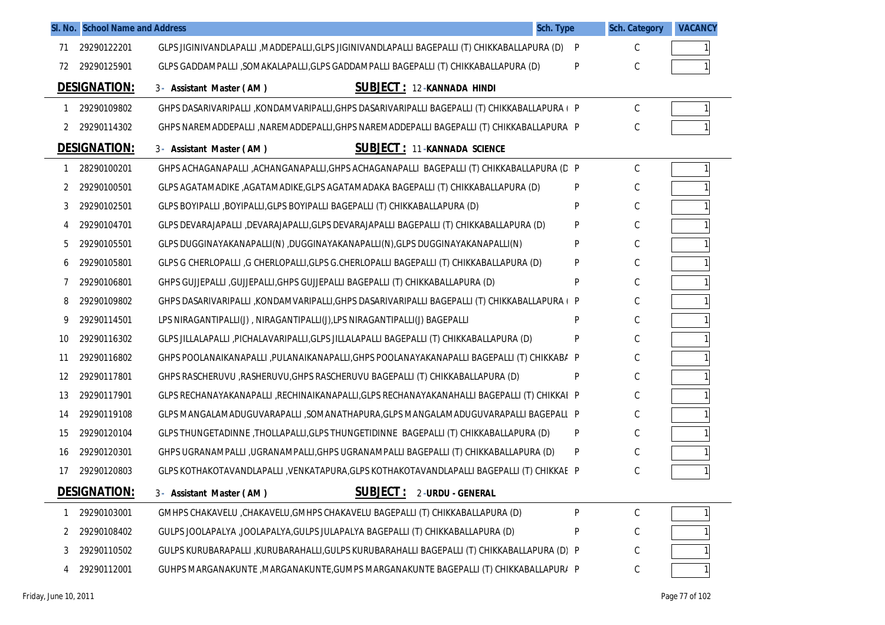| Sl. No. | School Name and Address | | Sch. Type | Sch. Category | VACANCY |
|---|---|---|---|---|---|
| 71 | 29290122201 | GLPS JIGINIVANDLAPALLI ,MADDEPALLI,GLPS JIGINIVANDLAPALLI BAGEPALLI (T) CHIKKABALLAPURA (D) | P | C | 1 |
| 72 | 29290125901 | GLPS GADDAMPALLI ,SOMAKALAPALLI,GLPS GADDAMPALLI BAGEPALLI (T) CHIKKABALLAPURA (D) | P | C | 1 |

**DESIGNATION:** 3 - Assistant Master ( AM ) **SUBJECT :** 12 - KANNADA HINDI

| Sl. No. | School Name and Address | | Sch. Type | Sch. Category | VACANCY |
|---|---|---|---|---|---|
| 1 | 29290109802 | GHPS DASARIVARIPALLI ,KONDAMVARIPALLI,GHPS DASARIVARIPALLI BAGEPALLI (T) CHIKKABALLAPURA ( | P | C | 1 |
| 2 | 29290114302 | GHPS NAREMADDEPALLI ,NAREMADDEPALLI,GHPS NAREMADDEPALLI BAGEPALLI (T) CHIKKABALLAPURA | P | C | 1 |

**DESIGNATION:** 3 - Assistant Master ( AM ) **SUBJECT :** 11 - KANNADA SCIENCE

| Sl. No. | School Name and Address | | Sch. Type | Sch. Category | VACANCY |
|---|---|---|---|---|---|
| 1 | 28290100201 | GHPS ACHAGANAPALLI ,ACHANGANAPALLI,GHPS ACHAGANAPALLI BAGEPALLI (T) CHIKKABALLAPURA (D | P | C | 1 |
| 2 | 29290100501 | GLPS AGATAMADIKE ,AGATAMADIKE,GLPS AGATAMADAKA BAGEPALLI (T) CHIKKABALLAPURA (D) | P | C | 1 |
| 3 | 29290102501 | GLPS BOYIPALLI ,BOYIPALLI,GLPS BOYIPALLI BAGEPALLI (T) CHIKKABALLAPURA (D) | P | C | 1 |
| 4 | 29290104701 | GLPS DEVARAJAPALLI ,DEVARAJAPALLI,GLPS DEVARAJAPALLI BAGEPALLI (T) CHIKKABALLAPURA (D) | P | C | 1 |
| 5 | 29290105501 | GLPS DUGGINAYAKANAPALLI(N) ,DUGGINAYAKANAPALLI(N),GLPS DUGGINAYAKANAPALLI(N) | P | C | 1 |
| 6 | 29290105801 | GLPS G CHERLOPALLI ,G CHERLOPALLI,GLPS G.CHERLOPALLI BAGEPALLI (T) CHIKKABALLAPURA (D) | P | C | 1 |
| 7 | 29290106801 | GHPS GUJJEPALLI ,GUJJEPALLI,GHPS GUJJEPALLI BAGEPALLI (T) CHIKKABALLAPURA (D) | P | C | 1 |
| 8 | 29290109802 | GHPS DASARIVARIPALLI ,KONDAMVARIPALLI,GHPS DASARIVARIPALLI BAGEPALLI (T) CHIKKABALLAPURA ( | P | C | 1 |
| 9 | 29290114501 | LPS NIRAGANTIPALLI(J) , NIRAGANTIPALLI(J),LPS NIRAGANTIPALLI(J) BAGEPALLI | P | C | 1 |
| 10 | 29290116302 | GLPS JILLALAPALLI ,PICHALAVARIPALLI,GLPS JILLALAPALLI BAGEPALLI (T) CHIKKABALLAPURA (D) | P | C | 1 |
| 11 | 29290116802 | GHPS POOLANAIKANAPALLI ,PULANAIKANAPALLI,GHPS POOLANAYAKANAPALLI BAGEPALLI (T) CHIKKAB/ | P | C | 1 |
| 12 | 29290117801 | GHPS RASCHERUVU ,RASHERUVU,GHPS RASCHERUVU BAGEPALLI (T) CHIKKABALLAPURA (D) | P | C | 1 |
| 13 | 29290117901 | GLPS RECHANAYAKANAPALLI ,RECHINAIKANAPALLI,GLPS RECHANAYAKANAHALLI BAGEPALLI (T) CHIKKAI | P | C | 1 |
| 14 | 29290119108 | GLPS MANGALAMADUGUVARAPALLI ,SOMANATHAPURA,GLPS MANGALAMADUGUVARAPALLI BAGEPALL | P | C | 1 |
| 15 | 29290120104 | GLPS THUNGETADINNE ,THOLLAPALLI,GLPS THUNGETIDINNE BAGEPALLI (T) CHIKKABALLAPURA (D) | P | C | 1 |
| 16 | 29290120301 | GHPS UGRANAMPALLI ,UGRANAMPALLI,GHPS UGRANAMPALLI BAGEPALLI (T) CHIKKABALLAPURA (D) | P | C | 1 |
| 17 | 29290120803 | GLPS KOTHAKOTAVANDLAPALLI ,VENKATAPURA,GLPS KOTHAKOTAVANDLAPALLI BAGEPALLI (T) CHIKKAE | P | C | 1 |

**DESIGNATION:** 3 - Assistant Master ( AM ) **SUBJECT :** 2 - URDU - GENERAL

| Sl. No. | School Name and Address | | Sch. Type | Sch. Category | VACANCY |
|---|---|---|---|---|---|
| 1 | 29290103001 | GMHPS CHAKAVELU ,CHAKAVELU,GMHPS CHAKAVELU BAGEPALLI (T) CHIKKABALLAPURA (D) | P | C | 1 |
| 2 | 29290108402 | GULPS JOOLAPALYA ,JOOLAPALYA,GULPS JULAPALYA BAGEPALLI (T) CHIKKABALLAPURA (D) | P | C | 1 |
| 3 | 29290110502 | GULPS KURUBARAPALLI ,KURUBARAHALLI,GULPS KURUBARAHALLI BAGEPALLI (T) CHIKKABALLAPURA (D) | P | C | 1 |
| 4 | 29290112001 | GUHPS MARGANAKUNTE ,MARGANAKUNTE,GUMPS MARGANAKUNTE BAGEPALLI (T) CHIKKABALLAPUR/ | P | C | 1 |

Friday, June 10, 2011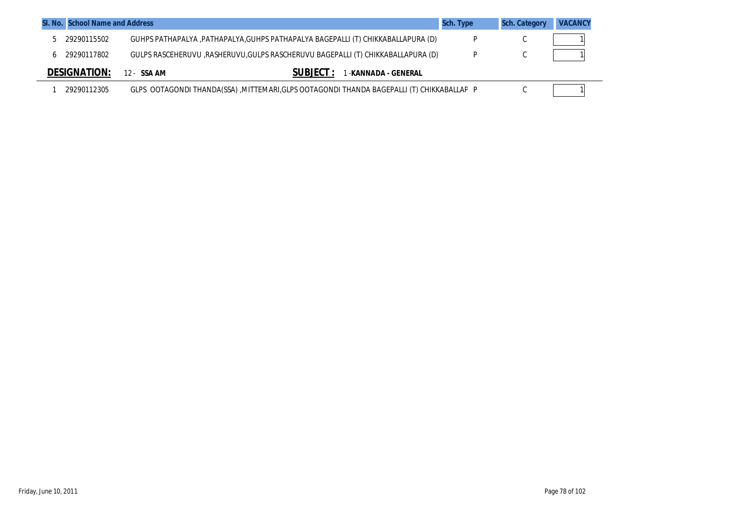| Sl. No. | School Name and Address | | Sch. Type | Sch. Category | VACANCY |
|---|---|---|---|---|---|
| 5 | 29290115502 | GUHPS PATHAPALYA ,PATHAPALYA,GUHPS PATHAPALYA BAGEPALLI (T) CHIKKABALLAPURA (D) | P | C | 1 |
| 6 | 29290117802 | GULPS RASCEHERUVU ,RASHERUVU,GULPS RASCHERUVU BAGEPALLI (T) CHIKKABALLAPURA (D) | P | C | 1 |

**DESIGNATION:** 12 - **SSA AM** **SUBJECT :** 1 -**KANNADA - GENERAL**

| Sl. No. | School Name and Address | | Sch. Type | Sch. Category | VACANCY |
|---|---|---|---|---|---|
| 1 | 29290112305 | GLPS OOTAGONDI THANDA(SSA) ,MITTEMARI,GLPS OOTAGONDI THANDA BAGEPALLI (T) CHIKKABALLAP | P | C | 1 |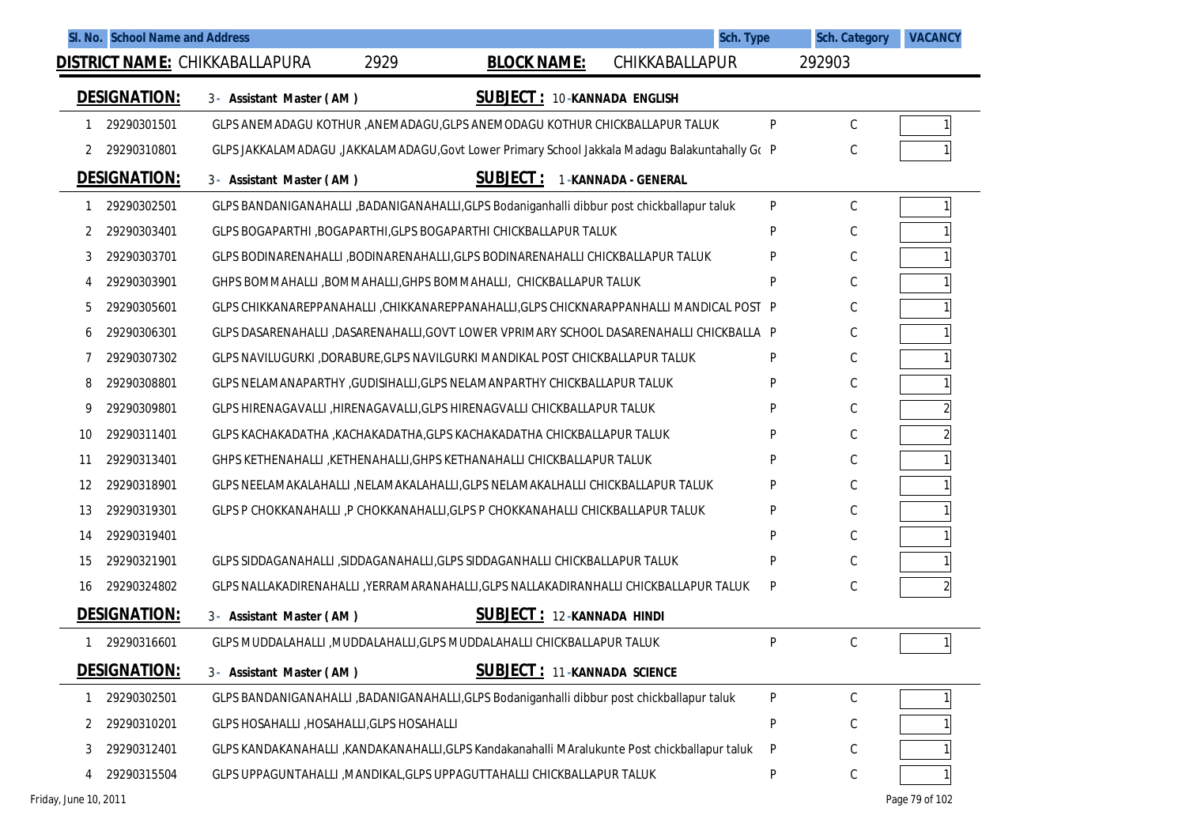| Sl. No. | School Name and Address | Sch. Type | Sch. Category | VACANCY |
|---|---|---|---|---|

**DISTRICT NAME:** CHIKKABALLAPURA 2929 **BLOCK NAME:** CHIKKABALLAPUR 292903

**DESIGNATION:** 3 - Assistant Master ( AM ) **SUBJECT :** 10 - KANNADA ENGLISH

| Sl. No. | Code | School Name and Address | Sch. Type | Sch. Category | VACANCY |
|---|---|---|---|---|---|
| 1 | 29290301501 | GLPS ANEMADAGU KOTHUR ,ANEMADAGU,GLPS ANEMODAGU KOTHUR CHICKBALLAPUR TALUK | P | C | 1 |
| 2 | 29290310801 | GLPS JAKKALAMADAGU ,JAKKALAMADAGU,Govt Lower Primary School Jakkala Madagu Balakuntahally Go | P | C | 1 |

**DESIGNATION:** 3 - Assistant Master ( AM ) **SUBJECT :** 1 - KANNADA - GENERAL

| Sl. No. | Code | School Name and Address | Sch. Type | Sch. Category | VACANCY |
|---|---|---|---|---|---|
| 1 | 29290302501 | GLPS BANDANIGANAHALLI ,BADANIGANAHALLI,GLPS Bodaniganhalli dibbur post chickballapur taluk | P | C | 1 |
| 2 | 29290303401 | GLPS BOGAPARTHI ,BOGAPARTHI,GLPS BOGAPARTHI CHICKBALLAPUR TALUK | P | C | 1 |
| 3 | 29290303701 | GLPS BODINARENAHALLI ,BODINARENAHALLI,GLPS BODINARENAHALLI CHICKBALLAPUR TALUK | P | C | 1 |
| 4 | 29290303901 | GHPS BOMMAHALLI ,BOMMAHALLI,GHPS BOMMAHALLI, CHICKBALLAPUR TALUK | P | C | 1 |
| 5 | 29290305601 | GLPS CHIKKANAREPPANAHALLI ,CHIKKANAREPPANAHALLI,GLPS CHICKNARAPPANHALLI MANDICAL POST | P | C | 1 |
| 6 | 29290306301 | GLPS DASARENAHALLI ,DASARENAHALLI,GOVT LOWER VPRIMARY SCHOOL DASARENAHALLI CHICKBALLA | P | C | 1 |
| 7 | 29290307302 | GLPS NAVILUGURKI ,DORABURE,GLPS NAVILGURKI MANDIKAL POST CHICKBALLAPUR TALUK | P | C | 1 |
| 8 | 29290308801 | GLPS NELAMANAPARTHY ,GUDISIHALLI,GLPS NELAMANPARTHY CHICKBALLAPUR TALUK | P | C | 1 |
| 9 | 29290309801 | GLPS HIRENAGAVALLI ,HIRENAGAVALLI,GLPS HIRENAGVALLI CHICKBALLAPUR TALUK | P | C | 2 |
| 10 | 29290311401 | GLPS KACHAKADATHA ,KACHAKADATHA,GLPS KACHAKADATHA CHICKBALLAPUR TALUK | P | C | 2 |
| 11 | 29290313401 | GHPS KETHENAHALLI ,KETHENAHALLI,GHPS KETHANAHALLI CHICKBALLAPUR TALUK | P | C | 1 |
| 12 | 29290318901 | GLPS NEELAMAKALAHALLI ,NELAMAKALAHALLI,GLPS NELAMAKALHALLI CHICKBALLAPUR TALUK | P | C | 1 |
| 13 | 29290319301 | GLPS P CHOKKANAHALLI ,P CHOKKANAHALLI,GLPS P CHOKKANAHALLI CHICKBALLAPUR TALUK | P | C | 1 |
| 14 | 29290319401 | | P | C | 1 |
| 15 | 29290321901 | GLPS SIDDAGANAHALLI ,SIDDAGANAHALLI,GLPS SIDDAGANHALLI CHICKBALLAPUR TALUK | P | C | 1 |
| 16 | 29290324802 | GLPS NALLAKADIRENAHALLI ,YERRAMARANAHALLI,GLPS NALLAKADIRANHALLI CHICKBALLAPUR TALUK | P | C | 2 |

**DESIGNATION:** 3 - Assistant Master ( AM ) **SUBJECT :** 12 - KANNADA HINDI

| Sl. No. | Code | School Name and Address | Sch. Type | Sch. Category | VACANCY |
|---|---|---|---|---|---|
| 1 | 29290316601 | GLPS MUDDALAHALLI ,MUDDALAHALLI,GLPS MUDDALAHALLI CHICKBALLAPUR TALUK | P | C | 1 |

**DESIGNATION:** 3 - Assistant Master ( AM ) **SUBJECT :** 11 - KANNADA SCIENCE

| Sl. No. | Code | School Name and Address | Sch. Type | Sch. Category | VACANCY |
|---|---|---|---|---|---|
| 1 | 29290302501 | GLPS BANDANIGANAHALLI ,BADANIGANAHALLI,GLPS Bodaniganhalli dibbur post chickballapur taluk | P | C | 1 |
| 2 | 29290310201 | GLPS HOSAHALLI ,HOSAHALLI,GLPS HOSAHALLI | P | C | 1 |
| 3 | 29290312401 | GLPS KANDAKANAHALLI ,KANDAKANAHALLI,GLPS Kandakanahalli MAralukunte Post chickballapur taluk | P | C | 1 |
| 4 | 29290315504 | GLPS UPPAGUNTAHALLI ,MANDIKAL,GLPS UPPAGUTTAHALLI CHICKBALLAPUR TALUK | P | C | 1 |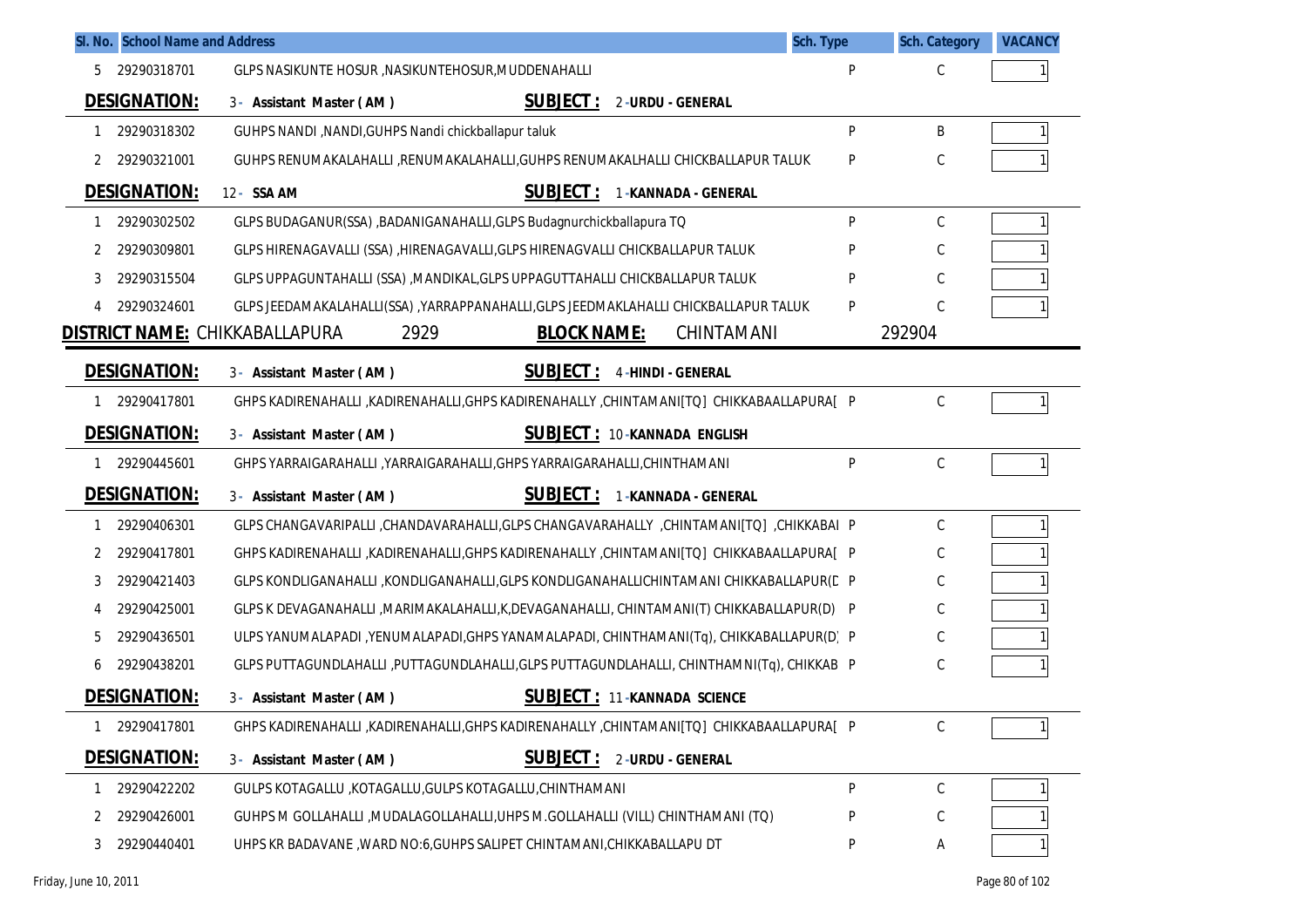| Sl. No. | School Name and Address | | Sch. Type | Sch. Category | VACANCY |
|---|---|---|---|---|---|
| 5 | 29290318701 | GLPS NASIKUNTE HOSUR ,NASIKUNTEHOSUR,MUDDENAHALLI | P | C | 1 |

**DESIGNATION:** 3 - Assistant Master ( AM ) **SUBJECT :** 2 -URDU - GENERAL

| Sl. No. | Code | School Name and Address | Sch. Type | Sch. Category | VACANCY |
|---|---|---|---|---|---|
| 1 | 29290318302 | GUHPS NANDI ,NANDI,GUHPS Nandi chickballapur taluk | P | B | 1 |
| 2 | 29290321001 | GUHPS RENUMAKALAHALLI ,RENUMAKALAHALLI,GUHPS RENUMAKALHALLI CHICKBALLAPUR TALUK | P | C | 1 |

**DESIGNATION:** 12 - SSA AM **SUBJECT :** 1 -KANNADA - GENERAL

| Sl. No. | Code | School Name and Address | Sch. Type | Sch. Category | VACANCY |
|---|---|---|---|---|---|
| 1 | 29290302502 | GLPS BUDAGANUR(SSA) ,BADANIGANAHALLI,GLPS Budagnurchickballapura TQ | P | C | 1 |
| 2 | 29290309801 | GLPS HIRENAGAVALLI (SSA) ,HIRENAGAVALLI,GLPS HIRENAGVALLI CHICKBALLAPUR TALUK | P | C | 1 |
| 3 | 29290315504 | GLPS UPPAGUNTAHALLI (SSA) ,MANDIKAL,GLPS UPPAGUTTAHALLI CHICKBALLAPUR TALUK | P | C | 1 |
| 4 | 29290324601 | GLPS JEEDAMAKALAHALLI(SSA) ,YARRAPPANAHALLI,GLPS JEEDMAKLAHALLI CHICKBALLAPUR TALUK | P | C | 1 |

**DISTRICT NAME:** CHIKKABALLAPURA 2929 **BLOCK NAME:** CHINTAMANI 292904

**DESIGNATION:** 3 - Assistant Master ( AM ) **SUBJECT :** 4 -HINDI - GENERAL

| Sl. No. | Code | School Name and Address | Sch. Type | Sch. Category | VACANCY |
|---|---|---|---|---|---|
| 1 | 29290417801 | GHPS KADIRENAHALLI ,KADIRENAHALLI,GHPS KADIRENAHALLY ,CHINTAMANI[TQ] CHIKKABAALLAPURA[ | P | C | 1 |

**DESIGNATION:** 3 - Assistant Master ( AM ) **SUBJECT :** 10 -KANNADA ENGLISH

| Sl. No. | Code | School Name and Address | Sch. Type | Sch. Category | VACANCY |
|---|---|---|---|---|---|
| 1 | 29290445601 | GHPS YARRAIGARAHALLI ,YARRAIGARAHALLI,GHPS YARRAIGARAHALLI,CHINTHAMANI | P | C | 1 |

**DESIGNATION:** 3 - Assistant Master ( AM ) **SUBJECT :** 1 -KANNADA - GENERAL

| Sl. No. | Code | School Name and Address | Sch. Type | Sch. Category | VACANCY |
|---|---|---|---|---|---|
| 1 | 29290406301 | GLPS CHANGAVARIPALLI ,CHANDAVARAHALLI,GLPS CHANGAVARAHALLY ,CHINTAMANI[TQ] ,CHIKKABAI | P | C | 1 |
| 2 | 29290417801 | GHPS KADIRENAHALLI ,KADIRENAHALLI,GHPS KADIRENAHALLY ,CHINTAMANI[TQ] CHIKKABAALLAPURA[ | P | C | 1 |
| 3 | 29290421403 | GLPS KONDLIGANAHALLI ,KONDLIGANAHALLI,GLPS KONDLIGANAHALLICHINTAMANI CHIKKABALLAPUR(D | P | C | 1 |
| 4 | 29290425001 | GLPS K DEVAGANAHALLI ,MARIMAKALAHALLI,K,DEVAGANAHALLI, CHINTAMANI(T) CHIKKABALLAPUR(D) | P | C | 1 |
| 5 | 29290436501 | ULPS YANUMALAPADI ,YENUMALAPADI,GHPS YANAMALAPADI, CHINTHAMANI(Tq), CHIKKABALLAPUR(D) | P | C | 1 |
| 6 | 29290438201 | GLPS PUTTAGUNDLAHALLI ,PUTTAGUNDLAHALLI,GLPS PUTTAGUNDLAHALLI, CHINTHAMNI(Tq), CHIKKAB | P | C | 1 |

**DESIGNATION:** 3 - Assistant Master ( AM ) **SUBJECT :** 11 -KANNADA SCIENCE

| Sl. No. | Code | School Name and Address | Sch. Type | Sch. Category | VACANCY |
|---|---|---|---|---|---|
| 1 | 29290417801 | GHPS KADIRENAHALLI ,KADIRENAHALLI,GHPS KADIRENAHALLY ,CHINTAMANI[TQ] CHIKKABAALLAPURA[ | P | C | 1 |

**DESIGNATION:** 3 - Assistant Master ( AM ) **SUBJECT :** 2 -URDU - GENERAL

| Sl. No. | Code | School Name and Address | Sch. Type | Sch. Category | VACANCY |
|---|---|---|---|---|---|
| 1 | 29290422202 | GULPS KOTAGALLU ,KOTAGALLU,GULPS KOTAGALLU,CHINTHAMANI | P | C | 1 |
| 2 | 29290426001 | GUHPS M GOLLAHALLI ,MUDALAGOLLAHALLI,UHPS M.GOLLAHALLI (VILL) CHINTHAMANI (TQ) | P | C | 1 |
| 3 | 29290440401 | UHPS KR BADAVANE ,WARD NO:6,GUHPS SALIPET CHINTAMANI,CHIKKABALLAPU DT | P | A | 1 |

Friday, June 10, 2011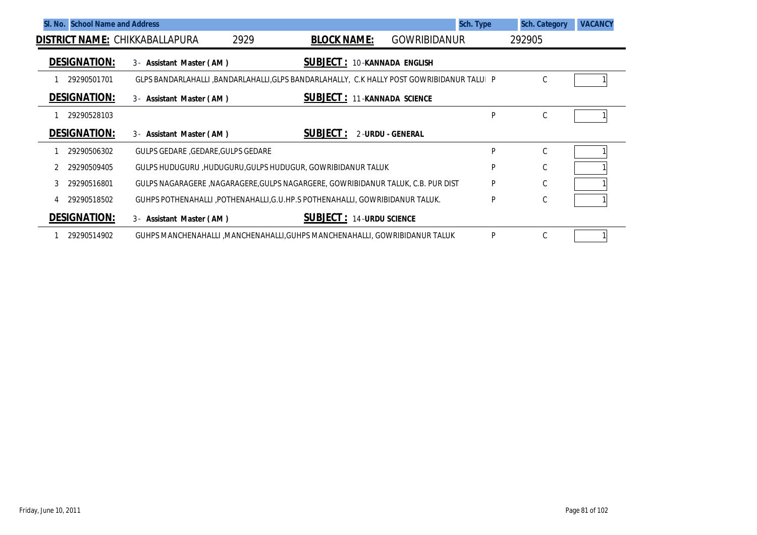| Sl. No. | School Name and Address | | Sch. Type | Sch. Category | VACANCY |
|---|---|---|---|---|---|
| **DISTRICT NAME:** CHIKKABALLAPURA 2929 | | **BLOCK NAME:** GOWRIBIDANUR 292905 | | | |
| **DESIGNATION:** | 3 - **Assistant Master ( AM )** | **SUBJECT :** 10 -**KANNADA ENGLISH** | | | |
| 1 | 29290501701 | GLPS BANDARLAHALLI ,BANDARLAHALLI,GLPS BANDARLAHALLY, C.K HALLY POST GOWRIBIDANUR TALUI | P | C | 1 |
| **DESIGNATION:** | 3 - **Assistant Master ( AM )** | **SUBJECT :** 11 -**KANNADA SCIENCE** | | | |
| 1 | 29290528103 | | P | C | 1 |
| **DESIGNATION:** | 3 - **Assistant Master ( AM )** | **SUBJECT :** 2 -**URDU - GENERAL** | | | |
| 1 | 29290506302 | GULPS GEDARE ,GEDARE,GULPS GEDARE | P | C | 1 |
| 2 | 29290509405 | GULPS HUDUGURU ,HUDUGURU,GULPS HUDUGUR, GOWRIBIDANUR TALUK | P | C | 1 |
| 3 | 29290516801 | GULPS NAGARAGERE ,NAGARAGERE,GULPS NAGARGERE, GOWRIBIDANUR TALUK, C.B. PUR DIST | P | C | 1 |
| 4 | 29290518502 | GUHPS POTHENAHALLI ,POTHENAHALLI,G.U.HP.S POTHENAHALLI, GOWRIBIDANUR TALUK. | P | C | 1 |
| **DESIGNATION:** | 3 - **Assistant Master ( AM )** | **SUBJECT :** 14 -**URDU SCIENCE** | | | |
| 1 | 29290514902 | GUHPS MANCHENAHALLI ,MANCHENAHALLI,GUHPS MANCHENAHALLI, GOWRIBIDANUR TALUK | P | C | 1 |

Friday, June 10, 2011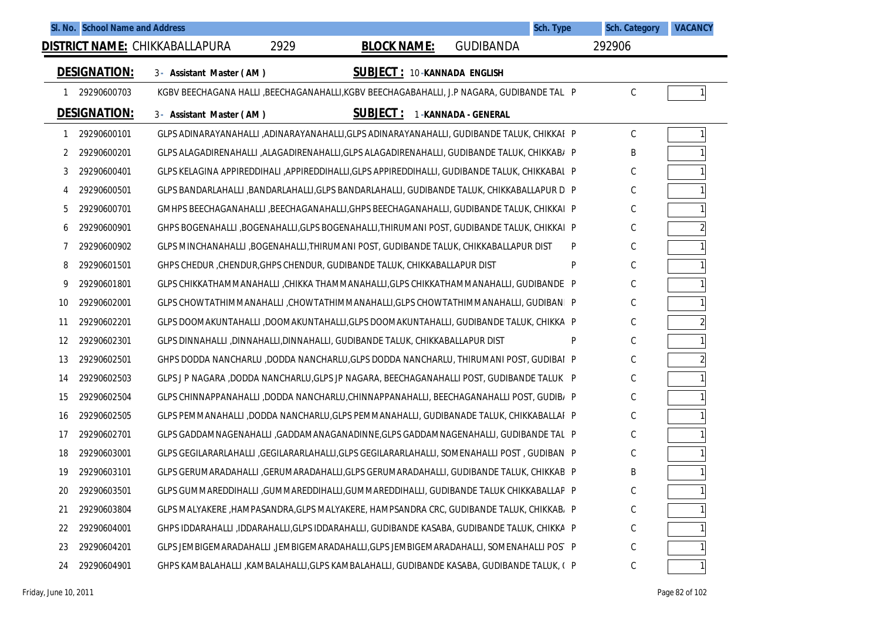| Sl. No. | School Name and Address | | Sch. Type | Sch. Category | VACANCY |
|---|---|---|---|---|---|

**DISTRICT NAME:** CHIKKABALLAPURA 2929 **BLOCK NAME:** GUDIBANDA 292906

**DESIGNATION:** 3 - Assistant Master ( AM ) **SUBJECT :** 10 -KANNADA ENGLISH

| Sl. No. | Code | School Name and Address | Sch. Type | Sch. Category | VACANCY |
|---|---|---|---|---|---|
| 1 | 29290600703 | KGBV BEECHAGANA HALLI ,BEECHAGANAHALLI,KGBV BEECHAGABAHALLI, J.P NAGARA, GUDIBANDE TAL | P | C | 1 |

**DESIGNATION:** 3 - Assistant Master ( AM ) **SUBJECT :** 1 -KANNADA - GENERAL

| Sl. No. | Code | School Name and Address | Sch. Type | Sch. Category | VACANCY |
|---|---|---|---|---|---|
| 1 | 29290600101 | GLPS ADINARAYANAHALLI ,ADINARAYANAHALLI,GLPS ADINARAYANAHALLI, GUDIBANDE TALUK, CHIKKAI | P | C | 1 |
| 2 | 29290600201 | GLPS ALAGADIRENAHALLI ,ALAGADIRENAHALLI,GLPS ALAGADIRENAHALLI, GUDIBANDE TALUK, CHIKKAB/ | P | B | 1 |
| 3 | 29290600401 | GLPS KELAGINA APPIREDDIHALI ,APPIREDDIHALLI,GLPS APPIREDDIHALLI, GUDIBANDE TALUK, CHIKKABAI | P | C | 1 |
| 4 | 29290600501 | GLPS BANDARLAHALLI ,BANDARLAHALLI,GLPS BANDARLAHALLI, GUDIBANDE TALUK, CHIKKABALLAPUR D | P | C | 1 |
| 5 | 29290600701 | GMHPS BEECHAGANAHALLI ,BEECHAGANAHALLI,GHPS BEECHAGANAHALLI, GUDIBANDE TALUK, CHIKKAI | P | C | 1 |
| 6 | 29290600901 | GHPS BOGENAHALLI ,BOGENAHALLI,GLPS BOGENAHALLI,THIRUMANI POST, GUDIBANDE TALUK, CHIKKAI | P | C | 2 |
| 7 | 29290600902 | GLPS MINCHANAHALLI ,BOGENAHALLI,THIRUMANI POST, GUDIBANDE TALUK, CHIKKABALLAPUR DIST | P | C | 1 |
| 8 | 29290601501 | GHPS CHEDUR ,CHENDUR,GHPS CHENDUR, GUDIBANDE TALUK, CHIKKABALLAPUR DIST | P | C | 1 |
| 9 | 29290601801 | GLPS CHIKKATHAMMANAHALLI ,CHIKKA THAMMANAHALLI,GLPS CHIKKATHAMMANAHALLI, GUDIBANDE | P | C | 1 |
| 10 | 29290602001 | GLPS CHOWTATHIMMANAHALLI ,CHOWTATHIMMANAHALLI,GLPS CHOWTATHIMMANAHALLI, GUDIBANI | P | C | 1 |
| 11 | 29290602201 | GLPS DOOMAKUNTAHALLI ,DOOMAKUNTAHALLI,GLPS DOOMAKUNTAHALLI, GUDIBANDE TALUK, CHIKKA | P | C | 2 |
| 12 | 29290602301 | GLPS DINNAHALLI ,DINNAHALLI,DINNAHALLI, GUDIBANDE TALUK, CHIKKABALLAPUR DIST | P | C | 1 |
| 13 | 29290602501 | GHPS DODDA NANCHARLU ,DODDA NANCHARLU,GLPS DODDA NANCHARLU, THIRUMANI POST, GUDIBAI | P | C | 2 |
| 14 | 29290602503 | GLPS J P NAGARA ,DODDA NANCHARLU,GLPS JP NAGARA, BEECHAGANAHALLI POST, GUDIBANDE TALUK | P | C | 1 |
| 15 | 29290602504 | GLPS CHINNAPPANAHALLI ,DODDA NANCHARLU,CHINNAPPANAHALLI, BEECHAGANAHALLI POST, GUDIB/ | P | C | 1 |
| 16 | 29290602505 | GLPS PEMMANAHALLI ,DODDA NANCHARLU,GLPS PEMMANAHALLI, GUDIBANADE TALUK, CHIKKABALLAI | P | C | 1 |
| 17 | 29290602701 | GLPS GADDAMNAGENAHALLI ,GADDAMANAGANADINNE,GLPS GADDAMNAGENAHALLI, GUDIBANDE TAL | P | C | 1 |
| 18 | 29290603001 | GLPS GEGILARARLAHALLI ,GEGILARARLAHALLI,GLPS GEGILARARLAHALLI, SOMENAHALLI POST , GUDIBAN | P | C | 1 |
| 19 | 29290603101 | GLPS GERUMARADAHALLI ,GERUMARADAHALLI,GLPS GERUMARADAHALLI, GUDIBANDE TALUK, CHIKKAB | P | B | 1 |
| 20 | 29290603501 | GLPS GUMMAREDDIHALLI ,GUMMAREDDIHALLI,GUMMAREDDIHALLI, GUDIBANDE TALUK CHIKKABALLAF | P | C | 1 |
| 21 | 29290603804 | GLPS MALYAKERE ,HAMPASANDRA,GLPS MALYAKERE, HAMPSANDRA CRC, GUDIBANDE TALUK, CHIKKAB. | P | C | 1 |
| 22 | 29290604001 | GHPS IDDARAHALLI ,IDDARAHALLI,GLPS IDDARAHALLI, GUDIBANDE KASABA, GUDIBANDE TALUK, CHIKKA | P | C | 1 |
| 23 | 29290604201 | GLPS JEMBIGEMARADAHALLI ,JEMBIGEMARADAHALLI,GLPS JEMBIGEMARADAHALLI, SOMENAHALLI POST | P | C | 1 |
| 24 | 29290604901 | GHPS KAMBALAHALLI ,KAMBALAHALLI,GLPS KAMBALAHALLI, GUDIBANDE KASABA, GUDIBANDE TALUK, ( | P | C | 1 |

Friday, June 10, 2011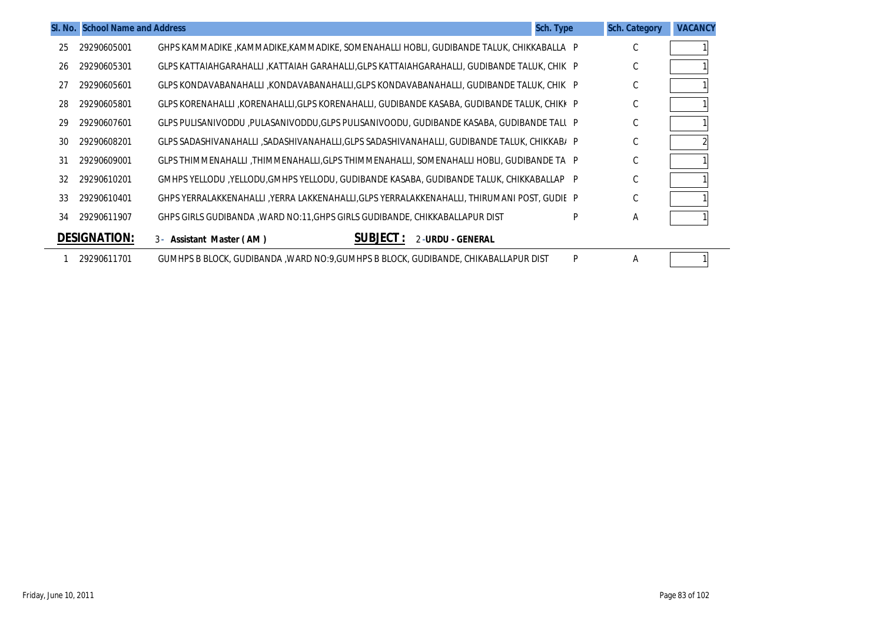| Sl. No. | School Name and Address | | Sch. Type | Sch. Category | VACANCY |
|---|---|---|---|---|---|
| 25 | 29290605001 | GHPS KAMMADIKE ,KAMMADIKE,KAMMADIKE, SOMENAHALLI HOBLI, GUDIBANDE TALUK, CHIKKABALLA | P | C | 1 |
| 26 | 29290605301 | GLPS KATTAIAHGARAHALLI ,KATTAIAH GARAHALLI,GLPS KATTAIAHGARAHALLI, GUDIBANDE TALUK, CHIK | P | C | 1 |
| 27 | 29290605601 | GLPS KONDAVABANAHALLI ,KONDAVABANAHALLI,GLPS KONDAVABANAHALLI, GUDIBANDE TALUK, CHIK | P | C | 1 |
| 28 | 29290605801 | GLPS KORENAHALLI ,KORENAHALLI,GLPS KORENAHALLI, GUDIBANDE KASABA, GUDIBANDE TALUK, CHIKK | P | C | 1 |
| 29 | 29290607601 | GLPS PULISANIVODDU ,PULASANIVODDU,GLPS PULISANIVOODU, GUDIBANDE KASABA, GUDIBANDE TALU | P | C | 1 |
| 30 | 29290608201 | GLPS SADASHIVANAHALLI ,SADASHIVANAHALLI,GLPS SADASHIVANAHALLI, GUDIBANDE TALUK, CHIKKABA | P | C | 2 |
| 31 | 29290609001 | GLPS THIMMENAHALLI ,THIMMENAHALLI,GLPS THIMMENAHALLI, SOMENAHALLI HOBLI, GUDIBANDE TA | P | C | 1 |
| 32 | 29290610201 | GMHPS YELLODU ,YELLODU,GMHPS YELLODU, GUDIBANDE KASABA, GUDIBANDE TALUK, CHIKKABALLAP | P | C | 1 |
| 33 | 29290610401 | GHPS YERRALAKKENAHALLI ,YERRA LAKKENAHALLI,GLPS YERRALAKKENAHALLI, THIRUMANI POST, GUDIE | P | C | 1 |
| 34 | 29290611907 | GHPS GIRLS GUDIBANDA ,WARD NO:11,GHPS GIRLS GUDIBANDE, CHIKKABALLAPUR DIST | P | A | 1 |

**DESIGNATION:** 3 - **Assistant Master ( AM )** **SUBJECT :** 2 - **URDU - GENERAL**

| Sl. No. | School Name and Address | | Sch. Type | Sch. Category | VACANCY |
|---|---|---|---|---|---|
| 1 | 29290611701 | GUMHPS B BLOCK, GUDIBANDA ,WARD NO:9,GUMHPS B BLOCK, GUDIBANDE, CHIKABALLAPUR DIST | P | A | 1 |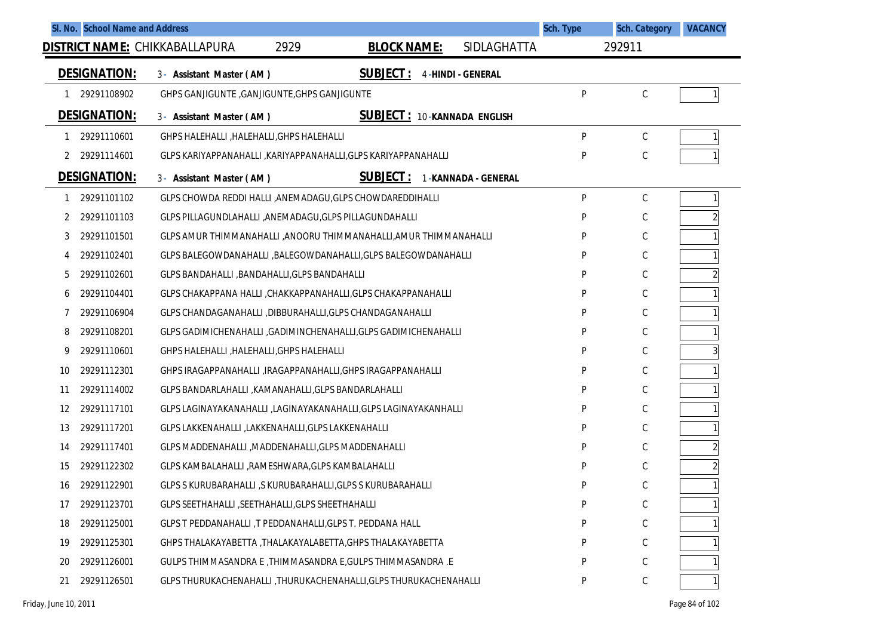| Sl. No. | School Name and Address | Sch. Type | Sch. Category | VACANCY |
|---|---|---|---|---|

**DISTRICT NAME:** CHIKKABALLAPURA 2929 **BLOCK NAME:** SIDLAGHATTA 292911

**DESIGNATION:** 3 - Assistant Master ( AM ) **SUBJECT :** 4 -HINDI - GENERAL

| Sl. No. | Code | School Name and Address | Sch. Type | Sch. Category | VACANCY |
|---|---|---|---|---|---|
| 1 | 29291108902 | GHPS GANJIGUNTE ,GANJIGUNTE,GHPS GANJIGUNTE | P | C | 1 |

**DESIGNATION:** 3 - Assistant Master ( AM ) **SUBJECT :** 10 -KANNADA ENGLISH

| Sl. No. | Code | School Name and Address | Sch. Type | Sch. Category | VACANCY |
|---|---|---|---|---|---|
| 1 | 29291110601 | GHPS HALEHALLI ,HALEHALLI,GHPS HALEHALLI | P | C | 1 |
| 2 | 29291114601 | GLPS KARIYAPPANAHALLI ,KARIYAPPANAHALLI,GLPS KARIYAPPANAHALLI | P | C | 1 |

**DESIGNATION:** 3 - Assistant Master ( AM ) **SUBJECT :** 1 -KANNADA - GENERAL

| Sl. No. | Code | School Name and Address | Sch. Type | Sch. Category | VACANCY |
|---|---|---|---|---|---|
| 1 | 29291101102 | GLPS CHOWDA REDDI HALLI ,ANEMADAGU,GLPS CHOWDAREDDIHALLI | P | C | 1 |
| 2 | 29291101103 | GLPS PILLAGUNDLAHALLI ,ANEMADAGU,GLPS PILLAGUNDAHALLI | P | C | 2 |
| 3 | 29291101501 | GLPS AMUR THIMMANAHALLI ,ANOORU THIMMANAHALLI,AMUR THIMMANAHALLI | P | C | 1 |
| 4 | 29291102401 | GLPS BALEGOWDANAHALLI ,BALEGOWDANAHALLI,GLPS BALEGOWDANAHALLI | P | C | 1 |
| 5 | 29291102601 | GLPS BANDAHALLI ,BANDAHALLI,GLPS BANDAHALLI | P | C | 2 |
| 6 | 29291104401 | GLPS CHAKAPPANA HALLI ,CHAKKAPPANAHALLI,GLPS CHAKAPPANAHALLI | P | C | 1 |
| 7 | 29291106904 | GLPS CHANDAGANAHALLI ,DIBBURAHALLI,GLPS CHANDAGANAHALLI | P | C | 1 |
| 8 | 29291108201 | GLPS GADIMICHENAHALLI ,GADIMINCHENAHALLI,GLPS GADIMICHENAHALLI | P | C | 1 |
| 9 | 29291110601 | GHPS HALEHALLI ,HALEHALLI,GHPS HALEHALLI | P | C | 3 |
| 10 | 29291112301 | GHPS IRAGAPPANAHALLI ,IRAGAPPANAHALLI,GHPS IRAGAPPANAHALLI | P | C | 1 |
| 11 | 29291114002 | GLPS BANDARLAHALLI ,KAMANAHALLI,GLPS BANDARLAHALLI | P | C | 1 |
| 12 | 29291117101 | GLPS LAGINAYAKANAHALLI ,LAGINAYAKANAHALLI,GLPS LAGINAYAKANHALLI | P | C | 1 |
| 13 | 29291117201 | GLPS LAKKENAHALLI ,LAKKENAHALLI,GLPS LAKKENAHALLI | P | C | 1 |
| 14 | 29291117401 | GLPS MADDENAHALLI ,MADDENAHALLI,GLPS MADDENAHALLI | P | C | 2 |
| 15 | 29291122302 | GLPS KAMBALAHALLI ,RAMESHWARA,GLPS KAMBALAHALLI | P | C | 2 |
| 16 | 29291122901 | GLPS S KURUBARAHALLI ,S KURUBARAHALLI,GLPS S KURUBARAHALLI | P | C | 1 |
| 17 | 29291123701 | GLPS SEETHAHALLI ,SEETHAHALLI,GLPS SHEETHAHALLI | P | C | 1 |
| 18 | 29291125001 | GLPS T PEDDANAHALLI ,T PEDDANAHALLI,GLPS T. PEDDANA HALL | P | C | 1 |
| 19 | 29291125301 | GHPS THALAKAYABETTA ,THALAKAYALABETTA,GHPS THALAKAYABETTA | P | C | 1 |
| 20 | 29291126001 | GULPS THIMMASANDRA E ,THIMMASANDRA E,GULPS THIMMASANDRA .E | P | C | 1 |
| 21 | 29291126501 | GLPS THURUKACHENAHALLI ,THURUKACHENAHALLI,GLPS THURUKACHENAHALLI | P | C | 1 |

Friday, June 10, 2011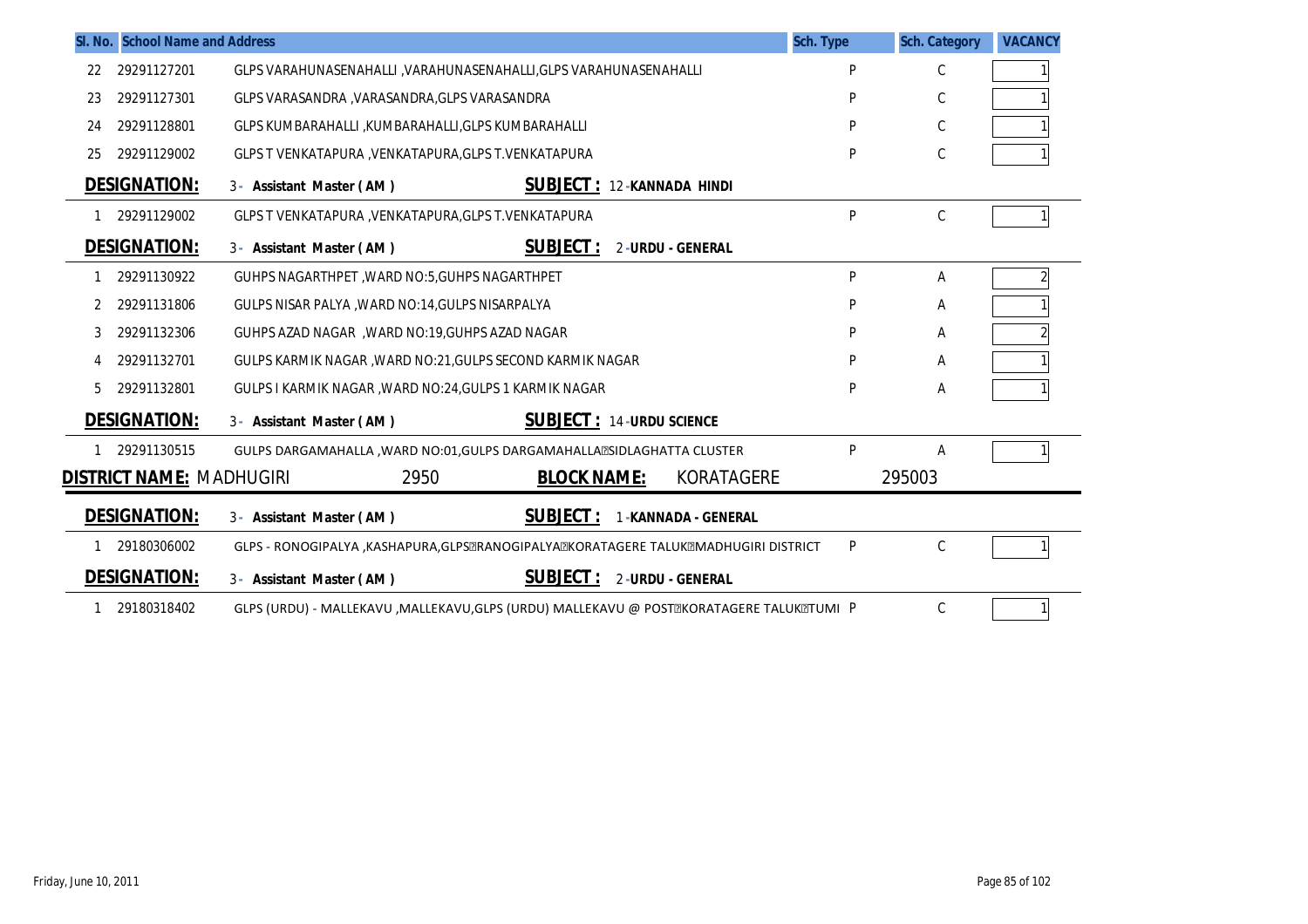| Sl. No. | School Name and Address | | Sch. Type | Sch. Category | VACANCY |
|---|---|---|---|---|---|
| 22 | 29291127201 | GLPS VARAHUNASENAHALLI ,VARAHUNASENAHALLI,GLPS VARAHUNASENAHALLI | P | C | 1 |
| 23 | 29291127301 | GLPS VARASANDRA ,VARASANDRA,GLPS VARASANDRA | P | C | 1 |
| 24 | 29291128801 | GLPS KUMBARAHALLI ,KUMBARAHALLI,GLPS KUMBARAHALLI | P | C | 1 |
| 25 | 29291129002 | GLPS T VENKATAPURA ,VENKATAPURA,GLPS T.VENKATAPURA | P | C | 1 |

**DESIGNATION:** 3- Assistant Master ( AM ) **SUBJECT :** 12-KANNADA HINDI

| Sl. No. | School Name and Address | | Sch. Type | Sch. Category | VACANCY |
|---|---|---|---|---|---|
| 1 | 29291129002 | GLPS T VENKATAPURA ,VENKATAPURA,GLPS T.VENKATAPURA | P | C | 1 |

**DESIGNATION:** 3- Assistant Master ( AM ) **SUBJECT :** 2-URDU - GENERAL

| Sl. No. | School Name and Address | | Sch. Type | Sch. Category | VACANCY |
|---|---|---|---|---|---|
| 1 | 29291130922 | GUHPS NAGARTHPET ,WARD NO:5,GUHPS NAGARTHPET | P | A | 2 |
| 2 | 29291131806 | GULPS NISAR PALYA ,WARD NO:14,GULPS NISARPALYA | P | A | 1 |
| 3 | 29291132306 | GUHPS AZAD NAGAR ,WARD NO:19,GUHPS AZAD NAGAR | P | A | 2 |
| 4 | 29291132701 | GULPS KARMIK NAGAR ,WARD NO:21,GULPS SECOND KARMIK NAGAR | P | A | 1 |
| 5 | 29291132801 | GULPS I KARMIK NAGAR ,WARD NO:24,GULPS 1 KARMIK NAGAR | P | A | 1 |

**DESIGNATION:** 3- Assistant Master ( AM ) **SUBJECT :** 14-URDU SCIENCE

| Sl. No. | School Name and Address | | Sch. Type | Sch. Category | VACANCY |
|---|---|---|---|---|---|
| 1 | 29291130515 | GULPS DARGAMAHALLA ,WARD NO:01,GULPS DARGAMAHALLA?SIDLAGHATTA CLUSTER | P | A | 1 |

**DISTRICT NAME:** MADHUGIRI 2950 **BLOCK NAME:** KORATAGERE 295003

**DESIGNATION:** 3- Assistant Master ( AM ) **SUBJECT :** 1-KANNADA - GENERAL

| Sl. No. | School Name and Address | | Sch. Type | Sch. Category | VACANCY |
|---|---|---|---|---|---|
| 1 | 29180306002 | GLPS - RONOGIPALYA ,KASHAPURA,GLPS?RANOGIPALYA?KORATAGERE TALUK?MADHUGIRI DISTRICT | P | C | 1 |

**DESIGNATION:** 3- Assistant Master ( AM ) **SUBJECT :** 2-URDU - GENERAL

| Sl. No. | School Name and Address | | Sch. Type | Sch. Category | VACANCY |
|---|---|---|---|---|---|
| 1 | 29180318402 | GLPS (URDU) - MALLEKAVU ,MALLEKAVU,GLPS (URDU) MALLEKAVU @ POST?KORATAGERE TALUK?TUMI | P | C | 1 |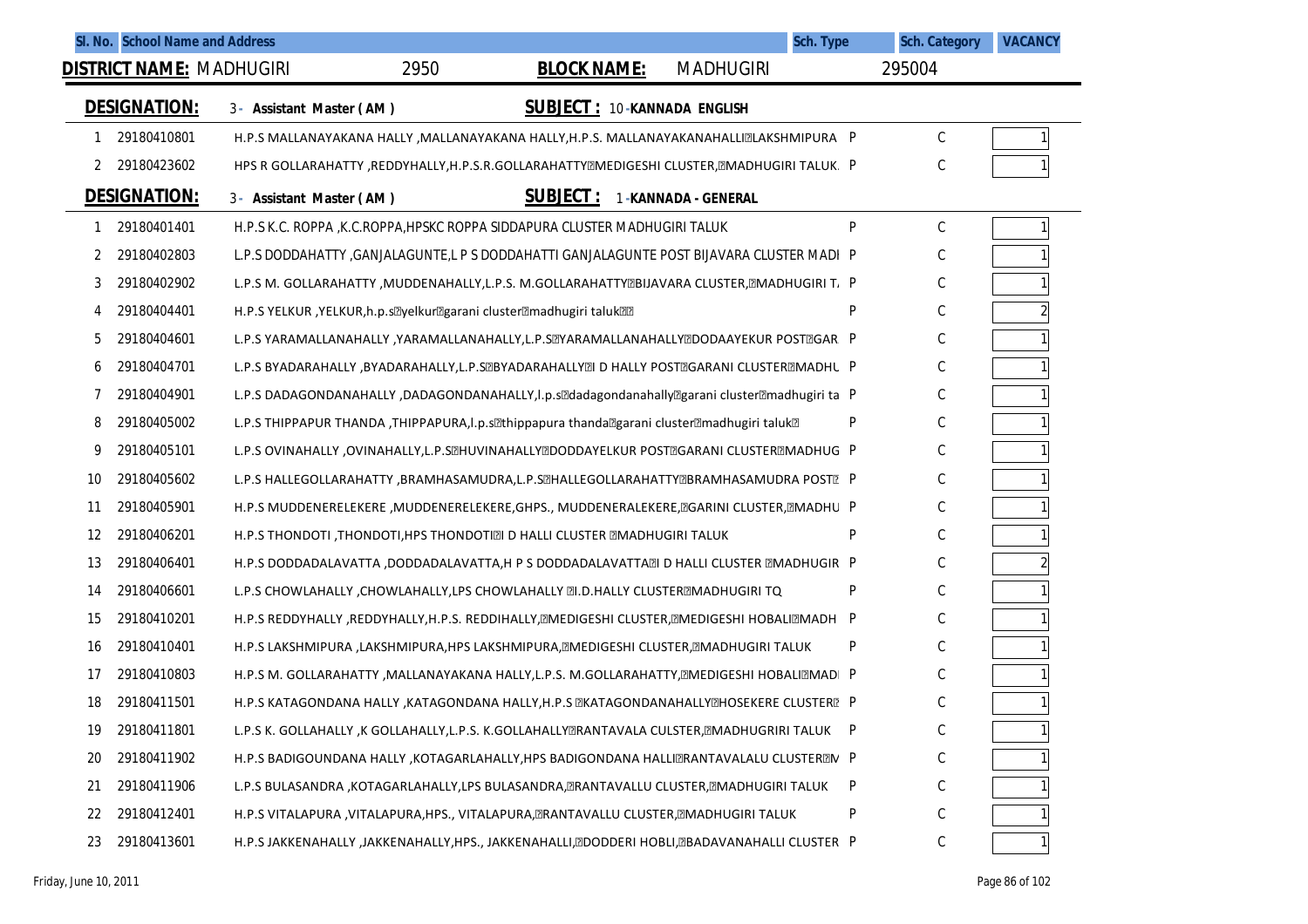| Sl. No. | School Name and Address | Sch. Type | Sch. Category | VACANCY |
|---|---|---|---|---|

**DISTRICT NAME:** MADHUGIRI 2950 **BLOCK NAME:** MADHUGIRI 295004

**DESIGNATION:** 3 - Assistant Master ( AM ) **SUBJECT :** 10 -KANNADA ENGLISH

| Sl. No. | Code | School Name and Address | Sch. Type | Sch. Category | VACANCY |
|---|---|---|---|---|---|
| 1 | 29180410801 | H.P.S MALLANAYAKANA HALLY ,MALLANAYAKANA HALLY,H.P.S. MALLANAYAKANAHALLI?LAKSHMIPURA | P | C | 1 |
| 2 | 29180423602 | HPS R GOLLARAHATTY ,REDDYHALLY,H.P.S.R.GOLLARAHATTY?MEDIGESHI CLUSTER,?MADHUGIRI TALUK. | P | C | 1 |

**DESIGNATION:** 3 - Assistant Master ( AM ) **SUBJECT :** 1 -KANNADA - GENERAL

| Sl. No. | Code | School Name and Address | Sch. Type | Sch. Category | VACANCY |
|---|---|---|---|---|---|
| 1 | 29180401401 | H.P.S K.C. ROPPA ,K.C.ROPPA,HPSKC ROPPA SIDDAPURA CLUSTER MADHUGIRI TALUK | P | C | 1 |
| 2 | 29180402803 | L.P.S DODDAHATTY ,GANJALAGUNTE,L P S DODDAHATTI GANJALAGUNTE POST BIJAVARA CLUSTER MADI | P | C | 1 |
| 3 | 29180402902 | L.P.S M. GOLLARAHATTY ,MUDDENAHALLY,L.P.S. M.GOLLARAHATTY?BIJAVARA CLUSTER,?MADHUGIRI T. | P | C | 1 |
| 4 | 29180404401 | H.P.S YELKUR ,YELKUR,h.p.s?yelkur?garani cluster?madhugiri taluk?? | P | C | 2 |
| 5 | 29180404601 | L.P.S YARAMALLANAHALLY ,YARAMALLANAHALLY,L.P.S?YARAMALLANAHALLY?DODAAYEKUR POST?GAR | P | C | 1 |
| 6 | 29180404701 | L.P.S BYADARAHALLY ,BYADARAHALLY,L.P.S?BYADARAHALLY?I D HALLY POST?GARANI CLUSTER?MADHU | P | C | 1 |
| 7 | 29180404901 | L.P.S DADAGONDANAHALLY ,DADAGONDANAHALLY,l.p.s?dadagondanahally?garani cluster?madhugiri ta | P | C | 1 |
| 8 | 29180405002 | L.P.S THIPPAPUR THANDA ,THIPPAPURA,l.p.s?thippapura thanda?garani cluster?madhugiri taluk? | P | C | 1 |
| 9 | 29180405101 | L.P.S OVINAHALLY ,OVINAHALLY,L.P.S?HUVINAHALLY?DODDAYELKUR POST?GARANI CLUSTER?MADHUG | P | C | 1 |
| 10 | 29180405602 | L.P.S HALLEGOLLARAHATTY ,BRAMHASAMUDRA,L.P.S?HALLEGOLLARAHATTY?BRAMHASAMUDRA POST? | P | C | 1 |
| 11 | 29180405901 | H.P.S MUDDENERELEKERE ,MUDDENERELEKERE,GHPS., MUDDENERALEKERE,?GARINI CLUSTER,?MADHU | P | C | 1 |
| 12 | 29180406201 | H.P.S THONDOTI ,THONDOTI,HPS THONDOTI?I D HALLI CLUSTER ?MADHUGIRI TALUK | P | C | 1 |
| 13 | 29180406401 | H.P.S DODDADALAVATTA ,DODDADALAVATTA,H P S DODDADALAVATTA?I D HALLI CLUSTER ?MADHUGIR | P | C | 2 |
| 14 | 29180406601 | L.P.S CHOWLAHALLY ,CHOWLAHALLY,LPS CHOWLAHALLY ?I.D.HALLY CLUSTER?MADHUGIRI TQ | P | C | 1 |
| 15 | 29180410201 | H.P.S REDDYHALLY ,REDDYHALLY,H.P.S. REDDIHALLY,?MEDIGESHI CLUSTER,?MEDIGESHI HOBALI?MADH | P | C | 1 |
| 16 | 29180410401 | H.P.S LAKSHMIPURA ,LAKSHMIPURA,HPS LAKSHMIPURA,?MEDIGESHI CLUSTER,?MADHUGIRI TALUK | P | C | 1 |
| 17 | 29180410803 | H.P.S M. GOLLARAHATTY ,MALLANAYAKANA HALLY,L.P.S. M.GOLLARAHATTY,?MEDIGESHI HOBALI?MAD | P | C | 1 |
| 18 | 29180411501 | H.P.S KATAGONDANA HALLY ,KATAGONDANA HALLY,H.P.S ?KATAGONDANAHALLY?HOSEKERE CLUSTER? | P | C | 1 |
| 19 | 29180411801 | L.P.S K. GOLLAHALLY ,K GOLLAHALLY,L.P.S. K.GOLLAHALLY?RANTAVALA CULSTER,?MADHUGRIRI TALUK | P | C | 1 |
| 20 | 29180411902 | H.P.S BADIGOUNDANA HALLY ,KOTAGARLAHALLY,HPS BADIGONDANA HALLI?RANTAVALALU CLUSTER?M | P | C | 1 |
| 21 | 29180411906 | L.P.S BULASANDRA ,KOTAGARLAHALLY,LPS BULASANDRA,?RANTAVALLU CLUSTER,?MADHUGIRI TALUK | P | C | 1 |
| 22 | 29180412401 | H.P.S VITALAPURA ,VITALAPURA,HPS., VITALAPURA,?RANTAVALLU CLUSTER,?MADHUGIRI TALUK | P | C | 1 |
| 23 | 29180413601 | H.P.S JAKKENAHALLY ,JAKKENAHALLY,HPS., JAKKENAHALLI,?DODDERI HOBLI,?BADAVANAHALLI CLUSTER | P | C | 1 |

Friday, June 10, 2011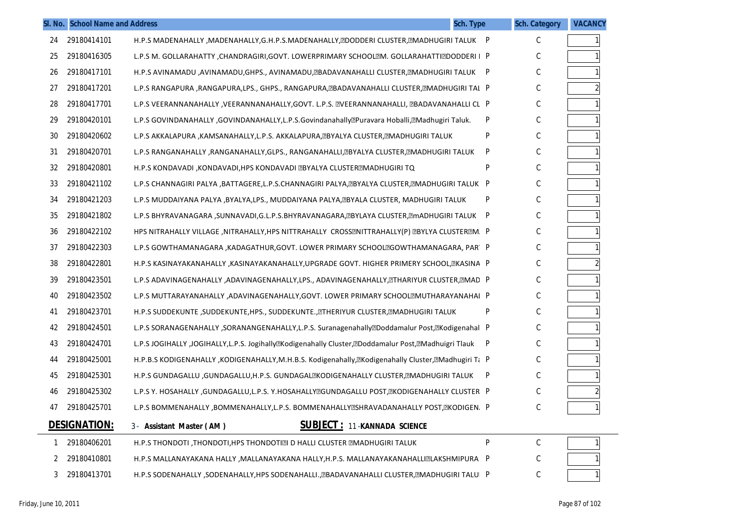| Sl. No. | School Name and Address | | Sch. Type | Sch. Category | VACANCY |
|---|---|---|---|---|---|
| 24 | 29180414101 | H.P.S MADENAHALLY ,MADENAHALLY,G.H.P.S.MADENAHALLY,DODDERI CLUSTER,MADHUGIRI TALUK | P | C | 1 |
| 25 | 29180416305 | L.P.S M. GOLLARAHATTY ,CHANDRAGIRI,GOVT. LOWERPRIMARY SCHOOLM. GOLLARAHATTIDODDERI I | P | C | 1 |
| 26 | 29180417101 | H.P.S AVINAMADU ,AVINAMADU,GHPS., AVINAMADU,BADAVANAHALLI CLUSTER,MADHUGIRI TALUK | P | C | 1 |
| 27 | 29180417201 | L.P.S RANGAPURA ,RANGAPURA,LPS., GHPS., RANGAPURA,BADAVANAHALLI CLUSTER,MADHUGIRI TAL | P | C | 2 |
| 28 | 29180417701 | L.P.S VEERANNANAHALLY ,VEERANNANAHALLY,GOVT. L.P.S. VEERANNANAHALLI, BADAVANAHALLI CL | P | C | 1 |
| 29 | 29180420101 | L.P.S GOVINDANAHALLY ,GOVINDANAHALLY,L.P.S.GovindanahallyPuravara Hoballi,Madhugiri Taluk. | P | C | 1 |
| 30 | 29180420602 | L.P.S AKKALAPURA ,KAMSANAHALLY,L.P.S. AKKALAPURA,BYALYA CLUSTER,MADHUGIRI TALUK | P | C | 1 |
| 31 | 29180420701 | L.P.S RANGANAHALLY ,RANGANAHALLY,GLPS., RANGANAHALLI,BYALYA CLUSTER,MADHUGIRI TALUK | P | C | 1 |
| 32 | 29180420801 | H.P.S KONDAVADI ,KONDAVADI,HPS KONDAVADI BYALYA CLUSTERMADHUGIRI TQ | P | C | 1 |
| 33 | 29180421102 | L.P.S CHANNAGIRI PALYA ,BATTAGERE,L.P.S.CHANNAGIRI PALYA,BYALYA CLUSTER,MADHUGIRI TALUK | P | C | 1 |
| 34 | 29180421203 | L.P.S MUDDAIYANA PALYA ,BYALYA,LPS., MUDDAIYANA PALYA,BYALA CLUSTER, MADHUGIRI TALUK | P | C | 1 |
| 35 | 29180421802 | L.P.S BHYRAVANAGARA ,SUNNAVADI,G.L.P.S.BHYRAVANAGARA,BYLAYA CLUSTER,mADHUGIRI TALUK | P | C | 1 |
| 36 | 29180422102 | HPS NITRAHALLY VILLAGE ,NITRAHALLY,HPS NITTRAHALLY CROSSNITTRAHALLY(P) BYLYA CLUSTERM. | P | C | 1 |
| 37 | 29180422303 | L.P.S GOWTHAMANAGARA ,KADAGATHUR,GOVT. LOWER PRIMARY SCHOOLGOWTHAMANAGARA, PAR | P | C | 1 |
| 38 | 29180422801 | H.P.S KASINAYAKANAHALLY ,KASINAYAKANAHALLY,UPGRADE GOVT. HIGHER PRIMERY SCHOOL,KASINA | P | C | 2 |
| 39 | 29180423501 | L.P.S ADAVINAGENAHALLY ,ADAVINAGENAHALLY,LPS., ADAVINAGENAHALLY,THARIYUR CLUSTER,MAD | P | C | 1 |
| 40 | 29180423502 | L.P.S MUTTARAYANAHALLY ,ADAVINAGENAHALLY,GOVT. LOWER PRIMARY SCHOOLMUTHARAYANAHAI | P | C | 1 |
| 41 | 29180423701 | H.P.S SUDDEKUNTE ,SUDDEKUNTE,HPS., SUDDEKUNTE.,THERIYUR CLUSTER,MADHUGIRI TALUK | P | C | 1 |
| 42 | 29180424501 | L.P.S SORANAGENAHALLY ,SORANANGENAHALLY,L.P.S. SuranagenahallyDoddamalur Post,Kodigenahal | P | C | 1 |
| 43 | 29180424701 | L.P.S JOGIHALLY ,JOGIHALLY,L.P.S. JogihallyKodigenahally Cluster,Doddamalur Post,Madhuigri Tlauk | P | C | 1 |
| 44 | 29180425001 | H.P.B.S KODIGENAHALLY ,KODIGENAHALLY,M.H.B.S. Kodigenahally,Kodigenahally Cluster,Madhugiri Ta | P | C | 1 |
| 45 | 29180425301 | H.P.S GUNDAGALLU ,GUNDAGALLU,H.P.S. GUNDAGALKODIGENAHALLY CLUSTER,MADHUGIRI TALUK | P | C | 1 |
| 46 | 29180425302 | L.P.S Y. HOSAHALLY ,GUNDAGALLU,L.P.S. Y.HOSAHALLYGUNDAGALLU POST,KODIGENAHALLY CLUSTER | P | C | 2 |
| 47 | 29180425701 | L.P.S BOMMENAHALLY ,BOMMENAHALLY,L.P.S. BOMMENAHALLYSHRAVADANAHALLY POST,KODIGEN. | P | C | 1 |

**DESIGNATION:** 3 - **Assistant Master ( AM )** **SUBJECT :** 11 - **KANNADA SCIENCE**

| Sl. No. | School Name and Address | | Sch. Type | Sch. Category | VACANCY |
|---|---|---|---|---|---|
| 1 | 29180406201 | H.P.S THONDOTI ,THONDOTI,HPS THONDOTII D HALLI CLUSTER MADHUGIRI TALUK | P | C | 1 |
| 2 | 29180410801 | H.P.S MALLANAYAKANA HALLY ,MALLANAYAKANA HALLY,H.P.S. MALLANAYAKANAHALLILAKSHMIPURA | P | C | 1 |
| 3 | 29180413701 | H.P.S SODENAHALLY ,SODENAHALLY,HPS SODENAHALLI.,BADAVANAHALLI CLUSTER,MADHUGIRI TALU | P | C | 1 |

Friday, June 10, 2011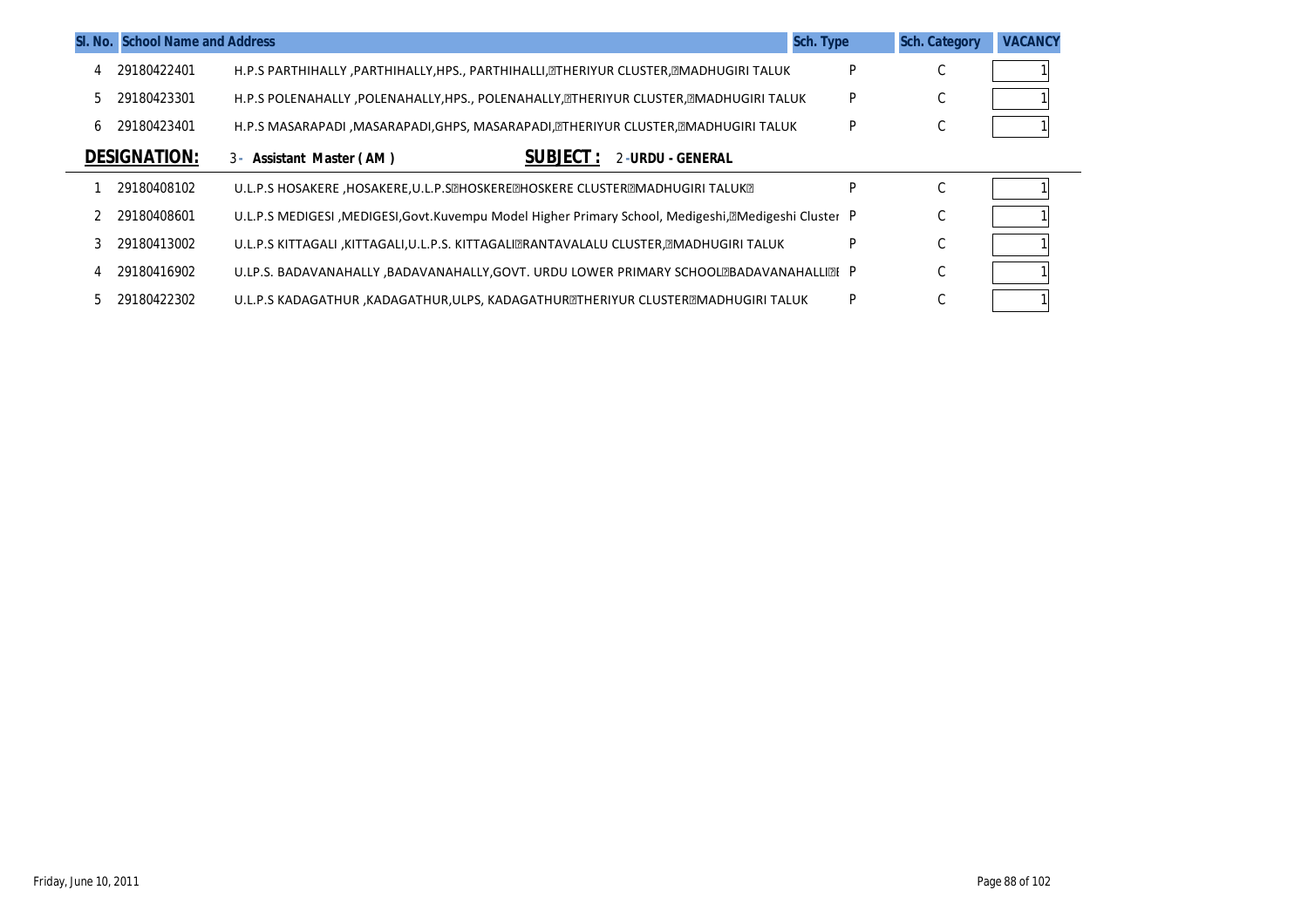| Sl. No. | School Name and Address | | Sch. Type | Sch. Category | VACANCY |
|---|---|---|---|---|---|
| 4 | 29180422401 | H.P.S PARTHIHALLY ,PARTHIHALLY,HPS., PARTHIHALLI,THERIYUR CLUSTER,MADHUGIRI TALUK | P | C | 1 |
| 5 | 29180423301 | H.P.S POLENAHALLY ,POLENAHALLY,HPS., POLENAHALLY,THERIYUR CLUSTER,MADHUGIRI TALUK | P | C | 1 |
| 6 | 29180423401 | H.P.S MASARAPADI ,MASARAPADI,GHPS, MASARAPADI,THERIYUR CLUSTER,MADHUGIRI TALUK | P | C | 1 |

**DESIGNATION:** 3 - Assistant Master ( AM ) **SUBJECT :** 2 -URDU - GENERAL

| Sl. No. | School Name and Address | | Sch. Type | Sch. Category | VACANCY |
|---|---|---|---|---|---|
| 1 | 29180408102 | U.L.P.S HOSAKERE ,HOSAKERE,U.L.P.SHOSKEREHOSKERE CLUSTERMADHUGIRI TALUK | P | C | 1 |
| 2 | 29180408601 | U.L.P.S MEDIGESI ,MEDIGESI,Govt.Kuvempu Model Higher Primary School, Medigeshi,Medigeshi Cluster | P | C | 1 |
| 3 | 29180413002 | U.L.P.S KITTAGALI ,KITTAGALI,U.L.P.S. KITTAGALIRANTAVALALU CLUSTER,MADHUGIRI TALUK | P | C | 1 |
| 4 | 29180416902 | U.LP.S. BADAVANAHALLY ,BADAVANAHALLY,GOVT. URDU LOWER PRIMARY SCHOOLBADAVANAHALLI | P | C | 1 |
| 5 | 29180422302 | U.L.P.S KADAGATHUR ,KADAGATHUR,ULPS, KADAGATHURTHERIYUR CLUSTERMADHUGIRI TALUK | P | C | 1 |

Friday, June 10, 2011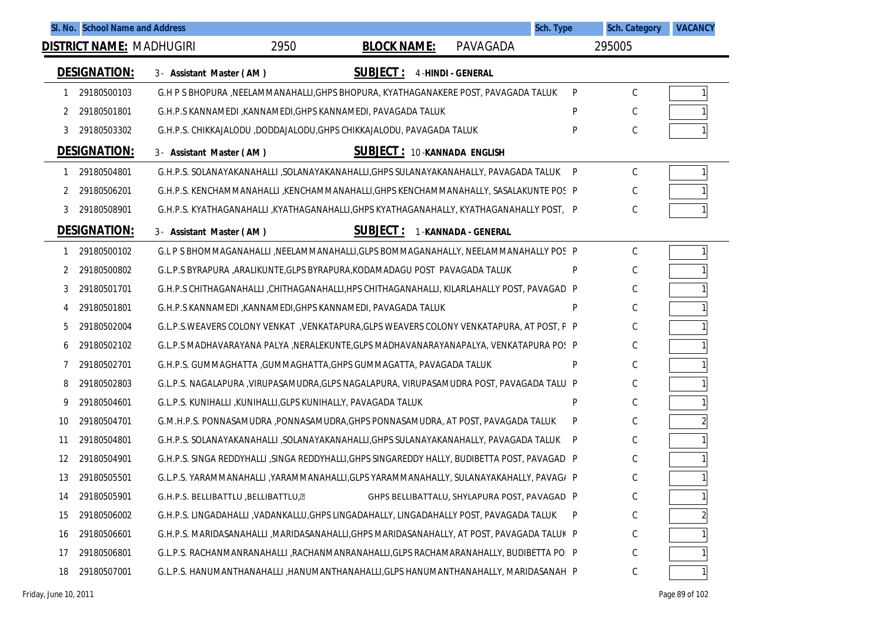| Sl. No. | School Name and Address | | Sch. Type | Sch. Category | VACANCY |
|---|---|---|---|---|---|

**DISTRICT NAME:** MADHUGIRI 2950 **BLOCK NAME:** PAVAGADA 295005

**DESIGNATION:** 3 - Assistant Master ( AM ) **SUBJECT :** 4 -HINDI - GENERAL

| Sl. No. | Code | School Name and Address | Sch. Type | Sch. Category | VACANCY |
|---|---|---|---|---|---|
| 1 | 29180500103 | G.H P S BHOPURA ,NEELAMMANAHALLI,GHPS BHOPURA, KYATHAGANAKERE POST, PAVAGADA TALUK | P | C | 1 |
| 2 | 29180501801 | G.H.P.S KANNAMEDI ,KANNAMEDI,GHPS KANNAMEDI, PAVAGADA TALUK | P | C | 1 |
| 3 | 29180503302 | G.H.P.S. CHIKKAJALODU ,DODDAJALODU,GHPS CHIKKAJALODU, PAVAGADA TALUK | P | C | 1 |

**DESIGNATION:** 3 - Assistant Master ( AM ) **SUBJECT :** 10 -KANNADA ENGLISH

| Sl. No. | Code | School Name and Address | Sch. Type | Sch. Category | VACANCY |
|---|---|---|---|---|---|
| 1 | 29180504801 | G.H.P.S. SOLANAYAKANAHALLI ,SOLANAYAKANAHALLI,GHPS SULANAYAKANAHALLY, PAVAGADA TALUK | P | C | 1 |
| 2 | 29180506201 | G.H.P.S. KENCHAMMANAHALLI ,KENCHAMMANAHALLI,GHPS KENCHAMMANAHALLY, SASALAKUNTE POS | P | C | 1 |
| 3 | 29180508901 | G.H.P.S. KYATHAGANAHALLI ,KYATHAGANAHALLI,GHPS KYATHAGANAHALLY, KYATHAGANAHALLY POST, | P | C | 1 |

**DESIGNATION:** 3 - Assistant Master ( AM ) **SUBJECT :** 1 -KANNADA - GENERAL

| Sl. No. | Code | School Name and Address | Sch. Type | Sch. Category | VACANCY |
|---|---|---|---|---|---|
| 1 | 29180500102 | G.L P S BHOMMAGANAHALLI ,NEELAMMANAHALLI,GLPS BOMMAGANAHALLY, NEELAMMANAHALLY POS | P | C | 1 |
| 2 | 29180500802 | G.L.P.S BYRAPURA ,ARALIKUNTE,GLPS BYRAPURA,KODAMADAGU POST PAVAGADA TALUK | P | C | 1 |
| 3 | 29180501701 | G.H.P.S CHITHAGANAHALLI ,CHITHAGANAHALLI,HPS CHITHAGANAHALLI, KILARLAHALLY POST, PAVAGAD | P | C | 1 |
| 4 | 29180501801 | G.H.P.S KANNAMEDI ,KANNAMEDI,GHPS KANNAMEDI, PAVAGADA TALUK | P | C | 1 |
| 5 | 29180502004 | G.L.P.S.WEAVERS COLONY VENKAT ,VENKATAPURA,GLPS WEAVERS COLONY VENKATAPURA, AT POST, P | P | C | 1 |
| 6 | 29180502102 | G.L.P.S MADHAVARAYANA PALYA ,NERALEKUNTE,GLPS MADHAVANARAYANAPALYA, VENKATAPURA POS | P | C | 1 |
| 7 | 29180502701 | G.H.P.S. GUMMAGHATTA ,GUMMAGHATTA,GHPS GUMMAGATTA, PAVAGADA TALUK | P | C | 1 |
| 8 | 29180502803 | G.L.P.S. NAGALAPURA ,VIRUPASAMUDRA,GLPS NAGALAPURA, VIRUPASAMUDRA POST, PAVAGADA TALU | P | C | 1 |
| 9 | 29180504601 | G.L.P.S. KUNIHALLI ,KUNIHALLI,GLPS KUNIHALLY, PAVAGADA TALUK | P | C | 1 |
| 10 | 29180504701 | G.M.H.P.S. PONNASAMUDRA ,PONNASAMUDRA,GHPS PONNASAMUDRA, AT POST, PAVAGADA TALUK | P | C | 2 |
| 11 | 29180504801 | G.H.P.S. SOLANAYAKANAHALLI ,SOLANAYAKANAHALLI,GHPS SULANAYAKANAHALLY, PAVAGADA TALUK | P | C | 1 |
| 12 | 29180504901 | G.H.P.S. SINGA REDDYHALLI ,SINGA REDDYHALLI,GHPS SINGAREDDY HALLY, BUDIBETTA POST, PAVAGAD | P | C | 1 |
| 13 | 29180505501 | G.L.P.S. YARAMMANAHALLI ,YARAMMANAHALLI,GLPS YARAMMANAHALLY, SULANAYAKAHALLY, PAVAG/ | P | C | 1 |
| 14 | 29180505901 | G.H.P.S. BELLIBATTLU ,BELLIBATTLU, GHPS BELLIBATTALU, SHYLAPURA POST, PAVAGAD | P | C | 1 |
| 15 | 29180506002 | G.H.P.S. LINGADAHALLI ,VADANKALLU,GHPS LINGADAHALLY, LINGADAHALLY POST, PAVAGADA TALUK | P | C | 2 |
| 16 | 29180506601 | G.H.P.S. MARIDASANAHALLI ,MARIDASANAHALLI,GHPS MARIDASANAHALLY, AT POST, PAVAGADA TALUK | P | C | 1 |
| 17 | 29180506801 | G.L.P.S. RACHANMANRANAHALLI ,RACHANMANRANAHALLI,GLPS RACHAMARANAHALLY, BUDIBETTA PO | P | C | 1 |
| 18 | 29180507001 | G.L.P.S. HANUMANTHANAHALLI ,HANUMANTHANAHALLI,GLPS HANUMANTHANAHALLY, MARIDASANAH | P | C | 1 |

Friday, June 10, 2011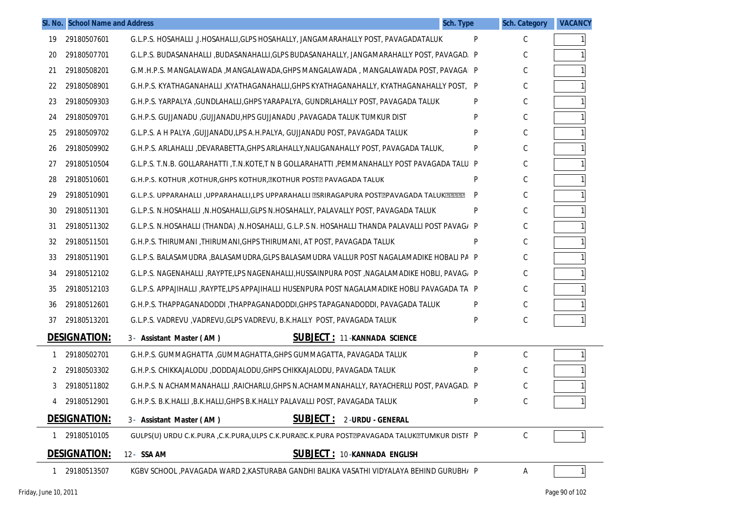| Sl. No. | School Name and Address | | Sch. Type | Sch. Category | VACANCY |
|---|---|---|---|---|---|
| 19 | 29180507601 | G.L.P.S. HOSAHALLI ,J.HOSAHALLI,GLPS HOSAHALLY, JANGAMARAHALLY POST, PAVAGADATALUK | P | C | 1 |
| 20 | 29180507701 | G.L.P.S. BUDASANAHALLI ,BUDASANAHALLI,GLPS BUDASANAHALLY, JANGAMARAHALLY POST, PAVAGAD. | P | C | 1 |
| 21 | 29180508201 | G.M.H.P.S. MANGALAWADA ,MANGALAWADA,GHPS MANGALAWADA , MANGALAWADA POST, PAVAGA | P | C | 1 |
| 22 | 29180508901 | G.H.P.S. KYATHAGANAHALLI ,KYATHAGANAHALLI,GHPS KYATHAGANAHALLY, KYATHAGANAHALLY POST, | P | C | 1 |
| 23 | 29180509303 | G.H.P.S. YARPALYA ,GUNDLAHALLI,GHPS YARAPALYA, GUNDRLAHALLY POST, PAVAGADA TALUK | P | C | 1 |
| 24 | 29180509701 | G.H.P.S. GUJJANADU ,GUJJANADU,HPS GUJJANADU ,PAVAGADA TALUK TUMKUR DIST | P | C | 1 |
| 25 | 29180509702 | G.L.P.S. A H PALYA ,GUJJANADU,LPS A.H.PALYA, GUJJANADU POST, PAVAGADA TALUK | P | C | 1 |
| 26 | 29180509902 | G.H.P.S. ARLAHALLI ,DEVARABETTA,GHPS ARLAHALLY,NALIGANAHALLY POST, PAVAGADA TALUK, | P | C | 1 |
| 27 | 29180510504 | G.L.P.S. T.N.B. GOLLARAHATTI ,T.N.KOTE,T N B GOLLARAHATTI ,PEMMANAHALLY POST PAVAGADA TALU | P | C | 1 |
| 28 | 29180510601 | G.H.P.S. KOTHUR ,KOTHUR,GHPS KOTHUR,KOTHUR POST PAVAGADA TALUK | P | C | 1 |
| 29 | 29180510901 | G.L.P.S. UPPARAHALLI ,UPPARAHALLI,LPS UPPARAHALLI SRIRAGAPURA POSTPAVAGADA TALUK | P | C | 1 |
| 30 | 29180511301 | G.L.P.S. N.HOSAHALLI ,N.HOSAHALLI,GLPS N.HOSAHALLY, PALAVALLY POST, PAVAGADA TALUK | P | C | 1 |
| 31 | 29180511302 | G.L.P.S. N.HOSAHALLI (THANDA) ,N.HOSAHALLI, G.L.P.S N. HOSAHALLI THANDA PALAVALLI POST PAVAG/ | P | C | 1 |
| 32 | 29180511501 | G.H.P.S. THIRUMANI ,THIRUMANI,GHPS THIRUMANI, AT POST, PAVAGADA TALUK | P | C | 1 |
| 33 | 29180511901 | G.L.P.S. BALASAMUDRA ,BALASAMUDRA,GLPS BALASAMUDRA VALLUR POST NAGALAMADIKE HOBALI PA | P | C | 1 |
| 34 | 29180512102 | G.L.P.S. NAGENAHALLI ,RAYPTE,LPS NAGENAHALLI,HUSSAINPURA POST ,NAGALAMADIKE HOBLI, PAVAG/ | P | C | 1 |
| 35 | 29180512103 | G.L.P.S. APPAJIHALLI ,RAYPTE,LPS APPAJIHALLI HUSENPURA POST NAGALAMADIKE HOBLI PAVAGADA TA | P | C | 1 |
| 36 | 29180512601 | G.H.P.S. THAPPAGANADODDI ,THAPPAGANADODDI,GHPS TAPAGANADODDI, PAVAGADA TALUK | P | C | 1 |
| 37 | 29180513201 | G.L.P.S. VADREVU ,VADREVU,GLPS VADREVU, B.K.HALLY POST, PAVAGADA TALUK | P | C | 1 |

**DESIGNATION:** 3 - **Assistant Master ( AM )** **SUBJECT :** 11 - **KANNADA SCIENCE**

| Sl. No. | School Name and Address | | Sch. Type | Sch. Category | VACANCY |
|---|---|---|---|---|---|
| 1 | 29180502701 | G.H.P.S. GUMMAGHATTA ,GUMMAGHATTA,GHPS GUMMAGATTA, PAVAGADA TALUK | P | C | 1 |
| 2 | 29180503302 | G.H.P.S. CHIKKAJALODU ,DODDAJALODU,GHPS CHIKKAJALODU, PAVAGADA TALUK | P | C | 1 |
| 3 | 29180511802 | G.H.P.S. N ACHAMMANAHALLI ,RAICHARLU,GHPS N.ACHAMMANAHALLY, RAYACHERLU POST, PAVAGAD. | P | C | 1 |
| 4 | 29180512901 | G.H.P.S. B.K.HALLI ,B.K.HALLI,GHPS B.K.HALLY PALAVALLI POST, PAVAGADA TALUK | P | C | 1 |

**DESIGNATION:** 3 - **Assistant Master ( AM )** **SUBJECT :** 2 - **URDU - GENERAL**

| Sl. No. | School Name and Address | | Sch. Type | Sch. Category | VACANCY |
|---|---|---|---|---|---|
| 1 | 29180510105 | GULPS(U) URDU C.K.PURA ,C.K.PURA,ULPS C.K.PURAC.K.PURA POSTPAVAGADA TALUKTUMKUR DISTF | P | C | 1 |

**DESIGNATION:** 12 - **SSA AM** **SUBJECT :** 10 - **KANNADA ENGLISH**

| Sl. No. | School Name and Address | | Sch. Type | Sch. Category | VACANCY |
|---|---|---|---|---|---|
| 1 | 29180513507 | KGBV SCHOOL ,PAVAGADA WARD 2,KASTURABA GANDHI BALIKA VASATHI VIDYALAYA BEHIND GURUBH/ | P | A | 1 |

Friday, June 10, 2011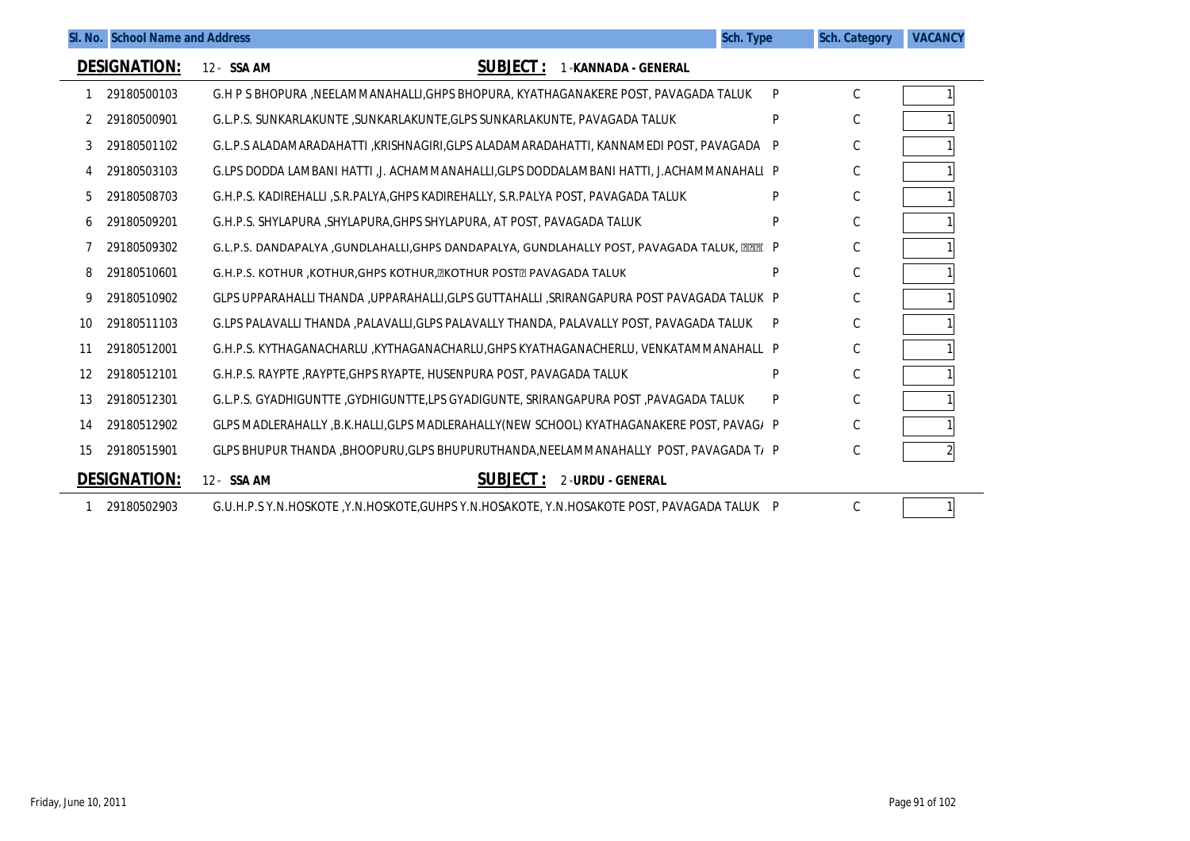| Sl. No. | School Name and Address | | Sch. Type | Sch. Category | VACANCY |
|---|---|---|---|---|---|
| **DESIGNATION:** | 12 - **SSA AM** | **SUBJECT :** 1 -**KANNADA - GENERAL** | | | |
| 1 | 29180500103 | G.H P S BHOPURA ,NEELAMMANAHALLI,GHPS BHOPURA, KYATHAGANAKERE POST, PAVAGADA TALUK | P | C | 1 |
| 2 | 29180500901 | G.L.P.S. SUNKARLAKUNTE ,SUNKARLAKUNTE,GLPS SUNKARLAKUNTE, PAVAGADA TALUK | P | C | 1 |
| 3 | 29180501102 | G.L.P.S ALADAMARADAHATTI ,KRISHNAGIRI,GLPS ALADAMARADAHATTI, KANNAMEDI POST, PAVAGADA | P | C | 1 |
| 4 | 29180503103 | G.LPS DODDA LAMBANI HATTI ,J. ACHAMMANAHALLI,GLPS DODDALAMBANI HATTI, J.ACHAMMANAHALI | P | C | 1 |
| 5 | 29180508703 | G.H.P.S. KADIREHALLI ,S.R.PALYA,GHPS KADIREHALLY, S.R.PALYA POST, PAVAGADA TALUK | P | C | 1 |
| 6 | 29180509201 | G.H.P.S. SHYLAPURA ,SHYLAPURA,GHPS SHYLAPURA, AT POST, PAVAGADA TALUK | P | C | 1 |
| 7 | 29180509302 | G.L.P.S. DANDAPALYA ,GUNDLAHALLI,GHPS DANDAPALYA, GUNDLAHALLY POST, PAVAGADA TALUK, ??? | P | C | 1 |
| 8 | 29180510601 | G.H.P.S. KOTHUR ,KOTHUR,GHPS KOTHUR,?KOTHUR POST? PAVAGADA TALUK | P | C | 1 |
| 9 | 29180510902 | GLPS UPPARAHALLI THANDA ,UPPARAHALLI,GLPS GUTTAHALLI ,SRIRANGAPURA POST PAVAGADA TALUK | P | C | 1 |
| 10 | 29180511103 | G.LPS PALAVALLI THANDA ,PALAVALLI,GLPS PALAVALLY THANDA, PALAVALLY POST, PAVAGADA TALUK | P | C | 1 |
| 11 | 29180512001 | G.H.P.S. KYTHAGANACHARLU ,KYTHAGANACHARLU,GHPS KYATHAGANACHERLU, VENKATAMMANAHALL | P | C | 1 |
| 12 | 29180512101 | G.H.P.S. RAYPTE ,RAYPTE,GHPS RYAPTE, HUSENPURA POST, PAVAGADA TALUK | P | C | 1 |
| 13 | 29180512301 | G.L.P.S. GYADHIGUNTTE ,GYDHIGUNTTE,LPS GYADIGUNTE, SRIRANGAPURA POST ,PAVAGADA TALUK | P | C | 1 |
| 14 | 29180512902 | GLPS MADLERAHALLY ,B.K.HALLI,GLPS MADLERAHALLY(NEW SCHOOL) KYATHAGANAKERE POST, PAVAG/ | P | C | 1 |
| 15 | 29180515901 | GLPS BHUPUR THANDA ,BHOOPURU,GLPS BHUPURUTHANDA,NEELAMMANAHALLY POST, PAVAGADA T/ | P | C | 2 |
| **DESIGNATION:** | 12 - **SSA AM** | **SUBJECT :** 2 -**URDU - GENERAL** | | | |
| 1 | 29180502903 | G.U.H.P.S Y.N.HOSKOTE ,Y.N.HOSKOTE,GUHPS Y.N.HOSAKOTE, Y.N.HOSAKOTE POST, PAVAGADA TALUK | P | C | 1 |

Friday, June 10, 2011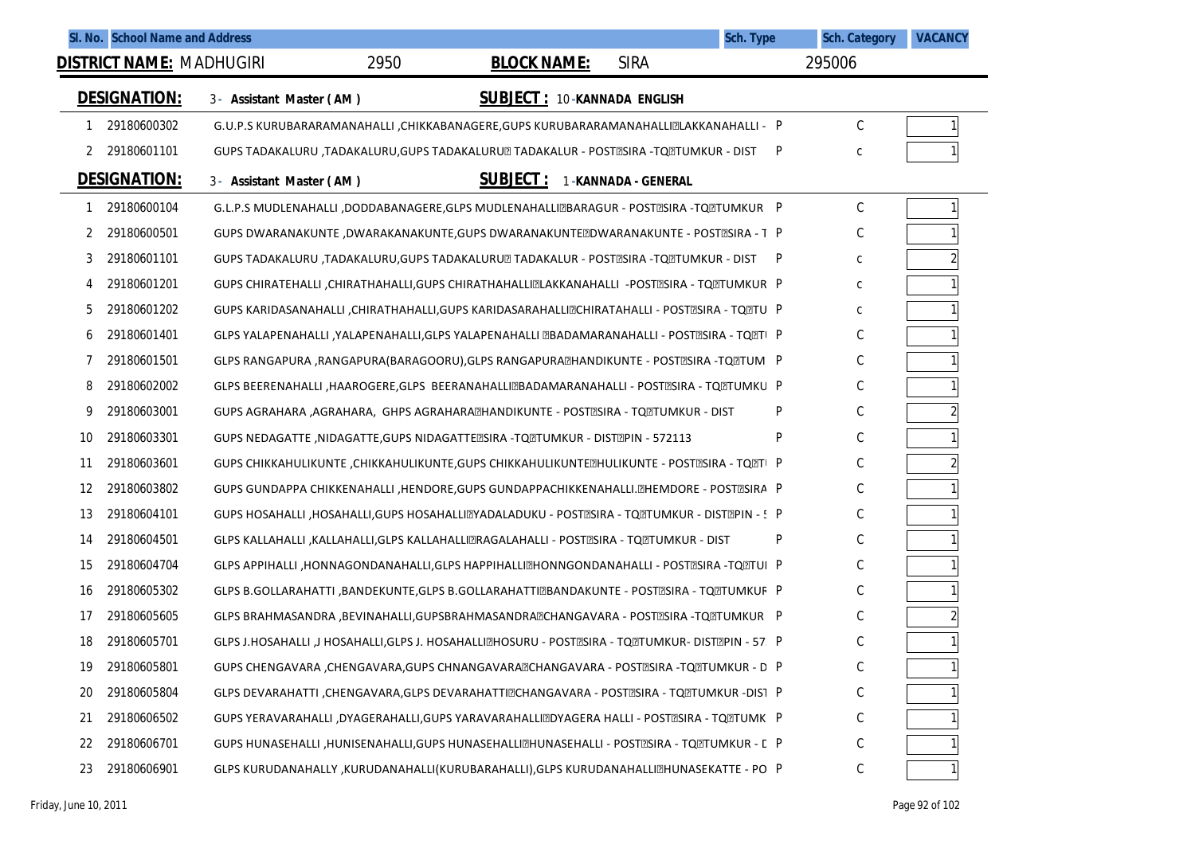| Sl. No. | School Name and Address | Sch. Type | Sch. Category | VACANCY |
|---|---|---|---|---|

**DISTRICT NAME:** MADHUGIRI 2950 **BLOCK NAME:** SIRA 295006

**DESIGNATION:** 3 - Assistant Master ( AM ) **SUBJECT :** 10 -KANNADA ENGLISH

| Sl. No. | Code | School Name and Address | Sch. Type | Sch. Category | VACANCY |
|---|---|---|---|---|---|
| 1 | 29180600302 | G.U.P.S KURUBARARAMANAHALLI ,CHIKKABANAGERE,GUPS KURUBARARAMANAHALLI?LAKKANAHALLI - | P | C | 1 |
| 2 | 29180601101 | GUPS TADAKALURU ,TADAKALURU,GUPS TADAKALURU? TADAKALUR - POST?SIRA -TQ?TUMKUR - DIST | P | c | 1 |

**DESIGNATION:** 3 - Assistant Master ( AM ) **SUBJECT :** 1 -KANNADA - GENERAL

| Sl. No. | Code | School Name and Address | Sch. Type | Sch. Category | VACANCY |
|---|---|---|---|---|---|
| 1 | 29180600104 | G.L.P.S MUDLENAHALLI ,DODDABANAGERE,GLPS MUDLENAHALLI?BARAGUR - POST?SIRA -TQ?TUMKUR | P | C | 1 |
| 2 | 29180600501 | GUPS DWARANAKUNTE ,DWARAKANAKUNTE,GUPS DWARANAKUNTE?DWARANAKUNTE - POST?SIRA - T | P | C | 1 |
| 3 | 29180601101 | GUPS TADAKALURU ,TADAKALURU,GUPS TADAKALURU? TADAKALUR - POST?SIRA -TQ?TUMKUR - DIST | P | c | 2 |
| 4 | 29180601201 | GUPS CHIRATEHALLI ,CHIRATHAHALLI,GUPS CHIRATHAHALLI?LAKKANAHALLI -POST?SIRA - TQ?TUMKUR | P | c | 1 |
| 5 | 29180601202 | GUPS KARIDASANAHALLI ,CHIRATHAHALLI,GUPS KARIDASARAHALLI?CHIRATAHALLI - POST?SIRA - TQ?TU | P | c | 1 |
| 6 | 29180601401 | GLPS YALAPENAHALLI ,YALAPENAHALLI,GLPS YALAPENAHALLI ?BADAMARANAHALLI - POST?SIRA - TQ?T | P | C | 1 |
| 7 | 29180601501 | GLPS RANGAPURA ,RANGAPURA(BARAGOORU),GLPS RANGAPURA?HANDIKUNTE - POST?SIRA -TQ?TUM | P | C | 1 |
| 8 | 29180602002 | GLPS BEERENAHALLI ,HAAROGERE,GLPS BEERANAHALLI?BADAMARANAHALLI - POST?SIRA - TQ?TUMKU | P | C | 1 |
| 9 | 29180603001 | GUPS AGRAHARA ,AGRAHARA, GHPS AGRAHARA?HANDIKUNTE - POST?SIRA - TQ?TUMKUR - DIST | P | C | 2 |
| 10 | 29180603301 | GUPS NEDAGATTE ,NIDAGATTE,GUPS NIDAGATTE?SIRA -TQ?TUMKUR - DIST?PIN - 572113 | P | C | 1 |
| 11 | 29180603601 | GUPS CHIKKAHULIKUNTE ,CHIKKAHULIKUNTE,GUPS CHIKKAHULIKUNTE?HULIKUNTE - POST?SIRA - TQ?T | P | C | 2 |
| 12 | 29180603802 | GUPS GUNDAPPA CHIKKENAHALLI ,HENDORE,GUPS GUNDAPPACHIKKENAHALLI.?HEMDORE - POST?SIRA | P | C | 1 |
| 13 | 29180604101 | GUPS HOSAHALLI ,HOSAHALLI,GUPS HOSAHALLI?YADALADUKU - POST?SIRA - TQ?TUMKUR - DIST?PIN - 5 | P | C | 1 |
| 14 | 29180604501 | GLPS KALLAHALLI ,KALLAHALLI,GLPS KALLAHALLI?RAGALAHALLI - POST?SIRA - TQ?TUMKUR - DIST | P | C | 1 |
| 15 | 29180604704 | GLPS APPIHALLI ,HONNAGONDANAHALLI,GLPS HAPPIHALLI?HONNGONDANAHALLI - POST?SIRA -TQ?TU | P | C | 1 |
| 16 | 29180605302 | GLPS B.GOLLARAHATTI ,BANDEKUNTE,GLPS B.GOLLARAHATTI?BANDAKUNTE - POST?SIRA - TQ?TUMKUR | P | C | 1 |
| 17 | 29180605605 | GLPS BRAHMASANDRA ,BEVINAHALLI,GUPSBRAHMASANDRA?CHANGAVARA - POST?SIRA -TQ?TUMKUR | P | C | 2 |
| 18 | 29180605701 | GLPS J.HOSAHALLI ,J HOSAHALLI,GLPS J. HOSAHALLI?HOSURU - POST?SIRA - TQ?TUMKUR- DIST?PIN - 57 | P | C | 1 |
| 19 | 29180605801 | GUPS CHENGAVARA ,CHENGAVARA,GUPS CHNANGAVARA?CHANGAVARA - POST?SIRA -TQ?TUMKUR - D | P | C | 1 |
| 20 | 29180605804 | GLPS DEVARAHATTI ,CHENGAVARA,GLPS DEVARAHATTI?CHANGAVARA - POST?SIRA - TQ?TUMKUR -DIST | P | C | 1 |
| 21 | 29180606502 | GUPS YERAVARAHALLI ,DYAGERAHALLI,GUPS YARAVARAHALLI?DYAGERA HALLI - POST?SIRA - TQ?TUMK | P | C | 1 |
| 22 | 29180606701 | GUPS HUNASEHALLI ,HUNISENAHALLI,GUPS HUNASEHALLI?HUNASEHALLI - POST?SIRA - TQ?TUMKUR - D | P | C | 1 |
| 23 | 29180606901 | GLPS KURUDANAHALLY ,KURUDANAHALLI(KURUBARAHALLI),GLPS KURUDANAHALLI?HUNASEKATTE - PO | P | C | 1 |

Friday, June 10, 2011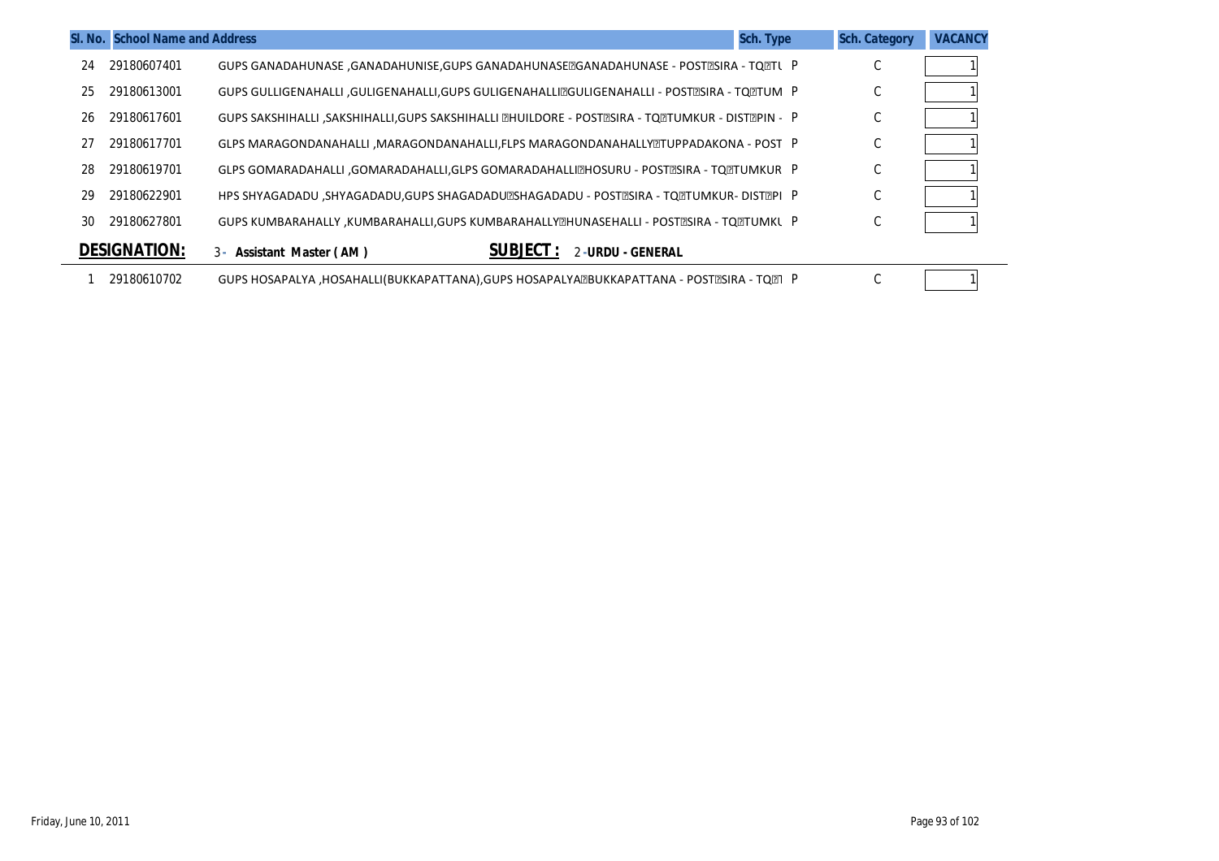| Sl. No. | School Name and Address | | Sch. Type | Sch. Category | VACANCY |
|---|---|---|---|---|---|
| 24 | 29180607401 | GUPS GANADAHUNASE ,GANADAHUNISE,GUPS GANADAHUNASE?GANADAHUNASE - POST?SIRA - TQ?TU | P | C | 1 |
| 25 | 29180613001 | GUPS GULLIGENAHALLI ,GULIGENAHALLI,GUPS GULIGENAHALLI?GULIGENAHALLI - POST?SIRA - TQ?TUM | P | C | 1 |
| 26 | 29180617601 | GUPS SAKSHIHALLI ,SAKSHIHALLI,GUPS SAKSHIHALLI ?HUILDORE - POST?SIRA - TQ?TUMKUR - DIST?PIN - | P | C | 1 |
| 27 | 29180617701 | GLPS MARAGONDANAHALLI ,MARAGONDANAHALLI,FLPS MARAGONDANAHALLY?TUPPADAKONA - POST | P | C | 1 |
| 28 | 29180619701 | GLPS GOMARADAHALLI ,GOMARADAHALLI,GLPS GOMARADAHALLI?HOSURU - POST?SIRA - TQ?TUMKUR | P | C | 1 |
| 29 | 29180622901 | HPS SHYAGADADU ,SHYAGADADU,GUPS SHAGADADU?SHAGADADU - POST?SIRA - TQ?TUMKUR- DIST?PI | P | C | 1 |
| 30 | 29180627801 | GUPS KUMBARAHALLY ,KUMBARAHALLI,GUPS KUMBARAHALLY?HUNASEHALLI - POST?SIRA - TQ?TUMKU | P | C | 1 |

**DESIGNATION:** 3 - **Assistant Master ( AM )** **SUBJECT :** 2 - **URDU - GENERAL**

| Sl. No. | School Name and Address | | Sch. Type | Sch. Category | VACANCY |
|---|---|---|---|---|---|
| 1 | 29180610702 | GUPS HOSAPALYA ,HOSAHALLI(BUKKAPATTANA),GUPS HOSAPALYA?BUKKAPATTANA - POST?SIRA - TQ?T | P | C | 1 |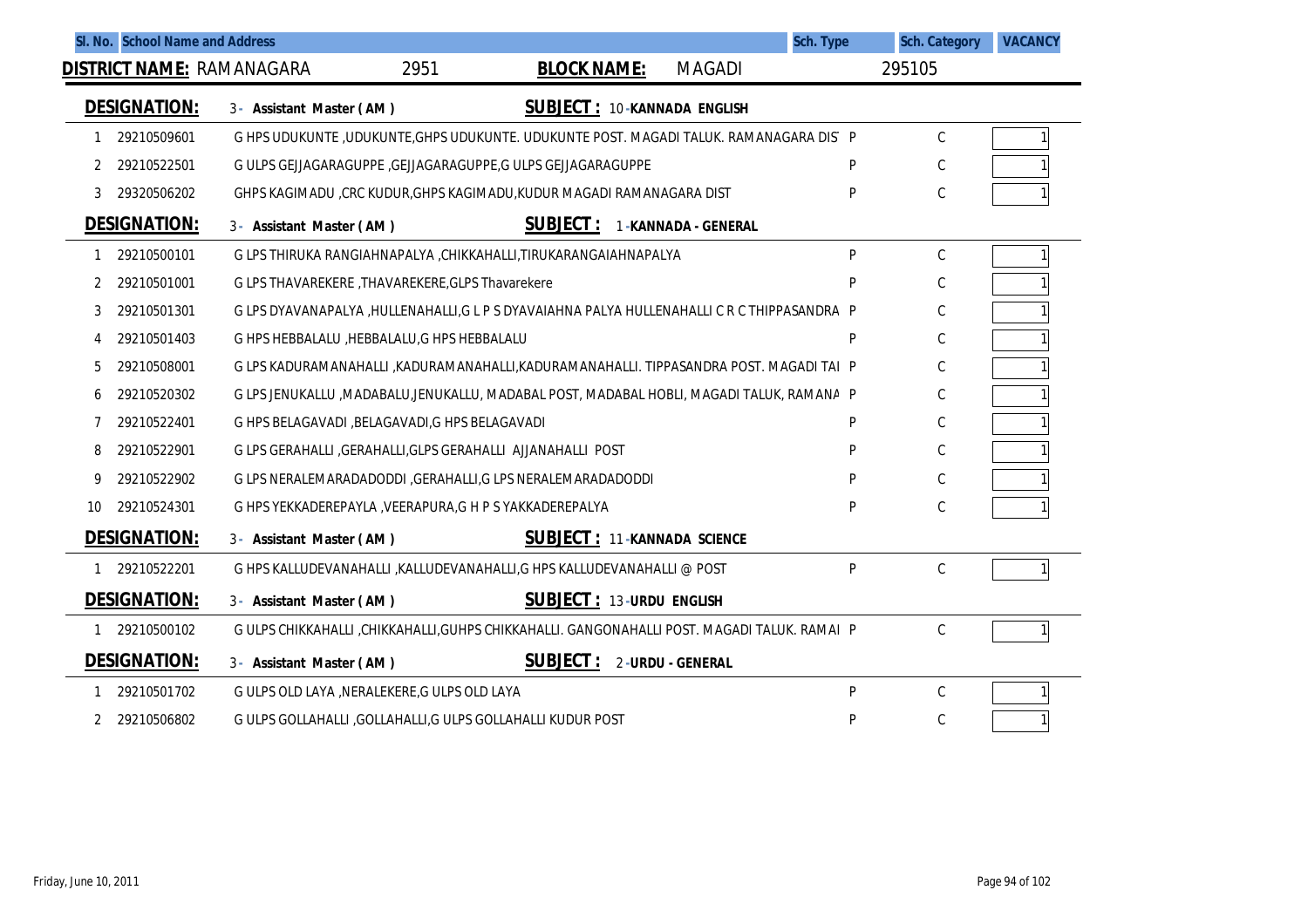| Sl. No. | School Name and Address | Sch. Type | Sch. Category | VACANCY |
|---|---|---|---|---|

**DISTRICT NAME:** RAMANAGARA 2951 **BLOCK NAME:** MAGADI 295105

**DESIGNATION:** 3 - Assistant Master ( AM ) **SUBJECT :** 10 -KANNADA ENGLISH

| Sl. No. | | School Name and Address | Sch. Type | Sch. Category | VACANCY |
|---|---|---|---|---|---|
| 1 | 29210509601 | G HPS UDUKUNTE ,UDUKUNTE,GHPS UDUKUNTE. UDUKUNTE POST. MAGADI TALUK. RAMANAGARA DIST | P | C | 1 |
| 2 | 29210522501 | G ULPS GEJJAGARAGUPPE ,GEJJAGARAGUPPE,G ULPS GEJJAGARAGUPPE | P | C | 1 |
| 3 | 29320506202 | GHPS KAGIMADU ,CRC KUDUR,GHPS KAGIMADU,KUDUR MAGADI RAMANAGARA DIST | P | C | 1 |

**DESIGNATION:** 3 - Assistant Master ( AM ) **SUBJECT :** 1 -KANNADA - GENERAL

| Sl. No. | | School Name and Address | Sch. Type | Sch. Category | VACANCY |
|---|---|---|---|---|---|
| 1 | 29210500101 | G LPS THIRUKA RANGIAHNAPALYA ,CHIKKAHALLI,TIRUKARANGAIAHNAPALYA | P | C | 1 |
| 2 | 29210501001 | G LPS THAVAREKERE ,THAVAREKERE,GLPS Thavarekere | P | C | 1 |
| 3 | 29210501301 | G LPS DYAVANAPALYA ,HULLENAHALLI,G L P S DYAVAIAHNA PALYA HULLENAHALLI C R C THIPPASANDRA | P | C | 1 |
| 4 | 29210501403 | G HPS HEBBALALU ,HEBBALALU,G HPS HEBBALALU | P | C | 1 |
| 5 | 29210508001 | G LPS KADURAMANAHALLI ,KADURAMANAHALLI,KADURAMANAHALLI. TIPPASANDRA POST. MAGADI TAL | P | C | 1 |
| 6 | 29210520302 | G LPS JENUKALLU ,MADABALU,JENUKALLU, MADABAL POST, MADABAL HOBLI, MAGADI TALUK, RAMANA | P | C | 1 |
| 7 | 29210522401 | G HPS BELAGAVADI ,BELAGAVADI,G HPS BELAGAVADI | P | C | 1 |
| 8 | 29210522901 | G LPS GERAHALLI ,GERAHALLI,GLPS GERAHALLI AJJANAHALLI POST | P | C | 1 |
| 9 | 29210522902 | G LPS NERALEMARADADODDI ,GERAHALLI,G LPS NERALEMARADADODDI | P | C | 1 |
| 10 | 29210524301 | G HPS YEKKADEREPAYLA ,VEERAPURA,G H P S YAKKADEREPALYA | P | C | 1 |

**DESIGNATION:** 3 - Assistant Master ( AM ) **SUBJECT :** 11 -KANNADA SCIENCE

| Sl. No. | | School Name and Address | Sch. Type | Sch. Category | VACANCY |
|---|---|---|---|---|---|
| 1 | 29210522201 | G HPS KALLUDEVANAHALLI ,KALLUDEVANAHALLI,G HPS KALLUDEVANAHALLI @ POST | P | C | 1 |

**DESIGNATION:** 3 - Assistant Master ( AM ) **SUBJECT :** 13 -URDU ENGLISH

| Sl. No. | | School Name and Address | Sch. Type | Sch. Category | VACANCY |
|---|---|---|---|---|---|
| 1 | 29210500102 | G ULPS CHIKKAHALLI ,CHIKKAHALLI,GUHPS CHIKKAHALLI. GANGONAHALLI POST. MAGADI TALUK. RAMA | P | C | 1 |

**DESIGNATION:** 3 - Assistant Master ( AM ) **SUBJECT :** 2 -URDU - GENERAL

| Sl. No. | | School Name and Address | Sch. Type | Sch. Category | VACANCY |
|---|---|---|---|---|---|
| 1 | 29210501702 | G ULPS OLD LAYA ,NERALEKERE,G ULPS OLD LAYA | P | C | 1 |
| 2 | 29210506802 | G ULPS GOLLAHALLI ,GOLLAHALLI,G ULPS GOLLAHALLI KUDUR POST | P | C | 1 |

Friday, June 10, 2011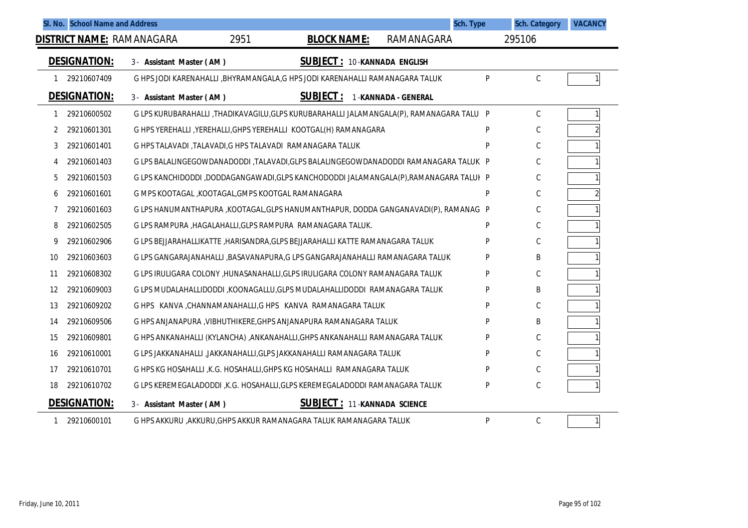| Sl. No. | School Name and Address | Sch. Type | Sch. Category | VACANCY |
|---|---|---|---|---|

**DISTRICT NAME:** RAMANAGARA 2951 **BLOCK NAME:** RAMANAGARA 295106

**DESIGNATION:** 3 - Assistant Master ( AM ) **SUBJECT :** 10 - KANNADA ENGLISH

| Sl. No. | | School Name and Address | Sch. Type | Sch. Category | VACANCY |
|---|---|---|---|---|---|
| 1 | 29210607409 | G HPS JODI KARENAHALLI ,BHYRAMANGALA,G HPS JODI KARENAHALLI RAMANAGARA TALUK | P | C | 1 |

**DESIGNATION:** 3 - Assistant Master ( AM ) **SUBJECT :** 1 - KANNADA - GENERAL

| Sl. No. | | School Name and Address | Sch. Type | Sch. Category | VACANCY |
|---|---|---|---|---|---|
| 1 | 29210600502 | G LPS KURUBARAHALLI ,THADIKAVAGILU,GLPS KURUBARAHALLI JALAMANGALA(P), RAMANAGARA TALU | P | C | 1 |
| 2 | 29210601301 | G HPS YEREHALLI ,YEREHALLI,GHPS YEREHALLI KOOTGAL(H) RAMANAGARA | P | C | 2 |
| 3 | 29210601401 | G HPS TALAVADI ,TALAVADI,G HPS TALAVADI RAMANAGARA TALUK | P | C | 1 |
| 4 | 29210601403 | G LPS BALALINGEGOWDANADODDI ,TALAVADI,GLPS BALALINGEGOWDANADODDI RAMANAGARA TALUK | P | C | 1 |
| 5 | 29210601503 | G LPS KANCHIDODDI ,DODDAGANGAWADI,GLPS KANCHODODDI JALAMANGALA(P),RAMANAGARA TALUI | P | C | 1 |
| 6 | 29210601601 | G MPS KOOTAGAL ,KOOTAGAL,GMPS KOOTGAL RAMANAGARA | P | C | 2 |
| 7 | 29210601603 | G LPS HANUMANTHAPURA ,KOOTAGAL,GLPS HANUMANTHAPUR, DODDA GANGANAVADI(P), RAMANAG | P | C | 1 |
| 8 | 29210602505 | G LPS RAMPURA ,HAGALAHALLI,GLPS RAMPURA RAMANAGARA TALUK. | P | C | 1 |
| 9 | 29210602906 | G LPS BEJJARAHALLIKATTE ,HARISANDRA,GLPS BEJJARAHALLI KATTE RAMANAGARA TALUK | P | C | 1 |
| 10 | 29210603603 | G LPS GANGARAJANAHALLI ,BASAVANAPURA,G LPS GANGARAJANAHALLI RAMANAGARA TALUK | P | B | 1 |
| 11 | 29210608302 | G LPS IRULIGARA COLONY ,HUNASANAHALLI,GLPS IRULIGARA COLONY RAMANAGARA TALUK | P | C | 1 |
| 12 | 29210609003 | G LPS MUDALAHALLIDODDI ,KOONAGALLU,GLPS MUDALAHALLIDODDI RAMANAGARA TALUK | P | B | 1 |
| 13 | 29210609202 | G HPS KANVA ,CHANNAMANAHALLI,G HPS KANVA RAMANAGARA TALUK | P | C | 1 |
| 14 | 29210609506 | G HPS ANJANAPURA ,VIBHUTHIKERE,GHPS ANJANAPURA RAMANAGARA TALUK | P | B | 1 |
| 15 | 29210609801 | G HPS ANKANAHALLI (KYLANCHA) ,ANKANAHALLI,GHPS ANKANAHALLI RAMANAGARA TALUK | P | C | 1 |
| 16 | 29210610001 | G LPS JAKKANAHALLI ,JAKKANAHALLI,GLPS JAKKANAHALLI RAMANAGARA TALUK | P | C | 1 |
| 17 | 29210610701 | G HPS KG HOSAHALLI ,K.G. HOSAHALLI,GHPS KG HOSAHALLI RAMANAGARA TALUK | P | C | 1 |
| 18 | 29210610702 | G LPS KEREMEGALADODDI ,K.G. HOSAHALLI,GLPS KEREMEGALADODDI RAMANAGARA TALUK | P | C | 1 |

**DESIGNATION:** 3 - Assistant Master ( AM ) **SUBJECT :** 11 - KANNADA SCIENCE

| Sl. No. | | School Name and Address | Sch. Type | Sch. Category | VACANCY |
|---|---|---|---|---|---|
| 1 | 29210600101 | G HPS AKKURU ,AKKURU,GHPS AKKUR RAMANAGARA TALUK RAMANAGARA TALUK | P | C | 1 |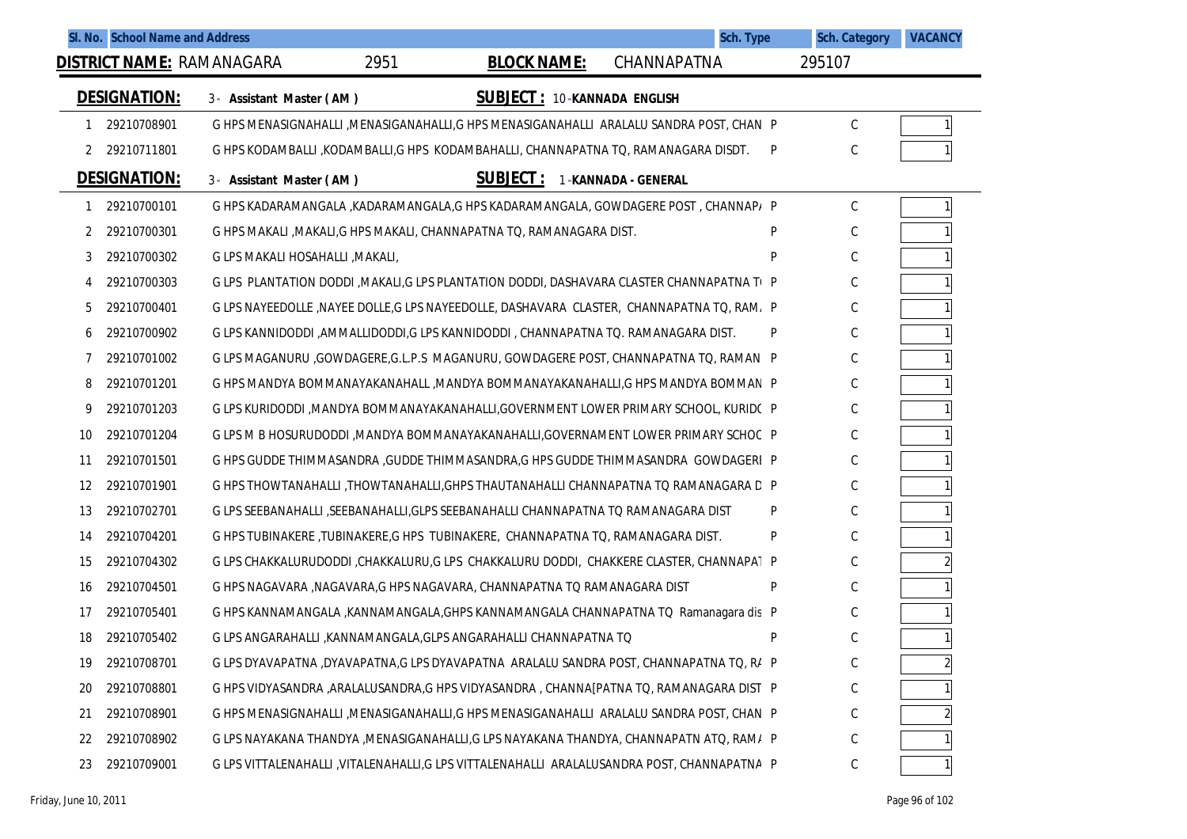| Sl. No. | School Name and Address | Sch. Type | Sch. Category | VACANCY |
|---|---|---|---|---|

**DISTRICT NAME:** RAMANAGARA 2951 **BLOCK NAME:** CHANNAPATNA 295107

**DESIGNATION:** 3 - Assistant Master ( AM ) **SUBJECT :** 10 -KANNADA ENGLISH

| Sl. No. | Code | School Name and Address | Sch. Type | Sch. Category | VACANCY |
|---|---|---|---|---|---|
| 1 | 29210708901 | G HPS MENASIGNAHALLI ,MENASIGANAHALLI,G HPS MENASIGANAHALLI ARALALU SANDRA POST, CHAN | P | C | 1 |
| 2 | 29210711801 | G HPS KODAMBALLI ,KODAMBALLI,G HPS KODAMBAHALLI, CHANNAPATNA TQ, RAMANAGARA DISDT. | P | C | 1 |

**DESIGNATION:** 3 - Assistant Master ( AM ) **SUBJECT :** 1 -KANNADA - GENERAL

| Sl. No. | Code | School Name and Address | Sch. Type | Sch. Category | VACANCY |
|---|---|---|---|---|---|
| 1 | 29210700101 | G HPS KADARAMANGALA ,KADARAMANGALA,G HPS KADARAMANGALA, GOWDAGERE POST , CHANNAP/ | P | C | 1 |
| 2 | 29210700301 | G HPS MAKALI ,MAKALI,G HPS MAKALI, CHANNAPATNA TQ, RAMANAGARA DIST. | P | C | 1 |
| 3 | 29210700302 | G LPS MAKALI HOSAHALLI ,MAKALI, | P | C | 1 |
| 4 | 29210700303 | G LPS PLANTATION DODDI ,MAKALI,G LPS PLANTATION DODDI, DASHAVARA CLASTER CHANNAPATNA T | P | C | 1 |
| 5 | 29210700401 | G LPS NAYEEDOLLE ,NAYEE DOLLE,G LPS NAYEEDOLLE, DASHAVARA CLASTER, CHANNAPATNA TQ, RAM. | P | C | 1 |
| 6 | 29210700902 | G LPS KANNIDODDI ,AMMALLIDODDI,G LPS KANNIDODDI , CHANNAPATNA TQ. RAMANAGARA DIST. | P | C | 1 |
| 7 | 29210701002 | G LPS MAGANURU ,GOWDAGERE,G.L.P.S MAGANURU, GOWDAGERE POST, CHANNAPATNA TQ, RAMAN | P | C | 1 |
| 8 | 29210701201 | G HPS MANDYA BOMMANAYAKANAHALL ,MANDYA BOMMANAYAKANAHALLI,G HPS MANDYA BOMMAN | P | C | 1 |
| 9 | 29210701203 | G LPS KURIDODDI ,MANDYA BOMMANAYAKANAHALLI,GOVERNMENT LOWER PRIMARY SCHOOL, KURID( | P | C | 1 |
| 10 | 29210701204 | G LPS M B HOSURUDODDI ,MANDYA BOMMANAYAKANAHALLI,GOVERNAMENT LOWER PRIMARY SCHOC | P | C | 1 |
| 11 | 29210701501 | G HPS GUDDE THIMMASANDRA ,GUDDE THIMMASANDRA,G HPS GUDDE THIMMASANDRA GOWDAGERI | P | C | 1 |
| 12 | 29210701901 | G HPS THOWTANAHALLI ,THOWTANAHALLI,GHPS THAUTANAHALLI CHANNAPATNA TQ RAMANAGARA D | P | C | 1 |
| 13 | 29210702701 | G LPS SEEBANAHALLI ,SEEBANAHALLI,GLPS SEEBANAHALLI CHANNAPATNA TQ RAMANAGARA DIST | P | C | 1 |
| 14 | 29210704201 | G HPS TUBINAKERE ,TUBINAKERE,G HPS TUBINAKERE, CHANNAPATNA TQ, RAMANAGARA DIST. | P | C | 1 |
| 15 | 29210704302 | G LPS CHAKKALURUDODDI ,CHAKKALURU,G LPS CHAKKALURU DODDI, CHAKKERE CLASTER, CHANNAPAT | P | C | 2 |
| 16 | 29210704501 | G HPS NAGAVARA ,NAGAVARA,G HPS NAGAVARA, CHANNAPATNA TQ RAMANAGARA DIST | P | C | 1 |
| 17 | 29210705401 | G HPS KANNAMANGALA ,KANNAMANGALA,GHPS KANNAMANGALA CHANNAPATNA TQ Ramanagara dis | P | C | 1 |
| 18 | 29210705402 | G LPS ANGARAHALLI ,KANNAMANGALA,GLPS ANGARAHALLI CHANNAPATNA TQ | P | C | 1 |
| 19 | 29210708701 | G LPS DYAVAPATNA ,DYAVAPATNA,G LPS DYAVAPATNA ARALALU SANDRA POST, CHANNAPATNA TQ, R/ | P | C | 2 |
| 20 | 29210708801 | G HPS VIDYASANDRA ,ARALALUSANDRA,G HPS VIDYASANDRA , CHANNA[PATNA TQ, RAMANAGARA DIST | P | C | 1 |
| 21 | 29210708901 | G HPS MENASIGNAHALLI ,MENASIGANAHALLI,G HPS MENASIGANAHALLI ARALALU SANDRA POST, CHAN | P | C | 2 |
| 22 | 29210708902 | G LPS NAYAKANA THANDYA ,MENASIGANAHALLI,G LPS NAYAKANA THANDYA, CHANNAPATN ATQ, RAM/ | P | C | 1 |
| 23 | 29210709001 | G LPS VITTALENAHALLI ,VITALENAHALLI,G LPS VITTALENAHALLI ARALALUSANDRA POST, CHANNAPATNA | P | C | 1 |

Friday, June 10, 2011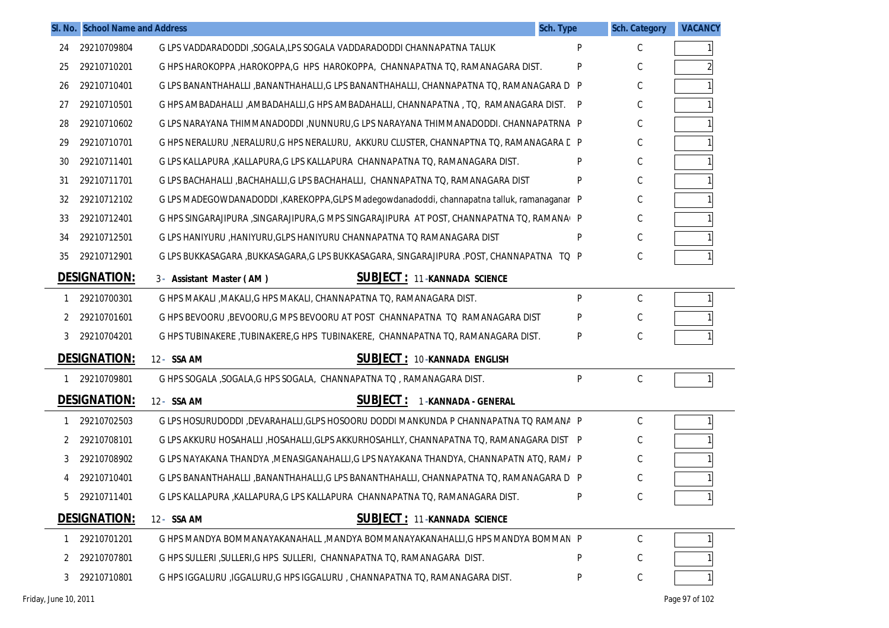| Sl. No. | School Name and Address | | Sch. Type | Sch. Category | VACANCY |
|---|---|---|---|---|---|
| 24 | 29210709804 | G LPS VADDARADODDI ,SOGALA,LPS SOGALA VADDARADODDI CHANNAPATNA TALUK | P | C | 1 |
| 25 | 29210710201 | G HPS HAROKOPPA ,HAROKOPPA,G HPS HAROKOPPA, CHANNAPATNA TQ, RAMANAGARA DIST. | P | C | 2 |
| 26 | 29210710401 | G LPS BANANTHAHALLI ,BANANTHAHALLI,G LPS BANANTHAHALLI, CHANNAPATNA TQ, RAMANAGARA D | P | C | 1 |
| 27 | 29210710501 | G HPS AMBADAHALLI ,AMBADAHALLI,G HPS AMBADAHALLI, CHANNAPATNA , TQ, RAMANAGARA DIST. | P | C | 1 |
| 28 | 29210710602 | G LPS NARAYANA THIMMANADODDI ,NUNNURU,G LPS NARAYANA THIMMANADODDI. CHANNAPATRNA | P | C | 1 |
| 29 | 29210710701 | G HPS NERALURU ,NERALURU,G HPS NERALURU, AKKURU CLUSTER, CHANNAPTNA TQ, RAMANAGARA D | P | C | 1 |
| 30 | 29210711401 | G LPS KALLAPURA ,KALLAPURA,G LPS KALLAPURA CHANNAPATNA TQ, RAMANAGARA DIST. | P | C | 1 |
| 31 | 29210711701 | G LPS BACHAHALLI ,BACHAHALLI,G LPS BACHAHALLI, CHANNAPATNA TQ, RAMANAGARA DIST | P | C | 1 |
| 32 | 29210712102 | G LPS MADEGOWDANADODDI ,KAREKOPPA,GLPS Madegowdanadoddi, channapatna talluk, ramanaganar | P | C | 1 |
| 33 | 29210712401 | G HPS SINGARAJIPURA ,SINGARAJIPURA,G MPS SINGARAJIPURA AT POST, CHANNAPATNA TQ, RAMANA | P | C | 1 |
| 34 | 29210712501 | G LPS HANIYURU ,HANIYURU,GLPS HANIYURU CHANNAPATNA TQ RAMANAGARA DIST | P | C | 1 |
| 35 | 29210712901 | G LPS BUKKASAGARA ,BUKKASAGARA,G LPS BUKKASAGARA, SINGARAJIPURA .POST, CHANNAPATNA TQ | P | C | 1 |

**DESIGNATION:** 3 - Assistant Master ( AM ) **SUBJECT :** 11 -KANNADA SCIENCE

| Sl. No. | School Name and Address | | Sch. Type | Sch. Category | VACANCY |
|---|---|---|---|---|---|
| 1 | 29210700301 | G HPS MAKALI ,MAKALI,G HPS MAKALI, CHANNAPATNA TQ, RAMANAGARA DIST. | P | C | 1 |
| 2 | 29210701601 | G HPS BEVOORU ,BEVOORU,G MPS BEVOORU AT POST CHANNAPATNA TQ RAMANAGARA DIST | P | C | 1 |
| 3 | 29210704201 | G HPS TUBINAKERE ,TUBINAKERE,G HPS TUBINAKERE, CHANNAPATNA TQ, RAMANAGARA DIST. | P | C | 1 |

**DESIGNATION:** 12 - SSA AM **SUBJECT :** 10 -KANNADA ENGLISH

| Sl. No. | School Name and Address | | Sch. Type | Sch. Category | VACANCY |
|---|---|---|---|---|---|
| 1 | 29210709801 | G HPS SOGALA ,SOGALA,G HPS SOGALA, CHANNAPATNA TQ , RAMANAGARA DIST. | P | C | 1 |

**DESIGNATION:** 12 - SSA AM **SUBJECT :** 1 -KANNADA - GENERAL

| Sl. No. | School Name and Address | | Sch. Type | Sch. Category | VACANCY |
|---|---|---|---|---|---|
| 1 | 29210702503 | G LPS HOSURUDODDI ,DEVARAHALLI,GLPS HOSOORU DODDI MANKUNDA P CHANNAPATNA TQ RAMANA | P | C | 1 |
| 2 | 29210708101 | G LPS AKKURU HOSAHALLI ,HOSAHALLI,GLPS AKKURHOSAHLLY, CHANNAPATNA TQ, RAMANAGARA DIST | P | C | 1 |
| 3 | 29210708902 | G LPS NAYAKANA THANDYA ,MENASIGANAHALLI,G LPS NAYAKANA THANDYA, CHANNAPATN ATQ, RAM | P | C | 1 |
| 4 | 29210710401 | G LPS BANANTHAHALLI ,BANANTHAHALLI,G LPS BANANTHAHALLI, CHANNAPATNA TQ, RAMANAGARA D | P | C | 1 |
| 5 | 29210711401 | G LPS KALLAPURA ,KALLAPURA,G LPS KALLAPURA CHANNAPATNA TQ, RAMANAGARA DIST. | P | C | 1 |

**DESIGNATION:** 12 - SSA AM **SUBJECT :** 11 -KANNADA SCIENCE

| Sl. No. | School Name and Address | | Sch. Type | Sch. Category | VACANCY |
|---|---|---|---|---|---|
| 1 | 29210701201 | G HPS MANDYA BOMMANAYAKANAHALL ,MANDYA BOMMANAYAKANAHALLI,G HPS MANDYA BOMMAN | P | C | 1 |
| 2 | 29210707801 | G HPS SULLERI ,SULLERI,G HPS SULLERI, CHANNAPATNA TQ, RAMANAGARA DIST. | P | C | 1 |
| 3 | 29210710801 | G HPS IGGALURU ,IGGALURU,G HPS IGGALURU , CHANNAPATNA TQ, RAMANAGARA DIST. | P | C | 1 |

Friday, June 10, 2011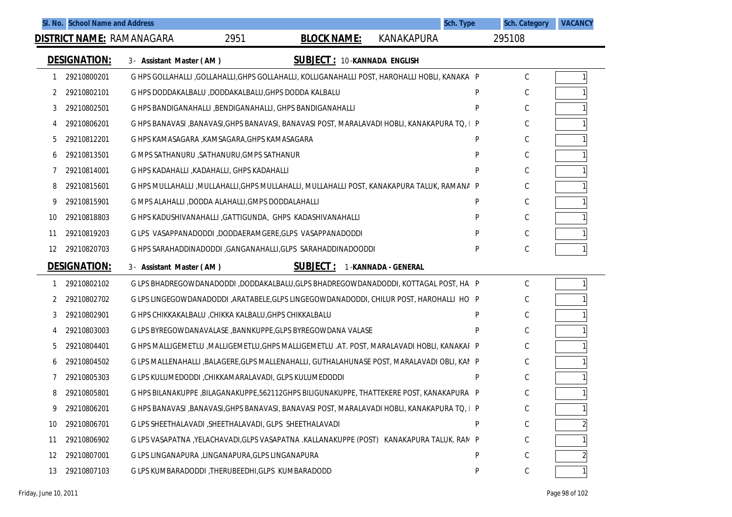| Sl. No. | School Name and Address | | Sch. Type | Sch. Category | VACANCY |
|---|---|---|---|---|---|

**DISTRICT NAME:** RAMANAGARA 2951 **BLOCK NAME:** KANAKAPURA 295108

**DESIGNATION:** 3 - Assistant Master ( AM ) **SUBJECT :** 10 -KANNADA ENGLISH

| Sl. No. | Code | School Name and Address | Sch. Type | Sch. Category | VACANCY |
|---|---|---|---|---|---|
| 1 | 29210800201 | G HPS GOLLAHALLI ,GOLLAHALLI,GHPS GOLLAHALLI, KOLLIGANAHALLI POST, HAROHALLI HOBLI, KANAKA | P | C | 1 |
| 2 | 29210802101 | G HPS DODDAKALBALU ,DODDAKALBALU,GHPS DODDA KALBALU | P | C | 1 |
| 3 | 29210802501 | G HPS BANDIGANAHALLI ,BENDIGANAHALLI, GHPS BANDIGANAHALLI | P | C | 1 |
| 4 | 29210806201 | G HPS BANAVASI ,BANAVASI,GHPS BANAVASI, BANAVASI POST, MARALAVADI HOBLI, KANAKAPURA TQ, I | P | C | 1 |
| 5 | 29210812201 | G HPS KAMASAGARA ,KAMSAGARA,GHPS KAMASAGARA | P | C | 1 |
| 6 | 29210813501 | G MPS SATHANURU ,SATHANURU,GMPS SATHANUR | P | C | 1 |
| 7 | 29210814001 | G HPS KADAHALLI ,KADAHALLI, GHPS KADAHALLI | P | C | 1 |
| 8 | 29210815601 | G HPS MULLAHALLI ,MULLAHALLI,GHPS MULLAHALLI, MULLAHALLI POST, KANAKAPURA TALUK, RAMANA | P | C | 1 |
| 9 | 29210815901 | G MPS ALAHALLI ,DODDA ALAHALLI,GMPS DODDALAHALLI | P | C | 1 |
| 10 | 29210818803 | G HPS KADUSHIVANAHALLI ,GATTIGUNDA, GHPS KADASHIVANAHALLI | P | C | 1 |
| 11 | 29210819203 | G LPS VASAPPANADODDI ,DODDAERAMGERE,GLPS VASAPPANADODDI | P | C | 1 |
| 12 | 29210820703 | G HPS SARAHADDINADODDI ,GANGANAHALLI,GLPS SARAHADDINADOODDI | P | C | 1 |

**DESIGNATION:** 3 - Assistant Master ( AM ) **SUBJECT :** 1 -KANNADA - GENERAL

| Sl. No. | Code | School Name and Address | Sch. Type | Sch. Category | VACANCY |
|---|---|---|---|---|---|
| 1 | 29210802102 | G LPS BHADREGOWDANADODDI ,DODDAKALBALU,GLPS BHADREGOWDANADODDI, KOTTAGAL POST, HA | P | C | 1 |
| 2 | 29210802702 | G LPS LINGEGOWDANADODDI ,ARATABELE,GLPS LINGEGOWDANADODDI, CHILUR POST, HAROHALLI HO | P | C | 1 |
| 3 | 29210802901 | G HPS CHIKKAKALBALU ,CHIKKA KALBALU,GHPS CHIKKALBALU | P | C | 1 |
| 4 | 29210803003 | G LPS BYREGOWDANAVALASE ,BANNKUPPE,GLPS BYREGOWDANA VALASE | P | C | 1 |
| 5 | 29210804401 | G HPS MALLIGEMETLU ,MALLIGEMETLU,GHPS MALLIGEMETLU .AT. POST, MARALAVADI HOBLI, KANAKAI | P | C | 1 |
| 6 | 29210804502 | G LPS MALLENAHALLI ,BALAGERE,GLPS MALLENAHALLI, GUTHALAHUNASE POST, MARALAVADI OBLI, KAI | P | C | 1 |
| 7 | 29210805303 | G LPS KULUMEDODDI ,CHIKKAMARALAVADI, GLPS KULUMEDODDI | P | C | 1 |
| 8 | 29210805801 | G HPS BILANAKUPPE ,BILAGANAKUPPE,562112GHPS BILIGUNAKUPPE, THATTEKERE POST, KANAKAPURA | P | C | 1 |
| 9 | 29210806201 | G HPS BANAVASI ,BANAVASI,GHPS BANAVASI, BANAVASI POST, MARALAVADI HOBLI, KANAKAPURA TQ, I | P | C | 1 |
| 10 | 29210806701 | G LPS SHEETHALAVADI ,SHEETHALAVADI, GLPS SHEETHALAVADI | P | C | 2 |
| 11 | 29210806902 | G LPS VASAPATNA ,YELACHAVADI,GLPS VASAPATNA .KALLANAKUPPE (POST) KANAKAPURA TALUK. RAN | P | C | 1 |
| 12 | 29210807001 | G LPS LINGANAPURA ,LINGANAPURA,GLPS LINGANAPURA | P | C | 2 |
| 13 | 29210807103 | G LPS KUMBARADODDI ,THERUBEEDHI,GLPS KUMBARADODD | P | C | 1 |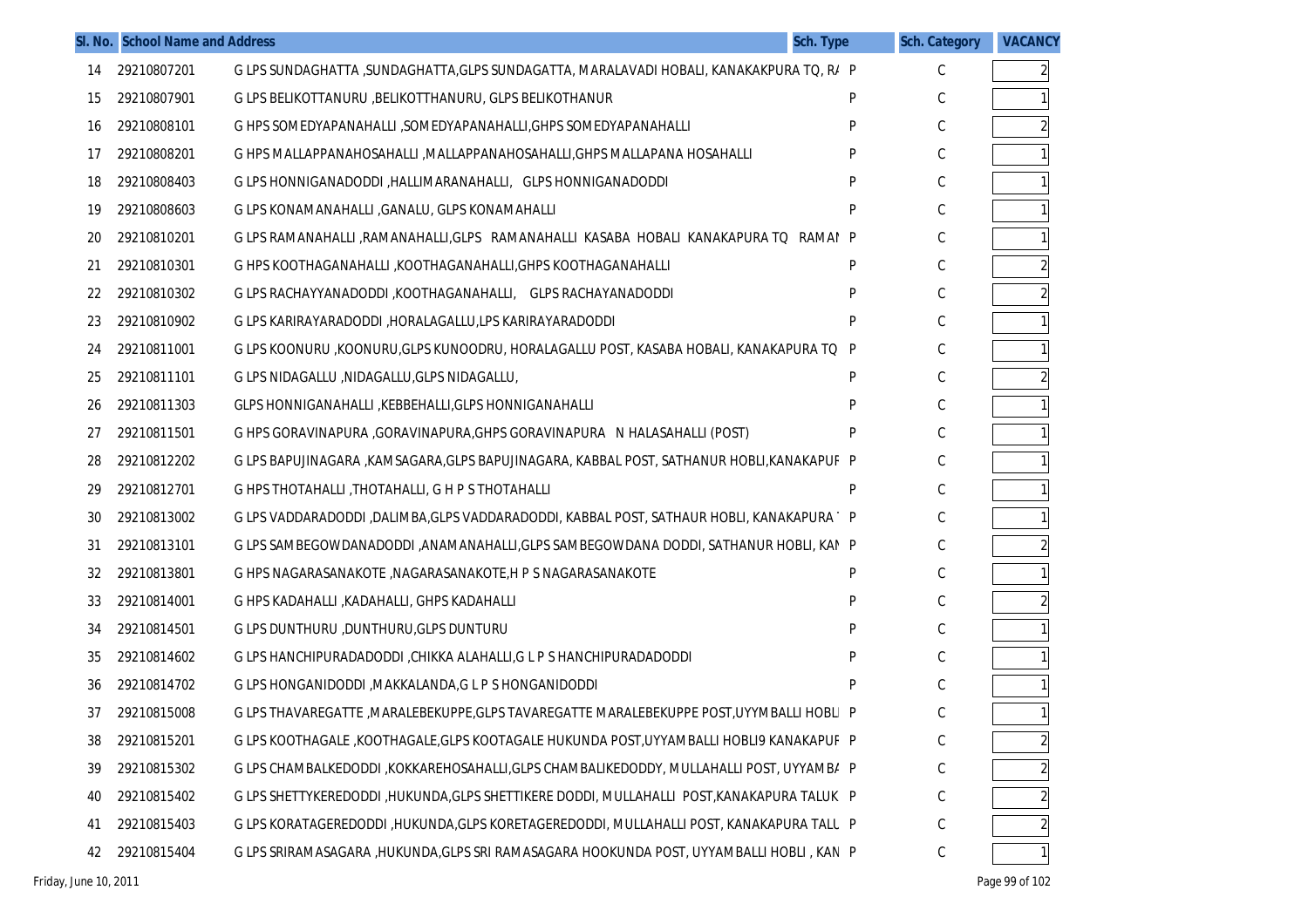| Sl. No. | School Name and Address | | Sch. Type | Sch. Category | VACANCY |
|---|---|---|---|---|---|
| 14 | 29210807201 | G LPS SUNDAGHATTA ,SUNDAGHATTA,GLPS SUNDAGATTA, MARALAVADI HOBALI, KANAKAKPURA TQ, RA | P | C | 2 |
| 15 | 29210807901 | G LPS BELIKOTTANURU ,BELIKOTTHANURU, GLPS BELIKOTHANUR | P | C | 1 |
| 16 | 29210808101 | G HPS SOMEDYAPANAHALLI ,SOMEDYAPANAHALLI,GHPS SOMEDYAPANAHALLI | P | C | 2 |
| 17 | 29210808201 | G HPS MALLAPPANAHOSAHALLI ,MALLAPPANAHOSAHALLI,GHPS MALLAPANA HOSAHALLI | P | C | 1 |
| 18 | 29210808403 | G LPS HONNIGANADODDI ,HALLIMARANAHALLI, GLPS HONNIGANADODDI | P | C | 1 |
| 19 | 29210808603 | G LPS KONAMANAHALLI ,GANALU, GLPS KONAMAHALLI | P | C | 1 |
| 20 | 29210810201 | G LPS RAMANAHALLI ,RAMANAHALLI,GLPS RAMANAHALLI KASABA HOBALI KANAKAPURA TQ RAMAI | P | C | 1 |
| 21 | 29210810301 | G HPS KOOTHAGANAHALLI ,KOOTHAGANAHALLI,GHPS KOOTHAGANAHALLI | P | C | 2 |
| 22 | 29210810302 | G LPS RACHAYYANADODDI ,KOOTHAGANAHALLI, GLPS RACHAYANADODDI | P | C | 2 |
| 23 | 29210810902 | G LPS KARIRAYARADODDI ,HORALAGALLU,LPS KARIRAYARADODDI | P | C | 1 |
| 24 | 29210811001 | G LPS KOONURU ,KOONURU,GLPS KUNOODRU, HORALAGALLU POST, KASABA HOBALI, KANAKAPURA TQ | P | C | 1 |
| 25 | 29210811101 | G LPS NIDAGALLU ,NIDAGALLU,GLPS NIDAGALLU, | P | C | 2 |
| 26 | 29210811303 | GLPS HONNIGANAHALLI ,KEBBEHALLI,GLPS HONNIGANAHALLI | P | C | 1 |
| 27 | 29210811501 | G HPS GORAVINAPURA ,GORAVINAPURA,GHPS GORAVINAPURA N HALASAHALLI (POST) | P | C | 1 |
| 28 | 29210812202 | G LPS BAPUJINAGARA ,KAMSAGARA,GLPS BAPUJINAGARA, KABBAL POST, SATHANUR HOBLI,KANAKAPUF | P | C | 1 |
| 29 | 29210812701 | G HPS THOTAHALLI ,THOTAHALLI, G H P S THOTAHALLI | P | C | 1 |
| 30 | 29210813002 | G LPS VADDARADODDI ,DALIMBA,GLPS VADDARADODDI, KABBAL POST, SATHAUR HOBLI, KANAKAPURA | P | C | 1 |
| 31 | 29210813101 | G LPS SAMBEGOWDANADODDI ,ANAMANAHALLI,GLPS SAMBEGOWDANA DODDI, SATHANUR HOBLI, KAN | P | C | 2 |
| 32 | 29210813801 | G HPS NAGARASANAKOTE ,NAGARASANAKOTE,H P S NAGARASANAKOTE | P | C | 1 |
| 33 | 29210814001 | G HPS KADAHALLI ,KADAHALLI, GHPS KADAHALLI | P | C | 2 |
| 34 | 29210814501 | G LPS DUNTHURU ,DUNTHURU,GLPS DUNTURU | P | C | 1 |
| 35 | 29210814602 | G LPS HANCHIPURADADODDI ,CHIKKA ALAHALLI,G L P S HANCHIPURADADODDI | P | C | 1 |
| 36 | 29210814702 | G LPS HONGANIDODDI ,MAKKALANDA,G L P S HONGANIDODDI | P | C | 1 |
| 37 | 29210815008 | G LPS THAVAREGATTE ,MARALEBEKUPPE,GLPS TAVAREGATTE MARALEBEKUPPE POST,UYYMBALLI HOBLI | P | C | 1 |
| 38 | 29210815201 | G LPS KOOTHAGALE ,KOOTHAGALE,GLPS KOOTAGALE HUKUNDA POST,UYYAMBALLI HOBLI9 KANAKAPUF | P | C | 2 |
| 39 | 29210815302 | G LPS CHAMBALKEDODDI ,KOKKAREHOSAHALLI,GLPS CHAMBALIKEDODDY, MULLAHALLI POST, UYYAMBA | P | C | 2 |
| 40 | 29210815402 | G LPS SHETTYKEREDODDI ,HUKUNDA,GLPS SHETTIKERE DODDI, MULLAHALLI POST,KANAKAPURA TALUK | P | C | 2 |
| 41 | 29210815403 | G LPS KORATAGEREDODDI ,HUKUNDA,GLPS KORETAGEREDODDI, MULLAHALLI POST, KANAKAPURA TALU | P | C | 2 |
| 42 | 29210815404 | G LPS SRIRAMASAGARA ,HUKUNDA,GLPS SRI RAMASAGARA HOOKUNDA POST, UYYAMBALLI HOBLI , KAN | P | C | 1 |

Friday, June 10, 2011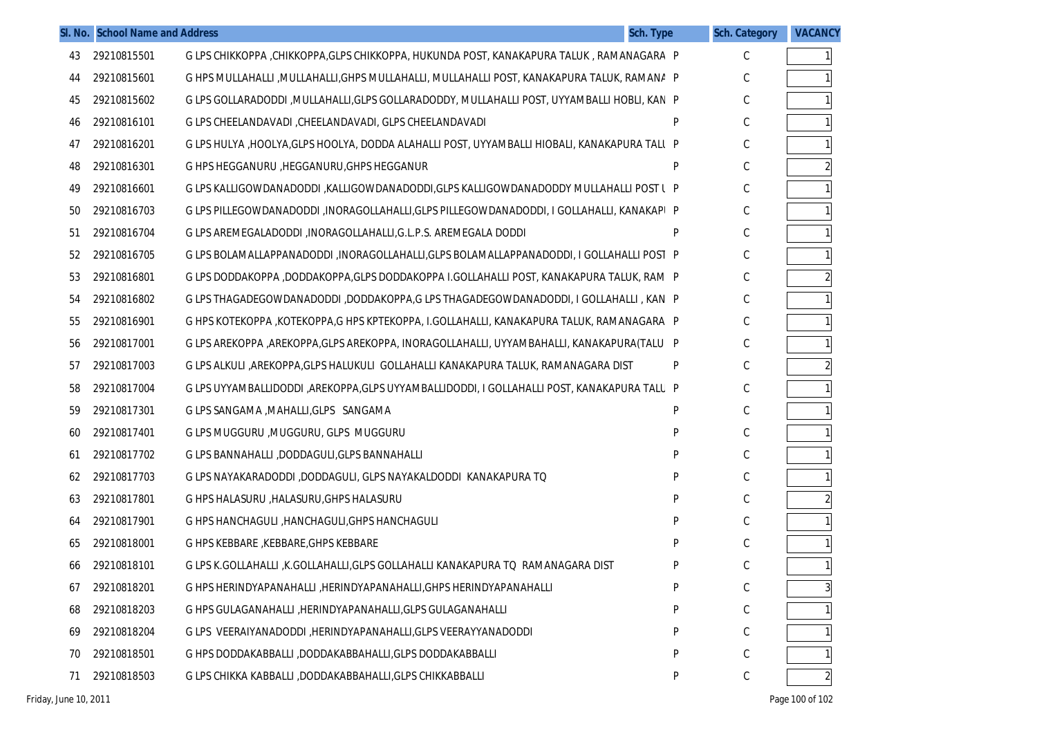| Sl. No. | School Name and Address | | Sch. Type | Sch. Category | VACANCY |
|---|---|---|---|---|---|
| 43 | 29210815501 | G LPS CHIKKOPPA ,CHIKKOPPA,GLPS CHIKKOPPA, HUKUNDA POST, KANAKAPURA TALUK , RAMANAGARA | P | C | 1 |
| 44 | 29210815601 | G HPS MULLAHALLI ,MULLAHALLI,GHPS MULLAHALLI, MULLAHALLI POST, KANAKAPURA TALUK, RAMANA | P | C | 1 |
| 45 | 29210815602 | G LPS GOLLARADODDI ,MULLAHALLI,GLPS GOLLARADODDY, MULLAHALLI POST, UYYAMBALLI HOBLI, KAN | P | C | 1 |
| 46 | 29210816101 | G LPS CHEELANDAVADI ,CHEELANDAVADI, GLPS CHEELANDAVADI | P | C | 1 |
| 47 | 29210816201 | G LPS HULYA ,HOOLYA,GLPS HOOLYA, DODDA ALAHALLI POST, UYYAMBALLI HIOBALI, KANAKAPURA TALU | P | C | 1 |
| 48 | 29210816301 | G HPS HEGGANURU ,HEGGANURU,GHPS HEGGANUR | P | C | 2 |
| 49 | 29210816601 | G LPS KALLIGOWDANADODDI ,KALLIGOWDANADODDI,GLPS KALLIGOWDANADODDY MULLAHALLI POST U | P | C | 1 |
| 50 | 29210816703 | G LPS PILLEGOWDANADODDI ,INORAGOLLAHALLI,GLPS PILLEGOWDANADODDI, I GOLLAHALLI, KANAKAPU | P | C | 1 |
| 51 | 29210816704 | G LPS AREMEGALADODDI ,INORAGOLLAHALLI,G.L.P.S. AREMEGALA DODDI | P | C | 1 |
| 52 | 29210816705 | G LPS BOLAMALLAPPANADODDI ,INORAGOLLAHALLI,GLPS BOLAMALLAPPANADODDI, I GOLLAHALLI POST | P | C | 1 |
| 53 | 29210816801 | G LPS DODDAKOPPA ,DODDAKOPPA,GLPS DODDAKOPPA I.GOLLAHALLI POST, KANAKAPURA TALUK, RAM | P | C | 2 |
| 54 | 29210816802 | G LPS THAGADEGOWDANADODDI ,DODDAKOPPA,G LPS THAGADEGOWDANADODDI, I GOLLAHALLI , KAN | P | C | 1 |
| 55 | 29210816901 | G HPS KOTEKOPPA ,KOTEKOPPA,G HPS KPTEKOPPA, I.GOLLAHALLI, KANAKAPURA TALUK, RAMANAGARA | P | C | 1 |
| 56 | 29210817001 | G LPS AREKOPPA ,AREKOPPA,GLPS AREKOPPA, INORAGOLLAHALLI, UYYAMBAHALLI, KANAKAPURA(TALU | P | C | 1 |
| 57 | 29210817003 | G LPS ALKULI ,AREKOPPA,GLPS HALUKULI GOLLAHALLI KANAKAPURA TALUK, RAMANAGARA DIST | P | C | 2 |
| 58 | 29210817004 | G LPS UYYAMBALLIDODDI ,AREKOPPA,GLPS UYYAMBALLIDODDI, I GOLLAHALLI POST, KANAKAPURA TALU | P | C | 1 |
| 59 | 29210817301 | G LPS SANGAMA ,MAHALLI,GLPS SANGAMA | P | C | 1 |
| 60 | 29210817401 | G LPS MUGGURU ,MUGGURU, GLPS MUGGURU | P | C | 1 |
| 61 | 29210817702 | G LPS BANNAHALLI ,DODDAGULI,GLPS BANNAHALLI | P | C | 1 |
| 62 | 29210817703 | G LPS NAYAKARADODDI ,DODDAGULI, GLPS NAYAKALDODDI KANAKAPURA TQ | P | C | 1 |
| 63 | 29210817801 | G HPS HALASURU ,HALASURU,GHPS HALASURU | P | C | 2 |
| 64 | 29210817901 | G HPS HANCHAGULI ,HANCHAGULI,GHPS HANCHAGULI | P | C | 1 |
| 65 | 29210818001 | G HPS KEBBARE ,KEBBARE,GHPS KEBBARE | P | C | 1 |
| 66 | 29210818101 | G LPS K.GOLLAHALLI ,K.GOLLAHALLI,GLPS GOLLAHALLI KANAKAPURA TQ RAMANAGARA DIST | P | C | 1 |
| 67 | 29210818201 | G HPS HERINDYAPANAHALLI ,HERINDYAPANAHALLI,GHPS HERINDYAPANAHALLI | P | C | 3 |
| 68 | 29210818203 | G HPS GULAGANAHALLI ,HERINDYAPANAHALLI,GLPS GULAGANAHALLI | P | C | 1 |
| 69 | 29210818204 | G LPS VEERAIYANADODDI ,HERINDYAPANAHALLI,GLPS VEERAYYANADODDI | P | C | 1 |
| 70 | 29210818501 | G HPS DODDAKABBALLI ,DODDAKABBAHALLI,GLPS DODDAKABBALLI | P | C | 1 |
| 71 | 29210818503 | G LPS CHIKKA KABBALLI ,DODDAKABBAHALLI,GLPS CHIKKABBALLI | P | C | 2 |

Friday, June 10, 2011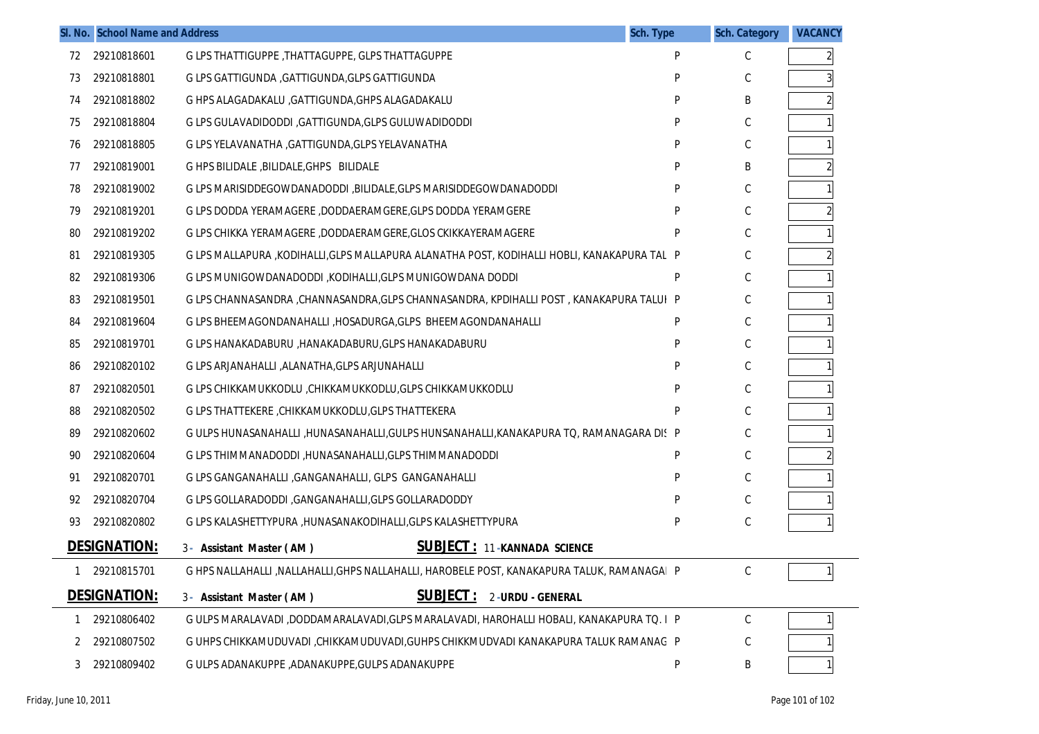| Sl. No. | School Name and Address | | Sch. Type | Sch. Category | VACANCY |
|---|---|---|---|---|---|
| 72 | 29210818601 | G LPS THATTIGUPPE ,THATTAGUPPE, GLPS THATTAGUPPE | P | C | 2 |
| 73 | 29210818801 | G LPS GATTIGUNDA ,GATTIGUNDA,GLPS GATTIGUNDA | P | C | 3 |
| 74 | 29210818802 | G HPS ALAGADAKALU ,GATTIGUNDA,GHPS ALAGADAKALU | P | B | 2 |
| 75 | 29210818804 | G LPS GULAVADIDODDI ,GATTIGUNDA,GLPS GULUWADIDODDI | P | C | 1 |
| 76 | 29210818805 | G LPS YELAVANATHA ,GATTIGUNDA,GLPS YELAVANATHA | P | C | 1 |
| 77 | 29210819001 | G HPS BILIDALE ,BILIDALE,GHPS BILIDALE | P | B | 2 |
| 78 | 29210819002 | G LPS MARISIDDEGOWDANADODDI ,BILIDALE,GLPS MARISIDDEGOWDANADODDI | P | C | 1 |
| 79 | 29210819201 | G LPS DODDA YERAMAGERE ,DODDAERAMGERE,GLPS DODDA YERAMGERE | P | C | 2 |
| 80 | 29210819202 | G LPS CHIKKA YERAMAGERE ,DODDAERAMGERE,GLOS CKIKKAYERAMAGERE | P | C | 1 |
| 81 | 29210819305 | G LPS MALLAPURA ,KODIHALLI,GLPS MALLAPURA ALANATHA POST, KODIHALLI HOBLI, KANAKAPURA TAL | P | C | 2 |
| 82 | 29210819306 | G LPS MUNIGOWDANADODDI ,KODIHALLI,GLPS MUNIGOWDANA DODDI | P | C | 1 |
| 83 | 29210819501 | G LPS CHANNASANDRA ,CHANNASANDRA,GLPS CHANNASANDRA, KPDIHALLI POST , KANAKAPURA TALUI | P | C | 1 |
| 84 | 29210819604 | G LPS BHEEMAGONDANAHALLI ,HOSADURGA,GLPS BHEEMAGONDANAHALLI | P | C | 1 |
| 85 | 29210819701 | G LPS HANAKADABURU ,HANAKADABURU,GLPS HANAKADABURU | P | C | 1 |
| 86 | 29210820102 | G LPS ARJANAHALLI ,ALANATHA,GLPS ARJUNAHALLI | P | C | 1 |
| 87 | 29210820501 | G LPS CHIKKAMUKKODLU ,CHIKKAMUKKODLU,GLPS CHIKKAMUKKODLU | P | C | 1 |
| 88 | 29210820502 | G LPS THATTEKERE ,CHIKKAMUKKODLU,GLPS THATTEKERA | P | C | 1 |
| 89 | 29210820602 | G ULPS HUNASANAHALLI ,HUNASANAHALLI,GULPS HUNSANAHALLI,KANAKAPURA TQ, RAMANAGARA DIS | P | C | 1 |
| 90 | 29210820604 | G LPS THIMMANADODDI ,HUNASANAHALLI,GLPS THIMMANADODDI | P | C | 2 |
| 91 | 29210820701 | G LPS GANGANAHALLI ,GANGANAHALLI, GLPS GANGANAHALLI | P | C | 1 |
| 92 | 29210820704 | G LPS GOLLARADODDI ,GANGANAHALLI,GLPS GOLLARADODDY | P | C | 1 |
| 93 | 29210820802 | G LPS KALASHETTYPURA ,HUNASANAKODIHALLI,GLPS KALASHETTYPURA | P | C | 1 |

**DESIGNATION:** 3 - Assistant Master ( AM ) **SUBJECT :** 11 -KANNADA SCIENCE

| Sl. No. | School Name and Address | | Sch. Type | Sch. Category | VACANCY |
|---|---|---|---|---|---|
| 1 | 29210815701 | G HPS NALLAHALLI ,NALLAHALLI,GHPS NALLAHALLI, HAROBELE POST, KANAKAPURA TALUK, RAMANAGA | P | C | 1 |

**DESIGNATION:** 3 - Assistant Master ( AM ) **SUBJECT :** 2 -URDU - GENERAL

| Sl. No. | School Name and Address | | Sch. Type | Sch. Category | VACANCY |
|---|---|---|---|---|---|
| 1 | 29210806402 | G ULPS MARALAVADI ,DODDAMARALAVADI,GLPS MARALAVADI, HAROHALLI HOBLI, KANAKAPURA TQ. I | P | C | 1 |
| 2 | 29210807502 | G UHPS CHIKKAMUDUVADI ,CHIKKAMUDUVADI,GUHPS CHIKKMUDVADI KANAKAPURA TALUK RAMANAG | P | C | 1 |
| 3 | 29210809402 | G ULPS ADANAKUPPE ,ADANAKUPPE,GULPS ADANAKUPPE | P | B | 1 |

Friday, June 10, 2011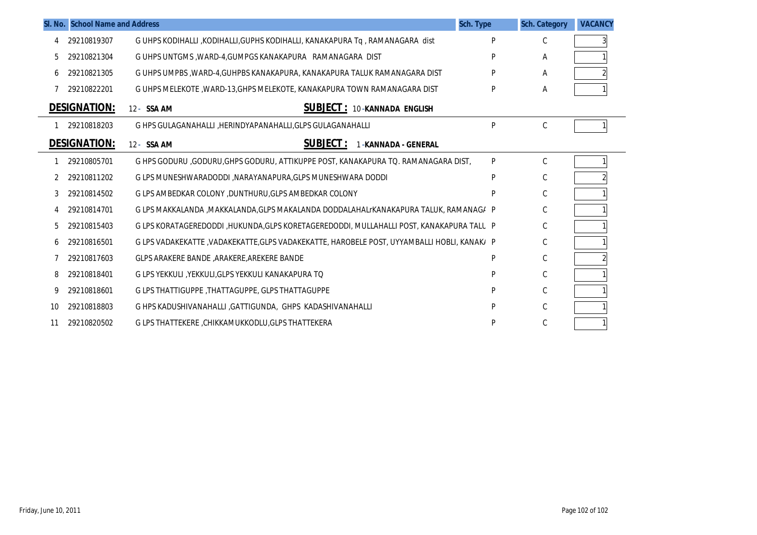| Sl. No. | School Name and Address | | Sch. Type | Sch. Category | VACANCY |
|---|---|---|---|---|---|
| 4 | 29210819307 | G UHPS KODIHALLI ,KODIHALLI,GUPHS KODIHALLI, KANAKAPURA Tq , RAMANAGARA dist | P | C | 3 |
| 5 | 29210821304 | G UHPS UNTGMS ,WARD-4,GUMPGS KANAKAPURA RAMANAGARA DIST | P | A | 1 |
| 6 | 29210821305 | G UHPS UMPBS ,WARD-4,GUHPBS KANAKAPURA, KANAKAPURA TALUK RAMANAGARA DIST | P | A | 2 |
| 7 | 29210822201 | G UHPS MELEKOTE ,WARD-13,GHPS MELEKOTE, KANAKAPURA TOWN RAMANAGARA DIST | P | A | 1 |

**DESIGNATION:** 12 - SSA AM **SUBJECT :** 10 -**KANNADA ENGLISH**

| Sl. No. | School Name and Address | | Sch. Type | Sch. Category | VACANCY |
|---|---|---|---|---|---|
| 1 | 29210818203 | G HPS GULAGANAHALLI ,HERINDYAPANAHALLI,GLPS GULAGANAHALLI | P | C | 1 |

**DESIGNATION:** 12 - SSA AM **SUBJECT :** 1 -**KANNADA - GENERAL**

| Sl. No. | School Name and Address | | Sch. Type | Sch. Category | VACANCY |
|---|---|---|---|---|---|
| 1 | 29210805701 | G HPS GODURU ,GODURU,GHPS GODURU, ATTIKUPPE POST, KANAKAPURA TQ. RAMANAGARA DIST, | P | C | 1 |
| 2 | 29210811202 | G LPS MUNESHWARADODDI ,NARAYANAPURA,GLPS MUNESHWARA DODDI | P | C | 2 |
| 3 | 29210814502 | G LPS AMBEDKAR COLONY ,DUNTHURU,GLPS AMBEDKAR COLONY | P | C | 1 |
| 4 | 29210814701 | G LPS MAKKALANDA ,MAKKALANDA,GLPS MAKALANDA DODDALAHALrKANAKAPURA TALUK, RAMANAG/ | P | C | 1 |
| 5 | 29210815403 | G LPS KORATAGEREDODDI ,HUKUNDA,GLPS KORETAGEREDODDI, MULLAHALLI POST, KANAKAPURA TALU | P | C | 1 |
| 6 | 29210816501 | G LPS VADAKEKATTE ,VADAKEKATTE,GLPS VADAKEKATTE, HAROBELE POST, UYYAMBALLI HOBLI, KANAK/ | P | C | 1 |
| 7 | 29210817603 | GLPS ARAKERE BANDE ,ARAKERE,AREKERE BANDE | P | C | 2 |
| 8 | 29210818401 | G LPS YEKKULI ,YEKKULI,GLPS YEKKULI KANAKAPURA TQ | P | C | 1 |
| 9 | 29210818601 | G LPS THATTIGUPPE ,THATTAGUPPE, GLPS THATTAGUPPE | P | C | 1 |
| 10 | 29210818803 | G HPS KADUSHIVANAHALLI ,GATTIGUNDA, GHPS KADASHIVANAHALLI | P | C | 1 |
| 11 | 29210820502 | G LPS THATTEKERE ,CHIKKAMUKKODLU,GLPS THATTEKERA | P | C | 1 |

Friday, June 10, 2011